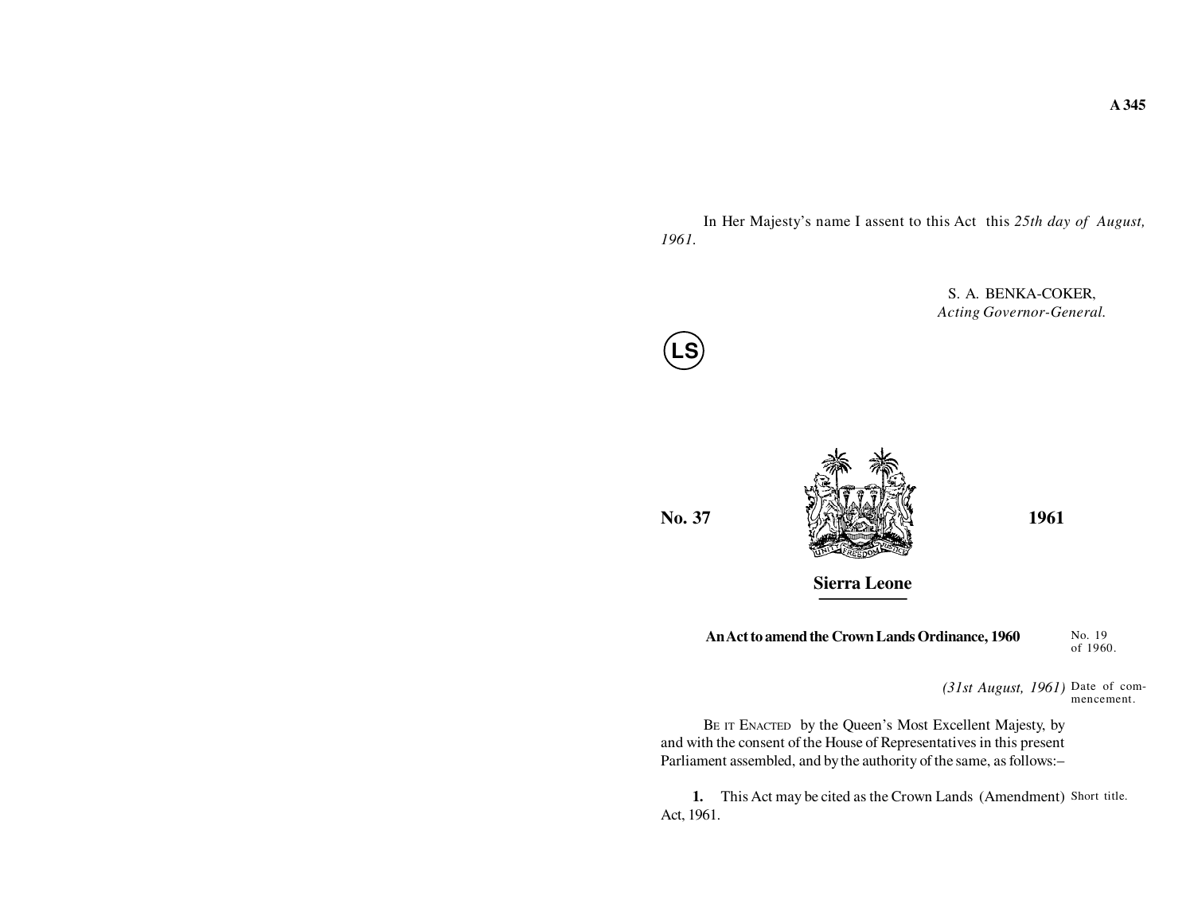In Her Majesty's name I assent to this Act this *25th day of August, 1961.*

S. A. BENKA-COKER,
*Acting Governor-General.*

LS

**No. 37** **1961**

## Sierra Leone

**An Act to amend the Crown Lands Ordinance, 1960**

No. 19 of 1960.

*(31st August, 1961)* Date of commencement.

BE IT ENACTED by the Queen's Most Excellent Majesty, by and with the consent of the House of Representatives in this present Parliament assembled, and by the authority of the same, as follows:–

Short title.

**1.** This Act may be cited as the Crown Lands (Amendment) Act, 1961.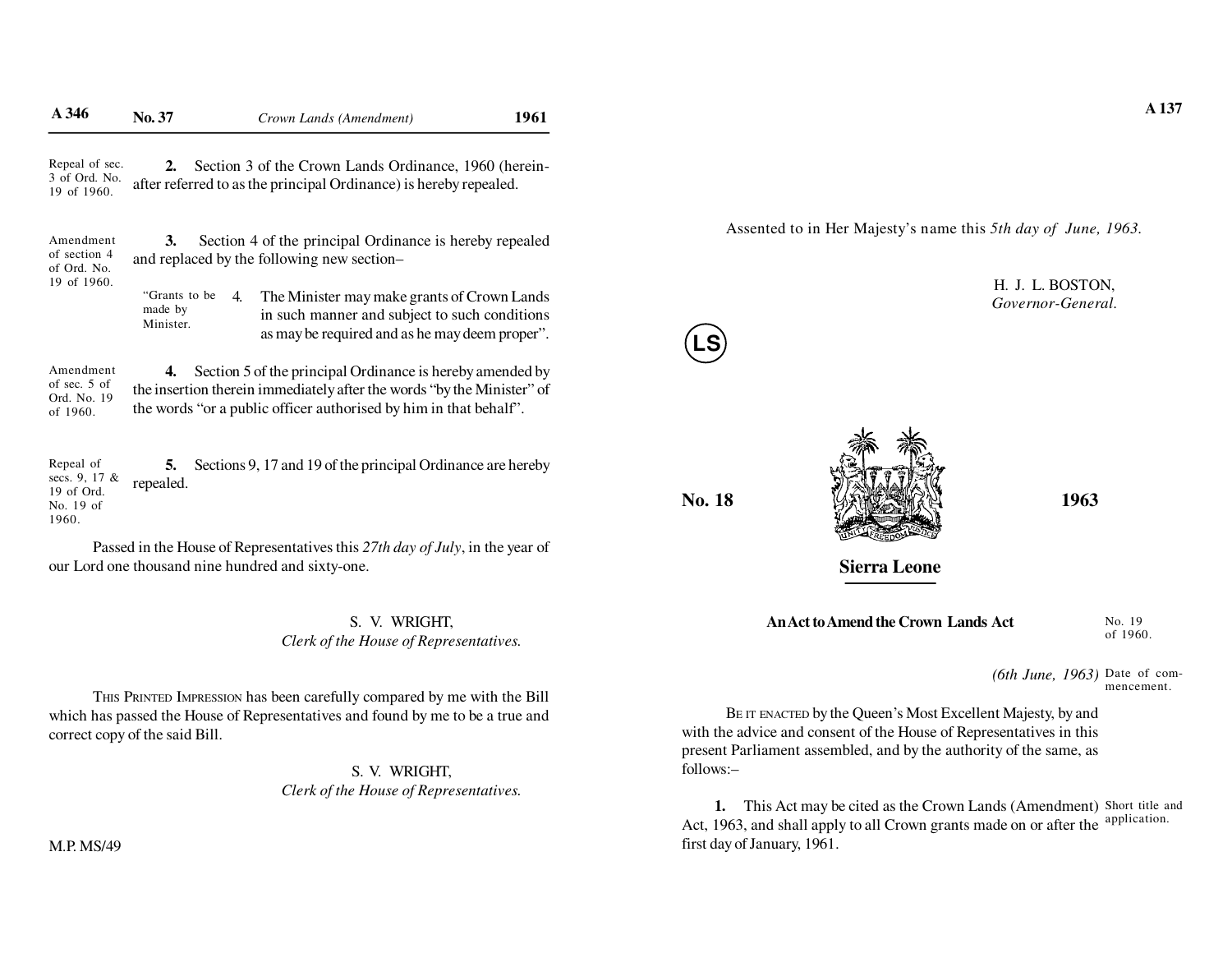Repeal of sec. 3 of Ord. No. 19 of 1960.

**2.** Section 3 of the Crown Lands Ordinance, 1960 (hereinafter referred to as the principal Ordinance) is hereby repealed.

Amendment of section 4 of Ord. No. 19 of 1960.

**3.** Section 4 of the principal Ordinance is hereby repealed and replaced by the following new section–

"Grants to be made by Minister.

4. The Minister may make grants of Crown Lands in such manner and subject to such conditions as may be required and as he may deem proper".

Amendment of sec. 5 of Ord. No. 19 of 1960.

**4.** Section 5 of the principal Ordinance is hereby amended by the insertion therein immediately after the words "by the Minister" of the words "or a public officer authorised by him in that behalf".

Repeal of secs. 9, 17 & 19 of Ord. No. 19 of 1960.

**5.** Sections 9, 17 and 19 of the principal Ordinance are hereby repealed.

Passed in the House of Representatives this *27th day of July*, in the year of our Lord one thousand nine hundred and sixty-one.

S. V. WRIGHT,
*Clerk of the House of Representatives.*

This Printed Impression has been carefully compared by me with the Bill which has passed the House of Representatives and found by me to be a true and correct copy of the said Bill.

S. V. WRIGHT,
*Clerk of the House of Representatives.*

M.P. MS/49

Assented to in Her Majesty's name this *5th day of June, 1963.*

H. J. L. BOSTON,
*Governor-General.*

LS

**No. 18** **1963**

**Sierra Leone**

**An Act to Amend the Crown Lands Act**

No. 19 of 1960.

*(6th June, 1963)* Date of commencement.

Be it enacted by the Queen's Most Excellent Majesty, by and with the advice and consent of the House of Representatives in this present Parliament assembled, and by the authority of the same, as follows:–

Short title and application.

**1.** This Act may be cited as the Crown Lands (Amendment) Act, 1963, and shall apply to all Crown grants made on or after the first day of January, 1961.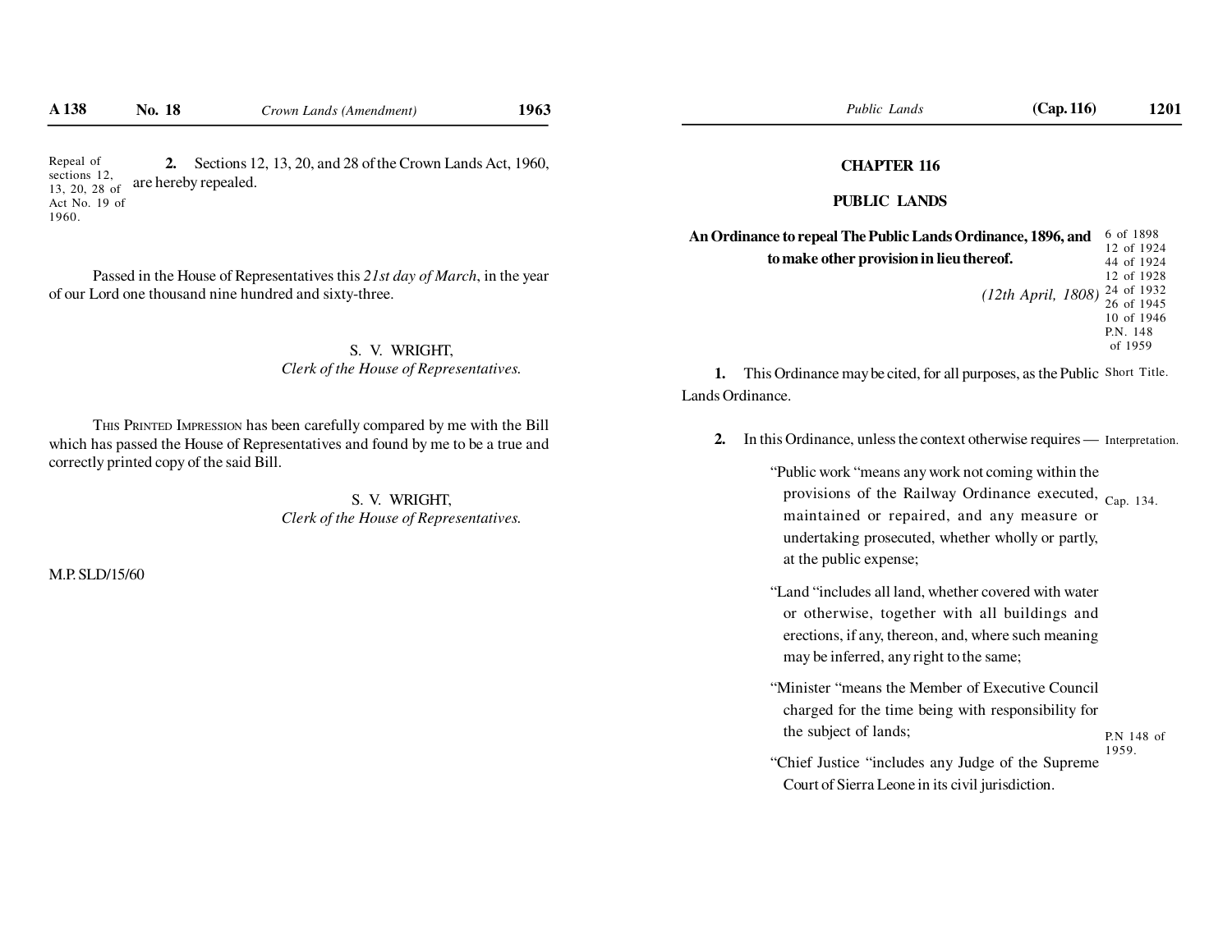Repeal of sections 12, 13, 20, 28 of Act No. 19 of 1960.

**2.** Sections 12, 13, 20, and 28 of the Crown Lands Act, 1960, are hereby repealed.

Passed in the House of Representatives this *21st day of March*, in the year of our Lord one thousand nine hundred and sixty-three.

S. V. WRIGHT,
*Clerk of the House of Representatives.*

THIS PRINTED IMPRESSION has been carefully compared by me with the Bill which has passed the House of Representatives and found by me to be a true and correctly printed copy of the said Bill.

S. V. WRIGHT,
*Clerk of the House of Representatives.*

M.P. SLD/15/60

# CHAPTER 116

## PUBLIC LANDS

**An Ordinance to repeal The Public Lands Ordinance, 1896, and to make other provision in lieu thereof.**

6 of 1898
12 of 1924
44 of 1924
12 of 1928
24 of 1932
26 of 1945
10 of 1946
P.N. 148 of 1959

*(12th April, 1808)*

Short Title.

**1.** This Ordinance may be cited, for all purposes, as the Public Lands Ordinance.

Interpretation.

**2.** In this Ordinance, unless the context otherwise requires —

"Public work "means any work not coming within the provisions of the Railway Ordinance executed, maintained or repaired, and any measure or undertaking prosecuted, whether wholly or partly, at the public expense;

Cap. 134.

"Land "includes all land, whether covered with water or otherwise, together with all buildings and erections, if any, thereon, and, where such meaning may be inferred, any right to the same;

"Minister "means the Member of Executive Council charged for the time being with responsibility for the subject of lands;

P.N 148 of 1959.

"Chief Justice "includes any Judge of the Supreme Court of Sierra Leone in its civil jurisdiction.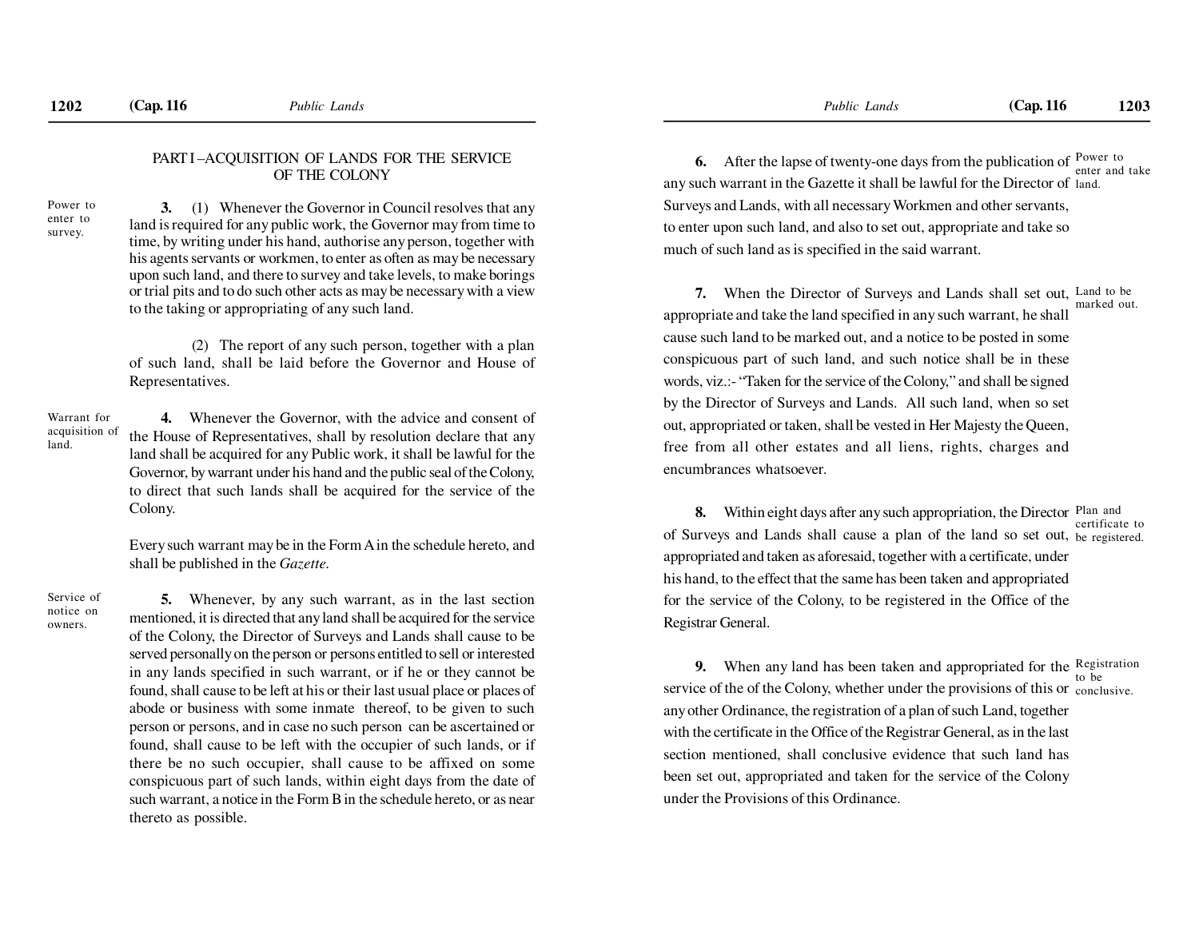## PART I –ACQUISITION OF LANDS FOR THE SERVICE OF THE COLONY

Power to enter to survey.

**3.** (1) Whenever the Governor in Council resolves that any land is required for any public work, the Governor may from time to time, by writing under his hand, authorise any person, together with his agents servants or workmen, to enter as often as may be necessary upon such land, and there to survey and take levels, to make borings or trial pits and to do such other acts as may be necessary with a view to the taking or appropriating of any such land.

(2) The report of any such person, together with a plan of such land, shall be laid before the Governor and House of Representatives.

Warrant for acquisition of land.

**4.** Whenever the Governor, with the advice and consent of the House of Representatives, shall by resolution declare that any land shall be acquired for any Public work, it shall be lawful for the Governor, by warrant under his hand and the public seal of the Colony, to direct that such lands shall be acquired for the service of the Colony.

Every such warrant may be in the Form A in the schedule hereto, and shall be published in the *Gazette*.

Service of notice on owners.

**5.** Whenever, by any such warrant, as in the last section mentioned, it is directed that any land shall be acquired for the service of the Colony, the Director of Surveys and Lands shall cause to be served personally on the person or persons entitled to sell or interested in any lands specified in such warrant, or if he or they cannot be found, shall cause to be left at his or their last usual place or places of abode or business with some inmate thereof, to be given to such person or persons, and in case no such person can be ascertained or found, shall cause to be left with the occupier of such lands, or if there be no such occupier, shall cause to be affixed on some conspicuous part of such lands, within eight days from the date of such warrant, a notice in the Form B in the schedule hereto, or as near thereto as possible.

Power to enter and take land.

**6.** After the lapse of twenty-one days from the publication of any such warrant in the Gazette it shall be lawful for the Director of Surveys and Lands, with all necessary Workmen and other servants, to enter upon such land, and also to set out, appropriate and take so much of such land as is specified in the said warrant.

Land to be marked out.

**7.** When the Director of Surveys and Lands shall set out, appropriate and take the land specified in any such warrant, he shall cause such land to be marked out, and a notice to be posted in some conspicuous part of such land, and such notice shall be in these words, viz.:- "Taken for the service of the Colony," and shall be signed by the Director of Surveys and Lands. All such land, when so set out, appropriated or taken, shall be vested in Her Majesty the Queen, free from all other estates and all liens, rights, charges and encumbrances whatsoever.

Plan and certificate to be registered.

**8.** Within eight days after any such appropriation, the Director of Surveys and Lands shall cause a plan of the land so set out, appropriated and taken as aforesaid, together with a certificate, under his hand, to the effect that the same has been taken and appropriated for the service of the Colony, to be registered in the Office of the Registrar General.

Registration to be conclusive.

**9.** When any land has been taken and appropriated for the service of the of the Colony, whether under the provisions of this or any other Ordinance, the registration of a plan of such Land, together with the certificate in the Office of the Registrar General, as in the last section mentioned, shall conclusive evidence that such land has been set out, appropriated and taken for the service of the Colony under the Provisions of this Ordinance.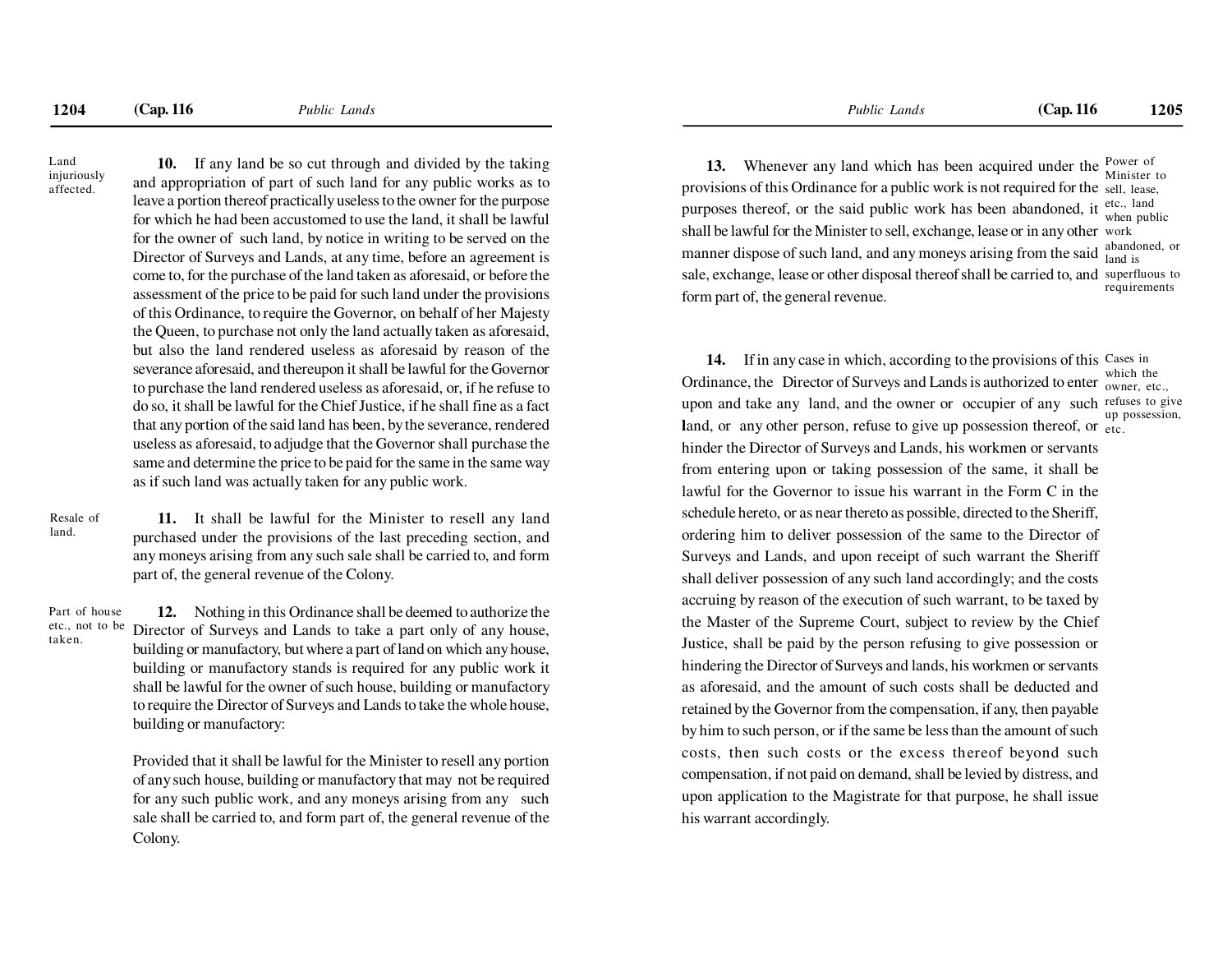Land injuriously affected.

**10.** If any land be so cut through and divided by the taking and appropriation of part of such land for any public works as to leave a portion thereof practically useless to the owner for the purpose for which he had been accustomed to use the land, it shall be lawful for the owner of such land, by notice in writing to be served on the Director of Surveys and Lands, at any time, before an agreement is come to, for the purchase of the land taken as aforesaid, or before the assessment of the price to be paid for such land under the provisions of this Ordinance, to require the Governor, on behalf of her Majesty the Queen, to purchase not only the land actually taken as aforesaid, but also the land rendered useless as aforesaid by reason of the severance aforesaid, and thereupon it shall be lawful for the Governor to purchase the land rendered useless as aforesaid, or, if he refuse to do so, it shall be lawful for the Chief Justice, if he shall fine as a fact that any portion of the said land has been, by the severance, rendered useless as aforesaid, to adjudge that the Governor shall purchase the same and determine the price to be paid for the same in the same way as if such land was actually taken for any public work.

Resale of land.

**11.** It shall be lawful for the Minister to resell any land purchased under the provisions of the last preceding section, and any moneys arising from any such sale shall be carried to, and form part of, the general revenue of the Colony.

Part of house etc., not to be taken.

**12.** Nothing in this Ordinance shall be deemed to authorize the Director of Surveys and Lands to take a part only of any house, building or manufactory, but where a part of land on which any house, building or manufactory stands is required for any public work it shall be lawful for the owner of such house, building or manufactory to require the Director of Surveys and Lands to take the whole house, building or manufactory:

Provided that it shall be lawful for the Minister to resell any portion of any such house, building or manufactory that may not be required for any such public work, and any moneys arising from any such sale shall be carried to, and form part of, the general revenue of the Colony.

Power of Minister to sell, lease, etc., land when public work abandoned, or land is superfluous to requirements

**13.** Whenever any land which has been acquired under the provisions of this Ordinance for a public work is not required for the purposes thereof, or the said public work has been abandoned, it shall be lawful for the Minister to sell, exchange, lease or in any other manner dispose of such land, and any moneys arising from the said sale, exchange, lease or other disposal thereof shall be carried to, and form part of, the general revenue.

Cases in which the owner, etc., refuses to give up possession, etc.

**14.** If in any case in which, according to the provisions of this Ordinance, the Director of Surveys and Lands is authorized to enter upon and take any land, and the owner or occupier of any such land, or any other person, refuse to give up possession thereof, or hinder the Director of Surveys and Lands, his workmen or servants from entering upon or taking possession of the same, it shall be lawful for the Governor to issue his warrant in the Form C in the schedule hereto, or as near thereto as possible, directed to the Sheriff, ordering him to deliver possession of the same to the Director of Surveys and Lands, and upon receipt of such warrant the Sheriff shall deliver possession of any such land accordingly; and the costs accruing by reason of the execution of such warrant, to be taxed by the Master of the Supreme Court, subject to review by the Chief Justice, shall be paid by the person refusing to give possession or hindering the Director of Surveys and lands, his workmen or servants as aforesaid, and the amount of such costs shall be deducted and retained by the Governor from the compensation, if any, then payable by him to such person, or if the same be less than the amount of such costs, then such costs or the excess thereof beyond such compensation, if not paid on demand, shall be levied by distress, and upon application to the Magistrate for that purpose, he shall issue his warrant accordingly.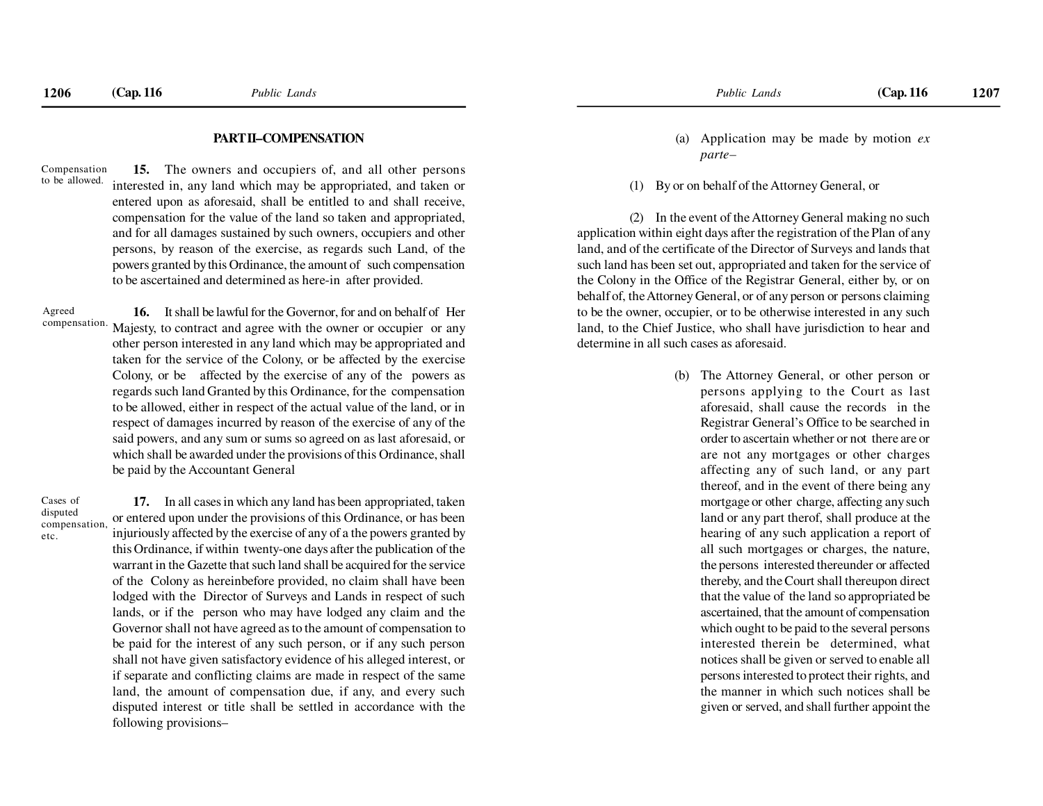## PART II–COMPENSATION

Compensation to be allowed.

**15.** The owners and occupiers of, and all other persons interested in, any land which may be appropriated, and taken or entered upon as aforesaid, shall be entitled to and shall receive, compensation for the value of the land so taken and appropriated, and for all damages sustained by such owners, occupiers and other persons, by reason of the exercise, as regards such Land, of the powers granted by this Ordinance, the amount of such compensation to be ascertained and determined as here-in after provided.

Agreed compensation.

**16.** It shall be lawful for the Governor, for and on behalf of Her Majesty, to contract and agree with the owner or occupier or any other person interested in any land which may be appropriated and taken for the service of the Colony, or be affected by the exercise Colony, or be affected by the exercise of any of the powers as regards such land Granted by this Ordinance, for the compensation to be allowed, either in respect of the actual value of the land, or in respect of damages incurred by reason of the exercise of any of the said powers, and any sum or sums so agreed on as last aforesaid, or which shall be awarded under the provisions of this Ordinance, shall be paid by the Accountant General

Cases of disputed compensation, etc.

**17.** In all cases in which any land has been appropriated, taken or entered upon under the provisions of this Ordinance, or has been injuriously affected by the exercise of any of a the powers granted by this Ordinance, if within twenty-one days after the publication of the warrant in the Gazette that such land shall be acquired for the service of the Colony as hereinbefore provided, no claim shall have been lodged with the Director of Surveys and Lands in respect of such lands, or if the person who may have lodged any claim and the Governor shall not have agreed as to the amount of compensation to be paid for the interest of any such person, or if any such person shall not have given satisfactory evidence of his alleged interest, or if separate and conflicting claims are made in respect of the same land, the amount of compensation due, if any, and every such disputed interest or title shall be settled in accordance with the following provisions–

(a) Application may be made by motion *ex parte*–

(1) By or on behalf of the Attorney General, or

(2) In the event of the Attorney General making no such application within eight days after the registration of the Plan of any land, and of the certificate of the Director of Surveys and lands that such land has been set out, appropriated and taken for the service of the Colony in the Office of the Registrar General, either by, or on behalf of, the Attorney General, or of any person or persons claiming to be the owner, occupier, or to be otherwise interested in any such land, to the Chief Justice, who shall have jurisdiction to hear and determine in all such cases as aforesaid.

(b) The Attorney General, or other person or persons applying to the Court as last aforesaid, shall cause the records in the Registrar General's Office to be searched in order to ascertain whether or not there are or are not any mortgages or other charges affecting any of such land, or any part thereof, and in the event of there being any mortgage or other charge, affecting any such land or any part therof, shall produce at the hearing of any such application a report of all such mortgages or charges, the nature, the persons interested thereunder or affected thereby, and the Court shall thereupon direct that the value of the land so appropriated be ascertained, that the amount of compensation which ought to be paid to the several persons interested therein be determined, what notices shall be given or served to enable all persons interested to protect their rights, and the manner in which such notices shall be given or served, and shall further appoint the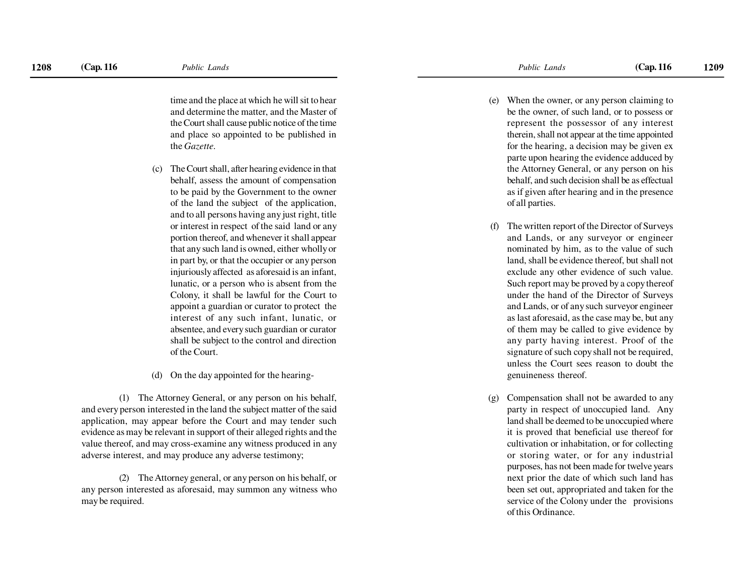time and the place at which he will sit to hear and determine the matter, and the Master of the Court shall cause public notice of the time and place so appointed to be published in the *Gazette*.

(c) The Court shall, after hearing evidence in that behalf, assess the amount of compensation to be paid by the Government to the owner of the land the subject of the application, and to all persons having any just right, title or interest in respect of the said land or any portion thereof, and whenever it shall appear that any such land is owned, either wholly or in part by, or that the occupier or any person injuriously affected as aforesaid is an infant, lunatic, or a person who is absent from the Colony, it shall be lawful for the Court to appoint a guardian or curator to protect the interest of any such infant, lunatic, or absentee, and every such guardian or curator shall be subject to the control and direction of the Court.

(d) On the day appointed for the hearing-

(1) The Attorney General, or any person on his behalf, and every person interested in the land the subject matter of the said application, may appear before the Court and may tender such evidence as may be relevant in support of their alleged rights and the value thereof, and may cross-examine any witness produced in any adverse interest, and may produce any adverse testimony;

(2) The Attorney general, or any person on his behalf, or any person interested as aforesaid, may summon any witness who may be required.

(e) When the owner, or any person claiming to be the owner, of such land, or to possess or represent the possessor of any interest therein, shall not appear at the time appointed for the hearing, a decision may be given ex parte upon hearing the evidence adduced by the Attorney General, or any person on his behalf, and such decision shall be as effectual as if given after hearing and in the presence of all parties.

(f) The written report of the Director of Surveys and Lands, or any surveyor or engineer nominated by him, as to the value of such land, shall be evidence thereof, but shall not exclude any other evidence of such value. Such report may be proved by a copy thereof under the hand of the Director of Surveys and Lands, or of any such surveyor engineer as last aforesaid, as the case may be, but any of them may be called to give evidence by any party having interest. Proof of the signature of such copy shall not be required, unless the Court sees reason to doubt the genuineness thereof.

(g) Compensation shall not be awarded to any party in respect of unoccupied land. Any land shall be deemed to be unoccupied where it is proved that beneficial use thereof for cultivation or inhabitation, or for collecting or storing water, or for any industrial purposes, has not been made for twelve years next prior the date of which such land has been set out, appropriated and taken for the service of the Colony under the provisions of this Ordinance.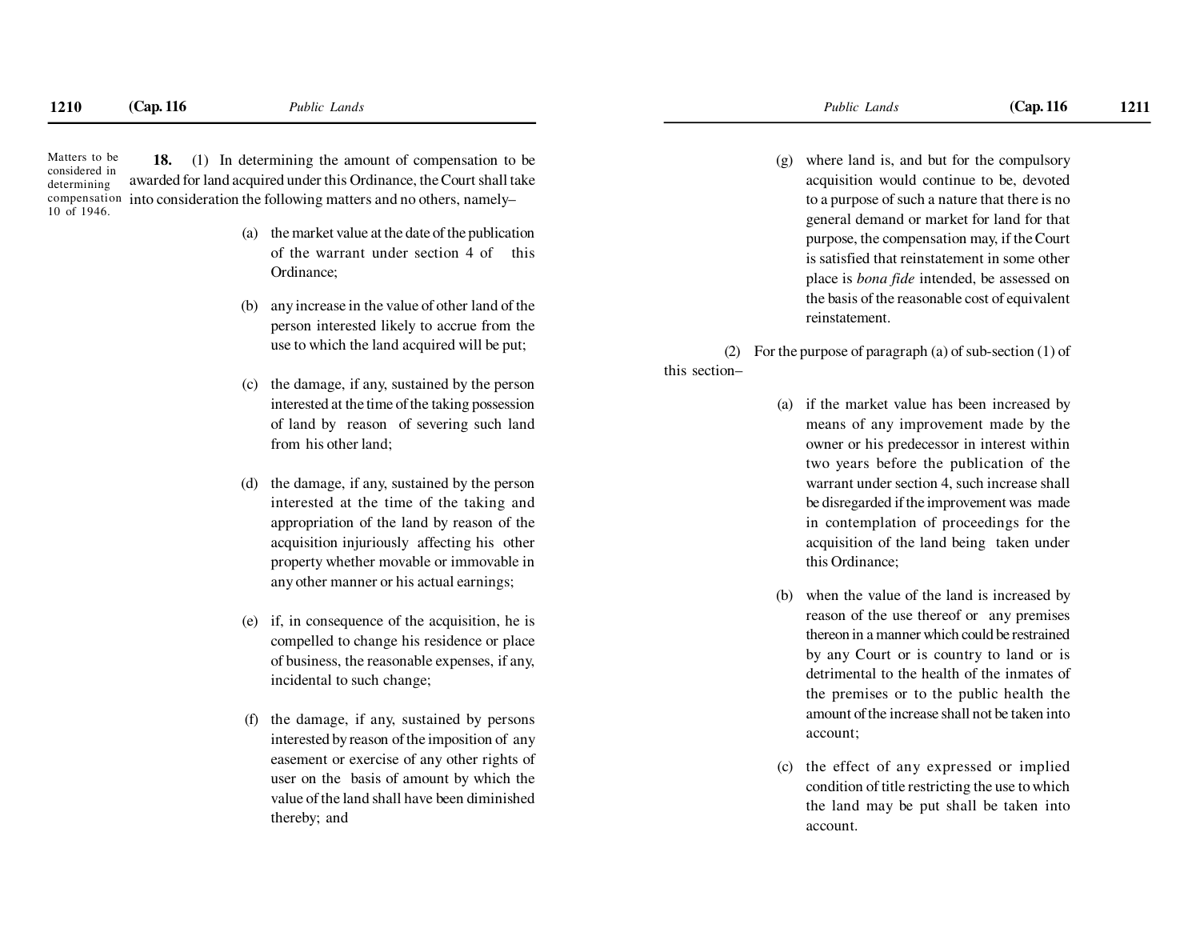Matters to be considered in determining compensation 10 of 1946.

**18.** (1) In determining the amount of compensation to be awarded for land acquired under this Ordinance, the Court shall take into consideration the following matters and no others, namely–

(a) the market value at the date of the publication of the warrant under section 4 of this Ordinance;

(b) any increase in the value of other land of the person interested likely to accrue from the use to which the land acquired will be put;

(c) the damage, if any, sustained by the person interested at the time of the taking possession of land by reason of severing such land from his other land;

(d) the damage, if any, sustained by the person interested at the time of the taking and appropriation of the land by reason of the acquisition injuriously affecting his other property whether movable or immovable in any other manner or his actual earnings;

(e) if, in consequence of the acquisition, he is compelled to change his residence or place of business, the reasonable expenses, if any, incidental to such change;

(f) the damage, if any, sustained by persons interested by reason of the imposition of any easement or exercise of any other rights of user on the basis of amount by which the value of the land shall have been diminished thereby; and

(g) where land is, and but for the compulsory acquisition would continue to be, devoted to a purpose of such a nature that there is no general demand or market for land for that purpose, the compensation may, if the Court is satisfied that reinstatement in some other place is *bona fide* intended, be assessed on the basis of the reasonable cost of equivalent reinstatement.

(2) For the purpose of paragraph (a) of sub-section (1) of this section–

(a) if the market value has been increased by means of any improvement made by the owner or his predecessor in interest within two years before the publication of the warrant under section 4, such increase shall be disregarded if the improvement was made in contemplation of proceedings for the acquisition of the land being taken under this Ordinance;

(b) when the value of the land is increased by reason of the use thereof or any premises thereon in a manner which could be restrained by any Court or is country to land or is detrimental to the health of the inmates of the premises or to the public health the amount of the increase shall not be taken into account;

(c) the effect of any expressed or implied condition of title restricting the use to which the land may be put shall be taken into account.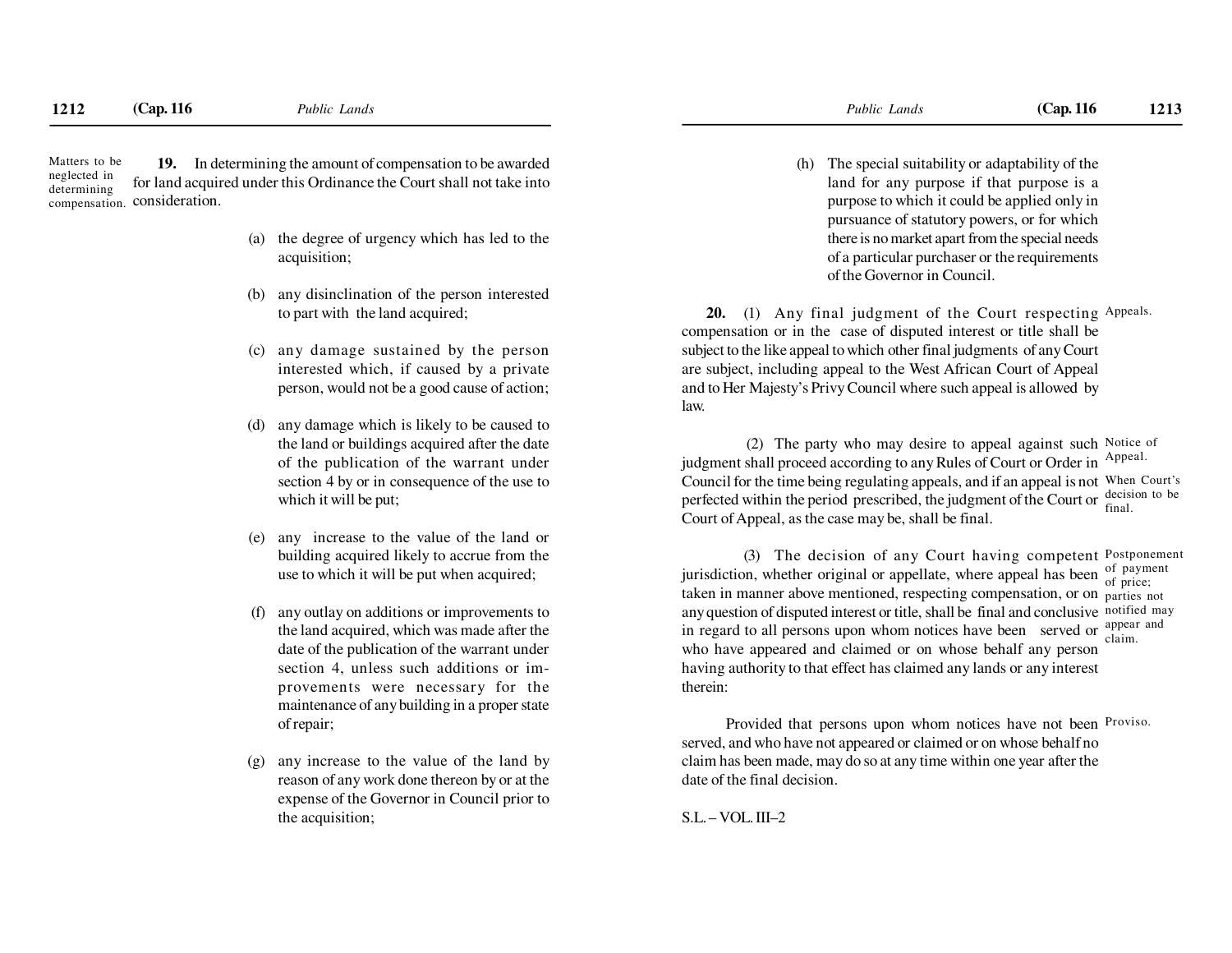Matters to be neglected in determining compensation.

**19.** In determining the amount of compensation to be awarded for land acquired under this Ordinance the Court shall not take into consideration.

(a) the degree of urgency which has led to the acquisition;

(b) any disinclination of the person interested to part with the land acquired;

(c) any damage sustained by the person interested which, if caused by a private person, would not be a good cause of action;

(d) any damage which is likely to be caused to the land or buildings acquired after the date of the publication of the warrant under section 4 by or in consequence of the use to which it will be put;

(e) any increase to the value of the land or building acquired likely to accrue from the use to which it will be put when acquired;

(f) any outlay on additions or improvements to the land acquired, which was made after the date of the publication of the warrant under section 4, unless such additions or improvements were necessary for the maintenance of any building in a proper state of repair;

(g) any increase to the value of the land by reason of any work done thereon by or at the expense of the Governor in Council prior to the acquisition;

(h) The special suitability or adaptability of the land for any purpose if that purpose is a purpose to which it could be applied only in pursuance of statutory powers, or for which there is no market apart from the special needs of a particular purchaser or the requirements of the Governor in Council.

Appeals.

**20.** (1) Any final judgment of the Court respecting compensation or in the case of disputed interest or title shall be subject to the like appeal to which other final judgments of any Court are subject, including appeal to the West African Court of Appeal and to Her Majesty's Privy Council where such appeal is allowed by law.

Notice of Appeal.

When Court's decision to be final.

(2) The party who may desire to appeal against such judgment shall proceed according to any Rules of Court or Order in Council for the time being regulating appeals, and if an appeal is not perfected within the period prescribed, the judgment of the Court or Court of Appeal, as the case may be, shall be final.

Postponement of payment of price; parties not notified may appear and claim.

(3) The decision of any Court having competent jurisdiction, whether original or appellate, where appeal has been taken in manner above mentioned, respecting compensation, or on any question of disputed interest or title, shall be final and conclusive in regard to all persons upon whom notices have been served or who have appeared and claimed or on whose behalf any person having authority to that effect has claimed any lands or any interest therein:

Proviso.

Provided that persons upon whom notices have not been served, and who have not appeared or claimed or on whose behalf no claim has been made, may do so at any time within one year after the date of the final decision.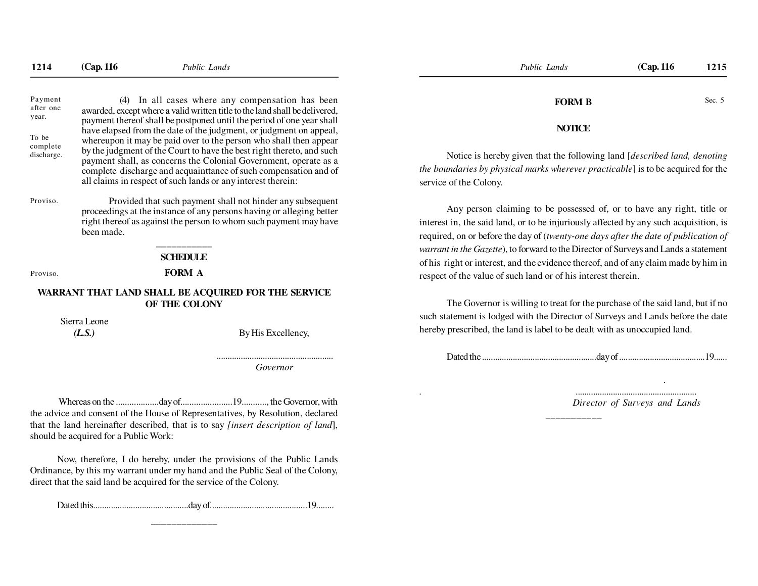*Payment after one year.*

*To be complete discharge.*

(4) In all cases where any compensation has been awarded, except where a valid written title to the land shall be delivered, payment thereof shall be postponed until the period of one year shall have elapsed from the date of the judgment, or judgment on appeal, whereupon it may be paid over to the person who shall then appear by the judgment of the Court to have the best right thereto, and such payment shall, as concerns the Colonial Government, operate as a complete discharge and acquainttance of such compensation and of all claims in respect of such lands or any interest therein:

*Proviso.*

Provided that such payment shall not hinder any subsequent proceedings at the instance of any persons having or alleging better right thereof as against the person to whom such payment may have been made.

---

## SCHEDULE

*Proviso.*

### FORM A

### WARRANT THAT LAND SHALL BE ACQUIRED FOR THE SERVICE OF THE COLONY

Sierra Leone
***(L.S.)***

By His Excellency,

.....................................................
*Governor*

Whereas on the ...................day of.......................19..........., the Governor, with the advice and consent of the House of Representatives, by Resolution, declared that the land hereinafter described, that is to say *[insert description of land*], should be acquired for a Public Work:

Now, therefore, I do hereby, under the provisions of the Public Lands Ordinance, by this my warrant under my hand and the Public Seal of the Colony, direct that the said land be acquired for the service of the Colony.

Dated this...........................................day of...........................................19........

---

### FORM B

*Sec. 5*

### NOTICE

Notice is hereby given that the following land [*described land, denoting the boundaries by physical marks wherever practicable*] is to be acquired for the service of the Colony.

Any person claiming to be possessed of, or to have any right, title or interest in, the said land, or to be injuriously affected by any such acquisition, is required, on or before the day of (*twenty-one days after the date of publication of warrant in the Gazette*), to forward to the Director of Surveys and Lands a statement of his right or interest, and the evidence thereof, and of any claim made by him in respect of the value of such land or of his interest therein.

The Governor is willing to treat for the purchase of the said land, but if no such statement is lodged with the Director of Surveys and Lands before the date hereby prescribed, the land is label to be dealt with as unoccupied land.

Dated the ....................................................day of .......................................19......

......................................................
*Director of Surveys and Lands*

---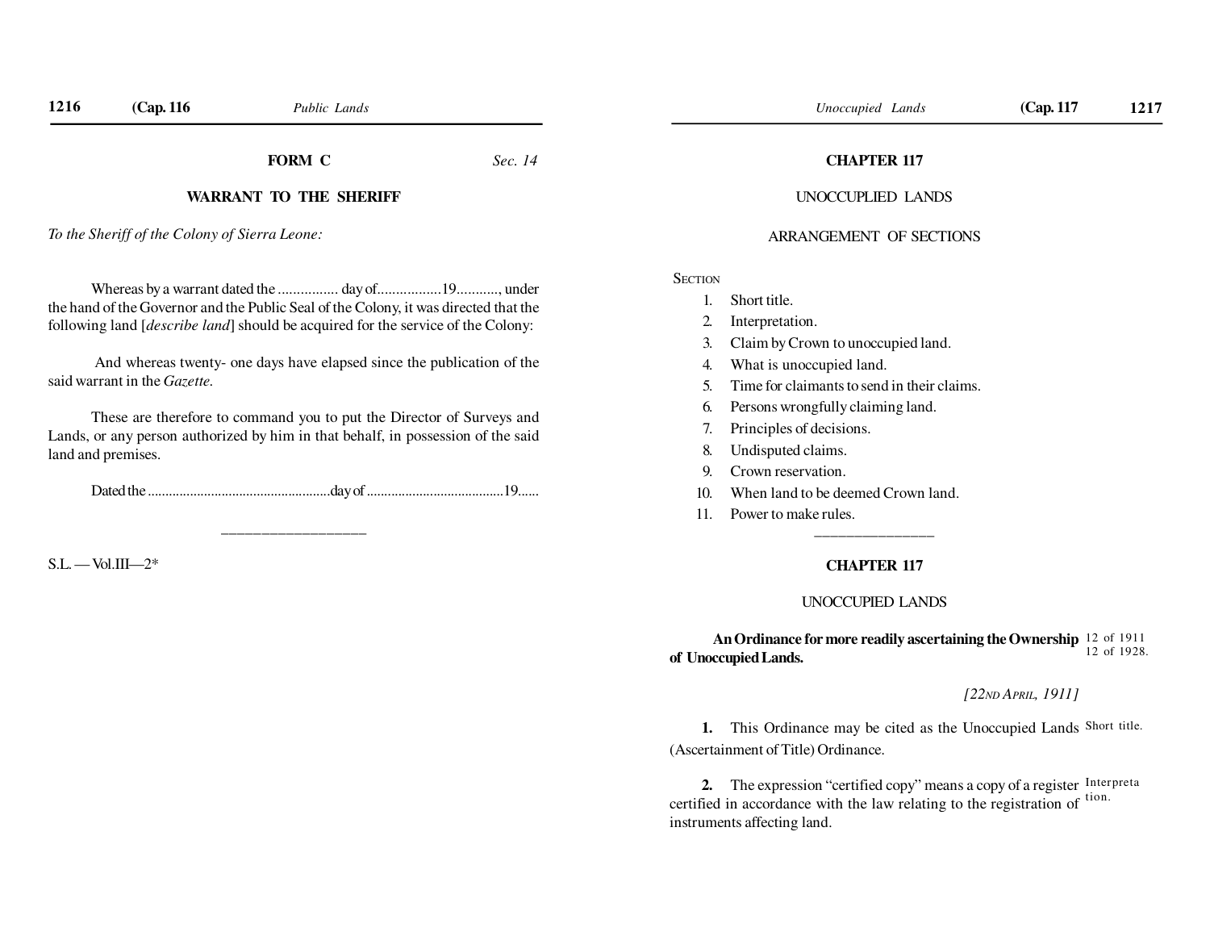## FORM C

*Sec. 14*

### WARRANT TO THE SHERIFF

*To the Sheriff of the Colony of Sierra Leone:*

Whereas by a warrant dated the ................ day of................19..........., under the hand of the Governor and the Public Seal of the Colony, it was directed that the following land [*describe land*] should be acquired for the service of the Colony:

And whereas twenty- one days have elapsed since the publication of the said warrant in the *Gazette.*

These are therefore to command you to put the Director of Surveys and Lands, or any person authorized by him in that behalf, in possession of the said land and premises.

Dated the ...................................................day of .......................................19......

---

S.L. — Vol.III—2*

## CHAPTER 117

### UNOCCUPLIED LANDS

### ARRANGEMENT OF SECTIONS

SECTION

1. Short title.
2. Interpretation.
3. Claim by Crown to unoccupied land.
4. What is unoccupied land.
5. Time for claimants to send in their claims.
6. Persons wrongfully claiming land.
7. Principles of decisions.
8. Undisputed claims.
9. Crown reservation.
10. When land to be deemed Crown land.
11. Power to make rules.

---

## CHAPTER 117

### UNOCCUPIED LANDS

**An Ordinance for more readily ascertaining the Ownership of Unoccupied Lands.**

12 of 1911
12 of 1928.

*[22ND APRIL, 1911]*

Short title.

**1.** This Ordinance may be cited as the Unoccupied Lands (Ascertainment of Title) Ordinance.

Interpretation.

**2.** The expression "certified copy" means a copy of a register certified in accordance with the law relating to the registration of instruments affecting land.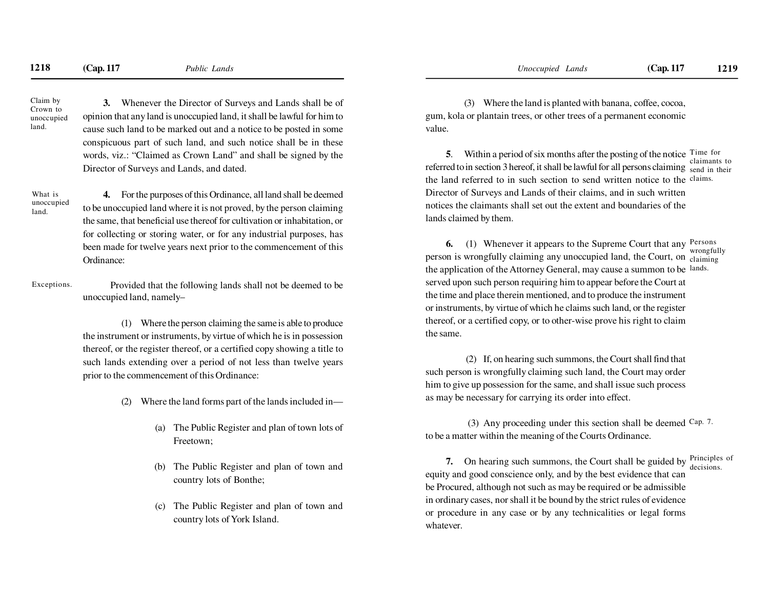Claim by Crown to unoccupied land.

**3.** Whenever the Director of Surveys and Lands shall be of opinion that any land is unoccupied land, it shall be lawful for him to cause such land to be marked out and a notice to be posted in some conspicuous part of such land, and such notice shall be in these words, viz.: "Claimed as Crown Land" and shall be signed by the Director of Surveys and Lands, and dated.

What is unoccupied land.

**4.** For the purposes of this Ordinance, all land shall be deemed to be unoccupied land where it is not proved, by the person claiming the same, that beneficial use thereof for cultivation or inhabitation, or for collecting or storing water, or for any industrial purposes, has been made for twelve years next prior to the commencement of this Ordinance:

Exceptions.

Provided that the following lands shall not be deemed to be unoccupied land, namely–

(1) Where the person claiming the same is able to produce the instrument or instruments, by virtue of which he is in possession thereof, or the register thereof, or a certified copy showing a title to such lands extending over a period of not less than twelve years prior to the commencement of this Ordinance:

(2) Where the land forms part of the lands included in—

(a) The Public Register and plan of town lots of Freetown;

(b) The Public Register and plan of town and country lots of Bonthe;

(c) The Public Register and plan of town and country lots of York Island.

(3) Where the land is planted with banana, coffee, cocoa, gum, kola or plantain trees, or other trees of a permanent economic value.

Time for claimants to send in their claims.

**5**. Within a period of six months after the posting of the notice referred to in section 3 hereof, it shall be lawful for all persons claiming the land referred to in such section to send written notice to the Director of Surveys and Lands of their claims, and in such written notices the claimants shall set out the extent and boundaries of the lands claimed by them.

Persons wrongfully claiming lands.

**6.** (1) Whenever it appears to the Supreme Court that any person is wrongfully claiming any unoccupied land, the Court, on the application of the Attorney General, may cause a summon to be served upon such person requiring him to appear before the Court at the time and place therein mentioned, and to produce the instrument or instruments, by virtue of which he claims such land, or the register thereof, or a certified copy, or to other-wise prove his right to claim the same.

(2) If, on hearing such summons, the Court shall find that such person is wrongfully claiming such land, the Court may order him to give up possession for the same, and shall issue such process as may be necessary for carrying its order into effect.

Cap. 7.

(3) Any proceeding under this section shall be deemed to be a matter within the meaning of the Courts Ordinance.

Principles of decisions.

**7.** On hearing such summons, the Court shall be guided by equity and good conscience only, and by the best evidence that can be Procured, although not such as may be required or be admissible in ordinary cases, nor shall it be bound by the strict rules of evidence or procedure in any case or by any technicalities or legal forms whatever.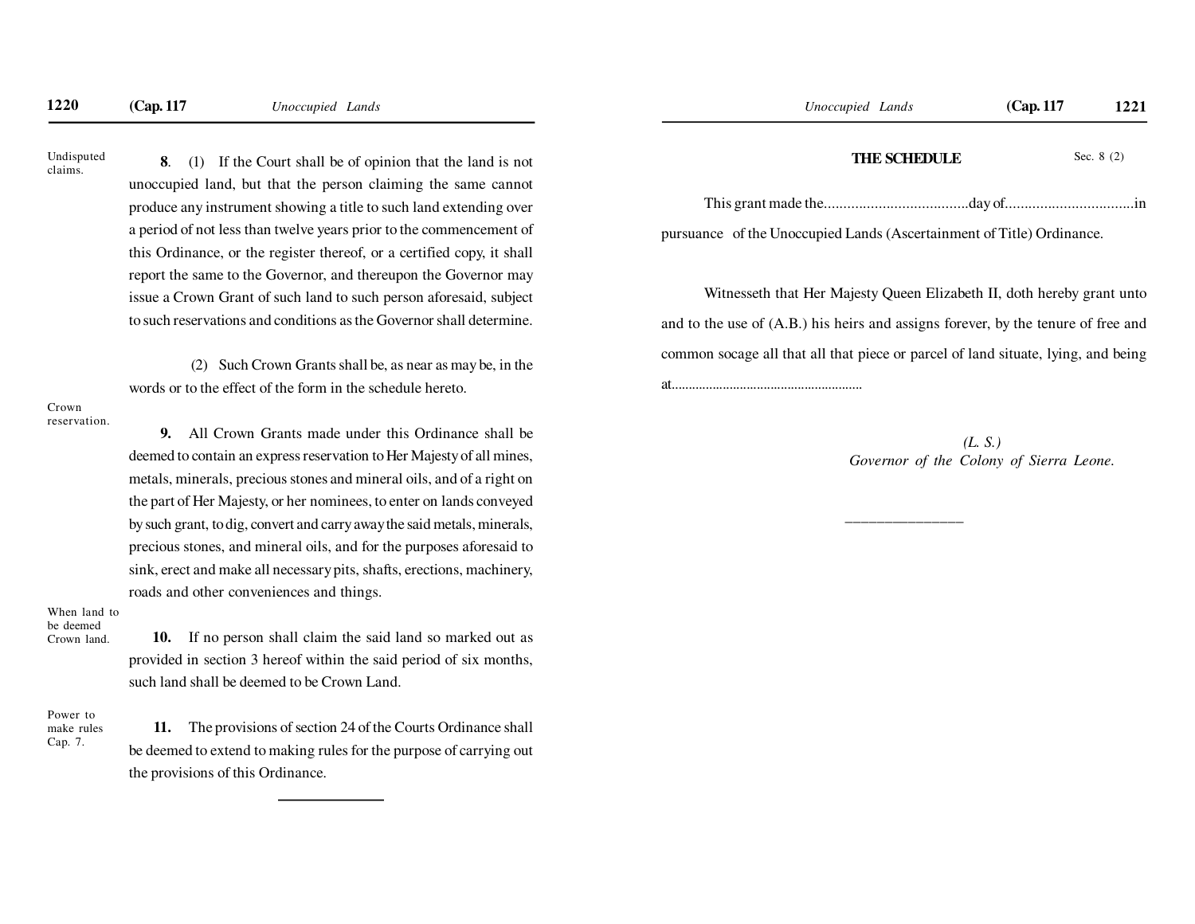Undisputed claims.

**8**. (1) If the Court shall be of opinion that the land is not unoccupied land, but that the person claiming the same cannot produce any instrument showing a title to such land extending over a period of not less than twelve years prior to the commencement of this Ordinance, or the register thereof, or a certified copy, it shall report the same to the Governor, and thereupon the Governor may issue a Crown Grant of such land to such person aforesaid, subject to such reservations and conditions as the Governor shall determine.

(2) Such Crown Grants shall be, as near as may be, in the words or to the effect of the form in the schedule hereto.

Crown reservation.

**9.** All Crown Grants made under this Ordinance shall be deemed to contain an express reservation to Her Majesty of all mines, metals, minerals, precious stones and mineral oils, and of a right on the part of Her Majesty, or her nominees, to enter on lands conveyed by such grant, to dig, convert and carry away the said metals, minerals, precious stones, and mineral oils, and for the purposes aforesaid to sink, erect and make all necessary pits, shafts, erections, machinery, roads and other conveniences and things.

When land to be deemed Crown land.

**10.** If no person shall claim the said land so marked out as provided in section 3 hereof within the said period of six months, such land shall be deemed to be Crown Land.

Power to make rules Cap. 7.

**11.** The provisions of section 24 of the Courts Ordinance shall be deemed to extend to making rules for the purpose of carrying out the provisions of this Ordinance.

---

## THE SCHEDULE

Sec. 8 (2)

This grant made the.....................................day of.................................in pursuance of the Unoccupied Lands (Ascertainment of Title) Ordinance.

Witnesseth that Her Majesty Queen Elizabeth II, doth hereby grant unto and to the use of (A.B.) his heirs and assigns forever, by the tenure of free and common socage all that all that piece or parcel of land situate, lying, and being at........................................................

*(L. S.)*
*Governor of the Colony of Sierra Leone.*

---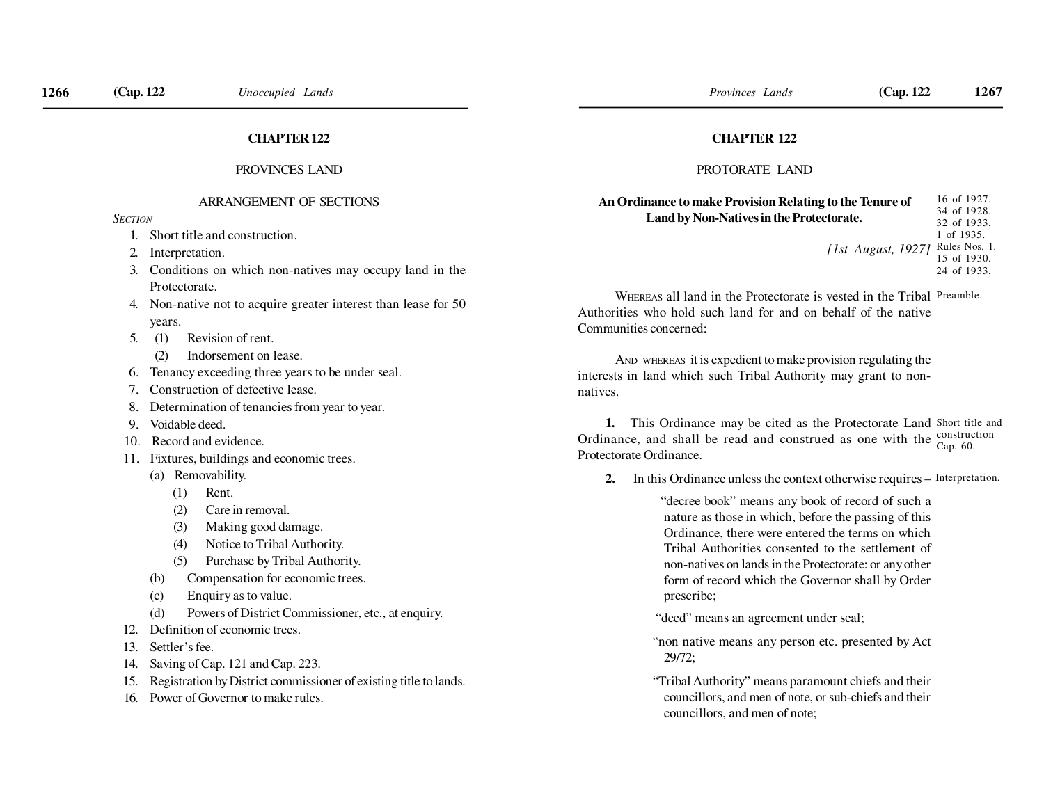## CHAPTER 122

### PROVINCES LAND

### ARRANGEMENT OF SECTIONS

*SECTION*

1. Short title and construction.
2. Interpretation.
3. Conditions on which non-natives may occupy land in the Protectorate.
4. Non-native not to acquire greater interest than lease for 50 years.
5. (1) Revision of rent.
   (2) Indorsement on lease.
6. Tenancy exceeding three years to be under seal.
7. Construction of defective lease.
8. Determination of tenancies from year to year.
9. Voidable deed.
10. Record and evidence.
11. Fixtures, buildings and economic trees.
    (a) Removability.
        (1) Rent.
        (2) Care in removal.
        (3) Making good damage.
        (4) Notice to Tribal Authority.
        (5) Purchase by Tribal Authority.
    (b) Compensation for economic trees.
    (c) Enquiry as to value.
    (d) Powers of District Commissioner, etc., at enquiry.
12. Definition of economic trees.
13. Settler's fee.
14. Saving of Cap. 121 and Cap. 223.
15. Registration by District commissioner of existing title to lands.
16. Power of Governor to make rules.

## CHAPTER 122

### PROTORATE LAND

**An Ordinance to make Provision Relating to the Tenure of Land by Non-Natives in the Protectorate.**

16 of 1927.
34 of 1928.
32 of 1933.
1 of 1935.
Rules Nos. 1.
15 of 1930.
24 of 1933.

*[1st August, 1927]*

Preamble.

WHEREAS all land in the Protectorate is vested in the Tribal Authorities who hold such land for and on behalf of the native Communities concerned:

AND WHEREAS it is expedient to make provision regulating the interests in land which such Tribal Authority may grant to non-natives.

Short title and construction Cap. 60.

**1.** This Ordinance may be cited as the Protectorate Land Ordinance, and shall be read and construed as one with the Protectorate Ordinance.

Interpretation.

**2.** In this Ordinance unless the context otherwise requires –

"decree book" means any book of record of such a nature as those in which, before the passing of this Ordinance, there were entered the terms on which Tribal Authorities consented to the settlement of non-natives on lands in the Protectorate: or any other form of record which the Governor shall by Order prescribe;

"deed" means an agreement under seal;

"non native means any person etc. presented by Act 29/72;

"Tribal Authority" means paramount chiefs and their councillors, and men of note, or sub-chiefs and their councillors, and men of note;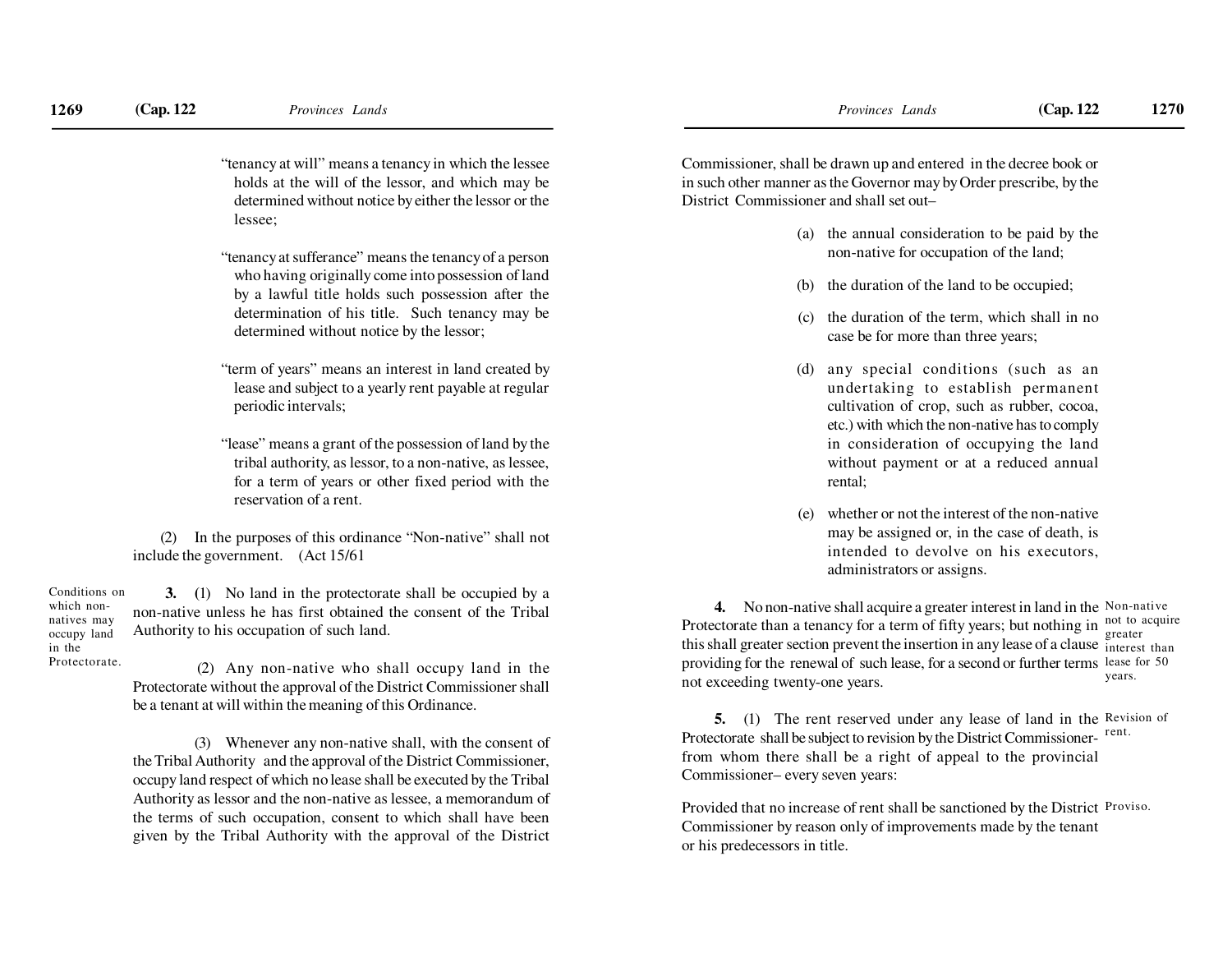"tenancy at will" means a tenancy in which the lessee holds at the will of the lessor, and which may be determined without notice by either the lessor or the lessee;

"tenancy at sufferance" means the tenancy of a person who having originally come into possession of land by a lawful title holds such possession after the determination of his title. Such tenancy may be determined without notice by the lessor;

"term of years" means an interest in land created by lease and subject to a yearly rent payable at regular periodic intervals;

"lease" means a grant of the possession of land by the tribal authority, as lessor, to a non-native, as lessee, for a term of years or other fixed period with the reservation of a rent.

(2) In the purposes of this ordinance "Non-native" shall not include the government. (Act 15/61

*Conditions on which non-natives may occupy land in the Protectorate.*

**3.** (1) No land in the protectorate shall be occupied by a non-native unless he has first obtained the consent of the Tribal Authority to his occupation of such land.

(2) Any non-native who shall occupy land in the Protectorate without the approval of the District Commissioner shall be a tenant at will within the meaning of this Ordinance.

(3) Whenever any non-native shall, with the consent of the Tribal Authority and the approval of the District Commissioner, occupy land respect of which no lease shall be executed by the Tribal Authority as lessor and the non-native as lessee, a memorandum of the terms of such occupation, consent to which shall have been given by the Tribal Authority with the approval of the District Commissioner, shall be drawn up and entered in the decree book or in such other manner as the Governor may by Order prescribe, by the District Commissioner and shall set out–

(a) the annual consideration to be paid by the non-native for occupation of the land;

(b) the duration of the land to be occupied;

(c) the duration of the term, which shall in no case be for more than three years;

(d) any special conditions (such as an undertaking to establish permanent cultivation of crop, such as rubber, cocoa, etc.) with which the non-native has to comply in consideration of occupying the land without payment or at a reduced annual rental;

(e) whether or not the interest of the non-native may be assigned or, in the case of death, is intended to devolve on his executors, administrators or assigns.

*Non-native not to acquire greater interest than lease for 50 years.*

**4.** No non-native shall acquire a greater interest in land in the Protectorate than a tenancy for a term of fifty years; but nothing in this shall greater section prevent the insertion in any lease of a clause providing for the renewal of such lease, for a second or further terms not exceeding twenty-one years.

*Revision of rent.*

**5.** (1) The rent reserved under any lease of land in the Protectorate shall be subject to revision by the District Commissioner- from whom there shall be a right of appeal to the provincial Commissioner– every seven years:

*Proviso.*

Provided that no increase of rent shall be sanctioned by the District Commissioner by reason only of improvements made by the tenant or his predecessors in title.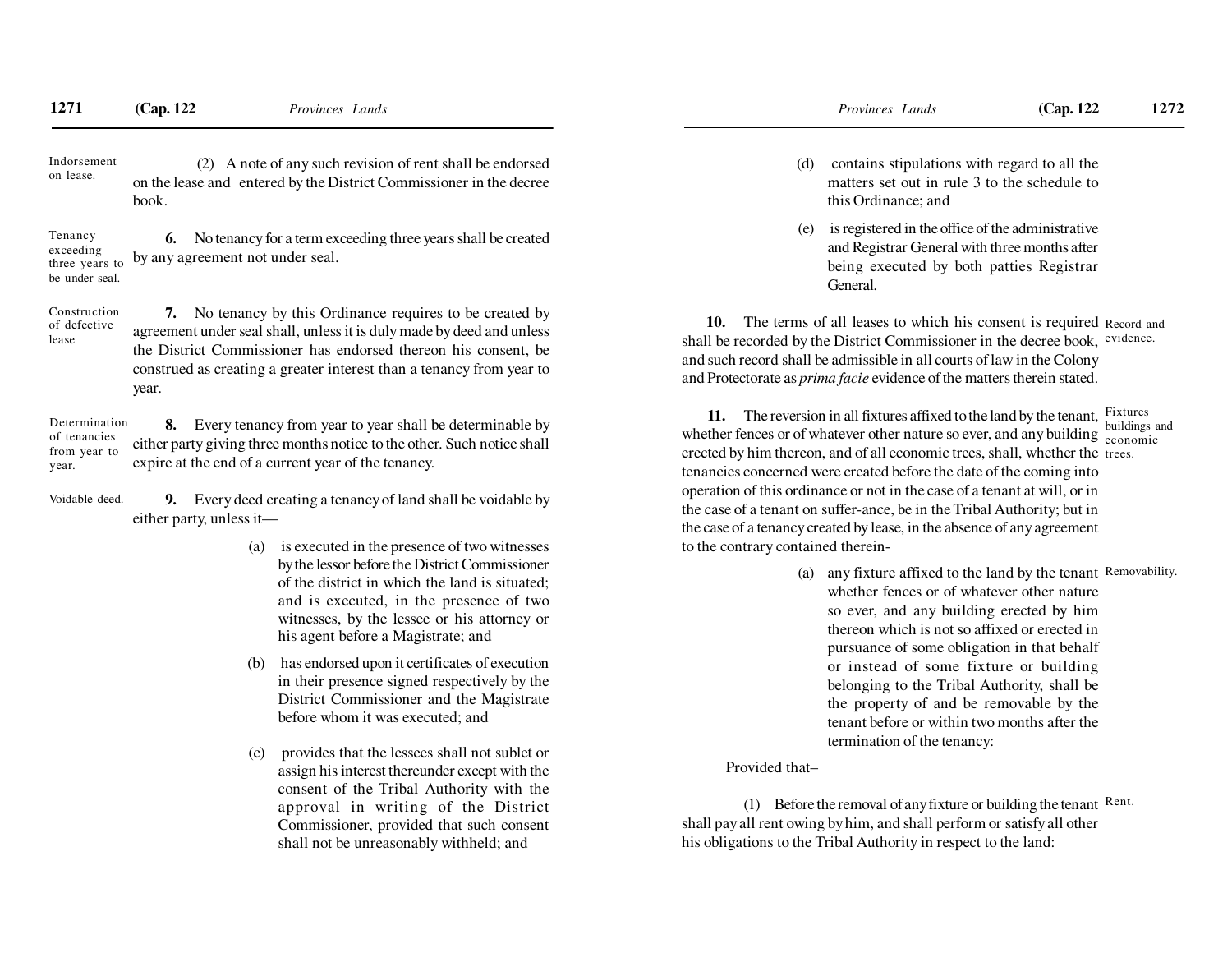Indorsement on lease.

(2) A note of any such revision of rent shall be endorsed on the lease and entered by the District Commissioner in the decree book.

Tenancy exceeding three years to be under seal.

**6.** No tenancy for a term exceeding three years shall be created by any agreement not under seal.

Construction of defective lease

**7.** No tenancy by this Ordinance requires to be created by agreement under seal shall, unless it is duly made by deed and unless the District Commissioner has endorsed thereon his consent, be construed as creating a greater interest than a tenancy from year to year.

Determination of tenancies from year to year.

**8.** Every tenancy from year to year shall be determinable by either party giving three months notice to the other. Such notice shall expire at the end of a current year of the tenancy.

Voidable deed.

**9.** Every deed creating a tenancy of land shall be voidable by either party, unless it—

(a) is executed in the presence of two witnesses by the lessor before the District Commissioner of the district in which the land is situated; and is executed, in the presence of two witnesses, by the lessee or his attorney or his agent before a Magistrate; and

(b) has endorsed upon it certificates of execution in their presence signed respectively by the District Commissioner and the Magistrate before whom it was executed; and

(c) provides that the lessees shall not sublet or assign his interest thereunder except with the consent of the Tribal Authority with the approval in writing of the District Commissioner, provided that such consent shall not be unreasonably withheld; and

(d) contains stipulations with regard to all the matters set out in rule 3 to the schedule to this Ordinance; and

(e) is registered in the office of the administrative and Registrar General with three months after being executed by both patties Registrar General.

Record and evidence.

**10.** The terms of all leases to which his consent is required shall be recorded by the District Commissioner in the decree book, and such record shall be admissible in all courts of law in the Colony and Protectorate as *prima facie* evidence of the matters therein stated.

Fixtures buildings and economic trees.

**11.** The reversion in all fixtures affixed to the land by the tenant, whether fences or of whatever other nature so ever, and any building erected by him thereon, and of all economic trees, shall, whether the tenancies concerned were created before the date of the coming into operation of this ordinance or not in the case of a tenant at will, or in the case of a tenant on suffer-ance, be in the Tribal Authority; but in the case of a tenancy created by lease, in the absence of any agreement to the contrary contained therein-

Removability.

(a) any fixture affixed to the land by the tenant whether fences or of whatever other nature so ever, and any building erected by him thereon which is not so affixed or erected in pursuance of some obligation in that behalf or instead of some fixture or building belonging to the Tribal Authority, shall be the property of and be removable by the tenant before or within two months after the termination of the tenancy:

Provided that–

Rent.

(1) Before the removal of any fixture or building the tenant shall pay all rent owing by him, and shall perform or satisfy all other his obligations to the Tribal Authority in respect to the land: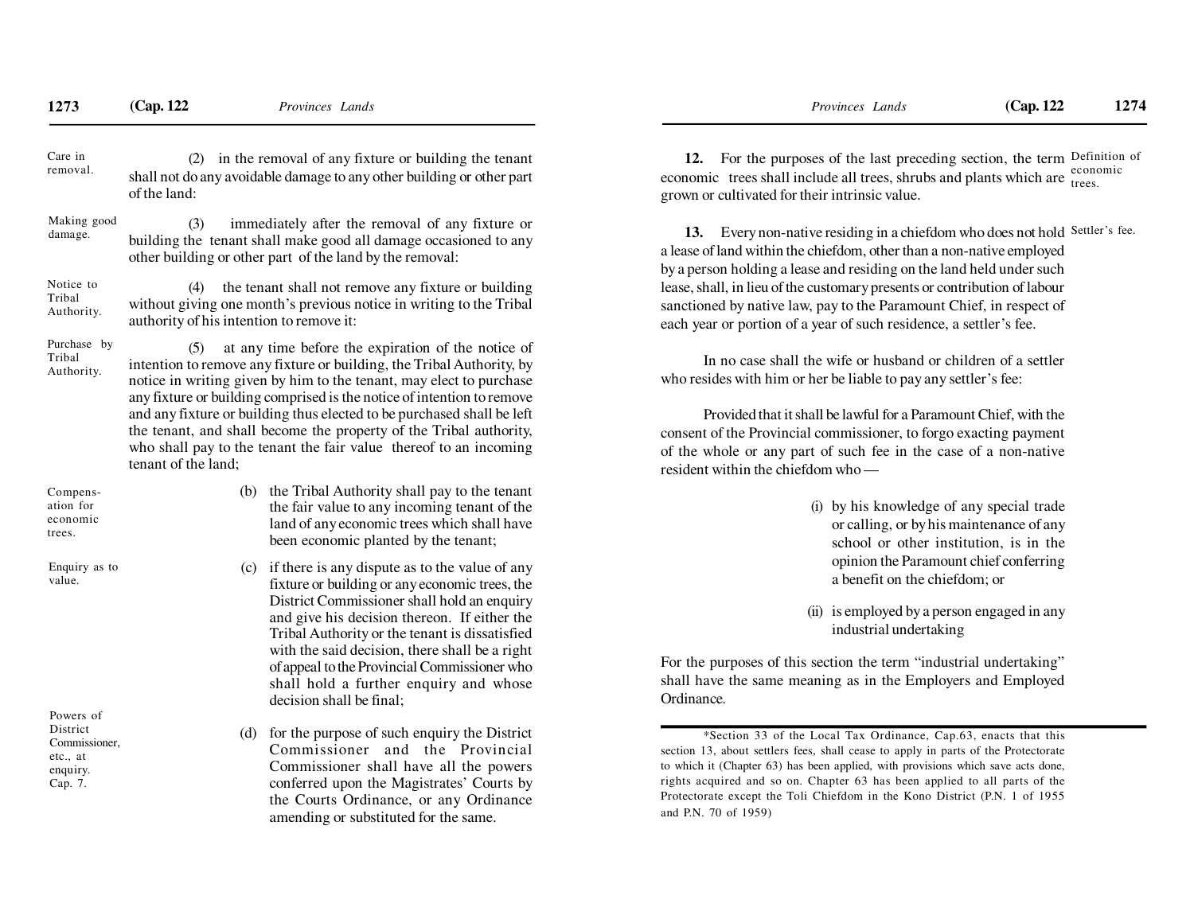Care in removal.

(2) in the removal of any fixture or building the tenant shall not do any avoidable damage to any other building or other part of the land:

Making good damage.

(3) immediately after the removal of any fixture or building the tenant shall make good all damage occasioned to any other building or other part of the land by the removal:

Notice to Tribal Authority.

(4) the tenant shall not remove any fixture or building without giving one month's previous notice in writing to the Tribal authority of his intention to remove it:

Purchase by Tribal Authority.

(5) at any time before the expiration of the notice of intention to remove any fixture or building, the Tribal Authority, by notice in writing given by him to the tenant, may elect to purchase any fixture or building comprised is the notice of intention to remove and any fixture or building thus elected to be purchased shall be left the tenant, and shall become the property of the Tribal authority, who shall pay to the tenant the fair value thereof to an incoming tenant of the land;

Compensation for economic trees.

(b) the Tribal Authority shall pay to the tenant the fair value to any incoming tenant of the land of any economic trees which shall have been economic planted by the tenant;

Enquiry as to value.

(c) if there is any dispute as to the value of any fixture or building or any economic trees, the District Commissioner shall hold an enquiry and give his decision thereon. If either the Tribal Authority or the tenant is dissatisfied with the said decision, there shall be a right of appeal to the Provincial Commissioner who shall hold a further enquiry and whose decision shall be final;

Powers of District Commissioner, etc., at enquiry. Cap. 7.

(d) for the purpose of such enquiry the District Commissioner and the Provincial Commissioner shall have all the powers conferred upon the Magistrates' Courts by the Courts Ordinance, or any Ordinance amending or substituted for the same.

Definition of economic trees.

**12.** For the purposes of the last preceding section, the term economic trees shall include all trees, shrubs and plants which are grown or cultivated for their intrinsic value.

Settler's fee.

**13.** Every non-native residing in a chiefdom who does not hold a lease of land within the chiefdom, other than a non-native employed by a person holding a lease and residing on the land held under such lease, shall, in lieu of the customary presents or contribution of labour sanctioned by native law, pay to the Paramount Chief, in respect of each year or portion of a year of such residence, a settler's fee.

In no case shall the wife or husband or children of a settler who resides with him or her be liable to pay any settler's fee:

Provided that it shall be lawful for a Paramount Chief, with the consent of the Provincial commissioner, to forgo exacting payment of the whole or any part of such fee in the case of a non-native resident within the chiefdom who —

(i) by his knowledge of any special trade or calling, or by his maintenance of any school or other institution, is in the opinion the Paramount chief conferring a benefit on the chiefdom; or

(ii) is employed by a person engaged in any industrial undertaking

For the purposes of this section the term "industrial undertaking" shall have the same meaning as in the Employers and Employed Ordinance.

*Section 33 of the Local Tax Ordinance, Cap.63, enacts that this section 13, about settlers fees, shall cease to apply in parts of the Protectorate to which it (Chapter 63) has been applied, with provisions which save acts done, rights acquired and so on. Chapter 63 has been applied to all parts of the Protectorate except the Toli Chiefdom in the Kono District (P.N. 1 of 1955 and P.N. 70 of 1959)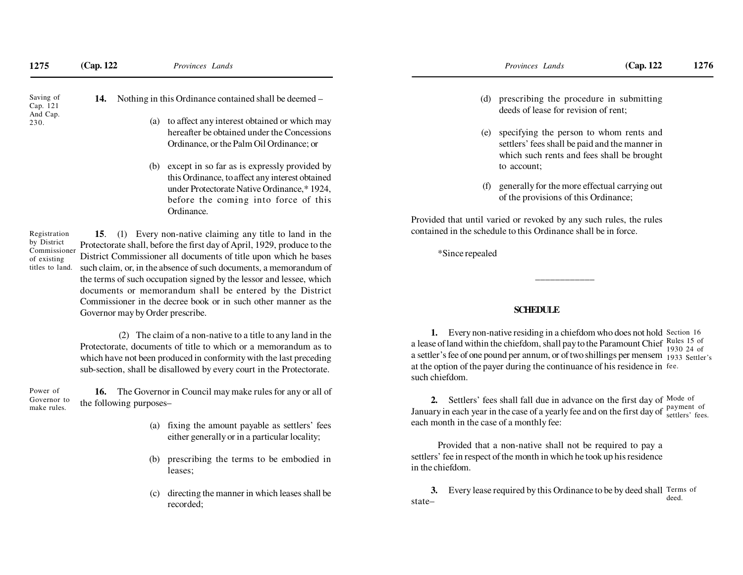Saving of Cap. 121 And Cap. 230.

**14.** Nothing in this Ordinance contained shall be deemed –

(a) to affect any interest obtained or which may hereafter be obtained under the Concessions Ordinance, or the Palm Oil Ordinance; or

(b) except in so far as is expressly provided by this Ordinance, to affect any interest obtained under Protectorate Native Ordinance,* 1924, before the coming into force of this Ordinance.

Registration by District Commissioner of existing titles to land.

**15**. (1) Every non-native claiming any title to land in the Protectorate shall, before the first day of April, 1929, produce to the District Commissioner all documents of title upon which he bases such claim, or, in the absence of such documents, a memorandum of the terms of such occupation signed by the lessor and lessee, which documents or memorandum shall be entered by the District Commissioner in the decree book or in such other manner as the Governor may by Order prescribe.

(2) The claim of a non-native to a title to any land in the Protectorate, documents of title to which or a memorandum as to which have not been produced in conformity with the last preceding sub-section, shall be disallowed by every court in the Protectorate.

Power of Governor to make rules.

**16.** The Governor in Council may make rules for any or all of the following purposes–

(a) fixing the amount payable as settlers' fees either generally or in a particular locality;

(b) prescribing the terms to be embodied in leases;

(c) directing the manner in which leases shall be recorded;

(d) prescribing the procedure in submitting deeds of lease for revision of rent;

(e) specifying the person to whom rents and settlers' fees shall be paid and the manner in which such rents and fees shall be brought to account;

(f) generally for the more effectual carrying out of the provisions of this Ordinance;

Provided that until varied or revoked by any such rules, the rules contained in the schedule to this Ordinance shall be in force.

*Since repealed

---

## SCHEDULE

Section 16 Rules 15 of 1930 24 of 1933 Settler's fee.

**1.** Every non-native residing in a chiefdom who does not hold a lease of land within the chiefdom, shall pay to the Paramount Chief a settler's fee of one pound per annum, or of two shillings per mensem at the option of the payer during the continuance of his residence in such chiefdom.

Mode of payment of settlers' fees.

**2.** Settlers' fees shall fall due in advance on the first day of January in each year in the case of a yearly fee and on the first day of each month in the case of a monthly fee:

Provided that a non-native shall not be required to pay a settlers' fee in respect of the month in which he took up his residence in the chiefdom.

Terms of deed.

**3.** Every lease required by this Ordinance to be by deed shall state–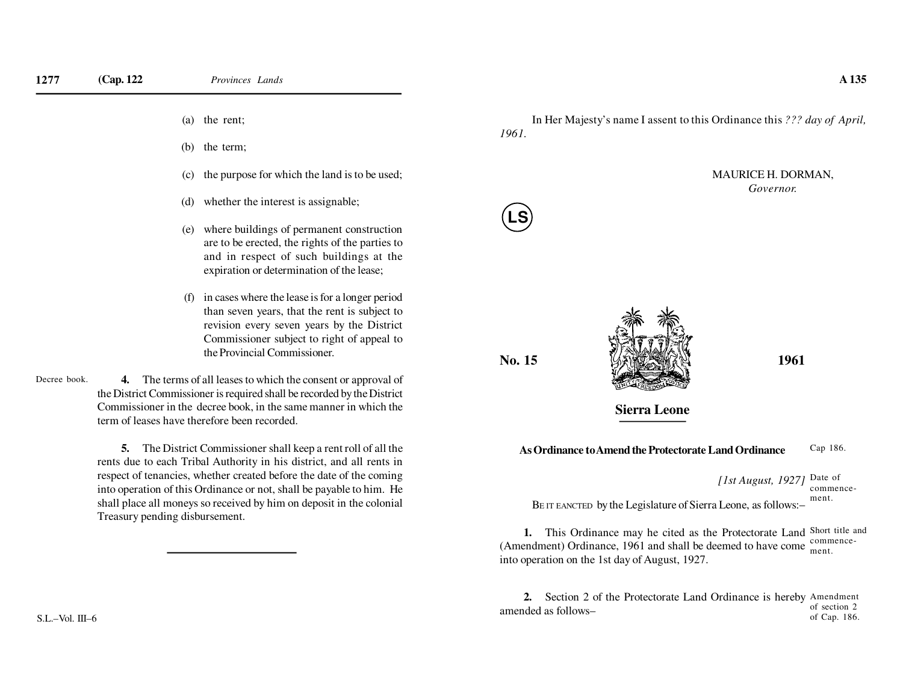(a) the rent;

(b) the term;

(c) the purpose for which the land is to be used;

(d) whether the interest is assignable;

(e) where buildings of permanent construction are to be erected, the rights of the parties to and in respect of such buildings at the expiration or determination of the lease;

(f) in cases where the lease is for a longer period than seven years, that the rent is subject to revision every seven years by the District Commissioner subject to right of appeal to the Provincial Commissioner.

Decree book.

**4.** The terms of all leases to which the consent or approval of the District Commissioner is required shall be recorded by the District Commissioner in the decree book, in the same manner in which the term of leases have therefore been recorded.

**5.** The District Commissioner shall keep a rent roll of all the rents due to each Tribal Authority in his district, and all rents in respect of tenancies, whether created before the date of the coming into operation of this Ordinance or not, shall be payable to him. He shall place all moneys so received by him on deposit in the colonial Treasury pending disbursement.

---

In Her Majesty's name I assent to this Ordinance this *??? day of April, 1961.*

MAURICE H. DORMAN,
*Governor.*

LS

**No. 15** **1961**

**Sierra Leone**

**As Ordinance to Amend the Protectorate Land Ordinance** Cap 186.

*[1st August, 1927]* Date of commencement.

BE IT EANCTED by the Legislature of Sierra Leone, as follows:–

Short title and commencement.

**1.** This Ordinance may he cited as the Protectorate Land (Amendment) Ordinance, 1961 and shall be deemed to have come into operation on the 1st day of August, 1927.

Amendment of section 2 of Cap. 186.

**2.** Section 2 of the Protectorate Land Ordinance is hereby amended as follows–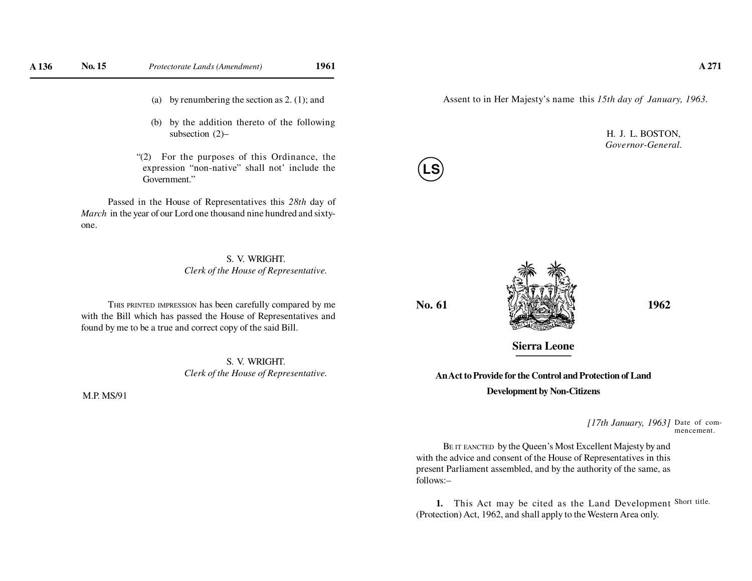(a) by renumbering the section as 2. (1); and

(b) by the addition thereto of the following subsection (2)–

"(2) For the purposes of this Ordinance, the expression "non-native" shall not' include the Government."

Passed in the House of Representatives this *28th* day of *March* in the year of our Lord one thousand nine hundred and sixty-one.

S. V. WRIGHT.
*Clerk of the House of Representative.*

THIS PRINTED IMPRESSION has been carefully compared by me with the Bill which has passed the House of Representatives and found by me to be a true and correct copy of the said Bill.

S. V. WRIGHT.
*Clerk of the House of Representative.*

M.P. MS/91

Assent to in Her Majesty's name this *15th day of January, 1963.*

H. J. L. BOSTON,
*Governor-General.*

LS

**No. 61** **1962**

## Sierra Leone

### An Act to Provide for the Control and Protection of Land Development by Non-Citizens

*[17th January, 1963]* Date of commencement.

BE IT EANCTED by the Queen's Most Excellent Majesty by and with the advice and consent of the House of Representatives in this present Parliament assembled, and by the authority of the same, as follows:–

Short title.

**1.** This Act may be cited as the Land Development (Protection) Act, 1962, and shall apply to the Western Area only.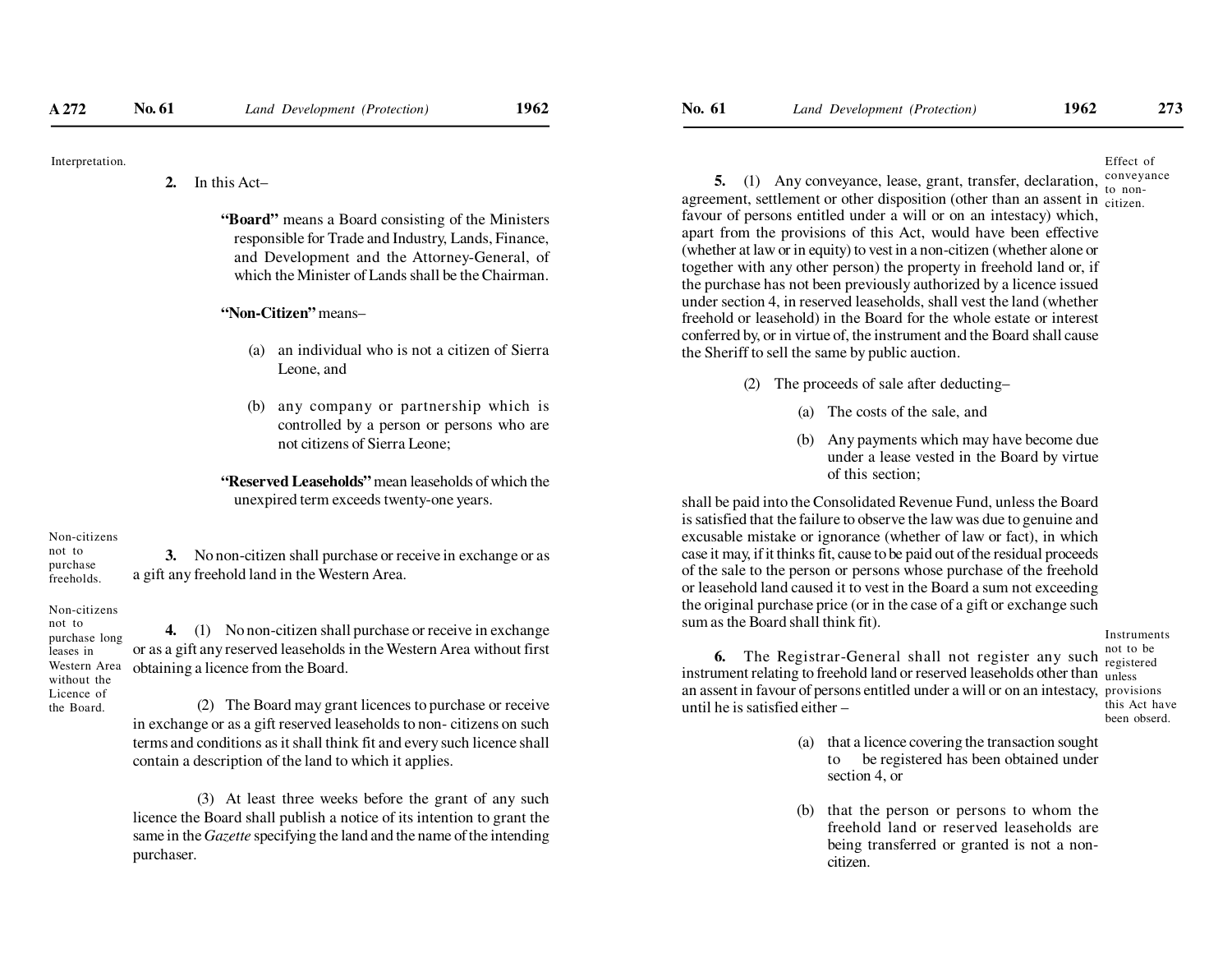Interpretation.

**2.** In this Act–

**"Board"** means a Board consisting of the Ministers responsible for Trade and Industry, Lands, Finance, and Development and the Attorney-General, of which the Minister of Lands shall be the Chairman.

**"Non-Citizen"** means–

(a) an individual who is not a citizen of Sierra Leone, and

(b) any company or partnership which is controlled by a person or persons who are not citizens of Sierra Leone;

**"Reserved Leaseholds"** mean leaseholds of which the unexpired term exceeds twenty-one years.

Non-citizens not to purchase freeholds.

**3.** No non-citizen shall purchase or receive in exchange or as a gift any freehold land in the Western Area.

Non-citizens not to purchase long leases in Western Area without the Licence of the Board.

**4.** (1) No non-citizen shall purchase or receive in exchange or as a gift any reserved leaseholds in the Western Area without first obtaining a licence from the Board.

(2) The Board may grant licences to purchase or receive in exchange or as a gift reserved leaseholds to non- citizens on such terms and conditions as it shall think fit and every such licence shall contain a description of the land to which it applies.

(3) At least three weeks before the grant of any such licence the Board shall publish a notice of its intention to grant the same in the *Gazette* specifying the land and the name of the intending purchaser.

Effect of conveyance to non-citizen.

**5.** (1) Any conveyance, lease, grant, transfer, declaration, agreement, settlement or other disposition (other than an assent in favour of persons entitled under a will or on an intestacy) which, apart from the provisions of this Act, would have been effective (whether at law or in equity) to vest in a non-citizen (whether alone or together with any other person) the property in freehold land or, if the purchase has not been previously authorized by a licence issued under section 4, in reserved leaseholds, shall vest the land (whether freehold or leasehold) in the Board for the whole estate or interest conferred by, or in virtue of, the instrument and the Board shall cause the Sheriff to sell the same by public auction.

(2) The proceeds of sale after deducting–

(a) The costs of the sale, and

(b) Any payments which may have become due under a lease vested in the Board by virtue of this section;

shall be paid into the Consolidated Revenue Fund, unless the Board is satisfied that the failure to observe the law was due to genuine and excusable mistake or ignorance (whether of law or fact), in which case it may, if it thinks fit, cause to be paid out of the residual proceeds of the sale to the person or persons whose purchase of the freehold or leasehold land caused it to vest in the Board a sum not exceeding the original purchase price (or in the case of a gift or exchange such sum as the Board shall think fit).

Instruments not to be registered unless provisions this Act have been obserd.

**6.** The Registrar-General shall not register any such instrument relating to freehold land or reserved leaseholds other than an assent in favour of persons entitled under a will or on an intestacy, until he is satisfied either –

(a) that a licence covering the transaction sought to be registered has been obtained under section 4, or

(b) that the person or persons to whom the freehold land or reserved leaseholds are being transferred or granted is not a non-citizen.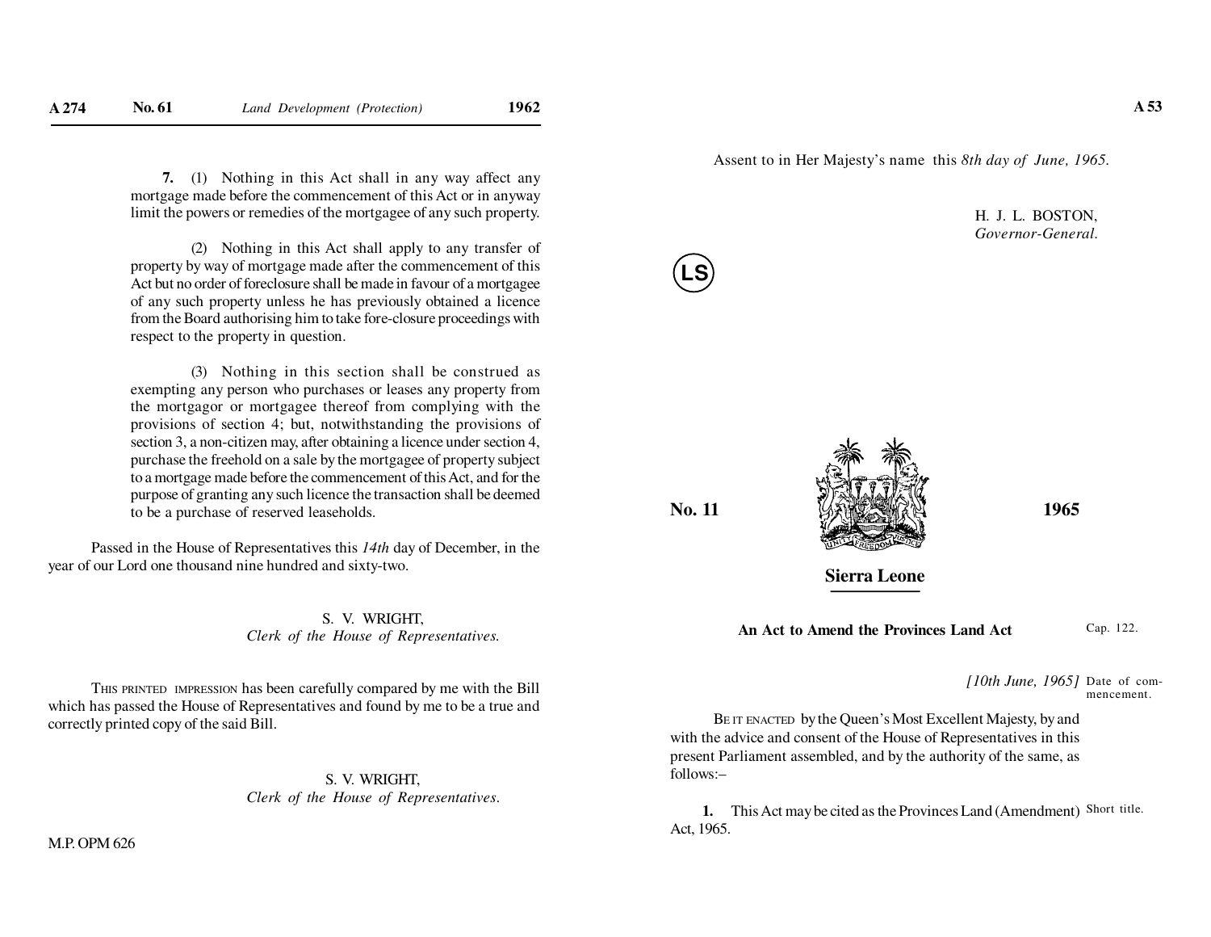**7.** (1) Nothing in this Act shall in any way affect any mortgage made before the commencement of this Act or in anyway limit the powers or remedies of the mortgagee of any such property.

(2) Nothing in this Act shall apply to any transfer of property by way of mortgage made after the commencement of this Act but no order of foreclosure shall be made in favour of a mortgagee of any such property unless he has previously obtained a licence from the Board authorising him to take fore-closure proceedings with respect to the property in question.

(3) Nothing in this section shall be construed as exempting any person who purchases or leases any property from the mortgagor or mortgagee thereof from complying with the provisions of section 4; but, notwithstanding the provisions of section 3, a non-citizen may, after obtaining a licence under section 4, purchase the freehold on a sale by the mortgagee of property subject to a mortgage made before the commencement of this Act, and for the purpose of granting any such licence the transaction shall be deemed to be a purchase of reserved leaseholds.

Passed in the House of Representatives this *14th* day of December, in the year of our Lord one thousand nine hundred and sixty-two.

S. V. WRIGHT,
*Clerk of the House of Representatives.*

THIS PRINTED IMPRESSION has been carefully compared by me with the Bill which has passed the House of Representatives and found by me to be a true and correctly printed copy of the said Bill.

S. V. WRIGHT,
*Clerk of the House of Representatives.*

M.P. OPM 626

Assent to in Her Majesty's name this *8th day of June, 1965.*

H. J. L. BOSTON,
*Governor-General.*

LS

**No. 11** **1965**

## Sierra Leone

**An Act to Amend the Provinces Land Act**

Cap. 122.

*[10th June, 1965]* Date of commencement.

BE IT ENACTED by the Queen's Most Excellent Majesty, by and with the advice and consent of the House of Representatives in this present Parliament assembled, and by the authority of the same, as follows:–

Short title.

**1.** This Act may be cited as the Provinces Land (Amendment) Act, 1965.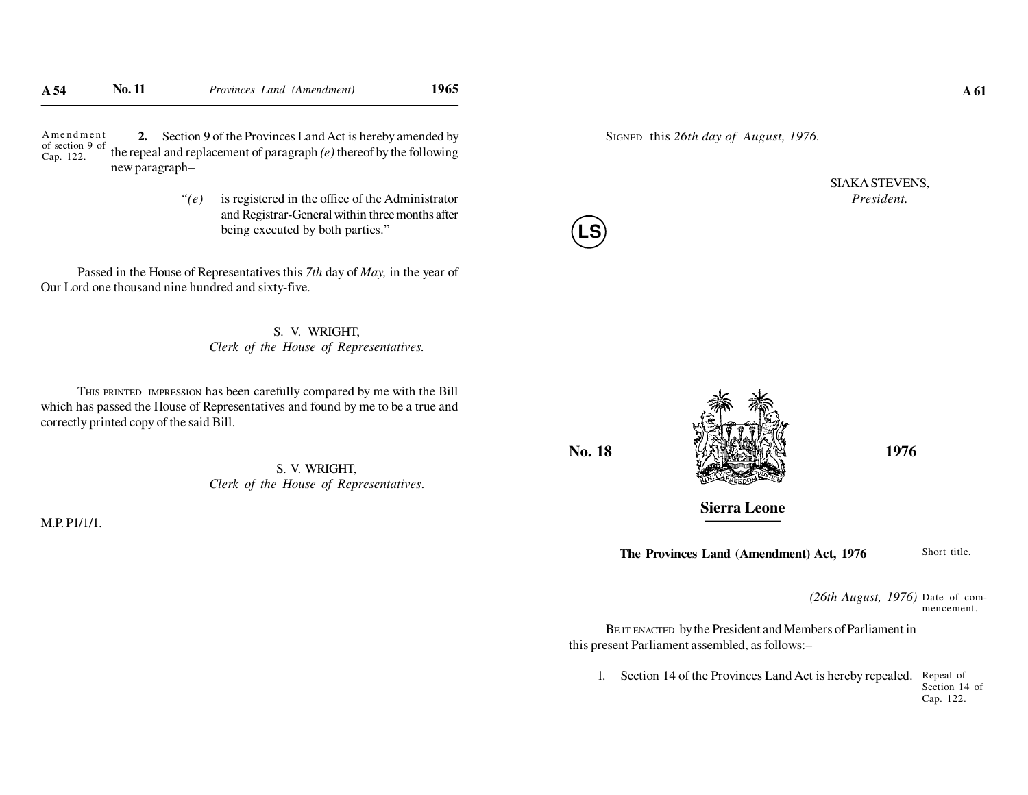Amendment of section 9 of Cap. 122.

**2.** Section 9 of the Provinces Land Act is hereby amended by the repeal and replacement of paragraph *(e)* thereof by the following new paragraph–

> *"(e)* is registered in the office of the Administrator and Registrar-General within three months after being executed by both parties."

Passed in the House of Representatives this *7th* day of *May,* in the year of Our Lord one thousand nine hundred and sixty-five.

S. V. WRIGHT,
*Clerk of the House of Representatives.*

THIS PRINTED IMPRESSION has been carefully compared by me with the Bill which has passed the House of Representatives and found by me to be a true and correctly printed copy of the said Bill.

S. V. WRIGHT,
*Clerk of the House of Representatives.*

M.P. P1/1/1.

SIGNED this *26th day of August, 1976.*

SIAKA STEVENS,
*President.*

LS

**No. 18** **1976**

## Sierra Leone

### The Provinces Land (Amendment) Act, 1976

Short title.

*(26th August, 1976)* Date of commencement.

BE IT ENACTED by the President and Members of Parliament in this present Parliament assembled, as follows:–

Repeal of Section 14 of Cap. 122.

1. Section 14 of the Provinces Land Act is hereby repealed.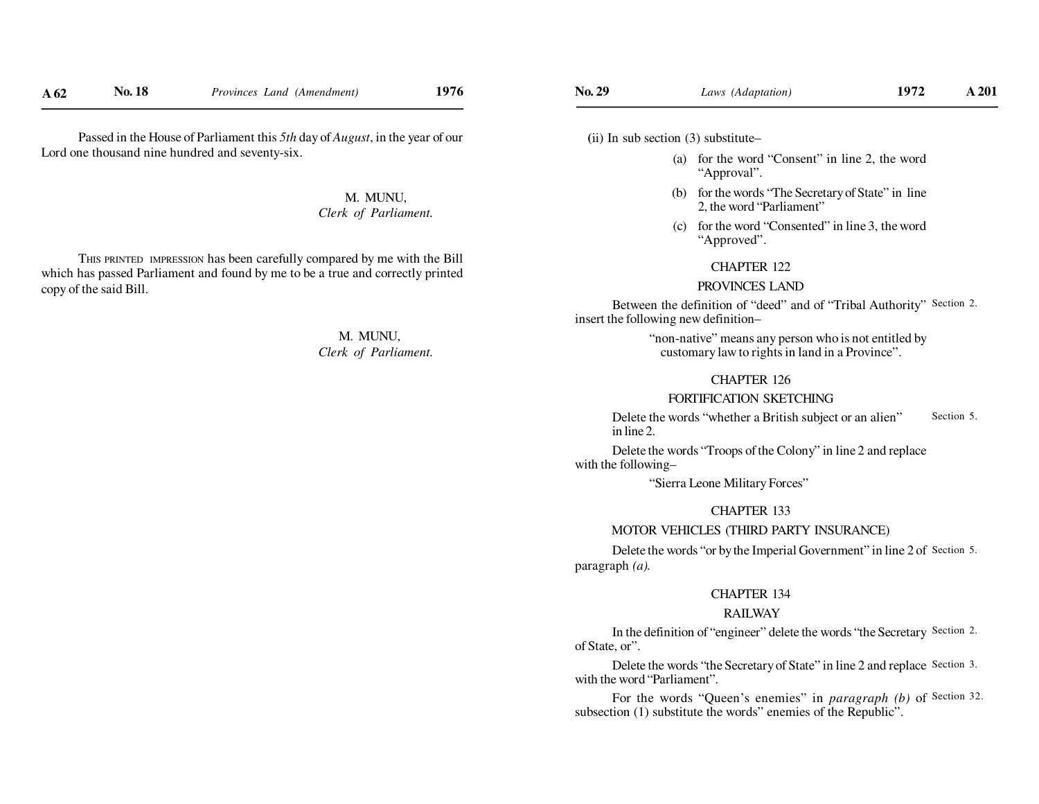Passed in the House of Parliament this *5th* day of *August*, in the year of our Lord one thousand nine hundred and seventy-six.

M. MUNU,
*Clerk of Parliament.*

THIS PRINTED IMPRESSION has been carefully compared by me with the Bill which has passed Parliament and found by me to be a true and correctly printed copy of the said Bill.

M. MUNU,
*Clerk of Parliament.*

(ii) In sub section (3) substitute–

(a) for the word "Consent" in line 2, the word "Approval".

(b) for the words "The Secretary of State" in line 2, the word "Parliament"

(c) for the word "Consented" in line 3, the word "Approved".

CHAPTER 122

PROVINCES LAND

Section 2. Between the definition of "deed" and of "Tribal Authority" insert the following new definition–

"non-native" means any person who is not entitled by customary law to rights in land in a Province".

CHAPTER 126

FORTIFICATION SKETCHING

Section 5. Delete the words "whether a British subject or an alien" in line 2.

Delete the words "Troops of the Colony" in line 2 and replace with the following–

"Sierra Leone Military Forces"

CHAPTER 133

MOTOR VEHICLES (THIRD PARTY INSURANCE)

Section 5. Delete the words "or by the Imperial Government" in line 2 of paragraph *(a).*

CHAPTER 134

RAILWAY

Section 2. In the definition of "engineer" delete the words "the Secretary of State, or".

Section 3. Delete the words "the Secretary of State" in line 2 and replace with the word "Parliament".

Section 32. For the words "Queen's enemies" in *paragraph (b)* of subsection (1) substitute the words" enemies of the Republic".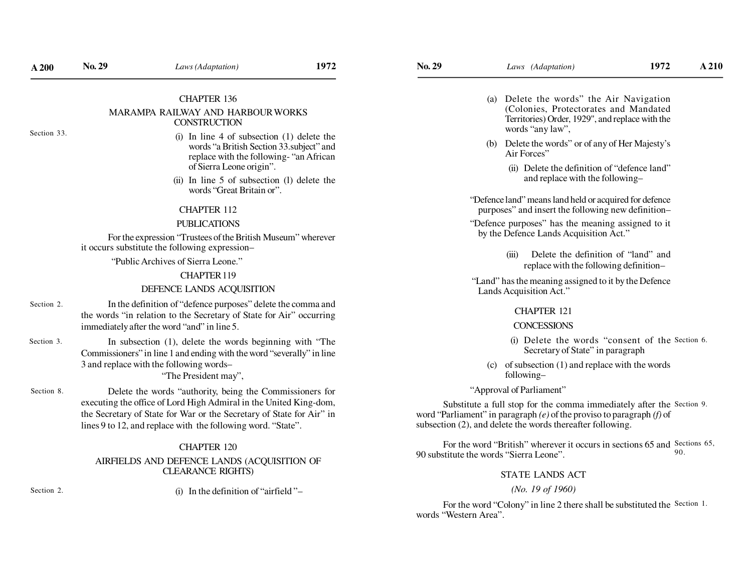### CHAPTER 136

### MARAMPA RAILWAY AND HARBOUR WORKS CONSTRUCTION

Section 33.

(i) In line 4 of subsection (1) delete the words "a British Section 33.subject" and replace with the following- "an African of Sierra Leone origin".

(ii) In line 5 of subsection (l) delete the words "Great Britain or".

### CHAPTER 112

### PUBLICATIONS

For the expression "Trustees of the British Museum" wherever it occurs substitute the following expression–

"Public Archives of Sierra Leone."

### CHAPTER 119

### DEFENCE LANDS ACQUISITION

Section 2. In the definition of "defence purposes" delete the comma and the words "in relation to the Secretary of State for Air" occurring immediately after the word "and" in line 5.

Section 3. In subsection (1), delete the words beginning with "The Commissioners" in line 1 and ending with the word "severally" in line 3 and replace with the following words–

"The President may",

Section 8. Delete the words "authority, being the Commissioners for executing the office of Lord High Admiral in the United King-dom, the Secretary of State for War or the Secretary of State for Air" in lines 9 to 12, and replace with the following word. "State".

### CHAPTER 120

### AIRFIELDS AND DEFENCE LANDS (ACQUISITION OF CLEARANCE RIGHTS)

Section 2.

(i) In the definition of "airfield "–

(a) Delete the words" the Air Navigation (Colonies, Protectorates and Mandated Territories) Order, 1929", and replace with the words "any law",

(b) Delete the words" or of any of Her Majesty's Air Forces"

(ii) Delete the definition of "defence land" and replace with the following–

"Defence land" means land held or acquired for defence purposes" and insert the following new definition–

"Defence purposes" has the meaning assigned to it by the Defence Lands Acquisition Act."

(iii) Delete the definition of "land" and replace with the following definition–

"Land" has the meaning assigned to it by the Defence Lands Acquisition Act."

### CHAPTER 121

### CONCESSIONS

Section 6.

(i) Delete the words "consent of the Secretary of State" in paragraph

(c) of subsection (1) and replace with the words following–

"Approval of Parliament"

Section 9. Substitute a full stop for the comma immediately after the word "Parliament" in paragraph *(e)* of the proviso to paragraph *(f)* of subsection (2), and delete the words thereafter following.

Sections 65, 90. For the word "British" wherever it occurs in sections 65 and 90 substitute the words "Sierra Leone".

### STATE LANDS ACT

*(No. 19 of 1960)*

Section 1. For the word "Colony" in line 2 there shall be substituted the words "Western Area".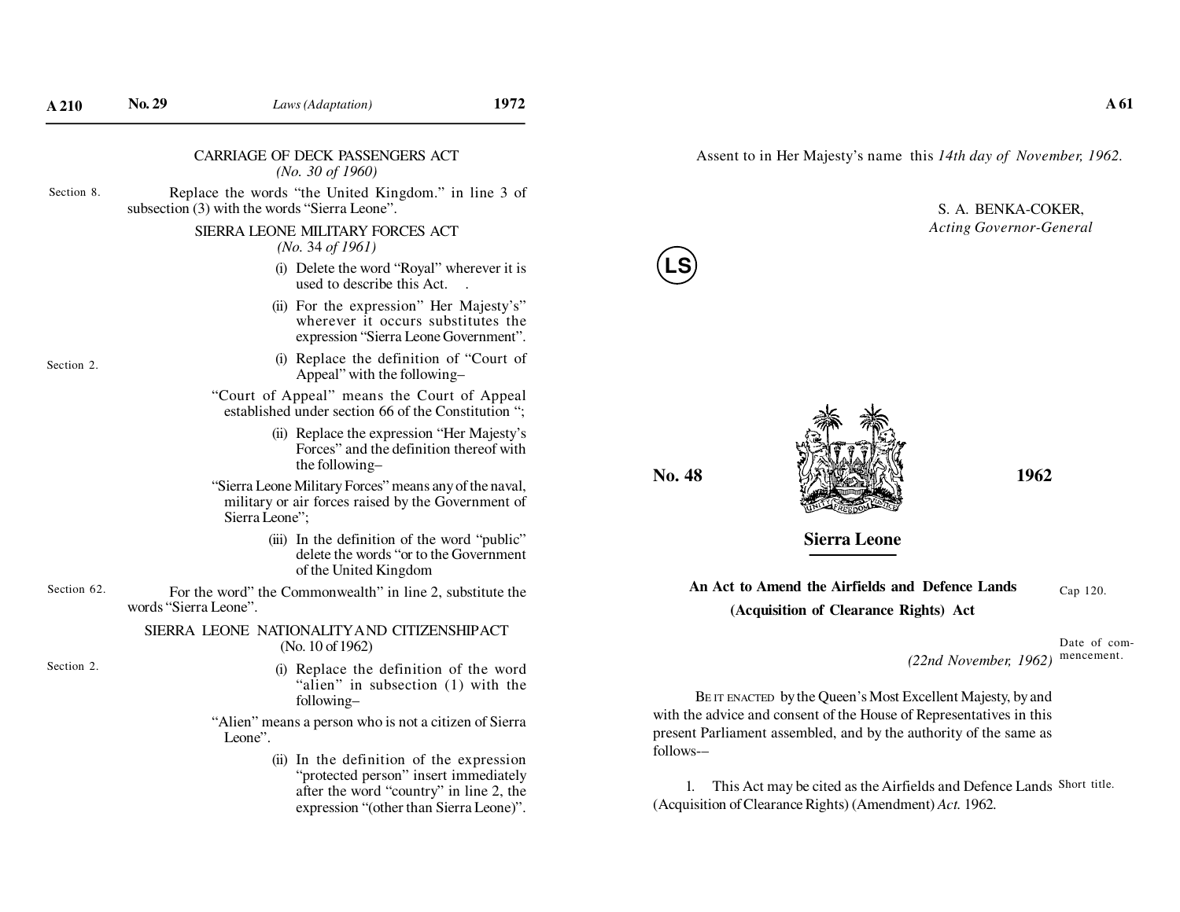CARRIAGE OF DECK PASSENGERS ACT
*(No. 30 of 1960)*

Section 8.

Replace the words "the United Kingdom." in line 3 of subsection (3) with the words "Sierra Leone".

SIERRA LEONE MILITARY FORCES ACT
*(No.* 34 *of 1961)*

(i) Delete the word "Royal" wherever it is used to describe this Act. .

(ii) For the expression" Her Majesty's" wherever it occurs substitutes the expression "Sierra Leone Government".

Section 2.

(i) Replace the definition of "Court of Appeal" with the following–

"Court of Appeal" means the Court of Appeal established under section 66 of the Constitution ";

(ii) Replace the expression "Her Majesty's Forces" and the definition thereof with the following–

"Sierra Leone Military Forces" means any of the naval, military or air forces raised by the Government of Sierra Leone";

(iii) In the definition of the word "public" delete the words "or to the Government of the United Kingdom

Section 62.

For the word" the Commonwealth" in line 2, substitute the words "Sierra Leone".

SIERRA LEONE NATIONALITY AND CITIZENSHIP ACT
(No. 10 of 1962)

Section 2.

(i) Replace the definition of the word "alien" in subsection (1) with the following–

"Alien" means a person who is not a citizen of Sierra Leone".

(ii) In the definition of the expression "protected person" insert immediately after the word "country" in line 2, the expression "(other than Sierra Leone)".

Assent to in Her Majesty's name this *14th day of November, 1962.*

S. A. BENKA-COKER,
*Acting Governor-General*

LS

**No. 48** **1962**

## Sierra Leone

**An Act to Amend the Airfields and Defence Lands (Acquisition of Clearance Rights) Act**

Cap 120.

Date of commencement.

*(22nd November, 1962)*

BE IT ENACTED by the Queen's Most Excellent Majesty, by and with the advice and consent of the House of Representatives in this present Parliament assembled, and by the authority of the same as follows-–

Short title.

1. This Act may be cited as the Airfields and Defence Lands (Acquisition of Clearance Rights) (Amendment) *Act.* 1962.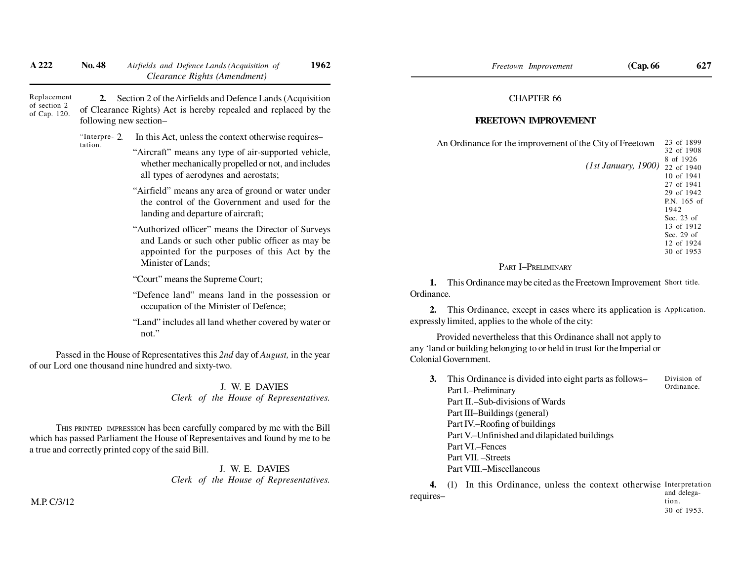Replacement of section 2 of Cap. 120.

**2.** Section 2 of the Airfields and Defence Lands (Acquisition of Clearance Rights) Act is hereby repealed and replaced by the following new section–

"Interpretation. 2. In this Act, unless the context otherwise requires–

"Aircraft" means any type of air-supported vehicle, whether mechanically propelled or not, and includes all types of aerodynes and aerostats;

"Airfield" means any area of ground or water under the control of the Government and used for the landing and departure of aircraft;

"Authorized officer" means the Director of Surveys and Lands or such other public officer as may be appointed for the purposes of this Act by the Minister of Lands;

"Court" means the Supreme Court;

"Defence land" means land in the possession or occupation of the Minister of Defence;

"Land" includes all land whether covered by water or not."

Passed in the House of Representatives this *2nd* day of *August,* in the year of our Lord one thousand nine hundred and sixty-two.

J. W. E DAVIES
*Clerk of the House of Representatives.*

THIS PRINTED IMPRESSION has been carefully compared by me with the Bill which has passed Parliament the House of Representaives and found by me to be a true and correctly printed copy of the said Bill.

J. W. E. DAVIES
*Clerk of the House of Representatives.*

M.P. C/3/12

CHAPTER 66

## FREETOWN IMPROVEMENT

An Ordinance for the improvement of the City of Freetown

*(1st January, 1900)*

23 of 1899
32 of 1908
8 of 1926
22 of 1940
10 of 1941
27 of 1941
29 of 1942
P.N. 165 of 1942
Sec. 23 of 13 of 1912
Sec. 29 of 12 of 1924
30 of 1953

### PART I–PRELIMINARY

Short title.

**1.** This Ordinance may be cited as the Freetown Improvement Ordinance.

Application.

**2.** This Ordinance, except in cases where its application is expressly limited, applies to the whole of the city:

Provided nevertheless that this Ordinance shall not apply to any 'land or building belonging to or held in trust for the Imperial or Colonial Government.

Division of Ordinance.

**3.** This Ordinance is divided into eight parts as follows–
Part I.–Preliminary
Part II.–Sub-divisions of Wards
Part III–Buildings (general)
Part IV.–Roofing of buildings
Part V.–Unfinished and dilapidated buildings
Part VI.–Fences
Part VII. –Streets
Part VIII.–Miscellaneous

Interpretation and delegation. 30 of 1953.

**4.** (1) In this Ordinance, unless the context otherwise requires–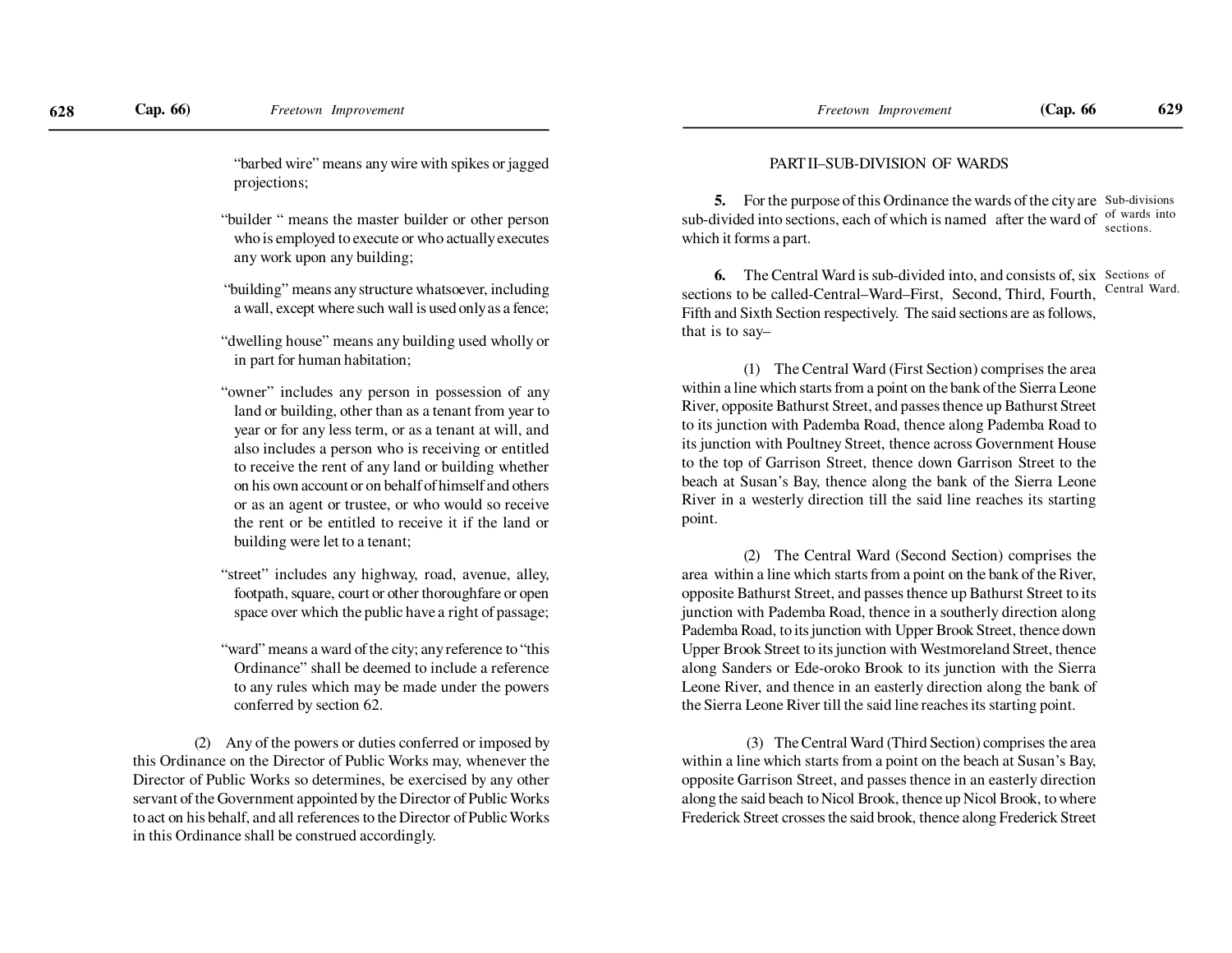"barbed wire" means any wire with spikes or jagged projections;

"builder " means the master builder or other person who is employed to execute or who actually executes any work upon any building;

"building" means any structure whatsoever, including a wall, except where such wall is used only as a fence;

"dwelling house" means any building used wholly or in part for human habitation;

"owner" includes any person in possession of any land or building, other than as a tenant from year to year or for any less term, or as a tenant at will, and also includes a person who is receiving or entitled to receive the rent of any land or building whether on his own account or on behalf of himself and others or as an agent or trustee, or who would so receive the rent or be entitled to receive it if the land or building were let to a tenant;

"street" includes any highway, road, avenue, alley, footpath, square, court or other thoroughfare or open space over which the public have a right of passage;

"ward" means a ward of the city; any reference to "this Ordinance" shall be deemed to include a reference to any rules which may be made under the powers conferred by section 62.

(2) Any of the powers or duties conferred or imposed by this Ordinance on the Director of Public Works may, whenever the Director of Public Works so determines, be exercised by any other servant of the Government appointed by the Director of Public Works to act on his behalf, and all references to the Director of Public Works in this Ordinance shall be construed accordingly.

## PART II–SUB-DIVISION OF WARDS

*Sub-divisions of wards into sections.*

**5.** For the purpose of this Ordinance the wards of the city are sub-divided into sections, each of which is named after the ward of which it forms a part.

*Sections of Central Ward.*

**6.** The Central Ward is sub-divided into, and consists of, six sections to be called-Central–Ward–First, Second, Third, Fourth, Fifth and Sixth Section respectively. The said sections are as follows, that is to say–

(1) The Central Ward (First Section) comprises the area within a line which starts from a point on the bank of the Sierra Leone River, opposite Bathurst Street, and passes thence up Bathurst Street to its junction with Pademba Road, thence along Pademba Road to its junction with Poultney Street, thence across Government House to the top of Garrison Street, thence down Garrison Street to the beach at Susan's Bay, thence along the bank of the Sierra Leone River in a westerly direction till the said line reaches its starting point.

(2) The Central Ward (Second Section) comprises the area within a line which starts from a point on the bank of the River, opposite Bathurst Street, and passes thence up Bathurst Street to its junction with Pademba Road, thence in a southerly direction along Pademba Road, to its junction with Upper Brook Street, thence down Upper Brook Street to its junction with Westmoreland Street, thence along Sanders or Ede-oroko Brook to its junction with the Sierra Leone River, and thence in an easterly direction along the bank of the Sierra Leone River till the said line reaches its starting point.

(3) The Central Ward (Third Section) comprises the area within a line which starts from a point on the beach at Susan's Bay, opposite Garrison Street, and passes thence in an easterly direction along the said beach to Nicol Brook, thence up Nicol Brook, to where Frederick Street crosses the said brook, thence along Frederick Street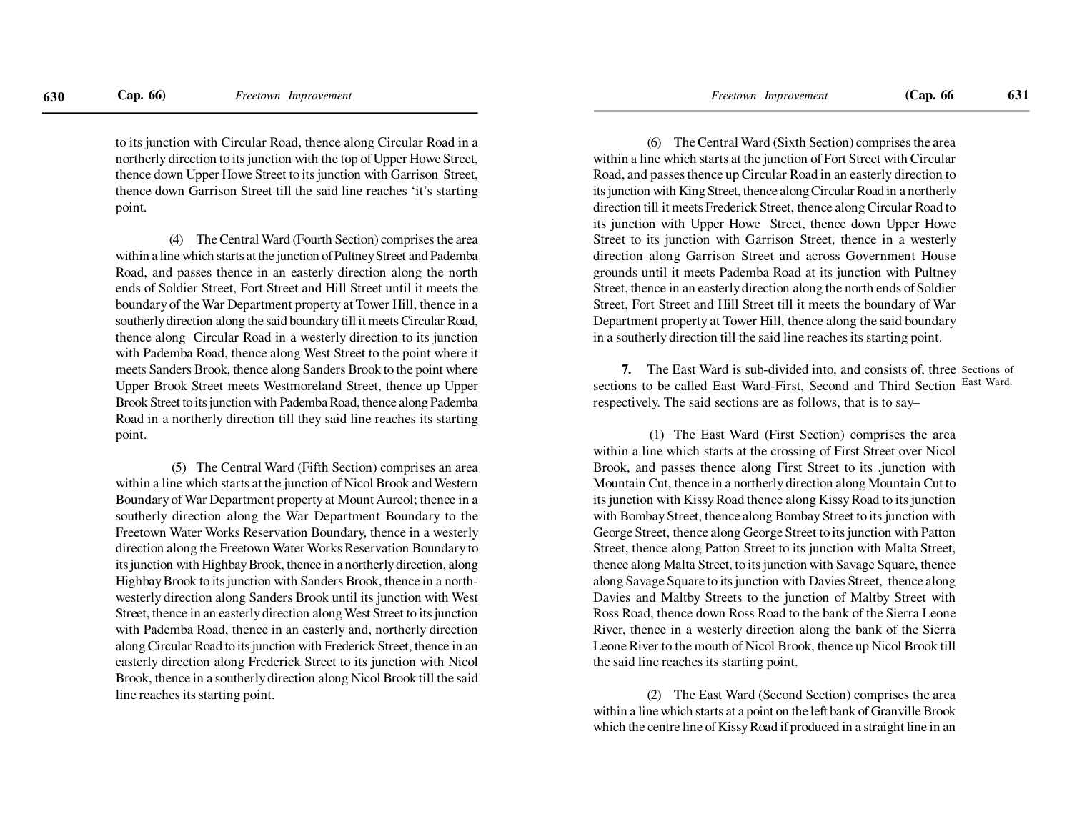to its junction with Circular Road, thence along Circular Road in a northerly direction to its junction with the top of Upper Howe Street, thence down Upper Howe Street to its junction with Garrison Street, thence down Garrison Street till the said line reaches 'it's starting point.

(4) The Central Ward (Fourth Section) comprises the area within a line which starts at the junction of Pultney Street and Pademba Road, and passes thence in an easterly direction along the north ends of Soldier Street, Fort Street and Hill Street until it meets the boundary of the War Department property at Tower Hill, thence in a southerly direction along the said boundary till it meets Circular Road, thence along Circular Road in a westerly direction to its junction with Pademba Road, thence along West Street to the point where it meets Sanders Brook, thence along Sanders Brook to the point where Upper Brook Street meets Westmoreland Street, thence up Upper Brook Street to its junction with Pademba Road, thence along Pademba Road in a northerly direction till they said line reaches its starting point.

(5) The Central Ward (Fifth Section) comprises an area within a line which starts at the junction of Nicol Brook and Western Boundary of War Department property at Mount Aureol; thence in a southerly direction along the War Department Boundary to the Freetown Water Works Reservation Boundary, thence in a westerly direction along the Freetown Water Works Reservation Boundary to its junction with Highbay Brook, thence in a northerly direction, along Highbay Brook to its junction with Sanders Brook, thence in a north-westerly direction along Sanders Brook until its junction with West Street, thence in an easterly direction along West Street to its junction with Pademba Road, thence in an easterly and, northerly direction along Circular Road to its junction with Frederick Street, thence in an easterly direction along Frederick Street to its junction with Nicol Brook, thence in a southerly direction along Nicol Brook till the said line reaches its starting point.

(6) The Central Ward (Sixth Section) comprises the area within a line which starts at the junction of Fort Street with Circular Road, and passes thence up Circular Road in an easterly direction to its junction with King Street, thence along Circular Road in a northerly direction till it meets Frederick Street, thence along Circular Road to its junction with Upper Howe Street, thence down Upper Howe Street to its junction with Garrison Street, thence in a westerly direction along Garrison Street and across Government House grounds until it meets Pademba Road at its junction with Pultney Street, thence in an easterly direction along the north ends of Soldier Street, Fort Street and Hill Street till it meets the boundary of War Department property at Tower Hill, thence along the said boundary in a southerly direction till the said line reaches its starting point.

Sections of East Ward.

**7.** The East Ward is sub-divided into, and consists of, three sections to be called East Ward-First, Second and Third Section respectively. The said sections are as follows, that is to say–

(1) The East Ward (First Section) comprises the area within a line which starts at the crossing of First Street over Nicol Brook, and passes thence along First Street to its .junction with Mountain Cut, thence in a northerly direction along Mountain Cut to its junction with Kissy Road thence along Kissy Road to its junction with Bombay Street, thence along Bombay Street to its junction with George Street, thence along George Street to its junction with Patton Street, thence along Patton Street to its junction with Malta Street, thence along Malta Street, to its junction with Savage Square, thence along Savage Square to its junction with Davies Street, thence along Davies and Maltby Streets to the junction of Maltby Street with Ross Road, thence down Ross Road to the bank of the Sierra Leone River, thence in a westerly direction along the bank of the Sierra Leone River to the mouth of Nicol Brook, thence up Nicol Brook till the said line reaches its starting point.

(2) The East Ward (Second Section) comprises the area within a line which starts at a point on the left bank of Granville Brook which the centre line of Kissy Road if produced in a straight line in an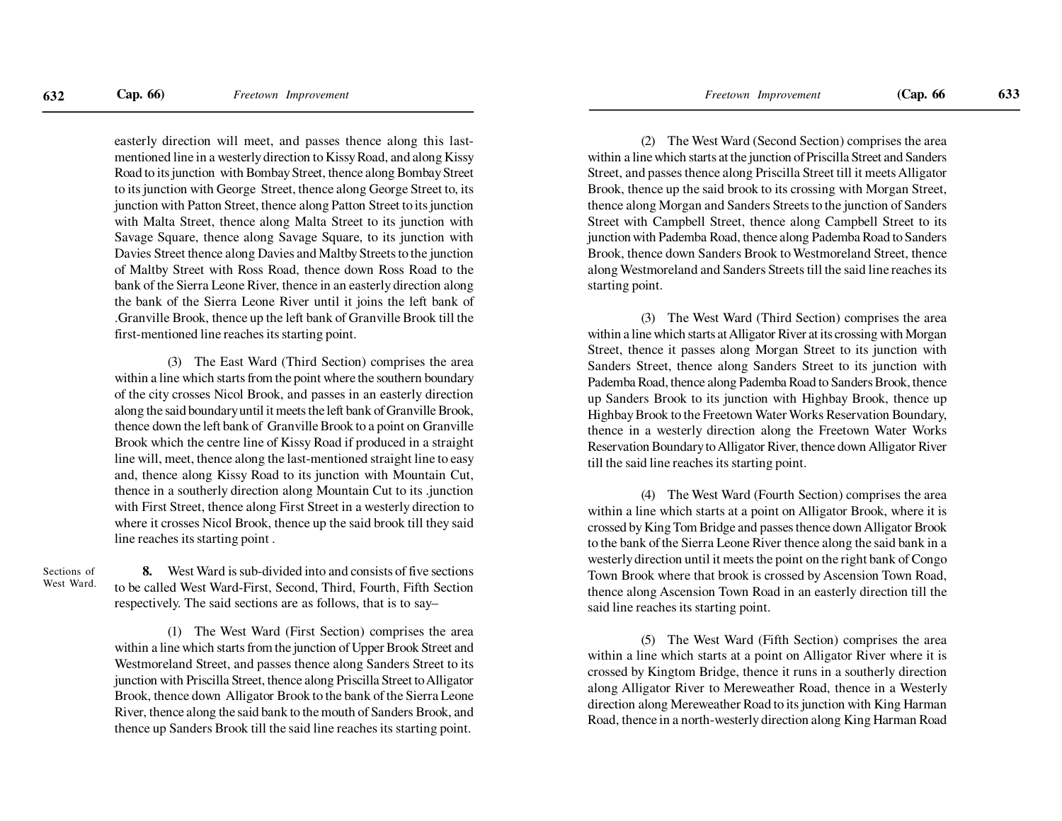easterly direction will meet, and passes thence along this last-mentioned line in a westerly direction to Kissy Road, and along Kissy Road to its junction with Bombay Street, thence along Bombay Street to its junction with George Street, thence along George Street to, its junction with Patton Street, thence along Patton Street to its junction with Malta Street, thence along Malta Street to its junction with Savage Square, thence along Savage Square, to its junction with Davies Street thence along Davies and Maltby Streets to the junction of Maltby Street with Ross Road, thence down Ross Road to the bank of the Sierra Leone River, thence in an easterly direction along the bank of the Sierra Leone River until it joins the left bank of .Granville Brook, thence up the left bank of Granville Brook till the first-mentioned line reaches its starting point.

(3) The East Ward (Third Section) comprises the area within a line which starts from the point where the southern boundary of the city crosses Nicol Brook, and passes in an easterly direction along the said boundary until it meets the left bank of Granville Brook, thence down the left bank of Granville Brook to a point on Granville Brook which the centre line of Kissy Road if produced in a straight line will, meet, thence along the last-mentioned straight line to easy and, thence along Kissy Road to its junction with Mountain Cut, thence in a southerly direction along Mountain Cut to its .junction with First Street, thence along First Street in a westerly direction to where it crosses Nicol Brook, thence up the said brook till they said line reaches its starting point .

Sections of West Ward.

**8.** West Ward is sub-divided into and consists of five sections to be called West Ward-First, Second, Third, Fourth, Fifth Section respectively. The said sections are as follows, that is to say–

(1) The West Ward (First Section) comprises the area within a line which starts from the junction of Upper Brook Street and Westmoreland Street, and passes thence along Sanders Street to its junction with Priscilla Street, thence along Priscilla Street to Alligator Brook, thence down Alligator Brook to the bank of the Sierra Leone River, thence along the said bank to the mouth of Sanders Brook, and thence up Sanders Brook till the said line reaches its starting point.

(2) The West Ward (Second Section) comprises the area within a line which starts at the junction of Priscilla Street and Sanders Street, and passes thence along Priscilla Street till it meets Alligator Brook, thence up the said brook to its crossing with Morgan Street, thence along Morgan and Sanders Streets to the junction of Sanders Street with Campbell Street, thence along Campbell Street to its junction with Pademba Road, thence along Pademba Road to Sanders Brook, thence down Sanders Brook to Westmoreland Street, thence along Westmoreland and Sanders Streets till the said line reaches its starting point.

(3) The West Ward (Third Section) comprises the area within a line which starts at Alligator River at its crossing with Morgan Street, thence it passes along Morgan Street to its junction with Sanders Street, thence along Sanders Street to its junction with Pademba Road, thence along Pademba Road to Sanders Brook, thence up Sanders Brook to its junction with Highbay Brook, thence up Highbay Brook to the Freetown Water Works Reservation Boundary, thence in a westerly direction along the Freetown Water Works Reservation Boundary to Alligator River, thence down Alligator River till the said line reaches its starting point.

(4) The West Ward (Fourth Section) comprises the area within a line which starts at a point on Alligator Brook, where it is crossed by King Tom Bridge and passes thence down Alligator Brook to the bank of the Sierra Leone River thence along the said bank in a westerly direction until it meets the point on the right bank of Congo Town Brook where that brook is crossed by Ascension Town Road, thence along Ascension Town Road in an easterly direction till the said line reaches its starting point.

(5) The West Ward (Fifth Section) comprises the area within a line which starts at a point on Alligator River where it is crossed by Kingtom Bridge, thence it runs in a southerly direction along Alligator River to Mereweather Road, thence in a Westerly direction along Mereweather Road to its junction with King Harman Road, thence in a north-westerly direction along King Harman Road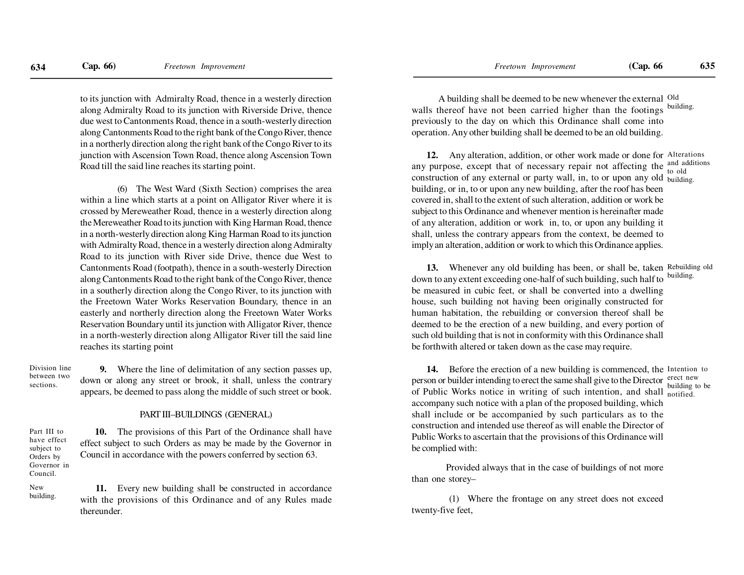to its junction with Admiralty Road, thence in a westerly direction along Admiralty Road to its junction with Riverside Drive, thence due west to Cantonments Road, thence in a south-westerly direction along Cantonments Road to the right bank of the Congo River, thence in a northerly direction along the right bank of the Congo River to its junction with Ascension Town Road, thence along Ascension Town Road till the said line reaches its starting point.

(6) The West Ward (Sixth Section) comprises the area within a line which starts at a point on Alligator River where it is crossed by Mereweather Road, thence in a westerly direction along the Mereweather Road to its junction with King Harman Road, thence in a north-westerly direction along King Harman Road to its junction with Admiralty Road, thence in a westerly direction along Admiralty Road to its junction with River side Drive, thence due West to Cantonments Road (footpath), thence in a south-westerly Direction along Cantonments Road to the right bank of the Congo River, thence in a southerly direction along the Congo River, to its junction with the Freetown Water Works Reservation Boundary, thence in an easterly and northerly direction along the Freetown Water Works Reservation Boundary until its junction with Alligator River, thence in a north-westerly direction along Alligator River till the said line reaches its starting point

*Division line between two sections.*

**9.** Where the line of delimitation of any section passes up, down or along any street or brook, it shall, unless the contrary appears, be deemed to pass along the middle of such street or book.

## PART III–BUILDINGS (GENERAL)

*Part III to have effect subject to Orders by Governor in Council.*

**10.** The provisions of this Part of the Ordinance shall have effect subject to such Orders as may be made by the Governor in Council in accordance with the powers conferred by section 63.

*New building.*

**11.** Every new building shall be constructed in accordance with the provisions of this Ordinance and of any Rules made thereunder.

*Old building.*

A building shall be deemed to be new whenever the external walls thereof have not been carried higher than the footings previously to the day on which this Ordinance shall come into operation. Any other building shall be deemed to be an old building.

*Alterations and additions to old building.*

**12.** Any alteration, addition, or other work made or done for any purpose, except that of necessary repair not affecting the construction of any external or party wall, in, to or upon any old building, or in, to or upon any new building, after the roof has been covered in, shall to the extent of such alteration, addition or work be subject to this Ordinance and whenever mention is hereinafter made of any alteration, addition or work in, to, or upon any building it shall, unless the contrary appears from the context, be deemed to imply an alteration, addition or work to which this Ordinance applies.

*Rebuilding old building.*

**13.** Whenever any old building has been, or shall be, taken down to any extent exceeding one-half of such building, such half to be measured in cubic feet, or shall be converted into a dwelling house, such building not having been originally constructed for human habitation, the rebuilding or conversion thereof shall be deemed to be the erection of a new building, and every portion of such old building that is not in conformity with this Ordinance shall be forthwith altered or taken down as the case may require.

*Intention to erect new building to be notified.*

**14.** Before the erection of a new building is commenced, the person or builder intending to erect the same shall give to the Director of Public Works notice in writing of such intention, and shall accompany such notice with a plan of the proposed building, which shall include or be accompanied by such particulars as to the construction and intended use thereof as will enable the Director of Public Works to ascertain that the provisions of this Ordinance will be complied with:

Provided always that in the case of buildings of not more than one storey–

(1) Where the frontage on any street does not exceed twenty-five feet,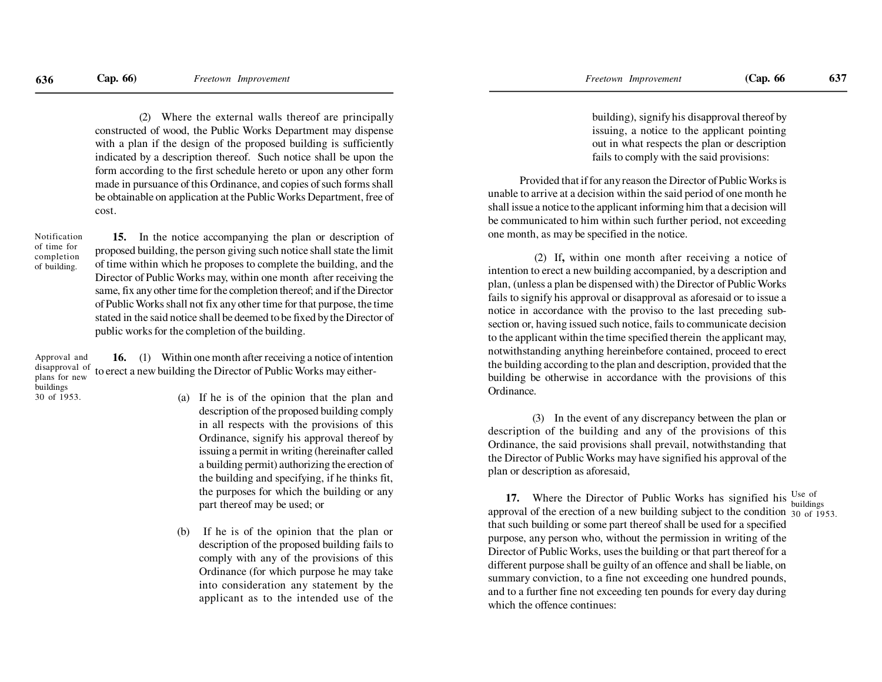(2) Where the external walls thereof are principally constructed of wood, the Public Works Department may dispense with a plan if the design of the proposed building is sufficiently indicated by a description thereof. Such notice shall be upon the form according to the first schedule hereto or upon any other form made in pursuance of this Ordinance, and copies of such forms shall be obtainable on application at the Public Works Department, free of cost.

*Notification of time for completion of building.*

**15.** In the notice accompanying the plan or description of proposed building, the person giving such notice shall state the limit of time within which he proposes to complete the building, and the Director of Public Works may, within one month after receiving the same, fix any other time for the completion thereof; and if the Director of Public Works shall not fix any other time for that purpose, the time stated in the said notice shall be deemed to be fixed by the Director of public works for the completion of the building.

*Approval and disapproval of plans for new buildings 30 of 1953.*

**16.** (1) Within one month after receiving a notice of intention to erect a new building the Director of Public Works may either-

(a) If he is of the opinion that the plan and description of the proposed building comply in all respects with the provisions of this Ordinance, signify his approval thereof by issuing a permit in writing (hereinafter called a building permit) authorizing the erection of the building and specifying, if he thinks fit, the purposes for which the building or any part thereof may be used; or

(b) If he is of the opinion that the plan or description of the proposed building fails to comply with any of the provisions of this Ordinance (for which purpose he may take into consideration any statement by the applicant as to the intended use of the building), signify his disapproval thereof by issuing, a notice to the applicant pointing out in what respects the plan or description fails to comply with the said provisions:

Provided that if for any reason the Director of Public Works is unable to arrive at a decision within the said period of one month he shall issue a notice to the applicant informing him that a decision will be communicated to him within such further period, not exceeding one month, as may be specified in the notice.

(2) If**,** within one month after receiving a notice of intention to erect a new building accompanied, by a description and plan, (unless a plan be dispensed with) the Director of Public Works fails to signify his approval or disapproval as aforesaid or to issue a notice in accordance with the proviso to the last preceding sub-section or, having issued such notice, fails to communicate decision to the applicant within the time specified therein the applicant may, notwithstanding anything hereinbefore contained, proceed to erect the building according to the plan and description, provided that the building be otherwise in accordance with the provisions of this Ordinance.

(3) In the event of any discrepancy between the plan or description of the building and any of the provisions of this Ordinance, the said provisions shall prevail, notwithstanding that the Director of Public Works may have signified his approval of the plan or description as aforesaid,

*Use of buildings 30 of 1953.*

**17.** Where the Director of Public Works has signified his approval of the erection of a new building subject to the condition that such building or some part thereof shall be used for a specified purpose, any person who, without the permission in writing of the Director of Public Works, uses the building or that part thereof for a different purpose shall be guilty of an offence and shall be liable, on summary conviction, to a fine not exceeding one hundred pounds, and to a further fine not exceeding ten pounds for every day during which the offence continues: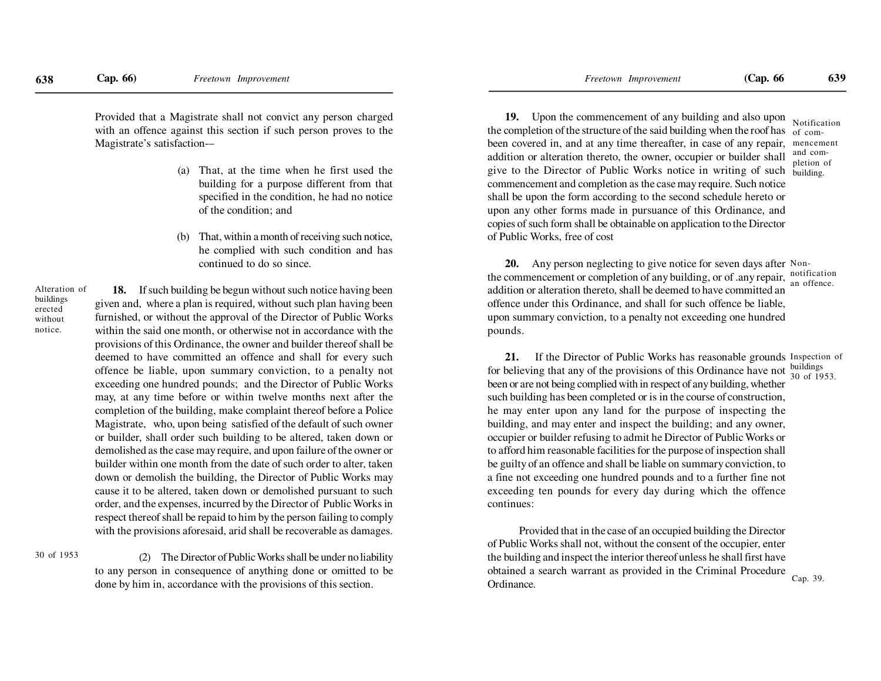Provided that a Magistrate shall not convict any person charged with an offence against this section if such person proves to the Magistrate's satisfaction-–

(a) That, at the time when he first used the building for a purpose different from that specified in the condition, he had no notice of the condition; and

(b) That, within a month of receiving such notice, he complied with such condition and has continued to do so since.

Alteration of buildings erected without notice.

**18.** If such building be begun without such notice having been given and, where a plan is required, without such plan having been furnished, or without the approval of the Director of Public Works within the said one month, or otherwise not in accordance with the provisions of this Ordinance, the owner and builder thereof shall be deemed to have committed an offence and shall for every such offence be liable, upon summary conviction, to a penalty not exceeding one hundred pounds; and the Director of Public Works may, at any time before or within twelve months next after the completion of the building, make complaint thereof before a Police Magistrate, who, upon being satisfied of the default of such owner or builder, shall order such building to be altered, taken down or demolished as the case may require, and upon failure of the owner or builder within one month from the date of such order to alter, taken down or demolish the building, the Director of Public Works may cause it to be altered, taken down or demolished pursuant to such order, and the expenses, incurred by the Director of Public Works in respect thereof shall be repaid to him by the person failing to comply with the provisions aforesaid, arid shall be recoverable as damages.

30 of 1953

(2) The Director of Public Works shall be under no liability to any person in consequence of anything done or omitted to be done by him in, accordance with the provisions of this section.

Notification of commencement and completion of building.

**19.** Upon the commencement of any building and also upon the completion of the structure of the said building when the roof has been covered in, and at any time thereafter, in case of any repair, addition or alteration thereto, the owner, occupier or builder shall give to the Director of Public Works notice in writing of such commencement and completion as the case may require. Such notice shall be upon the form according to the second schedule hereto or upon any other forms made in pursuance of this Ordinance, and copies of such form shall be obtainable on application to the Director of Public Works, free of cost

Non-notification an offence.

**20.** Any person neglecting to give notice for seven days after the commencement or completion of any building, or of .any repair, addition or alteration thereto, shall be deemed to have committed an offence under this Ordinance, and shall for such offence be liable, upon summary conviction, to a penalty not exceeding one hundred pounds.

Inspection of buildings 30 of 1953.

**21.** If the Director of Public Works has reasonable grounds for believing that any of the provisions of this Ordinance have not been or are not being complied with in respect of any building, whether such building has been completed or is in the course of construction, he may enter upon any land for the purpose of inspecting the building, and may enter and inspect the building; and any owner, occupier or builder refusing to admit he Director of Public Works or to afford him reasonable facilities for the purpose of inspection shall be guilty of an offence and shall be liable on summary conviction, to a fine not exceeding one hundred pounds and to a further fine not exceeding ten pounds for every day during which the offence continues:

Provided that in the case of an occupied building the Director of Public Works shall not, without the consent of the occupier, enter the building and inspect the interior thereof unless he shall first have obtained a search warrant as provided in the Criminal Procedure Ordinance.

Cap. 39.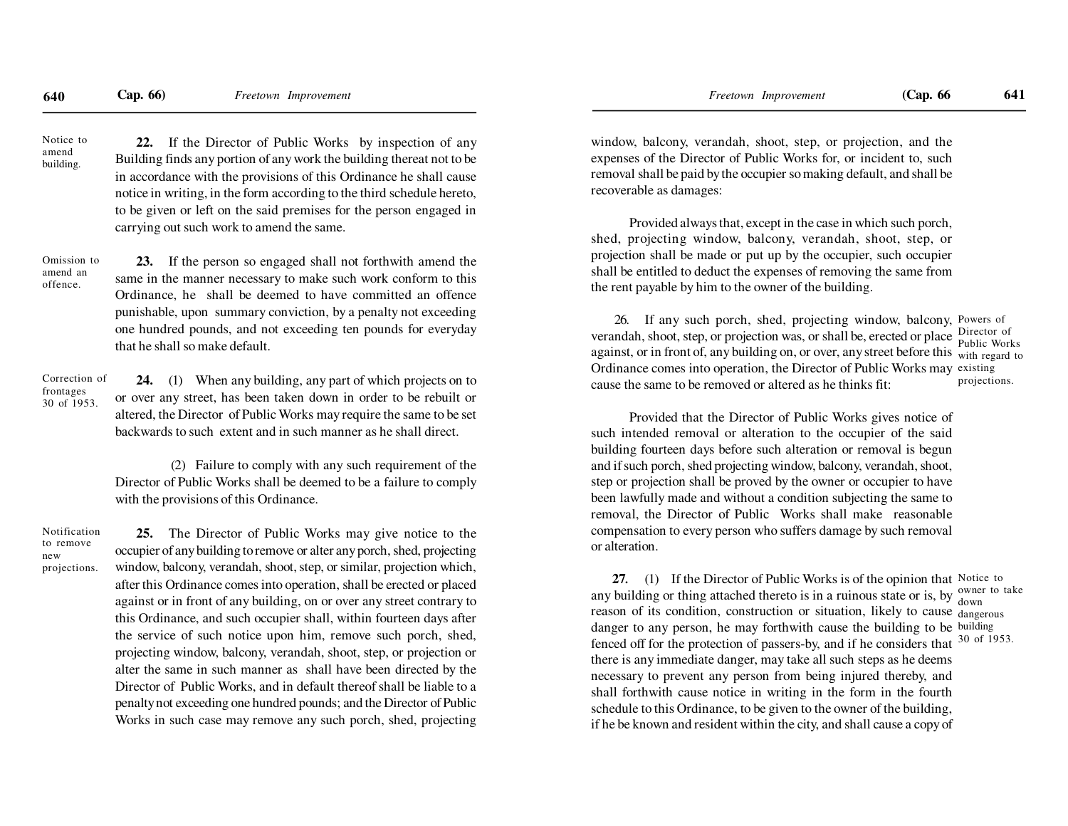**Notice to amend building.**

**22.** If the Director of Public Works by inspection of any Building finds any portion of any work the building thereat not to be in accordance with the provisions of this Ordinance he shall cause notice in writing, in the form according to the third schedule hereto, to be given or left on the said premises for the person engaged in carrying out such work to amend the same.

**Omission to amend an offence.**

**23.** If the person so engaged shall not forthwith amend the same in the manner necessary to make such work conform to this Ordinance, he shall be deemed to have committed an offence punishable, upon summary conviction, by a penalty not exceeding one hundred pounds, and not exceeding ten pounds for everyday that he shall so make default.

**Correction of frontages 30 of 1953.**

**24.** (1) When any building, any part of which projects on to or over any street, has been taken down in order to be rebuilt or altered, the Director of Public Works may require the same to be set backwards to such extent and in such manner as he shall direct.

(2) Failure to comply with any such requirement of the Director of Public Works shall be deemed to be a failure to comply with the provisions of this Ordinance.

**Notification to remove new projections.**

**25.** The Director of Public Works may give notice to the occupier of any building to remove or alter any porch, shed, projecting window, balcony, verandah, shoot, step, or similar, projection which, after this Ordinance comes into operation, shall be erected or placed against or in front of any building, on or over any street contrary to this Ordinance, and such occupier shall, within fourteen days after the service of such notice upon him, remove such porch, shed, projecting window, balcony, verandah, shoot, step, or projection or alter the same in such manner as shall have been directed by the Director of Public Works, and in default thereof shall be liable to a penalty not exceeding one hundred pounds; and the Director of Public Works in such case may remove any such porch, shed, projecting window, balcony, verandah, shoot, step, or projection, and the expenses of the Director of Public Works for, or incident to, such removal shall be paid by the occupier so making default, and shall be recoverable as damages:

Provided always that, except in the case in which such porch, shed, projecting window, balcony, verandah, shoot, step, or projection shall be made or put up by the occupier, such occupier shall be entitled to deduct the expenses of removing the same from the rent payable by him to the owner of the building.

**Powers of Director of Public Works with regard to existing projections.**

26. If any such porch, shed, projecting window, balcony, verandah, shoot, step, or projection was, or shall be, erected or place against, or in front of, any building on, or over, any street before this Ordinance comes into operation, the Director of Public Works may cause the same to be removed or altered as he thinks fit:

Provided that the Director of Public Works gives notice of such intended removal or alteration to the occupier of the said building fourteen days before such alteration or removal is begun and if such porch, shed projecting window, balcony, verandah, shoot, step or projection shall be proved by the owner or occupier to have been lawfully made and without a condition subjecting the same to removal, the Director of Public Works shall make reasonable compensation to every person who suffers damage by such removal or alteration.

**Notice to owner to take down dangerous building 30 of 1953.**

**27.** (1) If the Director of Public Works is of the opinion that any building or thing attached thereto is in a ruinous state or is, by reason of its condition, construction or situation, likely to cause danger to any person, he may forthwith cause the building to be fenced off for the protection of passers-by, and if he considers that there is any immediate danger, may take all such steps as he deems necessary to prevent any person from being injured thereby, and shall forthwith cause notice in writing in the form in the fourth schedule to this Ordinance, to be given to the owner of the building, if he be known and resident within the city, and shall cause a copy of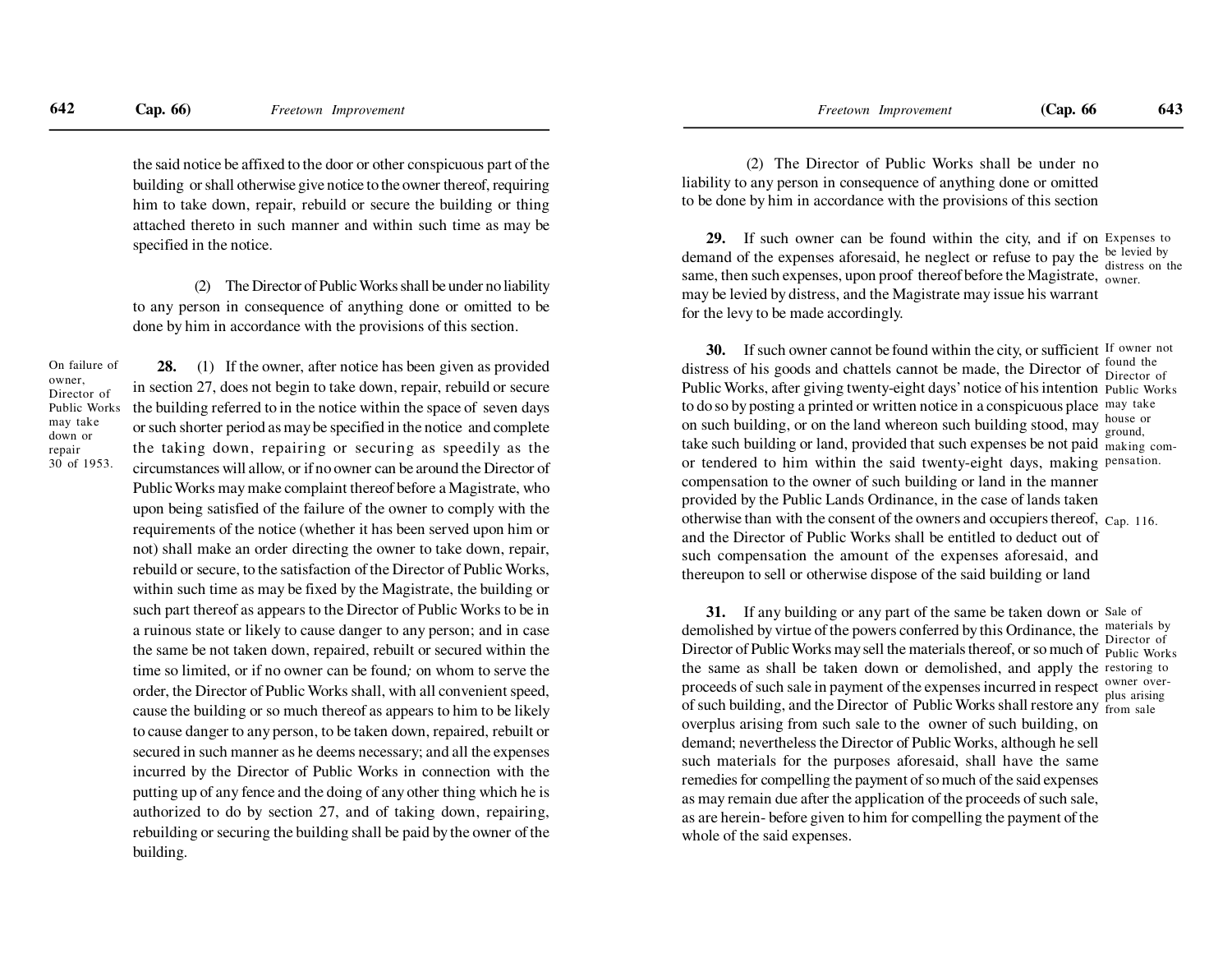the said notice be affixed to the door or other conspicuous part of the building or shall otherwise give notice to the owner thereof, requiring him to take down, repair, rebuild or secure the building or thing attached thereto in such manner and within such time as may be specified in the notice.

(2) The Director of Public Works shall be under no liability to any person in consequence of anything done or omitted to be done by him in accordance with the provisions of this section.

On failure of owner, Director of Public Works may take down or repair
30 of 1953.

**28.** (1) If the owner, after notice has been given as provided in section 27, does not begin to take down, repair, rebuild or secure the building referred to in the notice within the space of seven days or such shorter period as may be specified in the notice and complete the taking down, repairing or securing as speedily as the circumstances will allow, or if no owner can be around the Director of Public Works may make complaint thereof before a Magistrate, who upon being satisfied of the failure of the owner to comply with the requirements of the notice (whether it has been served upon him or not) shall make an order directing the owner to take down, repair, rebuild or secure, to the satisfaction of the Director of Public Works, within such time as may be fixed by the Magistrate, the building or such part thereof as appears to the Director of Public Works to be in a ruinous state or likely to cause danger to any person; and in case the same be not taken down, repaired, rebuilt or secured within the time so limited, or if no owner can be found; on whom to serve the order, the Director of Public Works shall, with all convenient speed, cause the building or so much thereof as appears to him to be likely to cause danger to any person, to be taken down, repaired, rebuilt or secured in such manner as he deems necessary; and all the expenses incurred by the Director of Public Works in connection with the putting up of any fence and the doing of any other thing which he is authorized to do by section 27, and of taking down, repairing, rebuilding or securing the building shall be paid by the owner of the building.

(2) The Director of Public Works shall be under no liability to any person in consequence of anything done or omitted to be done by him in accordance with the provisions of this section

Expenses to be levied by distress on the owner.

**29.** If such owner can be found within the city, and if on demand of the expenses aforesaid, he neglect or refuse to pay the same, then such expenses, upon proof thereof before the Magistrate, may be levied by distress, and the Magistrate may issue his warrant for the levy to be made accordingly.

If owner not found the Director of Public Works may take house or ground, making compensation.

**30.** If such owner cannot be found within the city, or sufficient distress of his goods and chattels cannot be made, the Director of Public Works, after giving twenty-eight days' notice of his intention to do so by posting a printed or written notice in a conspicuous place on such building, or on the land whereon such building stood, may take such building or land, provided that such expenses be not paid or tendered to him within the said twenty-eight days, making compensation to the owner of such building or land in the manner provided by the Public Lands Ordinance, in the case of lands taken otherwise than with the consent of the owners and occupiers thereof, and the Director of Public Works shall be entitled to deduct out of such compensation the amount of the expenses aforesaid, and thereupon to sell or otherwise dispose of the said building or land

Cap. 116.

Sale of materials by Director of Public Works restoring to owner overplus arising from sale

**31.** If any building or any part of the same be taken down or demolished by virtue of the powers conferred by this Ordinance, the Director of Public Works may sell the materials thereof, or so much of the same as shall be taken down or demolished, and apply the proceeds of such sale in payment of the expenses incurred in respect of such building, and the Director of Public Works shall restore any overplus arising from such sale to the owner of such building, on demand; nevertheless the Director of Public Works, although he sell such materials for the purposes aforesaid, shall have the same remedies for compelling the payment of so much of the said expenses as may remain due after the application of the proceeds of such sale, as are herein- before given to him for compelling the payment of the whole of the said expenses.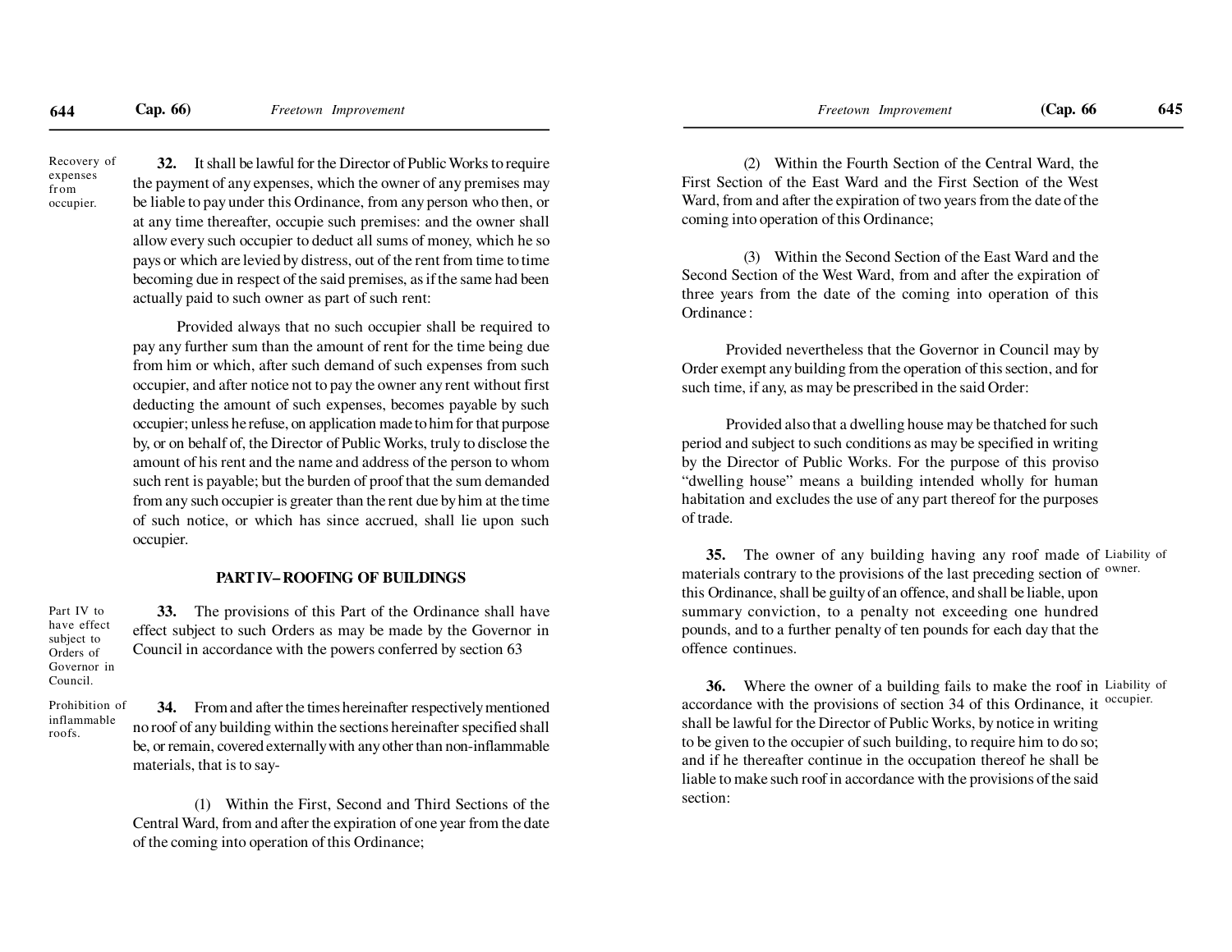Recovery of expenses from occupier.

**32.** It shall be lawful for the Director of Public Works to require the payment of any expenses, which the owner of any premises may be liable to pay under this Ordinance, from any person who then, or at any time thereafter, occupie such premises: and the owner shall allow every such occupier to deduct all sums of money, which he so pays or which are levied by distress, out of the rent from time to time becoming due in respect of the said premises, as if the same had been actually paid to such owner as part of such rent:

Provided always that no such occupier shall be required to pay any further sum than the amount of rent for the time being due from him or which, after such demand of such expenses from such occupier, and after notice not to pay the owner any rent without first deducting the amount of such expenses, becomes payable by such occupier; unless he refuse, on application made to him for that purpose by, or on behalf of, the Director of Public Works, truly to disclose the amount of his rent and the name and address of the person to whom such rent is payable; but the burden of proof that the sum demanded from any such occupier is greater than the rent due by him at the time of such notice, or which has since accrued, shall lie upon such occupier.

## PART IV– ROOFING OF BUILDINGS

Part IV to have effect subject to Orders of Governor in Council.

**33.** The provisions of this Part of the Ordinance shall have effect subject to such Orders as may be made by the Governor in Council in accordance with the powers conferred by section 63

Prohibition of inflammable roofs.

**34.** From and after the times hereinafter respectively mentioned no roof of any building within the sections hereinafter specified shall be, or remain, covered externally with any other than non-inflammable materials, that is to say-

(1) Within the First, Second and Third Sections of the Central Ward, from and after the expiration of one year from the date of the coming into operation of this Ordinance;

(2) Within the Fourth Section of the Central Ward, the First Section of the East Ward and the First Section of the West Ward, from and after the expiration of two years from the date of the coming into operation of this Ordinance;

(3) Within the Second Section of the East Ward and the Second Section of the West Ward, from and after the expiration of three years from the date of the coming into operation of this Ordinance :

Provided nevertheless that the Governor in Council may by Order exempt any building from the operation of this section, and for such time, if any, as may be prescribed in the said Order:

Provided also that a dwelling house may be thatched for such period and subject to such conditions as may be specified in writing by the Director of Public Works. For the purpose of this proviso "dwelling house" means a building intended wholly for human habitation and excludes the use of any part thereof for the purposes of trade.

Liability of owner.

**35.** The owner of any building having any roof made of materials contrary to the provisions of the last preceding section of this Ordinance, shall be guilty of an offence, and shall be liable, upon summary conviction, to a penalty not exceeding one hundred pounds, and to a further penalty of ten pounds for each day that the offence continues.

Liability of occupier.

**36.** Where the owner of a building fails to make the roof in accordance with the provisions of section 34 of this Ordinance, it shall be lawful for the Director of Public Works, by notice in writing to be given to the occupier of such building, to require him to do so; and if he thereafter continue in the occupation thereof he shall be liable to make such roof in accordance with the provisions of the said section: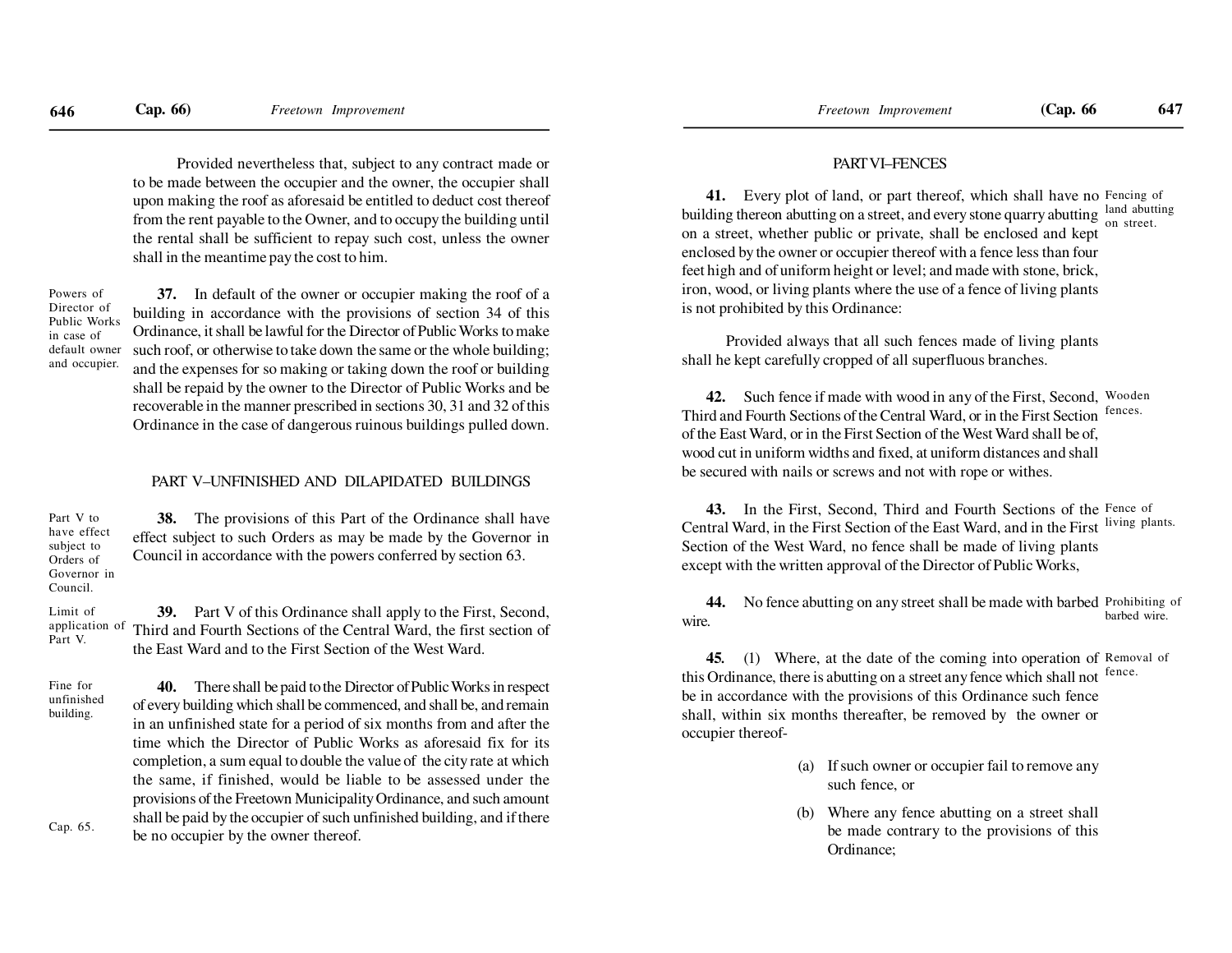Provided nevertheless that, subject to any contract made or to be made between the occupier and the owner, the occupier shall upon making the roof as aforesaid be entitled to deduct cost thereof from the rent payable to the Owner, and to occupy the building until the rental shall be sufficient to repay such cost, unless the owner shall in the meantime pay the cost to him.

*Powers of Director of Public Works in case of default owner and occupier.*

**37.** In default of the owner or occupier making the roof of a building in accordance with the provisions of section 34 of this Ordinance, it shall be lawful for the Director of Public Works to make such roof, or otherwise to take down the same or the whole building; and the expenses for so making or taking down the roof or building shall be repaid by the owner to the Director of Public Works and be recoverable in the manner prescribed in sections 30, 31 and 32 of this Ordinance in the case of dangerous ruinous buildings pulled down.

## PART V–UNFINISHED AND DILAPIDATED BUILDINGS

*Part V to have effect subject to Orders of Governor in Council.*

**38.** The provisions of this Part of the Ordinance shall have effect subject to such Orders as may be made by the Governor in Council in accordance with the powers conferred by section 63.

*Limit of application of Part V.*

**39.** Part V of this Ordinance shall apply to the First, Second, Third and Fourth Sections of the Central Ward, the first section of the East Ward and to the First Section of the West Ward.

*Fine for unfinished building.*

**40.** There shall be paid to the Director of Public Works in respect of every building which shall be commenced, and shall be, and remain in an unfinished state for a period of six months from and after the time which the Director of Public Works as aforesaid fix for its completion, a sum equal to double the value of the city rate at which the same, if finished, would be liable to be assessed under the provisions of the Freetown Municipality Ordinance, and such amount shall be paid by the occupier of such unfinished building, and if there be no occupier by the owner thereof.

*Cap. 65.*

## PART VI–FENCES

*Fencing of land abutting on street.*

**41.** Every plot of land, or part thereof, which shall have no building thereon abutting on a street, and every stone quarry abutting on a street, whether public or private, shall be enclosed and kept enclosed by the owner or occupier thereof with a fence less than four feet high and of uniform height or level; and made with stone, brick, iron, wood, or living plants where the use of a fence of living plants is not prohibited by this Ordinance:

Provided always that all such fences made of living plants shall he kept carefully cropped of all superfluous branches.

*Wooden fences.*

**42.** Such fence if made with wood in any of the First, Second, Third and Fourth Sections of the Central Ward, or in the First Section of the East Ward, or in the First Section of the West Ward shall be of, wood cut in uniform widths and fixed, at uniform distances and shall be secured with nails or screws and not with rope or withes.

*Fence of living plants.*

**43.** In the First, Second, Third and Fourth Sections of the Central Ward, in the First Section of the East Ward, and in the First Section of the West Ward, no fence shall be made of living plants except with the written approval of the Director of Public Works,

*Prohibiting of barbed wire.*

**44.** No fence abutting on any street shall be made with barbed wire.

*Removal of fence.*

**45.** (1) Where, at the date of the coming into operation of this Ordinance, there is abutting on a street any fence which shall not be in accordance with the provisions of this Ordinance such fence shall, within six months thereafter, be removed by the owner or occupier thereof-

(a) If such owner or occupier fail to remove any such fence, or

(b) Where any fence abutting on a street shall be made contrary to the provisions of this Ordinance;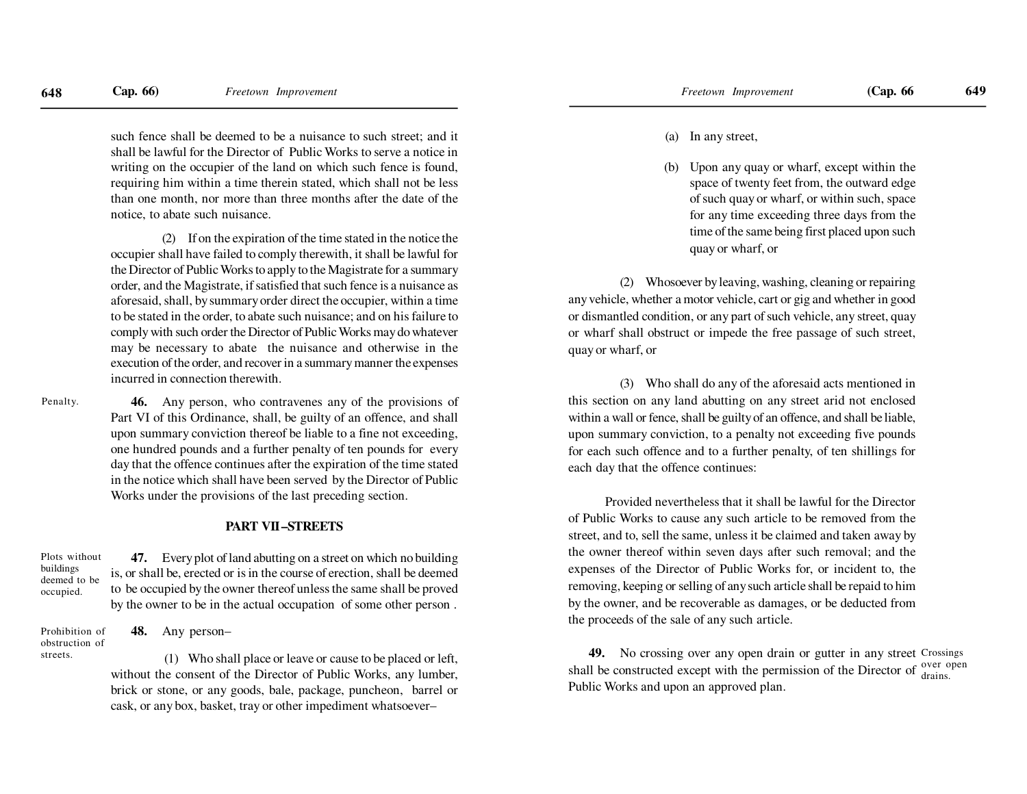such fence shall be deemed to be a nuisance to such street; and it shall be lawful for the Director of Public Works to serve a notice in writing on the occupier of the land on which such fence is found, requiring him within a time therein stated, which shall not be less than one month, nor more than three months after the date of the notice, to abate such nuisance.

(2) If on the expiration of the time stated in the notice the occupier shall have failed to comply therewith, it shall be lawful for the Director of Public Works to apply to the Magistrate for a summary order, and the Magistrate, if satisfied that such fence is a nuisance as aforesaid, shall, by summary order direct the occupier, within a time to be stated in the order, to abate such nuisance; and on his failure to comply with such order the Director of Public Works may do whatever may be necessary to abate the nuisance and otherwise in the execution of the order, and recover in a summary manner the expenses incurred in connection therewith.

Penalty.

**46.** Any person, who contravenes any of the provisions of Part VI of this Ordinance, shall, be guilty of an offence, and shall upon summary conviction thereof be liable to a fine not exceeding, one hundred pounds and a further penalty of ten pounds for every day that the offence continues after the expiration of the time stated in the notice which shall have been served by the Director of Public Works under the provisions of the last preceding section.

## PART VII–STREETS

Plots without buildings deemed to be occupied.

**47.** Every plot of land abutting on a street on which no building is, or shall be, erected or is in the course of erection, shall be deemed to be occupied by the owner thereof unless the same shall be proved by the owner to be in the actual occupation of some other person .

Prohibition of obstruction of streets.

**48.** Any person–

(1) Who shall place or leave or cause to be placed or left, without the consent of the Director of Public Works, any lumber, brick or stone, or any goods, bale, package, puncheon, barrel or cask, or any box, basket, tray or other impediment whatsoever–

(a) In any street,

(b) Upon any quay or wharf, except within the space of twenty feet from, the outward edge of such quay or wharf, or within such, space for any time exceeding three days from the time of the same being first placed upon such quay or wharf, or

(2) Whosoever by leaving, washing, cleaning or repairing any vehicle, whether a motor vehicle, cart or gig and whether in good or dismantled condition, or any part of such vehicle, any street, quay or wharf shall obstruct or impede the free passage of such street, quay or wharf, or

(3) Who shall do any of the aforesaid acts mentioned in this section on any land abutting on any street arid not enclosed within a wall or fence, shall be guilty of an offence, and shall be liable, upon summary conviction, to a penalty not exceeding five pounds for each such offence and to a further penalty, of ten shillings for each day that the offence continues:

Provided nevertheless that it shall be lawful for the Director of Public Works to cause any such article to be removed from the street, and to, sell the same, unless it be claimed and taken away by the owner thereof within seven days after such removal; and the expenses of the Director of Public Works for, or incident to, the removing, keeping or selling of any such article shall be repaid to him by the owner, and be recoverable as damages, or be deducted from the proceeds of the sale of any such article.

Crossings over open drains.

**49.** No crossing over any open drain or gutter in any street shall be constructed except with the permission of the Director of Public Works and upon an approved plan.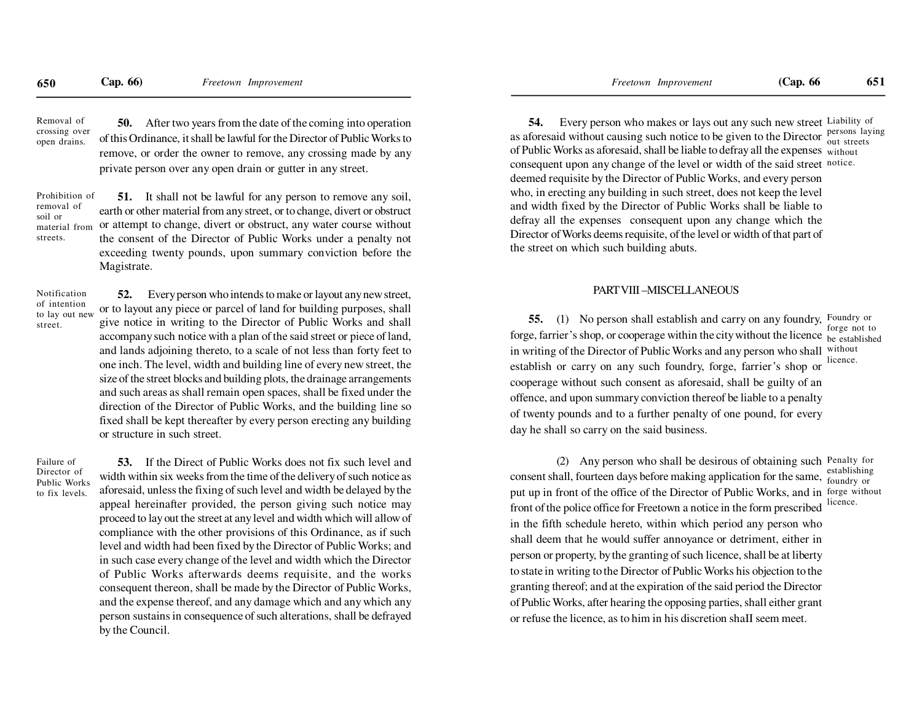Removal of crossing over open drains.

**50.** After two years from the date of the coming into operation of this Ordinance, it shall be lawful for the Director of Public Works to remove, or order the owner to remove, any crossing made by any private person over any open drain or gutter in any street.

Prohibition of removal of soil or material from streets.

**51.** It shall not be lawful for any person to remove any soil, earth or other material from any street, or to change, divert or obstruct or attempt to change, divert or obstruct, any water course without the consent of the Director of Public Works under a penalty not exceeding twenty pounds, upon summary conviction before the Magistrate.

Notification of intention to lay out new street.

**52.** Every person who intends to make or layout any new street, or to layout any piece or parcel of land for building purposes, shall give notice in writing to the Director of Public Works and shall accompany such notice with a plan of the said street or piece of land, and lands adjoining thereto, to a scale of not less than forty feet to one inch. The level, width and building line of every new street, the size of the street blocks and building plots, the drainage arrangements and such areas as shall remain open spaces, shall be fixed under the direction of the Director of Public Works, and the building line so fixed shall be kept thereafter by every person erecting any building or structure in such street.

Failure of Director of Public Works to fix levels.

**53.** If the Direct of Public Works does not fix such level and width within six weeks from the time of the delivery of such notice as aforesaid, unless the fixing of such level and width be delayed by the appeal hereinafter provided, the person giving such notice may proceed to lay out the street at any level and width which will allow of compliance with the other provisions of this Ordinance, as if such level and width had been fixed by the Director of Public Works; and in such case every change of the level and width which the Director of Public Works afterwards deems requisite, and the works consequent thereon, shall be made by the Director of Public Works, and the expense thereof, and any damage which and any which any person sustains in consequence of such alterations, shall be defrayed by the Council.

Liability of persons laying out streets without notice.

**54.** Every person who makes or lays out any such new street as aforesaid without causing such notice to be given to the Director of Public Works as aforesaid, shall be liable to defray all the expenses consequent upon any change of the level or width of the said street deemed requisite by the Director of Public Works, and every person who, in erecting any building in such street, does not keep the level and width fixed by the Director of Public Works shall be liable to defray all the expenses consequent upon any change which the Director of Works deems requisite, of the level or width of that part of the street on which such building abuts.

## PART VIII –MISCELLANEOUS

Foundry or forge not to be established without licence.

**55.** (1) No person shall establish and carry on any foundry, forge, farrier's shop, or cooperage within the city without the licence in writing of the Director of Public Works and any person who shall establish or carry on any such foundry, forge, farrier's shop or cooperage without such consent as aforesaid, shall be guilty of an offence, and upon summary conviction thereof be liable to a penalty of twenty pounds and to a further penalty of one pound, for every day he shall so carry on the said business.

Penalty for establishing foundry or forge without licence.

(2) Any person who shall be desirous of obtaining such consent shall, fourteen days before making application for the same, put up in front of the office of the Director of Public Works, and in front of the police office for Freetown a notice in the form prescribed in the fifth schedule hereto, within which period any person who shall deem that he would suffer annoyance or detriment, either in person or property, by the granting of such licence, shall be at liberty to state in writing to the Director of Public Works his objection to the granting thereof; and at the expiration of the said period the Director of Public Works, after hearing the opposing parties, shall either grant or refuse the licence, as to him in his discretion shall seem meet.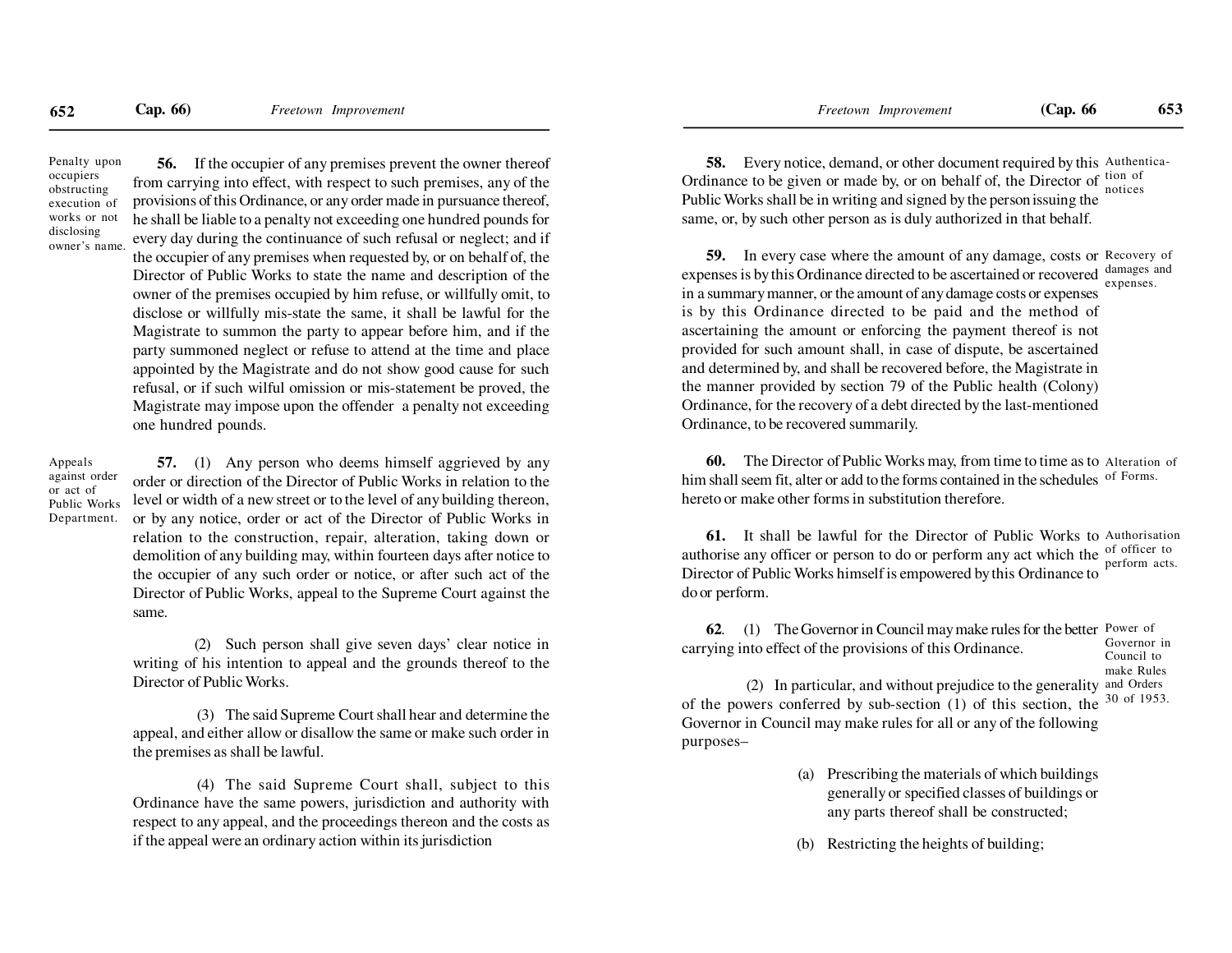Penalty upon occupiers obstructing execution of works or not disclosing owner's name.

**56.** If the occupier of any premises prevent the owner thereof from carrying into effect, with respect to such premises, any of the provisions of this Ordinance, or any order made in pursuance thereof, he shall be liable to a penalty not exceeding one hundred pounds for every day during the continuance of such refusal or neglect; and if the occupier of any premises when requested by, or on behalf of, the Director of Public Works to state the name and description of the owner of the premises occupied by him refuse, or willfully omit, to disclose or willfully mis-state the same, it shall be lawful for the Magistrate to summon the party to appear before him, and if the party summoned neglect or refuse to attend at the time and place appointed by the Magistrate and do not show good cause for such refusal, or if such wilful omission or mis-statement be proved, the Magistrate may impose upon the offender a penalty not exceeding one hundred pounds.

Appeals against order or act of Public Works Department.

**57.** (1) Any person who deems himself aggrieved by any order or direction of the Director of Public Works in relation to the level or width of a new street or to the level of any building thereon, or by any notice, order or act of the Director of Public Works in relation to the construction, repair, alteration, taking down or demolition of any building may, within fourteen days after notice to the occupier of any such order or notice, or after such act of the Director of Public Works, appeal to the Supreme Court against the same.

(2) Such person shall give seven days' clear notice in writing of his intention to appeal and the grounds thereof to the Director of Public Works.

(3) The said Supreme Court shall hear and determine the appeal, and either allow or disallow the same or make such order in the premises as shall be lawful.

(4) The said Supreme Court shall, subject to this Ordinance have the same powers, jurisdiction and authority with respect to any appeal, and the proceedings thereon and the costs as if the appeal were an ordinary action within its jurisdiction

Authentication of notices

**58.** Every notice, demand, or other document required by this Ordinance to be given or made by, or on behalf of, the Director of Public Works shall be in writing and signed by the person issuing the same, or, by such other person as is duly authorized in that behalf.

Recovery of damages and expenses.

**59.** In every case where the amount of any damage, costs or expenses is by this Ordinance directed to be ascertained or recovered in a summary manner, or the amount of any damage costs or expenses is by this Ordinance directed to be paid and the method of ascertaining the amount or enforcing the payment thereof is not provided for such amount shall, in case of dispute, be ascertained and determined by, and shall be recovered before, the Magistrate in the manner provided by section 79 of the Public health (Colony) Ordinance, for the recovery of a debt directed by the last-mentioned Ordinance, to be recovered summarily.

Alteration of of Forms.

**60.** The Director of Public Works may, from time to time as to him shall seem fit, alter or add to the forms contained in the schedules hereto or make other forms in substitution therefore.

Authorisation of officer to perform acts.

**61.** It shall be lawful for the Director of Public Works to authorise any officer or person to do or perform any act which the Director of Public Works himself is empowered by this Ordinance to do or perform.

Power of Governor in Council to make Rules and Orders 30 of 1953.

**62**. (1) The Governor in Council may make rules for the better carrying into effect of the provisions of this Ordinance.

(2) In particular, and without prejudice to the generality of the powers conferred by sub-section (1) of this section, the Governor in Council may make rules for all or any of the following purposes–

(a) Prescribing the materials of which buildings generally or specified classes of buildings or any parts thereof shall be constructed;

(b) Restricting the heights of building;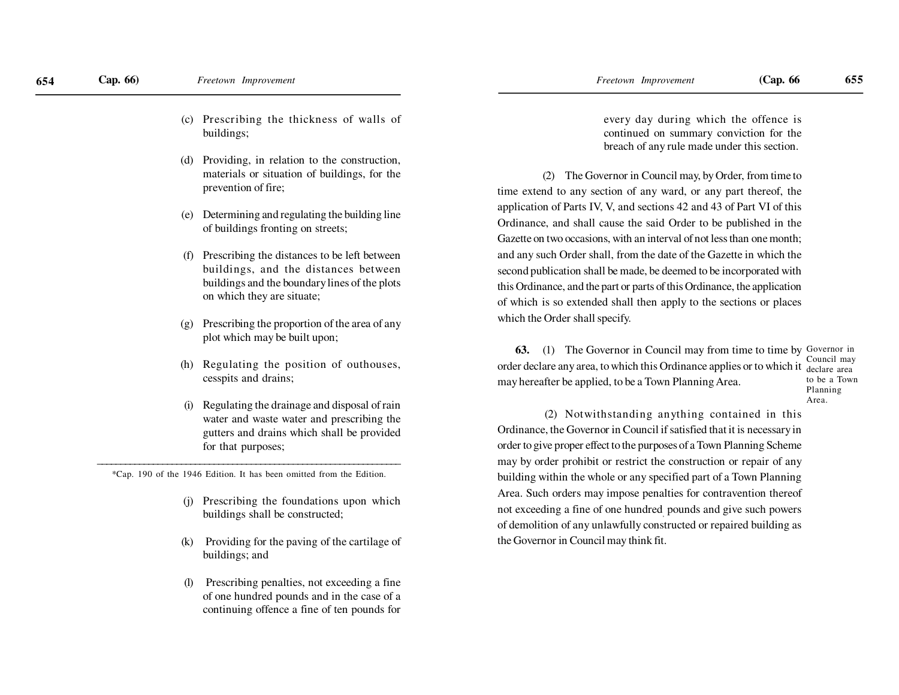(c) Prescribing the thickness of walls of buildings;

(d) Providing, in relation to the construction, materials or situation of buildings, for the prevention of fire;

(e) Determining and regulating the building line of buildings fronting on streets;

(f) Prescribing the distances to be left between buildings, and the distances between buildings and the boundary lines of the plots on which they are situate;

(g) Prescribing the proportion of the area of any plot which may be built upon;

(h) Regulating the position of outhouses, cesspits and drains;

(i) Regulating the drainage and disposal of rain water and waste water and prescribing the gutters and drains which shall be provided for that purposes;

(j) Prescribing the foundations upon which buildings shall be constructed;

(k) Providing for the paving of the cartilage of buildings; and

(l) Prescribing penalties, not exceeding a fine of one hundred pounds and in the case of a continuing offence a fine of ten pounds for every day during which the offence is continued on summary conviction for the breach of any rule made under this section.

---

*Cap. 190 of the 1946 Edition. It has been omitted from the Edition.

(2) The Governor in Council may, by Order, from time to time extend to any section of any ward, or any part thereof, the application of Parts IV, V, and sections 42 and 43 of Part VI of this Ordinance, and shall cause the said Order to be published in the Gazette on two occasions, with an interval of not less than one month; and any such Order shall, from the date of the Gazette in which the second publication shall be made, be deemed to be incorporated with this Ordinance, and the part or parts of this Ordinance, the application of which is so extended shall then apply to the sections or places which the Order shall specify.

*Governor in Council may declare area to be a Town Planning Area.*

**63.** (1) The Governor in Council may from time to time by order declare any area, to which this Ordinance applies or to which it may hereafter be applied, to be a Town Planning Area.

(2) Notwithstanding anything contained in this Ordinance, the Governor in Council if satisfied that it is necessary in order to give proper effect to the purposes of a Town Planning Scheme may by order prohibit or restrict the construction or repair of any building within the whole or any specified part of a Town Planning Area. Such orders may impose penalties for contravention thereof not exceeding a fine of one hundred pounds and give such powers of demolition of any unlawfully constructed or repaired building as the Governor in Council may think fit.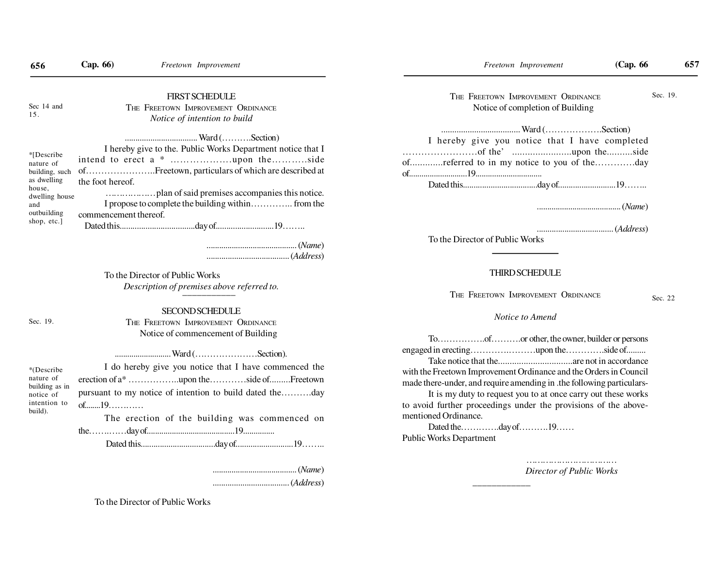## FIRST SCHEDULE

THE FREETOWN IMPROVEMENT ORDINANCE

*Notice of intention to build*

Sec 14 and 15.

.................................. Ward (……….Section)

I hereby give to the. Public Works Department notice that I intend to erect a * ……………….upon the………..side of…………………..Freetown, particulars of which are described at the foot hereof.

*[Describe nature of building, such as dwelling house, dwelling house and outbuilding shop, etc.]

………………plan of said premises accompanies this notice.

I propose to complete the building within………….. from the commencement thereof.

Dated this...................................day of...........................19……..

.......................................... (*Name*)
....................................... (*Address*)

To the Director of Public Works

*Description of premises above referred to.*

---

## SECOND SCHEDULE

THE FREETOWN IMPROVEMENT ORDINANCE

Notice of commencement of Building

Sec. 19.

........................... Ward (…………………Section).

I do hereby give you notice that I have commenced the erection of a* ……………..upon the…………side of.........Freetown pursuant to my notice of intention to build dated the……….day of........19…………

*(Describe nature of building as in notice of intention to build).

The erection of the building was commenced on the…….……day of..........................................19...............

Dated this...................................day of...........................19……..

........................................ (*Name*)
.................................... (*Address*)

To the Director of Public Works

THE FREETOWN IMPROVEMENT ORDINANCE

Notice of completion of Building

Sec. 19.

.................................... Ward (……………….Section)

I hereby give you notice that I have completed ……………………of the' ......................upon the..........side of.............referred to in my notice to you of the…………day of...........................19................................

Dated this...................................day of...........................19……..

....................................... (*Name*)

.................................... (*Address*)

To the Director of Public Works

---

## THIRD SCHEDULE

THE FREETOWN IMPROVEMENT ORDINANCE

Sec. 22

*Notice to Amend*

To…………….of……….or other, the owner, builder or persons engaged in erecting……………….…upon the………….side of.........

Take notice that the................................are not in accordance with the Freetown Improvement Ordinance and the Orders in Council made there-under, and require amending in .the following particulars-

It is my duty to request you to at once carry out these works to avoid further proceedings under the provisions of the above-mentioned Ordinance.

Dated the………….day of……….19……

Public Works Department

……………………………
*Director of Public Works*

---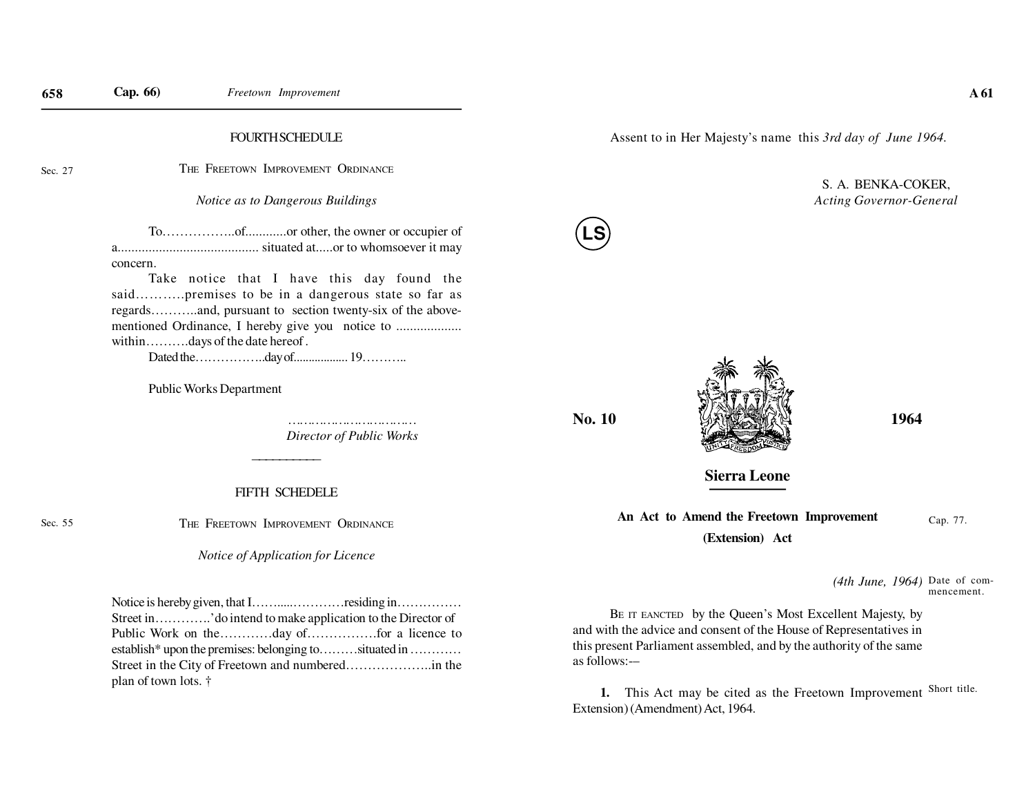## FOURTH SCHEDULE

Sec. 27

THE FREETOWN IMPROVEMENT ORDINANCE

*Notice as to Dangerous Buildings*

To……………..of............or other, the owner or occupier of a......................................... situated at.....or to whomsoever it may concern.

Take notice that I have this day found the said………..premises to be in a dangerous state so far as regards………..and, pursuant to section twenty-six of the above-mentioned Ordinance, I hereby give you notice to .................. within……….days of the date hereof .

Dated the……………..day of................. 19………..

Public Works Department

…………………………..
*Director of Public Works*

---

## FIFTH SCHEDELE

Sec. 55

THE FREETOWN IMPROVEMENT ORDINANCE

*Notice of Application for Licence*

Notice is hereby given, that I……......…………residing in…………… Street in………….' do intend to make application to the Director of Public Work on the…………day of…………….for a licence to establish* upon the premises: belonging to………situated in ………… Street in the City of Freetown and numbered………………..in the plan of town lots. †

---

Assent to in Her Majesty's name this *3rd day of June 1964.*

S. A. BENKA-COKER,
*Acting Governor-General*

LS

**No. 10** **1964**

## Sierra Leone

**An Act to Amend the Freetown Improvement (Extension) Act**

Cap. 77.

*(4th June, 1964)* Date of commencement.

BE IT EANCTED by the Queen's Most Excellent Majesty, by and with the advice and consent of the House of Representatives in this present Parliament assembled, and by the authority of the same as follows:—

Short title.

**1.** This Act may be cited as the Freetown Improvement Extension) (Amendment) Act, 1964.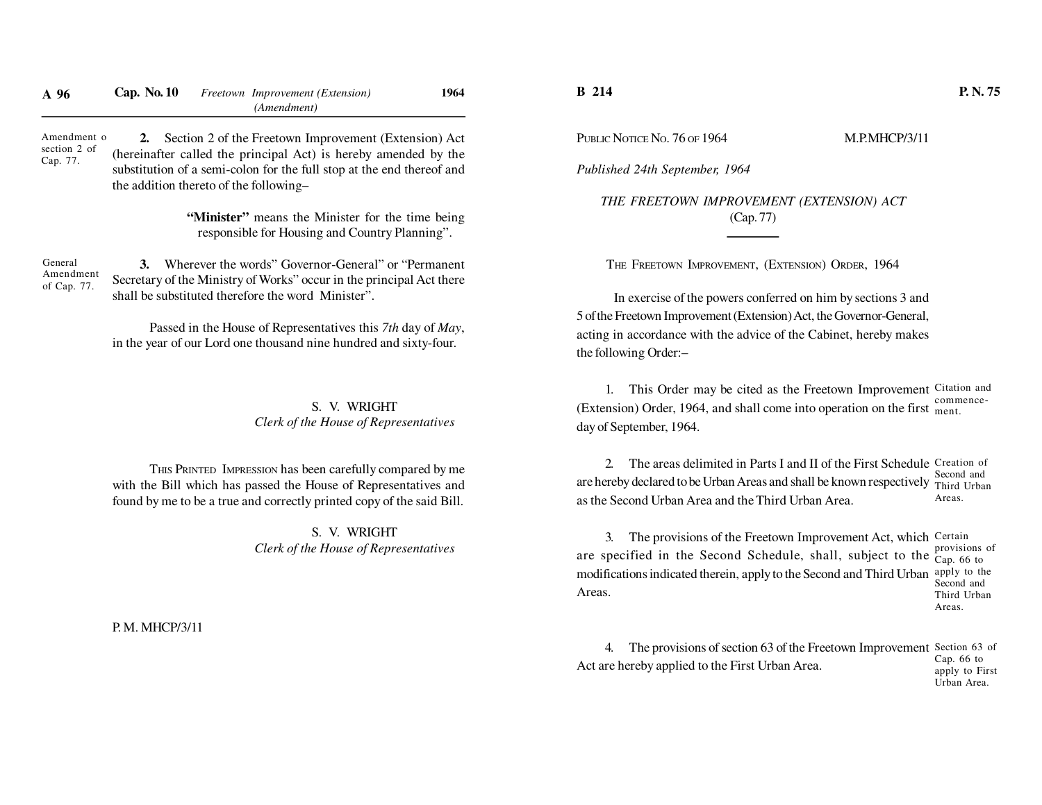Amendment o section 2 of Cap. 77.

**2.** Section 2 of the Freetown Improvement (Extension) Act (hereinafter called the principal Act) is hereby amended by the substitution of a semi-colon for the full stop at the end thereof and the addition thereto of the following–

> **"Minister"** means the Minister for the time being responsible for Housing and Country Planning".

General Amendment of Cap. 77.

**3.** Wherever the words" Governor-General" or "Permanent Secretary of the Ministry of Works" occur in the principal Act there shall be substituted therefore the word Minister".

Passed in the House of Representatives this *7th* day of *May*, in the year of our Lord one thousand nine hundred and sixty-four.

S. V. WRIGHT
*Clerk of the House of Representatives*

THIS PRINTED IMPRESSION has been carefully compared by me with the Bill which has passed the House of Representatives and found by me to be a true and correctly printed copy of the said Bill.

S. V. WRIGHT
*Clerk of the House of Representatives*

P. M. MHCP/3/11

---

PUBLIC NOTICE NO. 76 OF 1964 M.P.MHCP/3/11

*Published 24th September, 1964*

*THE FREETOWN IMPROVEMENT (EXTENSION) ACT*
(Cap. 77)

THE FREETOWN IMPROVEMENT, (EXTENSION) ORDER, 1964

In exercise of the powers conferred on him by sections 3 and 5 of the Freetown Improvement (Extension) Act, the Governor-General, acting in accordance with the advice of the Cabinet, hereby makes the following Order:–

Citation and commencement.

1. This Order may be cited as the Freetown Improvement (Extension) Order, 1964, and shall come into operation on the first day of September, 1964.

Creation of Second and Third Urban Areas.

2. The areas delimited in Parts I and II of the First Schedule are hereby declared to be Urban Areas and shall be known respectively as the Second Urban Area and the Third Urban Area.

Certain provisions of Cap. 66 to apply to the Second and Third Urban Areas.

3. The provisions of the Freetown Improvement Act, which are specified in the Second Schedule, shall, subject to the modifications indicated therein, apply to the Second and Third Urban Areas.

Section 63 of Cap. 66 to apply to First Urban Area.

4. The provisions of section 63 of the Freetown Improvement Act are hereby applied to the First Urban Area.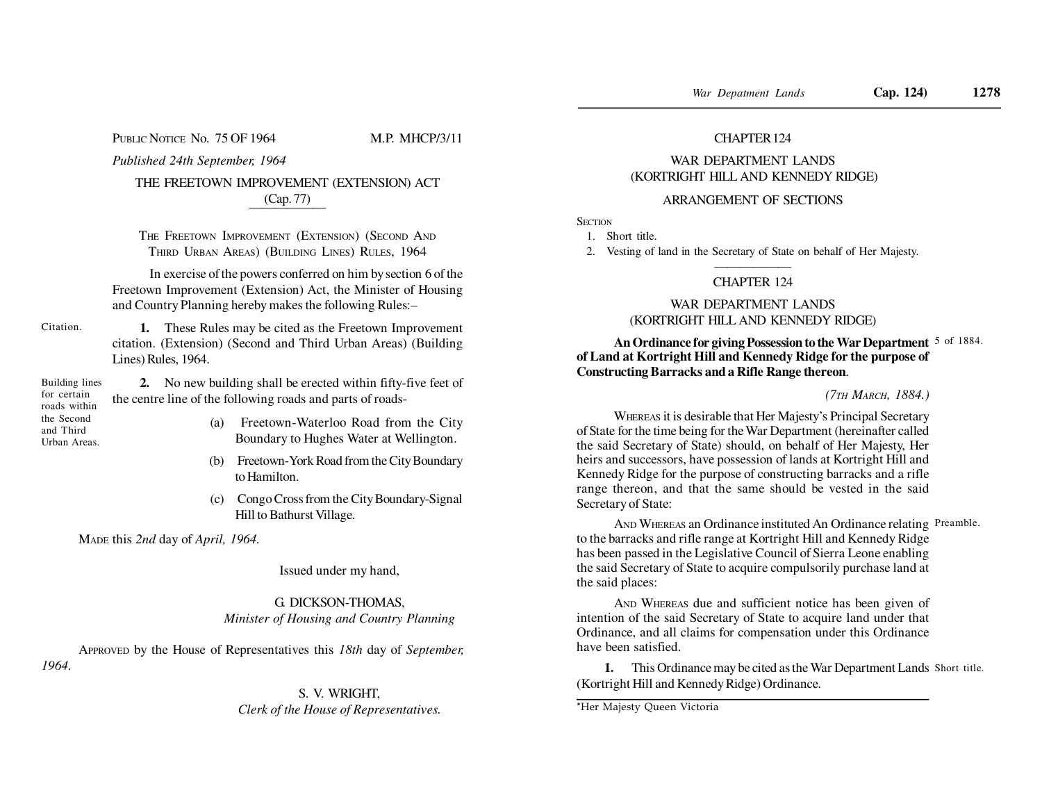PUBLIC NOTICE No. 75 OF 1964 M.P. MHCP/3/11

*Published 24th September, 1964*

THE FREETOWN IMPROVEMENT (EXTENSION) ACT

(Cap. 77)

THE FREETOWN IMPROVEMENT (EXTENSION) (SECOND AND THIRD URBAN AREAS) (BUILDING LINES) RULES, 1964

In exercise of the powers conferred on him by section 6 of the Freetown Improvement (Extension) Act, the Minister of Housing and Country Planning hereby makes the following Rules:–

Citation.

**1.** These Rules may be cited as the Freetown Improvement citation. (Extension) (Second and Third Urban Areas) (Building Lines) Rules, 1964.

Building lines for certain roads within the Second and Third Urban Areas.

**2.** No new building shall be erected within fifty-five feet of the centre line of the following roads and parts of roads-

(a) Freetown-Waterloo Road from the City Boundary to Hughes Water at Wellington.

(b) Freetown-York Road from the City Boundary to Hamilton.

(c) Congo Cross from the City Boundary-Signal Hill to Bathurst Village.

MADE this *2nd* day of *April, 1964.*

Issued under my hand,

G. DICKSON-THOMAS,
*Minister of Housing and Country Planning*

APPROVED by the House of Representatives this *18th* day of *September, 1964.*

S. V. WRIGHT,
*Clerk of the House of Representatives.*

---

CHAPTER 124

WAR DEPARTMENT LANDS
(KORTRIGHT HILL AND KENNEDY RIDGE)

ARRANGEMENT OF SECTIONS

SECTION

1. Short title.
2. Vesting of land in the Secretary of State on behalf of Her Majesty.

CHAPTER 124

WAR DEPARTMENT LANDS
(KORTRIGHT HILL AND KENNEDY RIDGE)

5 of 1884.

**An Ordinance for giving Possession to the War Department of Land at Kortright Hill and Kennedy Ridge for the purpose of Constructing Barracks and a Rifle Range thereon**.

*(7TH MARCH, 1884.)*

WHEREAS it is desirable that Her Majesty's Principal Secretary of State for the time being for the War Department (hereinafter called the said Secretary of State) should, on behalf of Her Majesty, Her heirs and successors, have possession of lands at Kortright Hill and Kennedy Ridge for the purpose of constructing barracks and a rifle range thereon, and that the same should be vested in the said Secretary of State:

Preamble.

AND WHEREAS an Ordinance instituted An Ordinance relating to the barracks and rifle range at Kortright Hill and Kennedy Ridge has been passed in the Legislative Council of Sierra Leone enabling the said Secretary of State to acquire compulsorily purchase land at the said places:

AND WHEREAS due and sufficient notice has been given of intention of the said Secretary of State to acquire land under that Ordinance, and all claims for compensation under this Ordinance have been satisfied.

Short title.

**1.** This Ordinance may be cited as the War Department Lands (Kortright Hill and Kennedy Ridge) Ordinance.

*Her Majesty Queen Victoria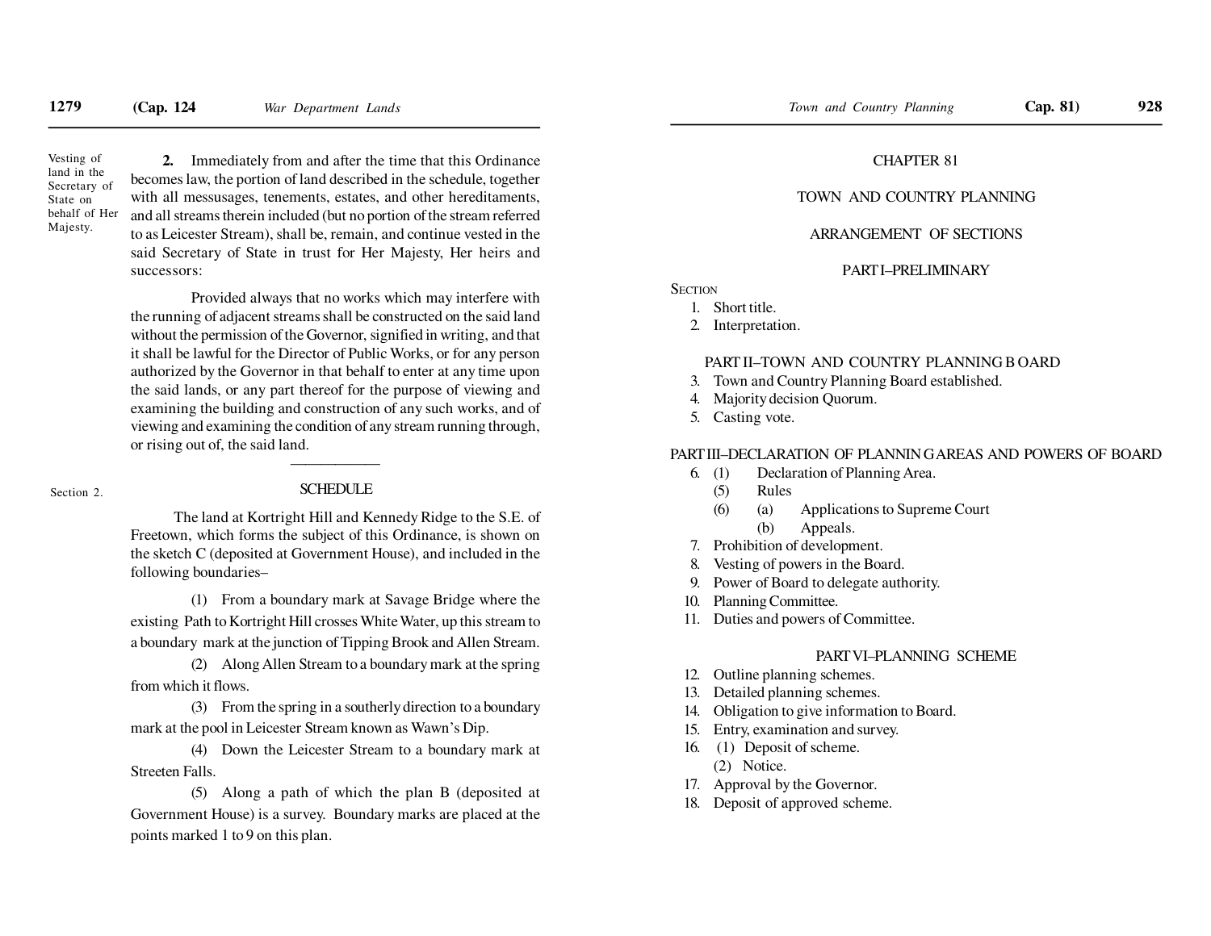Vesting of land in the Secretary of State on behalf of Her Majesty.

**2.** Immediately from and after the time that this Ordinance becomes law, the portion of land described in the schedule, together with all messusages, tenements, estates, and other hereditaments, and all streams therein included (but no portion of the stream referred to as Leicester Stream), shall be, remain, and continue vested in the said Secretary of State in trust for Her Majesty, Her heirs and successors:

Provided always that no works which may interfere with the running of adjacent streams shall be constructed on the said land without the permission of the Governor, signified in writing, and that it shall be lawful for the Director of Public Works, or for any person authorized by the Governor in that behalf to enter at any time upon the said lands, or any part thereof for the purpose of viewing and examining the building and construction of any such works, and of viewing and examining the condition of any stream running through, or rising out of, the said land.

---

Section 2.

## SCHEDULE

The land at Kortright Hill and Kennedy Ridge to the S.E. of Freetown, which forms the subject of this Ordinance, is shown on the sketch C (deposited at Government House), and included in the following boundaries–

(1) From a boundary mark at Savage Bridge where the existing Path to Kortright Hill crosses White Water, up this stream to a boundary mark at the junction of Tipping Brook and Allen Stream.

(2) Along Allen Stream to a boundary mark at the spring from which it flows.

(3) From the spring in a southerly direction to a boundary mark at the pool in Leicester Stream known as Wawn's Dip.

(4) Down the Leicester Stream to a boundary mark at Streeten Falls.

(5) Along a path of which the plan B (deposited at Government House) is a survey. Boundary marks are placed at the points marked 1 to 9 on this plan.

# CHAPTER 81

# TOWN AND COUNTRY PLANNING

## ARRANGEMENT OF SECTIONS

### PART I–PRELIMINARY

SECTION

1. Short title.
2. Interpretation.

### PART II–TOWN AND COUNTRY PLANNING BOARD

3. Town and Country Planning Board established.
4. Majority decision Quorum.
5. Casting vote.

### PART III–DECLARATION OF PLANNING AREAS AND POWERS OF BOARD

6. (1) Declaration of Planning Area.
   (5) Rules
   (6) (a) Applications to Supreme Court
       (b) Appeals.
7. Prohibition of development.
8. Vesting of powers in the Board.
9. Power of Board to delegate authority.
10. Planning Committee.
11. Duties and powers of Committee.

### PART VI–PLANNING SCHEME

12. Outline planning schemes.
13. Detailed planning schemes.
14. Obligation to give information to Board.
15. Entry, examination and survey.
16. (1) Deposit of scheme.
    (2) Notice.
17. Approval by the Governor.
18. Deposit of approved scheme.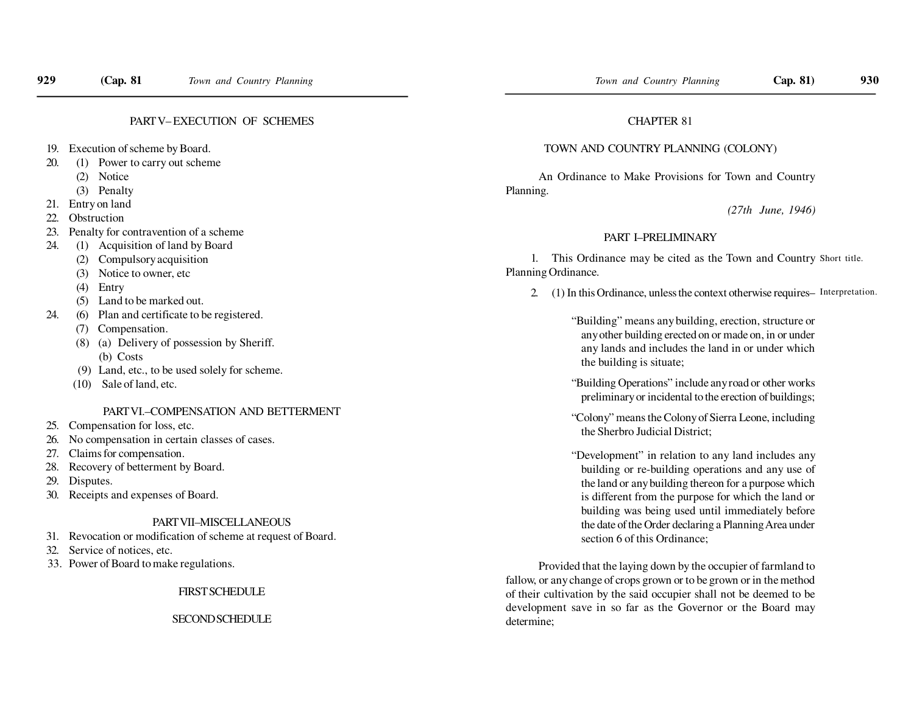## PART V– EXECUTION OF SCHEMES

19. Execution of scheme by Board.
20. (1) Power to carry out scheme
    (2) Notice
    (3) Penalty
21. Entry on land
22. Obstruction
23. Penalty for contravention of a scheme
24. (1) Acquisition of land by Board
    (2) Compulsory acquisition
    (3) Notice to owner, etc
    (4) Entry
    (5) Land to be marked out.
24. (6) Plan and certificate to be registered.
    (7) Compensation.
    (8) (a) Delivery of possession by Sheriff.
        (b) Costs
    (9) Land, etc., to be used solely for scheme.
    (10) Sale of land, etc.

## PART VI.–COMPENSATION AND BETTERMENT

25. Compensation for loss, etc.
26. No compensation in certain classes of cases.
27. Claims for compensation.
28. Recovery of betterment by Board.
29. Disputes.
30. Receipts and expenses of Board.

## PART VII–MISCELLANEOUS

31. Revocation or modification of scheme at request of Board.
32. Service of notices, etc.
33. Power of Board to make regulations.

FIRST SCHEDULE

SECOND SCHEDULE

# CHAPTER 81

## TOWN AND COUNTRY PLANNING (COLONY)

An Ordinance to Make Provisions for Town and Country Planning.

*(27th June, 1946)*

## PART I–PRELIMINARY

Short title.

1. This Ordinance may be cited as the Town and Country Planning Ordinance.

Interpretation.

2. (1) In this Ordinance, unless the context otherwise requires–

"Building" means any building, erection, structure or any other building erected on or made on, in or under any lands and includes the land in or under which the building is situate;

"Building Operations" include any road or other works preliminary or incidental to the erection of buildings;

"Colony" means the Colony of Sierra Leone, including the Sherbro Judicial District;

"Development" in relation to any land includes any building or re-building operations and any use of the land or any building thereon for a purpose which is different from the purpose for which the land or building was being used until immediately before the date of the Order declaring a Planning Area under section 6 of this Ordinance;

Provided that the laying down by the occupier of farmland to fallow, or any change of crops grown or to be grown or in the method of their cultivation by the said occupier shall not be deemed to be development save in so far as the Governor or the Board may determine;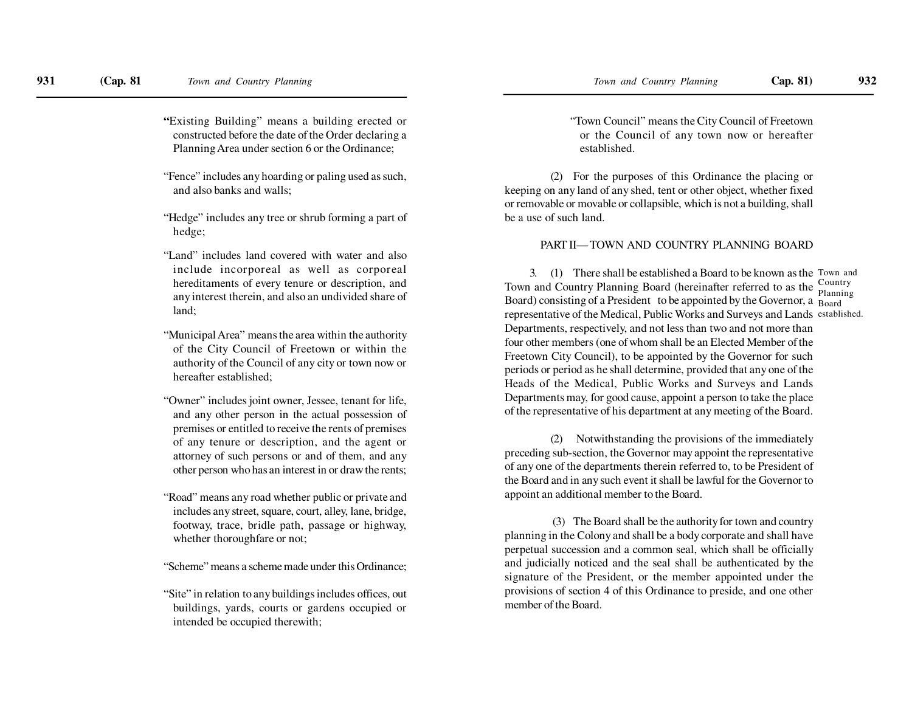"Existing Building" means a building erected or constructed before the date of the Order declaring a Planning Area under section 6 or the Ordinance;

"Fence" includes any hoarding or paling used as such, and also banks and walls;

"Hedge" includes any tree or shrub forming a part of hedge;

"Land" includes land covered with water and also include incorporeal as well as corporeal hereditaments of every tenure or description, and any interest therein, and also an undivided share of land;

"Municipal Area" means the area within the authority of the City Council of Freetown or within the authority of the Council of any city or town now or hereafter established;

"Owner" includes joint owner, Jessee, tenant for life, and any other person in the actual possession of premises or entitled to receive the rents of premises of any tenure or description, and the agent or attorney of such persons or and of them, and any other person who has an interest in or draw the rents;

"Road" means any road whether public or private and includes any street, square, court, alley, lane, bridge, footway, trace, bridle path, passage or highway, whether thoroughfare or not;

"Scheme" means a scheme made under this Ordinance;

"Site" in relation to any buildings includes offices, out buildings, yards, courts or gardens occupied or intended be occupied therewith;

"Town Council" means the City Council of Freetown or the Council of any town now or hereafter established.

(2) For the purposes of this Ordinance the placing or keeping on any land of any shed, tent or other object, whether fixed or removable or movable or collapsible, which is not a building, shall be a use of such land.

## PART II— TOWN AND COUNTRY PLANNING BOARD

*Town and Country Planning Board established.*

3. (1) There shall be established a Board to be known as the Town and Country Planning Board (hereinafter referred to as the Board) consisting of a President to be appointed by the Governor, a representative of the Medical, Public Works and Surveys and Lands Departments, respectively, and not less than two and not more than four other members (one of whom shall be an Elected Member of the Freetown City Council), to be appointed by the Governor for such periods or period as he shall determine, provided that any one of the Heads of the Medical, Public Works and Surveys and Lands Departments may, for good cause, appoint a person to take the place of the representative of his department at any meeting of the Board.

(2) Notwithstanding the provisions of the immediately preceding sub-section, the Governor may appoint the representative of any one of the departments therein referred to, to be President of the Board and in any such event it shall be lawful for the Governor to appoint an additional member to the Board.

(3) The Board shall be the authority for town and country planning in the Colony and shall be a body corporate and shall have perpetual succession and a common seal, which shall be officially and judicially noticed and the seal shall be authenticated by the signature of the President, or the member appointed under the provisions of section 4 of this Ordinance to preside, and one other member of the Board.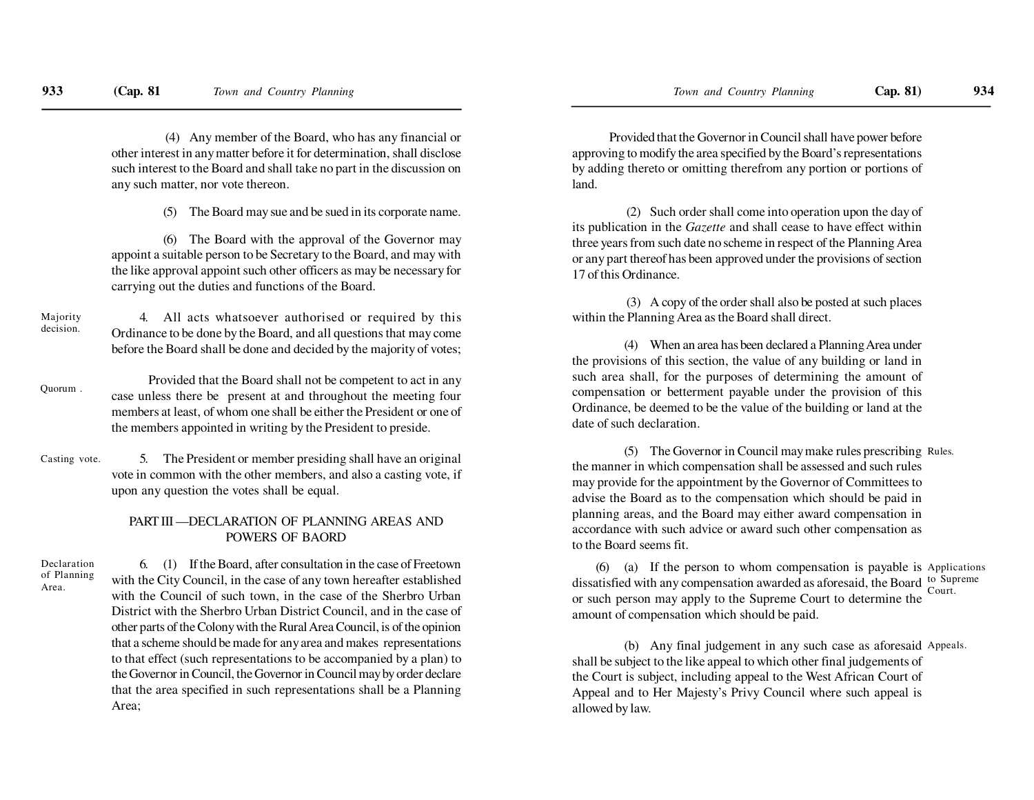(4) Any member of the Board, who has any financial or other interest in any matter before it for determination, shall disclose such interest to the Board and shall take no part in the discussion on any such matter, nor vote thereon.

(5) The Board may sue and be sued in its corporate name.

(6) The Board with the approval of the Governor may appoint a suitable person to be Secretary to the Board, and may with the like approval appoint such other officers as may be necessary for carrying out the duties and functions of the Board.

Majority decision.

4. All acts whatsoever authorised or required by this Ordinance to be done by the Board, and all questions that may come before the Board shall be done and decided by the majority of votes;

Quorum .

Provided that the Board shall not be competent to act in any case unless there be present at and throughout the meeting four members at least, of whom one shall be either the President or one of the members appointed in writing by the President to preside.

Casting vote.

5. The President or member presiding shall have an original vote in common with the other members, and also a casting vote, if upon any question the votes shall be equal.

## PART III —DECLARATION OF PLANNING AREAS AND POWERS OF BAORD

Declaration of Planning Area.

6. (1) If the Board, after consultation in the case of Freetown with the City Council, in the case of any town hereafter established with the Council of such town, in the case of the Sherbro Urban District with the Sherbro Urban District Council, and in the case of other parts of the Colony with the Rural Area Council, is of the opinion that a scheme should be made for any area and makes representations to that effect (such representations to be accompanied by a plan) to the Governor in Council, the Governor in Council may by order declare that the area specified in such representations shall be a Planning Area;

Provided that the Governor in Council shall have power before approving to modify the area specified by the Board's representations by adding thereto or omitting therefrom any portion or portions of land.

(2) Such order shall come into operation upon the day of its publication in the *Gazette* and shall cease to have effect within three years from such date no scheme in respect of the Planning Area or any part thereof has been approved under the provisions of section 17 of this Ordinance.

(3) A copy of the order shall also be posted at such places within the Planning Area as the Board shall direct.

(4) When an area has been declared a Planning Area under the provisions of this section, the value of any building or land in such area shall, for the purposes of determining the amount of compensation or betterment payable under the provision of this Ordinance, be deemed to be the value of the building or land at the date of such declaration.

Rules.

(5) The Governor in Council may make rules prescribing the manner in which compensation shall be assessed and such rules may provide for the appointment by the Governor of Committees to advise the Board as to the compensation which should be paid in planning areas, and the Board may either award compensation in accordance with such advice or award such other compensation as to the Board seems fit.

Applications to Supreme Court.

(6) (a) If the person to whom compensation is payable is dissatisfied with any compensation awarded as aforesaid, the Board or such person may apply to the Supreme Court to determine the amount of compensation which should be paid.

Appeals.

(b) Any final judgement in any such case as aforesaid shall be subject to the like appeal to which other final judgements of the Court is subject, including appeal to the West African Court of Appeal and to Her Majesty's Privy Council where such appeal is allowed by law.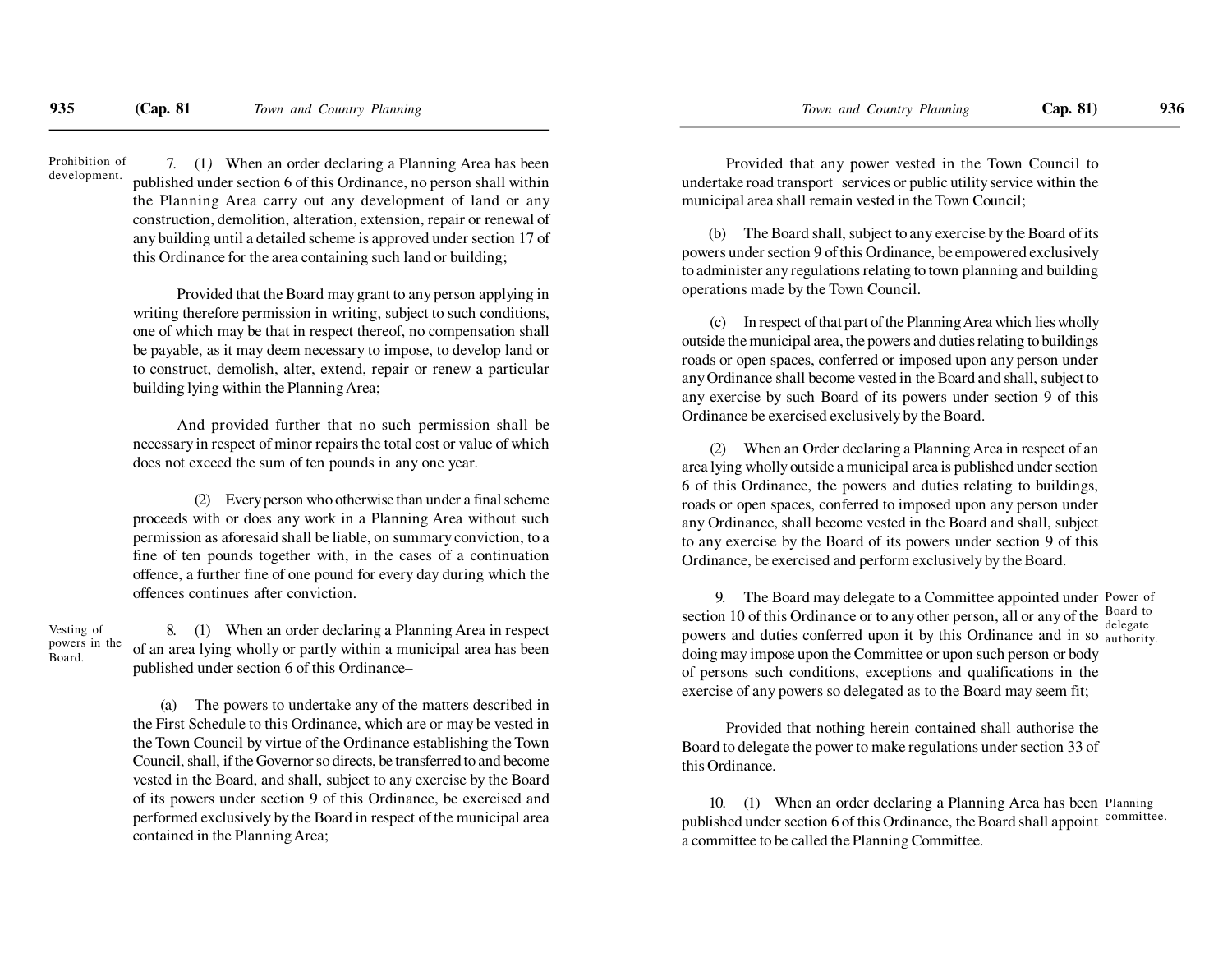**Prohibition of development.**

7. (1) When an order declaring a Planning Area has been published under section 6 of this Ordinance, no person shall within the Planning Area carry out any development of land or any construction, demolition, alteration, extension, repair or renewal of any building until a detailed scheme is approved under section 17 of this Ordinance for the area containing such land or building;

Provided that the Board may grant to any person applying in writing therefore permission in writing, subject to such conditions, one of which may be that in respect thereof, no compensation shall be payable, as it may deem necessary to impose, to develop land or to construct, demolish, alter, extend, repair or renew a particular building lying within the Planning Area;

And provided further that no such permission shall be necessary in respect of minor repairs the total cost or value of which does not exceed the sum of ten pounds in any one year.

(2) Every person who otherwise than under a final scheme proceeds with or does any work in a Planning Area without such permission as aforesaid shall be liable, on summary conviction, to a fine of ten pounds together with, in the cases of a continuation offence, a further fine of one pound for every day during which the offences continues after conviction.

**Vesting of powers in the Board.**

8. (1) When an order declaring a Planning Area in respect of an area lying wholly or partly within a municipal area has been published under section 6 of this Ordinance–

(a) The powers to undertake any of the matters described in the First Schedule to this Ordinance, which are or may be vested in the Town Council by virtue of the Ordinance establishing the Town Council, shall, if the Governor so directs, be transferred to and become vested in the Board, and shall, subject to any exercise by the Board of its powers under section 9 of this Ordinance, be exercised and performed exclusively by the Board in respect of the municipal area contained in the Planning Area;

Provided that any power vested in the Town Council to undertake road transport services or public utility service within the municipal area shall remain vested in the Town Council;

(b) The Board shall, subject to any exercise by the Board of its powers under section 9 of this Ordinance, be empowered exclusively to administer any regulations relating to town planning and building operations made by the Town Council.

(c) In respect of that part of the Planning Area which lies wholly outside the municipal area, the powers and duties relating to buildings roads or open spaces, conferred or imposed upon any person under any Ordinance shall become vested in the Board and shall, subject to any exercise by such Board of its powers under section 9 of this Ordinance be exercised exclusively by the Board.

(2) When an Order declaring a Planning Area in respect of an area lying wholly outside a municipal area is published under section 6 of this Ordinance, the powers and duties relating to buildings, roads or open spaces, conferred to imposed upon any person under any Ordinance, shall become vested in the Board and shall, subject to any exercise by the Board of its powers under section 9 of this Ordinance, be exercised and perform exclusively by the Board.

**Power of Board to delegate authority.**

9. The Board may delegate to a Committee appointed under section 10 of this Ordinance or to any other person, all or any of the powers and duties conferred upon it by this Ordinance and in so doing may impose upon the Committee or upon such person or body of persons such conditions, exceptions and qualifications in the exercise of any powers so delegated as to the Board may seem fit;

Provided that nothing herein contained shall authorise the Board to delegate the power to make regulations under section 33 of this Ordinance.

**Planning committee.**

10. (1) When an order declaring a Planning Area has been published under section 6 of this Ordinance, the Board shall appoint a committee to be called the Planning Committee.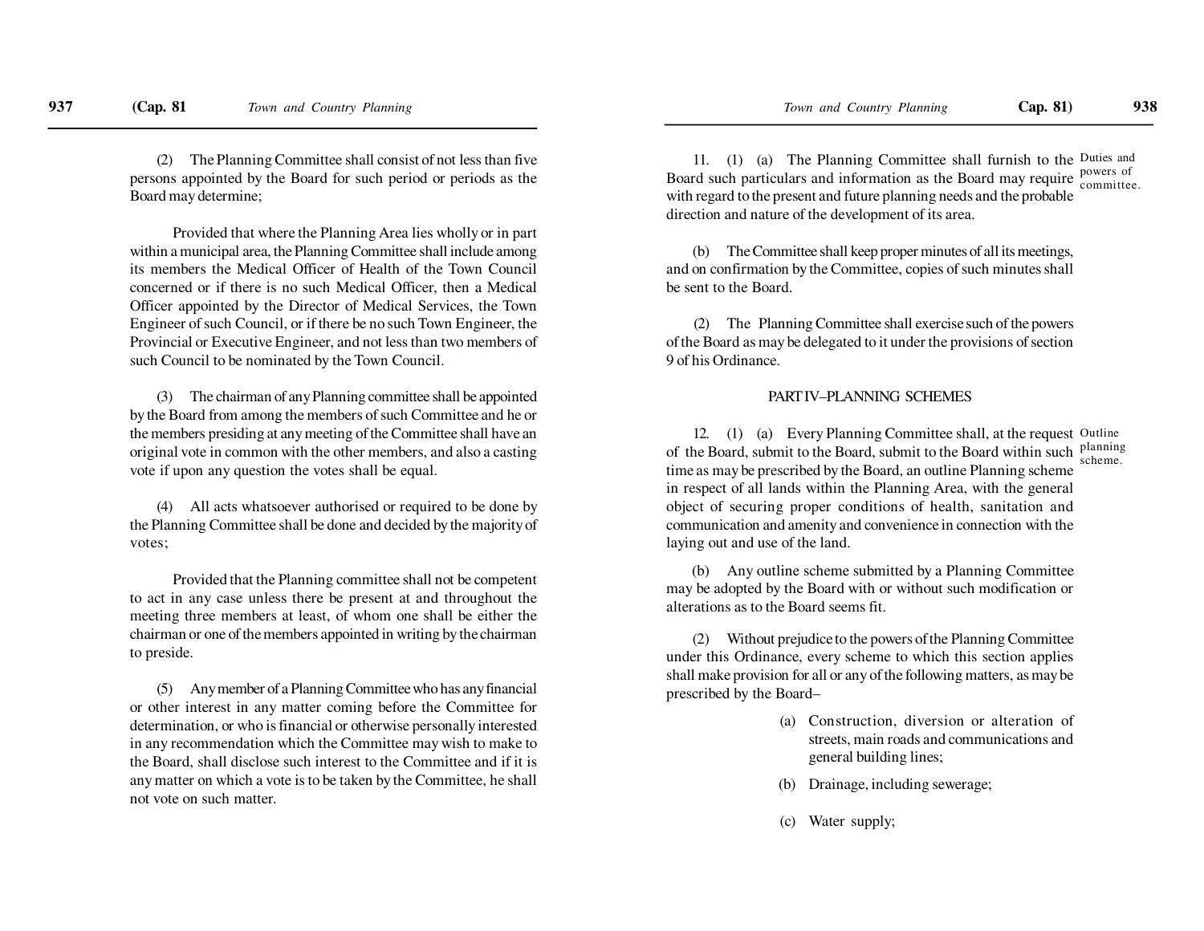(2) The Planning Committee shall consist of not less than five persons appointed by the Board for such period or periods as the Board may determine;

Provided that where the Planning Area lies wholly or in part within a municipal area, the Planning Committee shall include among its members the Medical Officer of Health of the Town Council concerned or if there is no such Medical Officer, then a Medical Officer appointed by the Director of Medical Services, the Town Engineer of such Council, or if there be no such Town Engineer, the Provincial or Executive Engineer, and not less than two members of such Council to be nominated by the Town Council.

(3) The chairman of any Planning committee shall be appointed by the Board from among the members of such Committee and he or the members presiding at any meeting of the Committee shall have an original vote in common with the other members, and also a casting vote if upon any question the votes shall be equal.

(4) All acts whatsoever authorised or required to be done by the Planning Committee shall be done and decided by the majority of votes;

Provided that the Planning committee shall not be competent to act in any case unless there be present at and throughout the meeting three members at least, of whom one shall be either the chairman or one of the members appointed in writing by the chairman to preside.

(5) Any member of a Planning Committee who has any financial or other interest in any matter coming before the Committee for determination, or who is financial or otherwise personally interested in any recommendation which the Committee may wish to make to the Board, shall disclose such interest to the Committee and if it is any matter on which a vote is to be taken by the Committee, he shall not vote on such matter.

*Duties and powers of committee.*

11. (1) (a) The Planning Committee shall furnish to the Board such particulars and information as the Board may require with regard to the present and future planning needs and the probable direction and nature of the development of its area.

(b) The Committee shall keep proper minutes of all its meetings, and on confirmation by the Committee, copies of such minutes shall be sent to the Board.

(2) The Planning Committee shall exercise such of the powers of the Board as may be delegated to it under the provisions of section 9 of his Ordinance.

## PART IV–PLANNING SCHEMES

*Outline planning scheme.*

12. (1) (a) Every Planning Committee shall, at the request of the Board, submit to the Board, submit to the Board within such time as may be prescribed by the Board, an outline Planning scheme in respect of all lands within the Planning Area, with the general object of securing proper conditions of health, sanitation and communication and amenity and convenience in connection with the laying out and use of the land.

(b) Any outline scheme submitted by a Planning Committee may be adopted by the Board with or without such modification or alterations as to the Board seems fit.

(2) Without prejudice to the powers of the Planning Committee under this Ordinance, every scheme to which this section applies shall make provision for all or any of the following matters, as may be prescribed by the Board–

(a) Construction, diversion or alteration of streets, main roads and communications and general building lines;

(b) Drainage, including sewerage;

(c) Water supply;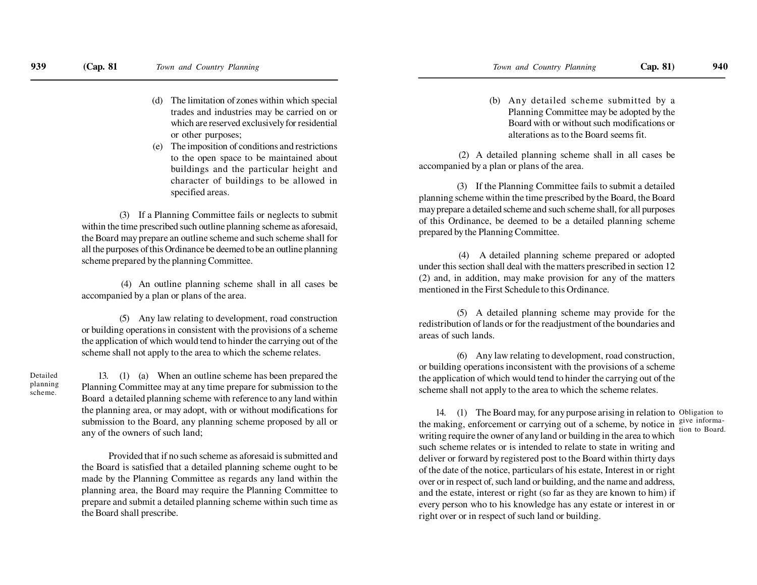(d) The limitation of zones within which special trades and industries may be carried on or which are reserved exclusively for residential or other purposes;

(e) The imposition of conditions and restrictions to the open space to be maintained about buildings and the particular height and character of buildings to be allowed in specified areas.

(3) If a Planning Committee fails or neglects to submit within the time prescribed such outline planning scheme as aforesaid, the Board may prepare an outline scheme and such scheme shall for all the purposes of this Ordinance be deemed to be an outline planning scheme prepared by the planning Committee.

(4) An outline planning scheme shall in all cases be accompanied by a plan or plans of the area.

(5) Any law relating to development, road construction or building operations in consistent with the provisions of a scheme the application of which would tend to hinder the carrying out of the scheme shall not apply to the area to which the scheme relates.

Detailed planning scheme.

13. (1) (a) When an outline scheme has been prepared the Planning Committee may at any time prepare for submission to the Board a detailed planning scheme with reference to any land within the planning area, or may adopt, with or without modifications for submission to the Board, any planning scheme proposed by all or any of the owners of such land;

Provided that if no such scheme as aforesaid is submitted and the Board is satisfied that a detailed planning scheme ought to be made by the Planning Committee as regards any land within the planning area, the Board may require the Planning Committee to prepare and submit a detailed planning scheme within such time as the Board shall prescribe.

(b) Any detailed scheme submitted by a Planning Committee may be adopted by the Board with or without such modifications or alterations as to the Board seems fit.

(2) A detailed planning scheme shall in all cases be accompanied by a plan or plans of the area.

(3) If the Planning Committee fails to submit a detailed planning scheme within the time prescribed by the Board, the Board may prepare a detailed scheme and such scheme shall, for all purposes of this Ordinance, be deemed to be a detailed planning scheme prepared by the Planning Committee.

(4) A detailed planning scheme prepared or adopted under this section shall deal with the matters prescribed in section 12 (2) and, in addition, may make provision for any of the matters mentioned in the First Schedule to this Ordinance.

(5) A detailed planning scheme may provide for the redistribution of lands or for the readjustment of the boundaries and areas of such lands.

(6) Any law relating to development, road construction, or building operations inconsistent with the provisions of a scheme the application of which would tend to hinder the carrying out of the scheme shall not apply to the area to which the scheme relates.

Obligation to give information to Board.

14. (1) The Board may, for any purpose arising in relation to the making, enforcement or carrying out of a scheme, by notice in writing require the owner of any land or building in the area to which such scheme relates or is intended to relate to state in writing and deliver or forward by registered post to the Board within thirty days of the date of the notice, particulars of his estate, Interest in or right over or in respect of, such land or building, and the name and address, and the estate, interest or right (so far as they are known to him) if every person who to his knowledge has any estate or interest in or right over or in respect of such land or building.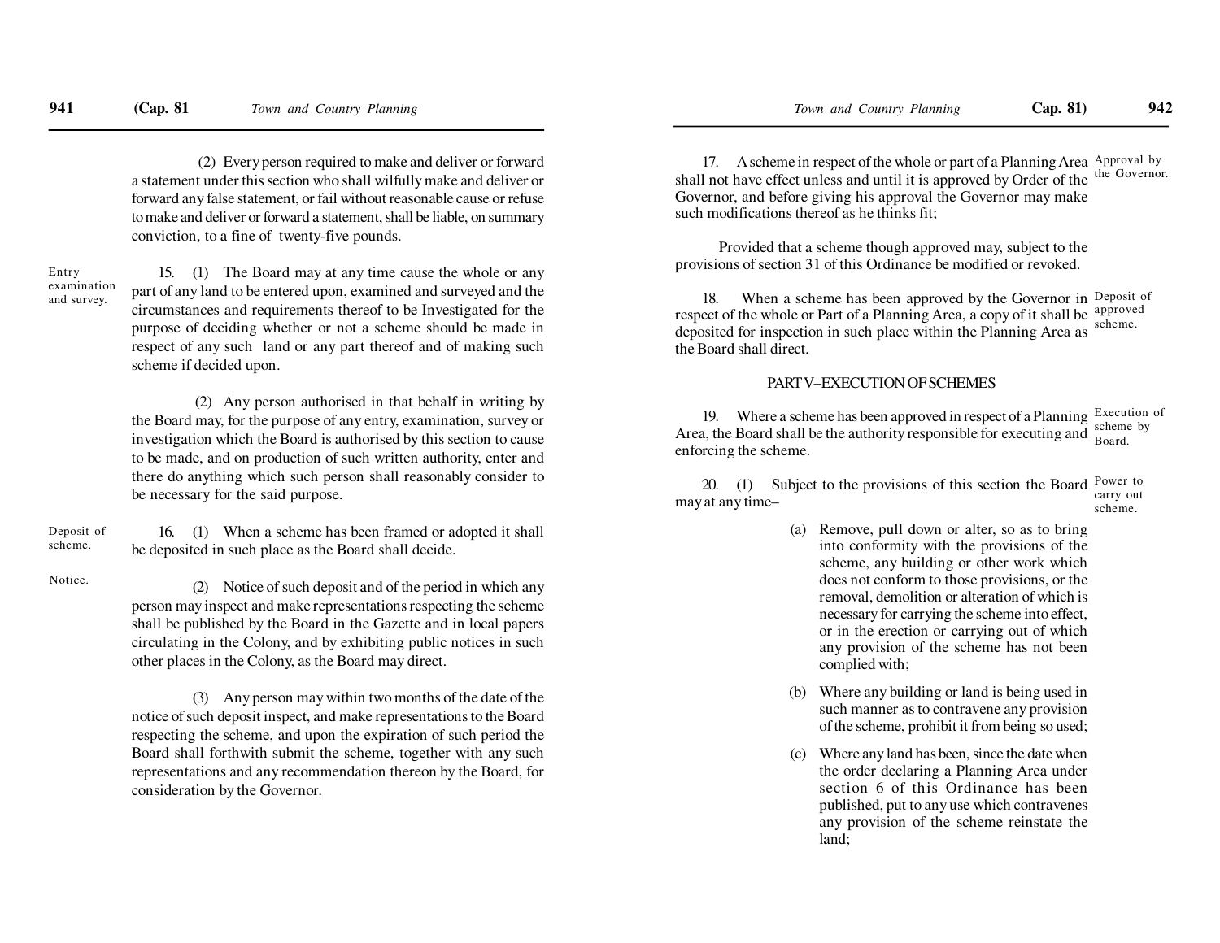(2) Every person required to make and deliver or forward a statement under this section who shall wilfully make and deliver or forward any false statement, or fail without reasonable cause or refuse to make and deliver or forward a statement, shall be liable, on summary conviction, to a fine of twenty-five pounds.

Entry examination and survey.

15. (1) The Board may at any time cause the whole or any part of any land to be entered upon, examined and surveyed and the circumstances and requirements thereof to be Investigated for the purpose of deciding whether or not a scheme should be made in respect of any such land or any part thereof and of making such scheme if decided upon.

(2) Any person authorised in that behalf in writing by the Board may, for the purpose of any entry, examination, survey or investigation which the Board is authorised by this section to cause to be made, and on production of such written authority, enter and there do anything which such person shall reasonably consider to be necessary for the said purpose.

Deposit of scheme.

16. (1) When a scheme has been framed or adopted it shall be deposited in such place as the Board shall decide.

Notice.

(2) Notice of such deposit and of the period in which any person may inspect and make representations respecting the scheme shall be published by the Board in the Gazette and in local papers circulating in the Colony, and by exhibiting public notices in such other places in the Colony, as the Board may direct.

(3) Any person may within two months of the date of the notice of such deposit inspect, and make representations to the Board respecting the scheme, and upon the expiration of such period the Board shall forthwith submit the scheme, together with any such representations and any recommendation thereon by the Board, for consideration by the Governor.

Approval by the Governor.

17. A scheme in respect of the whole or part of a Planning Area shall not have effect unless and until it is approved by Order of the Governor, and before giving his approval the Governor may make such modifications thereof as he thinks fit;

Provided that a scheme though approved may, subject to the provisions of section 31 of this Ordinance be modified or revoked.

Deposit of approved scheme.

18. When a scheme has been approved by the Governor in respect of the whole or Part of a Planning Area, a copy of it shall be deposited for inspection in such place within the Planning Area as the Board shall direct.

## PART V–EXECUTION OF SCHEMES

Execution of scheme by Board.

19. Where a scheme has been approved in respect of a Planning Area, the Board shall be the authority responsible for executing and enforcing the scheme.

Power to carry out scheme.

20. (1) Subject to the provisions of this section the Board may at any time–

(a) Remove, pull down or alter, so as to bring into conformity with the provisions of the scheme, any building or other work which does not conform to those provisions, or the removal, demolition or alteration of which is necessary for carrying the scheme into effect, or in the erection or carrying out of which any provision of the scheme has not been complied with;

(b) Where any building or land is being used in such manner as to contravene any provision of the scheme, prohibit it from being so used;

(c) Where any land has been, since the date when the order declaring a Planning Area under section 6 of this Ordinance has been published, put to any use which contravenes any provision of the scheme reinstate the land;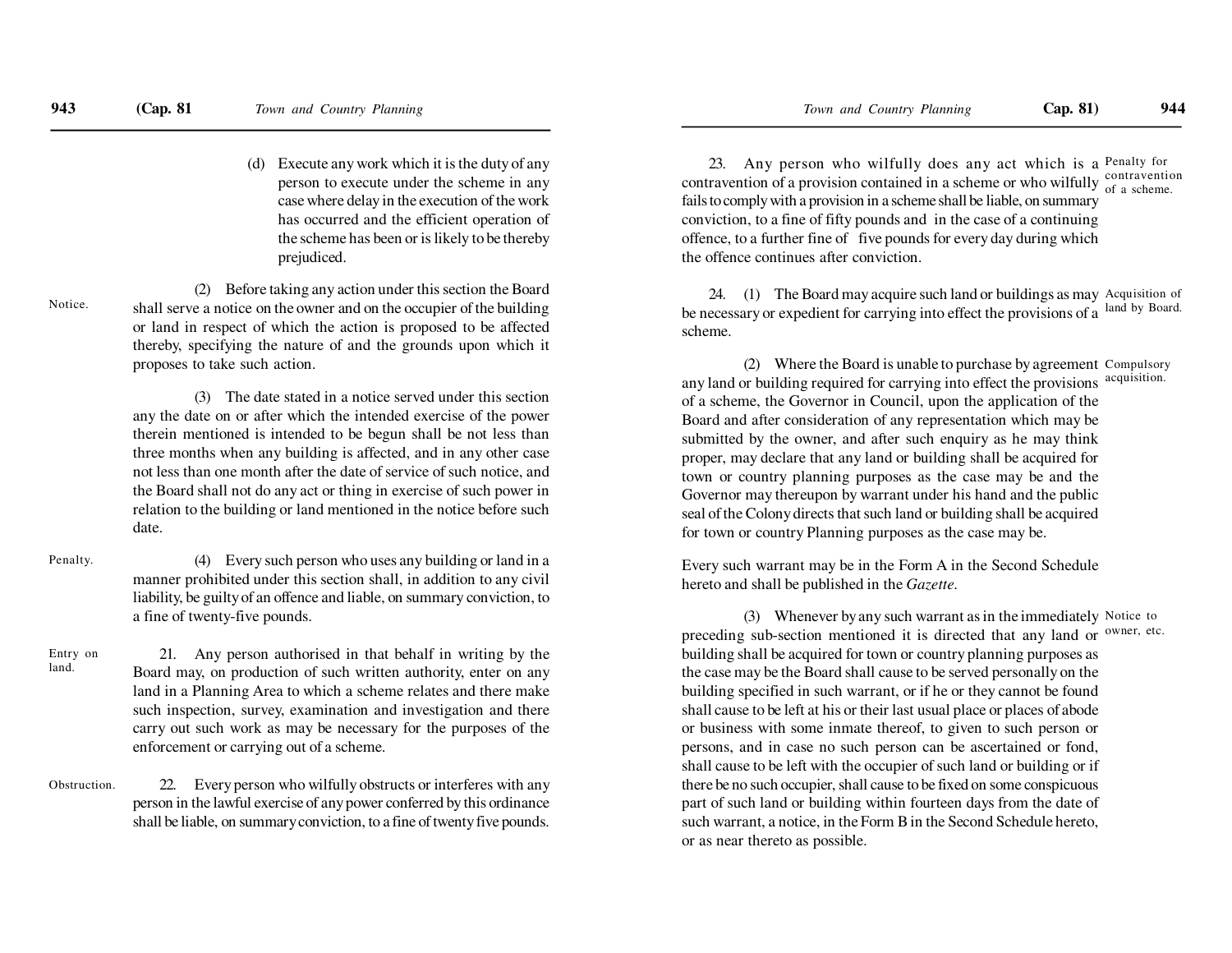(d) Execute any work which it is the duty of any person to execute under the scheme in any case where delay in the execution of the work has occurred and the efficient operation of the scheme has been or is likely to be thereby prejudiced.

Notice.

(2) Before taking any action under this section the Board shall serve a notice on the owner and on the occupier of the building or land in respect of which the action is proposed to be affected thereby, specifying the nature of and the grounds upon which it proposes to take such action.

(3) The date stated in a notice served under this section any the date on or after which the intended exercise of the power therein mentioned is intended to be begun shall be not less than three months when any building is affected, and in any other case not less than one month after the date of service of such notice, and the Board shall not do any act or thing in exercise of such power in relation to the building or land mentioned in the notice before such date.

Penalty.

(4) Every such person who uses any building or land in a manner prohibited under this section shall, in addition to any civil liability, be guilty of an offence and liable, on summary conviction, to a fine of twenty-five pounds.

Entry on land.

21. Any person authorised in that behalf in writing by the Board may, on production of such written authority, enter on any land in a Planning Area to which a scheme relates and there make such inspection, survey, examination and investigation and there carry out such work as may be necessary for the purposes of the enforcement or carrying out of a scheme.

Obstruction.

22. Every person who wilfully obstructs or interferes with any person in the lawful exercise of any power conferred by this ordinance shall be liable, on summary conviction, to a fine of twenty five pounds.

Penalty for contravention of a scheme.

23. Any person who wilfully does any act which is a contravention of a provision contained in a scheme or who wilfully fails to comply with a provision in a scheme shall be liable, on summary conviction, to a fine of fifty pounds and in the case of a continuing offence, to a further fine of five pounds for every day during which the offence continues after conviction.

Acquisition of land by Board.

24. (1) The Board may acquire such land or buildings as may be necessary or expedient for carrying into effect the provisions of a scheme.

Compulsory acquisition.

(2) Where the Board is unable to purchase by agreement any land or building required for carrying into effect the provisions of a scheme, the Governor in Council, upon the application of the Board and after consideration of any representation which may be submitted by the owner, and after such enquiry as he may think proper, may declare that any land or building shall be acquired for town or country planning purposes as the case may be and the Governor may thereupon by warrant under his hand and the public seal of the Colony directs that such land or building shall be acquired for town or country Planning purposes as the case may be.

Every such warrant may be in the Form A in the Second Schedule hereto and shall be published in the *Gazette*.

Notice to owner, etc.

(3) Whenever by any such warrant as in the immediately preceding sub-section mentioned it is directed that any land or building shall be acquired for town or country planning purposes as the case may be the Board shall cause to be served personally on the building specified in such warrant, or if he or they cannot be found shall cause to be left at his or their last usual place or places of abode or business with some inmate thereof, to given to such person or persons, and in case no such person can be ascertained or fond, shall cause to be left with the occupier of such land or building or if there be no such occupier, shall cause to be fixed on some conspicuous part of such land or building within fourteen days from the date of such warrant, a notice, in the Form B in the Second Schedule hereto, or as near thereto as possible.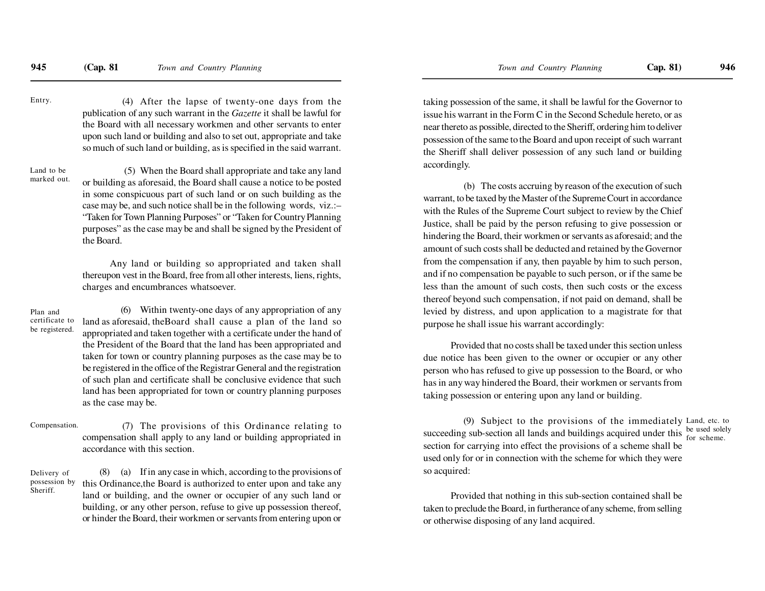Entry.

(4) After the lapse of twenty-one days from the publication of any such warrant in the *Gazette* it shall be lawful for the Board with all necessary workmen and other servants to enter upon such land or building and also to set out, appropriate and take so much of such land or building, as is specified in the said warrant.

Land to be marked out.

(5) When the Board shall appropriate and take any land or building as aforesaid, the Board shall cause a notice to be posted in some conspicuous part of such land or on such building as the case may be, and such notice shall be in the following words, viz.:– "Taken for Town Planning Purposes" or "Taken for Country Planning purposes" as the case may be and shall be signed by the President of the Board.

Any land or building so appropriated and taken shall thereupon vest in the Board, free from all other interests, liens, rights, charges and encumbrances whatsoever.

Plan and certificate to be registered.

(6) Within twenty-one days of any appropriation of any land as aforesaid, theBoard shall cause a plan of the land so appropriated and taken together with a certificate under the hand of the President of the Board that the land has been appropriated and taken for town or country planning purposes as the case may be to be registered in the office of the Registrar General and the registration of such plan and certificate shall be conclusive evidence that such land has been appropriated for town or country planning purposes as the case may be.

Compensation.

(7) The provisions of this Ordinance relating to compensation shall apply to any land or building appropriated in accordance with this section.

Delivery of possession by Sheriff.

(8) (a) If in any case in which, according to the provisions of this Ordinance,the Board is authorized to enter upon and take any land or building, and the owner or occupier of any such land or building, or any other person, refuse to give up possession thereof, or hinder the Board, their workmen or servants from entering upon or taking possession of the same, it shall be lawful for the Governor to issue his warrant in the Form C in the Second Schedule hereto, or as near thereto as possible, directed to the Sheriff, ordering him to deliver possession of the same to the Board and upon receipt of such warrant the Sheriff shall deliver possession of any such land or building accordingly.

(b) The costs accruing by reason of the execution of such warrant, to be taxed by the Master of the Supreme Court in accordance with the Rules of the Supreme Court subject to review by the Chief Justice, shall be paid by the person refusing to give possession or hindering the Board, their workmen or servants as aforesaid; and the amount of such costs shall be deducted and retained by the Governor from the compensation if any, then payable by him to such person, and if no compensation be payable to such person, or if the same be less than the amount of such costs, then such costs or the excess thereof beyond such compensation, if not paid on demand, shall be levied by distress, and upon application to a magistrate for that purpose he shall issue his warrant accordingly:

Provided that no costs shall be taxed under this section unless due notice has been given to the owner or occupier or any other person who has refused to give up possession to the Board, or who has in any way hindered the Board, their workmen or servants from taking possession or entering upon any land or building.

Land, etc. to be used solely for scheme.

(9) Subject to the provisions of the immediately succeeding sub-section all lands and buildings acquired under this section for carrying into effect the provisions of a scheme shall be used only for or in connection with the scheme for which they were so acquired:

Provided that nothing in this sub-section contained shall be taken to preclude the Board, in furtherance of any scheme, from selling or otherwise disposing of any land acquired.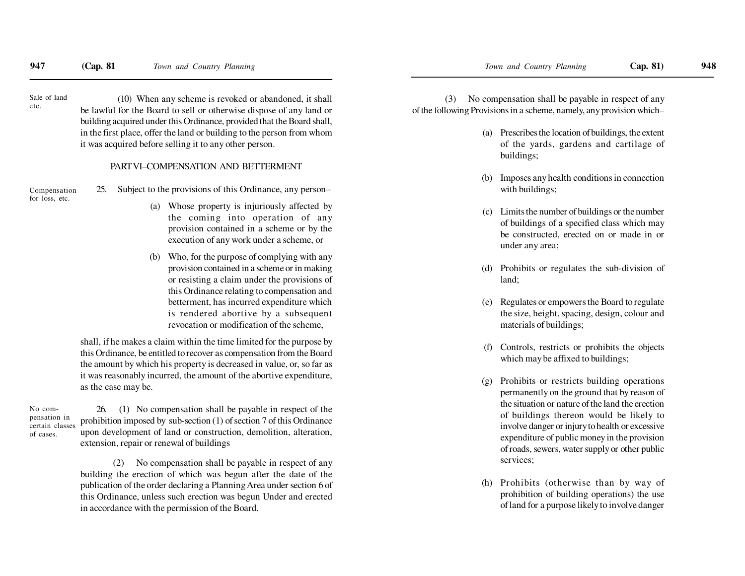Sale of land etc.

(10) When any scheme is revoked or abandoned, it shall be lawful for the Board to sell or otherwise dispose of any land or building acquired under this Ordinance, provided that the Board shall, in the first place, offer the land or building to the person from whom it was acquired before selling it to any other person.

## PART VI–COMPENSATION AND BETTERMENT

Compensation for loss, etc.

25. Subject to the provisions of this Ordinance, any person–

(a) Whose property is injuriously affected by the coming into operation of any provision contained in a scheme or by the execution of any work under a scheme, or

(b) Who, for the purpose of complying with any provision contained in a scheme or in making or resisting a claim under the provisions of this Ordinance relating to compensation and betterment, has incurred expenditure which is rendered abortive by a subsequent revocation or modification of the scheme,

shall, if he makes a claim within the time limited for the purpose by this Ordinance, be entitled to recover as compensation from the Board the amount by which his property is decreased in value, or, so far as it was reasonably incurred, the amount of the abortive expenditure, as the case may be.

No compensation in certain classes of cases.

26. (1) No compensation shall be payable in respect of the prohibition imposed by sub-section (1) of section 7 of this Ordinance upon development of land or construction, demolition, alteration, extension, repair or renewal of buildings

(2) No compensation shall be payable in respect of any building the erection of which was begun after the date of the publication of the order declaring a Planning Area under section 6 of this Ordinance, unless such erection was begun Under and erected in accordance with the permission of the Board.

(3) No compensation shall be payable in respect of any of the following Provisions in a scheme, namely, any provision which–

(a) Prescribes the location of buildings, the extent of the yards, gardens and cartilage of buildings;

(b) Imposes any health conditions in connection with buildings;

(c) Limits the number of buildings or the number of buildings of a specified class which may be constructed, erected on or made in or under any area;

(d) Prohibits or regulates the sub-division of land;

(e) Regulates or empowers the Board to regulate the size, height, spacing, design, colour and materials of buildings;

(f) Controls, restricts or prohibits the objects which may be affixed to buildings;

(g) Prohibits or restricts building operations permanently on the ground that by reason of the situation or nature of the land the erection of buildings thereon would be likely to involve danger or injury to health or excessive expenditure of public money in the provision of roads, sewers, water supply or other public services;

(h) Prohibits (otherwise than by way of prohibition of building operations) the use of land for a purpose likely to involve danger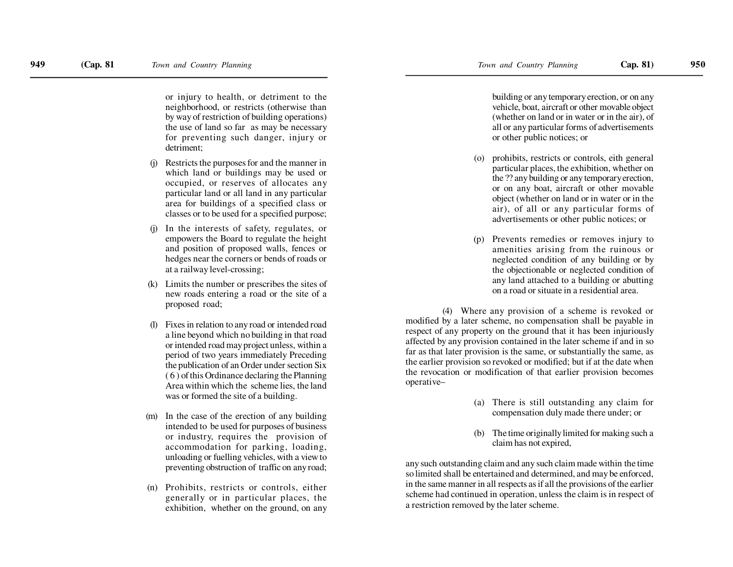or injury to health, or detriment to the neighborhood, or restricts (otherwise than by way of restriction of building operations) the use of land so far as may be necessary for preventing such danger, injury or detriment;

(j) Restricts the purposes for and the manner in which land or buildings may be used or occupied, or reserves of allocates any particular land or all land in any particular area for buildings of a specified class or classes or to be used for a specified purpose;

(j) In the interests of safety, regulates, or empowers the Board to regulate the height and position of proposed walls, fences or hedges near the corners or bends of roads or at a railway level-crossing;

(k) Limits the number or prescribes the sites of new roads entering a road or the site of a proposed road;

(l) Fixes in relation to any road or intended road a line beyond which no building in that road or intended road may project unless, within a period of two years immediately Preceding the publication of an Order under section Six ( 6 ) of this Ordinance declaring the Planning Area within which the scheme lies, the land was or formed the site of a building.

(m) In the case of the erection of any building intended to be used for purposes of business or industry, requires the provision of accommodation for parking, loading, unloading or fuelling vehicles, with a view to preventing obstruction of traffic on any road;

(n) Prohibits, restricts or controls, either generally or in particular places, the exhibition, whether on the ground, on any building or any temporary erection, or on any vehicle, boat, aircraft or other movable object (whether on land or in water or in the air), of all or any particular forms of advertisements or other public notices; or

(o) prohibits, restricts or controls, eith general particular places, the exhibition, whether on the ?? any building or any temporary erection, or on any boat, aircraft or other movable object (whether on land or in water or in the air), of all or any particular forms of advertisements or other public notices; or

(p) Prevents remedies or removes injury to amenities arising from the ruinous or neglected condition of any building or by the objectionable or neglected condition of any land attached to a building or abutting on a road or situate in a residential area.

(4) Where any provision of a scheme is revoked or modified by a later scheme, no compensation shall be payable in respect of any property on the ground that it has been injuriously affected by any provision contained in the later scheme if and in so far as that later provision is the same, or substantially the same, as the earlier provision so revoked or modified; but if at the date when the revocation or modification of that earlier provision becomes operative–

(a) There is still outstanding any claim for compensation duly made there under; or

(b) The time originally limited for making such a claim has not expired,

any such outstanding claim and any such claim made within the time so limited shall be entertained and determined, and may be enforced, in the same manner in all respects as if all the provisions of the earlier scheme had continued in operation, unless the claim is in respect of a restriction removed by the later scheme.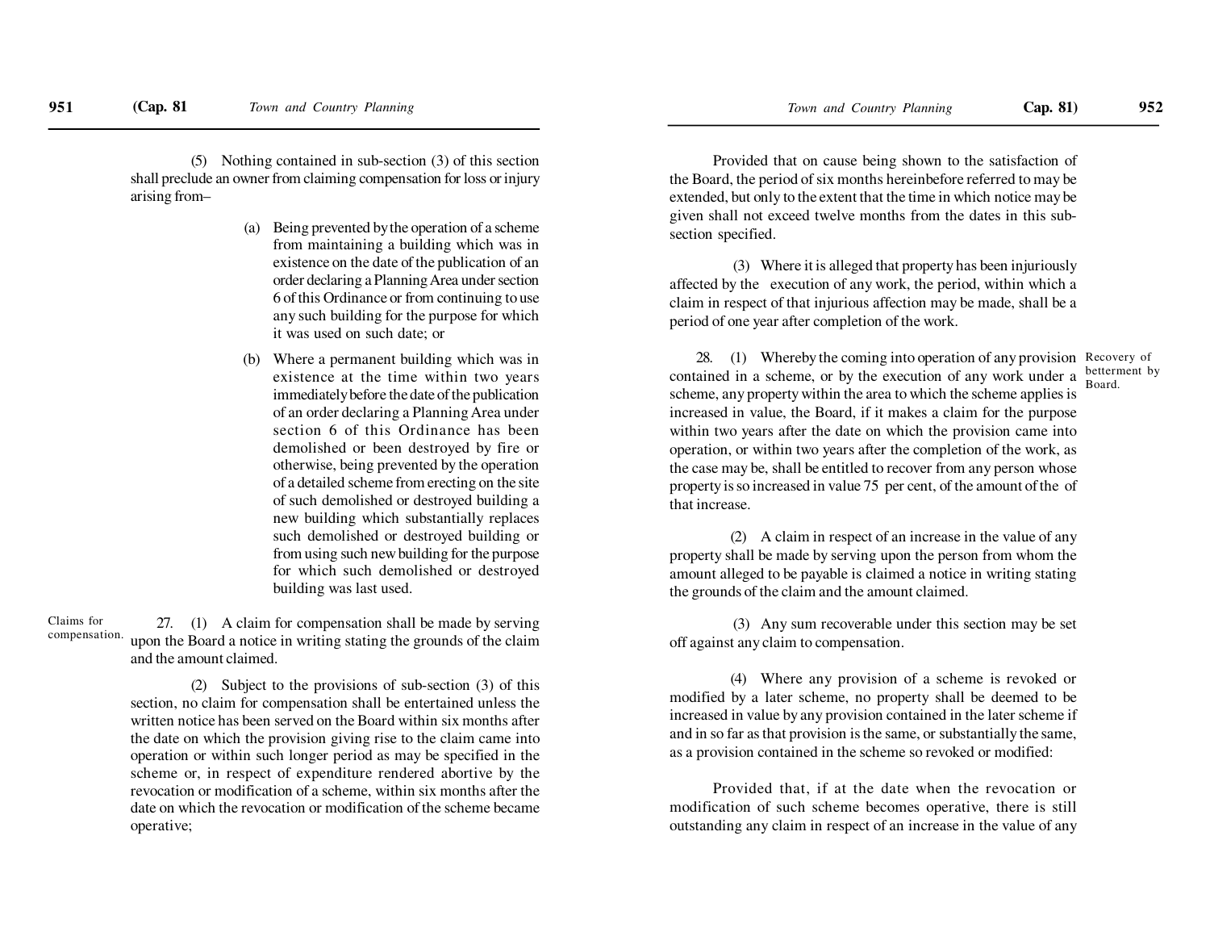(5) Nothing contained in sub-section (3) of this section shall preclude an owner from claiming compensation for loss or injury arising from–

(a) Being prevented by the operation of a scheme from maintaining a building which was in existence on the date of the publication of an order declaring a Planning Area under section 6 of this Ordinance or from continuing to use any such building for the purpose for which it was used on such date; or

(b) Where a permanent building which was in existence at the time within two years immediately before the date of the publication of an order declaring a Planning Area under section 6 of this Ordinance has been demolished or been destroyed by fire or otherwise, being prevented by the operation of a detailed scheme from erecting on the site of such demolished or destroyed building a new building which substantially replaces such demolished or destroyed building or from using such new building for the purpose for which such demolished or destroyed building was last used.

Claims for compensation.

27. (1) A claim for compensation shall be made by serving upon the Board a notice in writing stating the grounds of the claim and the amount claimed.

(2) Subject to the provisions of sub-section (3) of this section, no claim for compensation shall be entertained unless the written notice has been served on the Board within six months after the date on which the provision giving rise to the claim came into operation or within such longer period as may be specified in the scheme or, in respect of expenditure rendered abortive by the revocation or modification of a scheme, within six months after the date on which the revocation or modification of the scheme became operative;

Provided that on cause being shown to the satisfaction of the Board, the period of six months hereinbefore referred to may be extended, but only to the extent that the time in which notice may be given shall not exceed twelve months from the dates in this sub-section specified.

(3) Where it is alleged that property has been injuriously affected by the execution of any work, the period, within which a claim in respect of that injurious affection may be made, shall be a period of one year after completion of the work.

Recovery of betterment by Board.

28. (1) Whereby the coming into operation of any provision contained in a scheme, or by the execution of any work under a scheme, any property within the area to which the scheme applies is increased in value, the Board, if it makes a claim for the purpose within two years after the date on which the provision came into operation, or within two years after the completion of the work, as the case may be, shall be entitled to recover from any person whose property is so increased in value 75 per cent, of the amount of the of that increase.

(2) A claim in respect of an increase in the value of any property shall be made by serving upon the person from whom the amount alleged to be payable is claimed a notice in writing stating the grounds of the claim and the amount claimed.

(3) Any sum recoverable under this section may be set off against any claim to compensation.

(4) Where any provision of a scheme is revoked or modified by a later scheme, no property shall be deemed to be increased in value by any provision contained in the later scheme if and in so far as that provision is the same, or substantially the same, as a provision contained in the scheme so revoked or modified:

Provided that, if at the date when the revocation or modification of such scheme becomes operative, there is still outstanding any claim in respect of an increase in the value of any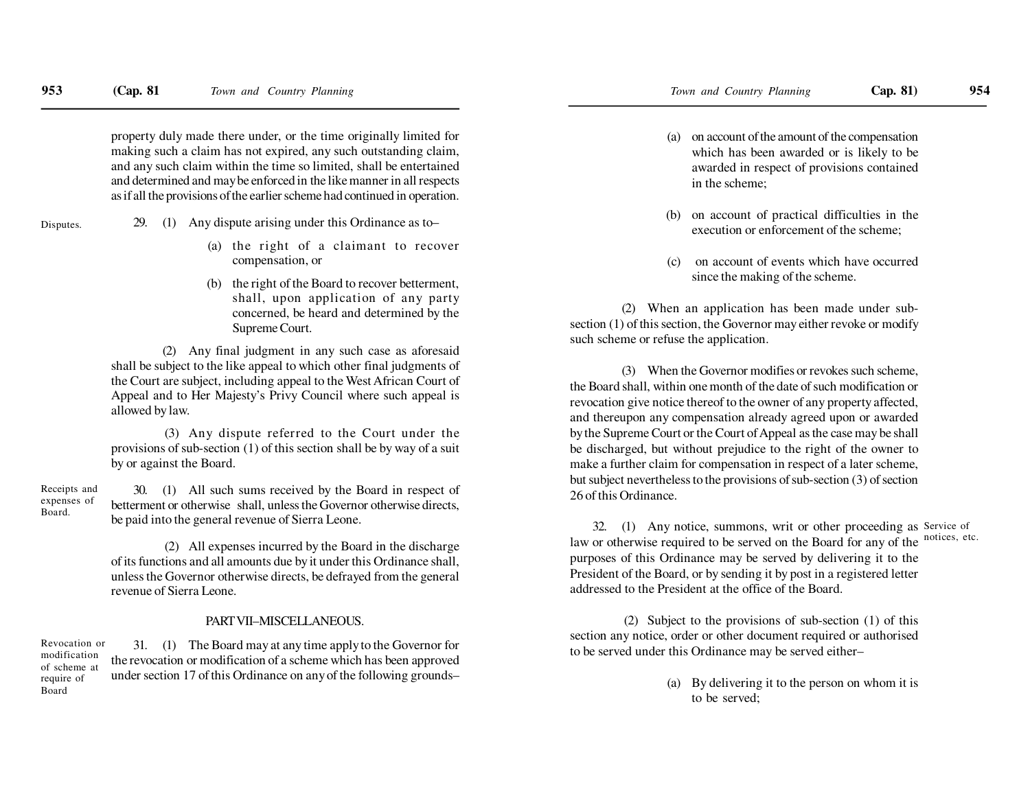property duly made there under, or the time originally limited for making such a claim has not expired, any such outstanding claim, and any such claim within the time so limited, shall be entertained and determined and may be enforced in the like manner in all respects as if all the provisions of the earlier scheme had continued in operation.

Disputes.

29. (1) Any dispute arising under this Ordinance as to–

(a) the right of a claimant to recover compensation, or

(b) the right of the Board to recover betterment, shall, upon application of any party concerned, be heard and determined by the Supreme Court.

(2) Any final judgment in any such case as aforesaid shall be subject to the like appeal to which other final judgments of the Court are subject, including appeal to the West African Court of Appeal and to Her Majesty's Privy Council where such appeal is allowed by law.

(3) Any dispute referred to the Court under the provisions of sub-section (1) of this section shall be by way of a suit by or against the Board.

Receipts and expenses of Board.

30. (1) All such sums received by the Board in respect of betterment or otherwise shall, unless the Governor otherwise directs, be paid into the general revenue of Sierra Leone.

(2) All expenses incurred by the Board in the discharge of its functions and all amounts due by it under this Ordinance shall, unless the Governor otherwise directs, be defrayed from the general revenue of Sierra Leone.

## PART VII–MISCELLANEOUS.

Revocation or modification of scheme at require of Board

31. (1) The Board may at any time apply to the Governor for the revocation or modification of a scheme which has been approved under section 17 of this Ordinance on any of the following grounds–

(a) on account of the amount of the compensation which has been awarded or is likely to be awarded in respect of provisions contained in the scheme;

(b) on account of practical difficulties in the execution or enforcement of the scheme;

(c) on account of events which have occurred since the making of the scheme.

(2) When an application has been made under sub-section (1) of this section, the Governor may either revoke or modify such scheme or refuse the application.

(3) When the Governor modifies or revokes such scheme, the Board shall, within one month of the date of such modification or revocation give notice thereof to the owner of any property affected, and thereupon any compensation already agreed upon or awarded by the Supreme Court or the Court of Appeal as the case may be shall be discharged, but without prejudice to the right of the owner to make a further claim for compensation in respect of a later scheme, but subject nevertheless to the provisions of sub-section (3) of section 26 of this Ordinance.

Service of notices, etc.

32. (1) Any notice, summons, writ or other proceeding as law or otherwise required to be served on the Board for any of the purposes of this Ordinance may be served by delivering it to the President of the Board, or by sending it by post in a registered letter addressed to the President at the office of the Board.

(2) Subject to the provisions of sub-section (1) of this section any notice, order or other document required or authorised to be served under this Ordinance may be served either–

(a) By delivering it to the person on whom it is to be served;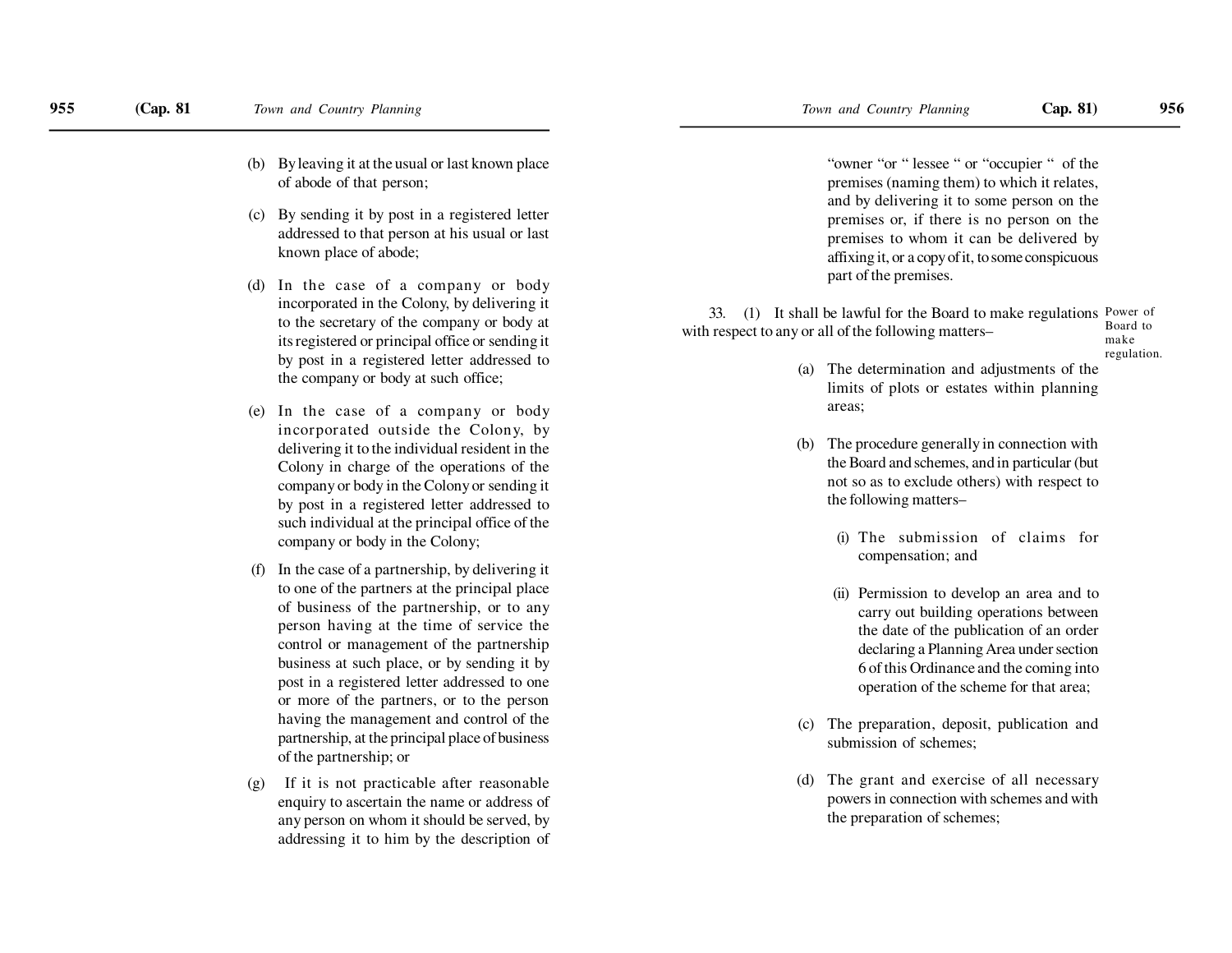(b) By leaving it at the usual or last known place of abode of that person;

(c) By sending it by post in a registered letter addressed to that person at his usual or last known place of abode;

(d) In the case of a company or body incorporated in the Colony, by delivering it to the secretary of the company or body at its registered or principal office or sending it by post in a registered letter addressed to the company or body at such office;

(e) In the case of a company or body incorporated outside the Colony, by delivering it to the individual resident in the Colony in charge of the operations of the company or body in the Colony or sending it by post in a registered letter addressed to such individual at the principal office of the company or body in the Colony;

(f) In the case of a partnership, by delivering it to one of the partners at the principal place of business of the partnership, or to any person having at the time of service the control or management of the partnership business at such place, or by sending it by post in a registered letter addressed to one or more of the partners, or to the person having the management and control of the partnership, at the principal place of business of the partnership; or

(g) If it is not practicable after reasonable enquiry to ascertain the name or address of any person on whom it should be served, by addressing it to him by the description of "owner "or " lessee " or "occupier " of the premises (naming them) to which it relates, and by delivering it to some person on the premises or, if there is no person on the premises to whom it can be delivered by affixing it, or a copy of it, to some conspicuous part of the premises.

*Power of Board to make regulation.*

33. (1) It shall be lawful for the Board to make regulations with respect to any or all of the following matters–

(a) The determination and adjustments of the limits of plots or estates within planning areas;

(b) The procedure generally in connection with the Board and schemes, and in particular (but not so as to exclude others) with respect to the following matters–

(i) The submission of claims for compensation; and

(ii) Permission to develop an area and to carry out building operations between the date of the publication of an order declaring a Planning Area under section 6 of this Ordinance and the coming into operation of the scheme for that area;

(c) The preparation, deposit, publication and submission of schemes;

(d) The grant and exercise of all necessary powers in connection with schemes and with the preparation of schemes;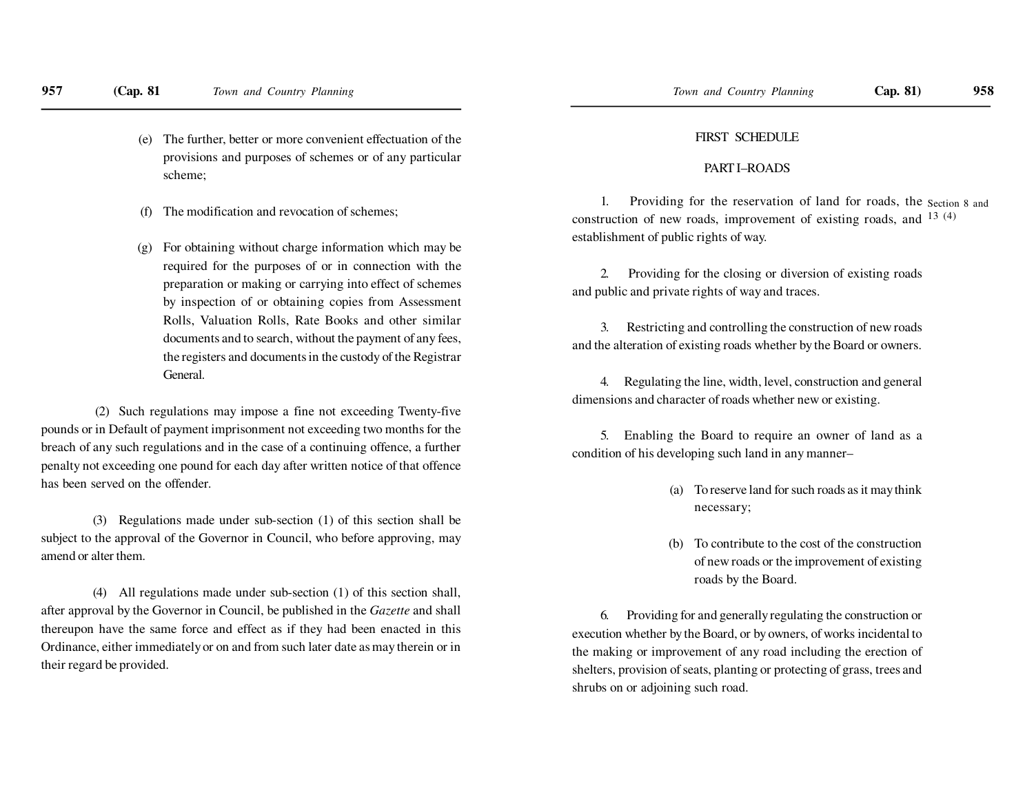(e) The further, better or more convenient effectuation of the provisions and purposes of schemes or of any particular scheme;

(f) The modification and revocation of schemes;

(g) For obtaining without charge information which may be required for the purposes of or in connection with the preparation or making or carrying into effect of schemes by inspection of or obtaining copies from Assessment Rolls, Valuation Rolls, Rate Books and other similar documents and to search, without the payment of any fees, the registers and documents in the custody of the Registrar General.

(2) Such regulations may impose a fine not exceeding Twenty-five pounds or in Default of payment imprisonment not exceeding two months for the breach of any such regulations and in the case of a continuing offence, a further penalty not exceeding one pound for each day after written notice of that offence has been served on the offender.

(3) Regulations made under sub-section (1) of this section shall be subject to the approval of the Governor in Council, who before approving, may amend or alter them.

(4) All regulations made under sub-section (1) of this section shall, after approval by the Governor in Council, be published in the *Gazette* and shall thereupon have the same force and effect as if they had been enacted in this Ordinance, either immediately or on and from such later date as may therein or in their regard be provided.

## FIRST SCHEDULE

### PART I–ROADS

Section 8 and 13 (4)

1. Providing for the reservation of land for roads, the construction of new roads, improvement of existing roads, and establishment of public rights of way.

2. Providing for the closing or diversion of existing roads and public and private rights of way and traces.

3. Restricting and controlling the construction of new roads and the alteration of existing roads whether by the Board or owners.

4. Regulating the line, width, level, construction and general dimensions and character of roads whether new or existing.

5. Enabling the Board to require an owner of land as a condition of his developing such land in any manner–

(a) To reserve land for such roads as it may think necessary;

(b) To contribute to the cost of the construction of new roads or the improvement of existing roads by the Board.

6. Providing for and generally regulating the construction or execution whether by the Board, or by owners, of works incidental to the making or improvement of any road including the erection of shelters, provision of seats, planting or protecting of grass, trees and shrubs on or adjoining such road.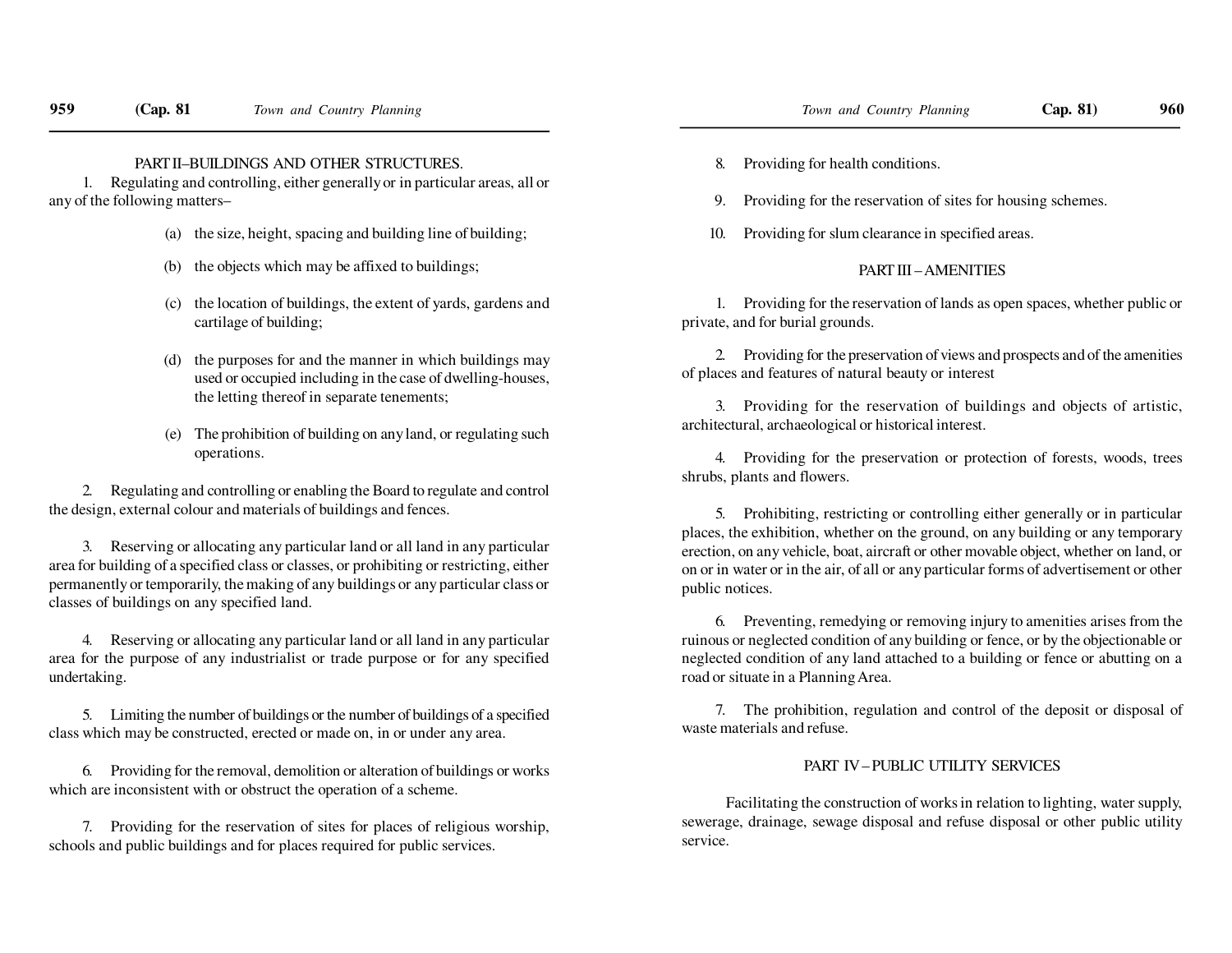## PART II–BUILDINGS AND OTHER STRUCTURES.

1. Regulating and controlling, either generally or in particular areas, all or any of the following matters–

   (a) the size, height, spacing and building line of building;

   (b) the objects which may be affixed to buildings;

   (c) the location of buildings, the extent of yards, gardens and cartilage of building;

   (d) the purposes for and the manner in which buildings may used or occupied including in the case of dwelling-houses, the letting thereof in separate tenements;

   (e) The prohibition of building on any land, or regulating such operations.

2. Regulating and controlling or enabling the Board to regulate and control the design, external colour and materials of buildings and fences.

3. Reserving or allocating any particular land or all land in any particular area for building of a specified class or classes, or prohibiting or restricting, either permanently or temporarily, the making of any buildings or any particular class or classes of buildings on any specified land.

4. Reserving or allocating any particular land or all land in any particular area for the purpose of any industrialist or trade purpose or for any specified undertaking.

5. Limiting the number of buildings or the number of buildings of a specified class which may be constructed, erected or made on, in or under any area.

6. Providing for the removal, demolition or alteration of buildings or works which are inconsistent with or obstruct the operation of a scheme.

7. Providing for the reservation of sites for places of religious worship, schools and public buildings and for places required for public services.

8. Providing for health conditions.

9. Providing for the reservation of sites for housing schemes.

10. Providing for slum clearance in specified areas.

## PART III – AMENITIES

1. Providing for the reservation of lands as open spaces, whether public or private, and for burial grounds.

2. Providing for the preservation of views and prospects and of the amenities of places and features of natural beauty or interest

3. Providing for the reservation of buildings and objects of artistic, architectural, archaeological or historical interest.

4. Providing for the preservation or protection of forests, woods, trees shrubs, plants and flowers.

5. Prohibiting, restricting or controlling either generally or in particular places, the exhibition, whether on the ground, on any building or any temporary erection, on any vehicle, boat, aircraft or other movable object, whether on land, or on or in water or in the air, of all or any particular forms of advertisement or other public notices.

6. Preventing, remedying or removing injury to amenities arises from the ruinous or neglected condition of any building or fence, or by the objectionable or neglected condition of any land attached to a building or fence or abutting on a road or situate in a Planning Area.

7. The prohibition, regulation and control of the deposit or disposal of waste materials and refuse.

## PART IV – PUBLIC UTILITY SERVICES

Facilitating the construction of works in relation to lighting, water supply, sewerage, drainage, sewage disposal and refuse disposal or other public utility service.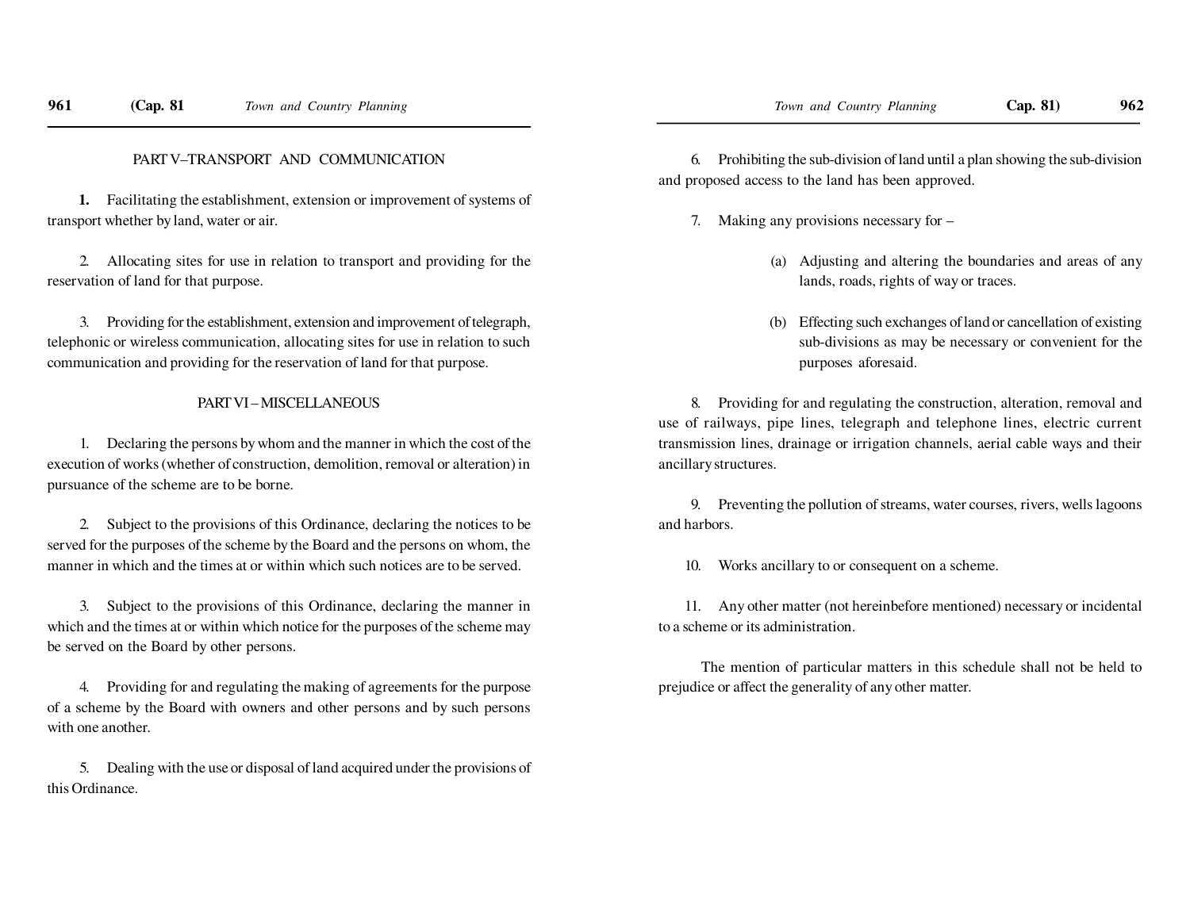## PART V–TRANSPORT AND COMMUNICATION

**1.** Facilitating the establishment, extension or improvement of systems of transport whether by land, water or air.

2. Allocating sites for use in relation to transport and providing for the reservation of land for that purpose.

3. Providing for the establishment, extension and improvement of telegraph, telephonic or wireless communication, allocating sites for use in relation to such communication and providing for the reservation of land for that purpose.

## PART VI – MISCELLANEOUS

1. Declaring the persons by whom and the manner in which the cost of the execution of works (whether of construction, demolition, removal or alteration) in pursuance of the scheme are to be borne.

2. Subject to the provisions of this Ordinance, declaring the notices to be served for the purposes of the scheme by the Board and the persons on whom, the manner in which and the times at or within which such notices are to be served.

3. Subject to the provisions of this Ordinance, declaring the manner in which and the times at or within which notice for the purposes of the scheme may be served on the Board by other persons.

4. Providing for and regulating the making of agreements for the purpose of a scheme by the Board with owners and other persons and by such persons with one another.

5. Dealing with the use or disposal of land acquired under the provisions of this Ordinance.

6. Prohibiting the sub-division of land until a plan showing the sub-division and proposed access to the land has been approved.

7. Making any provisions necessary for –

(a) Adjusting and altering the boundaries and areas of any lands, roads, rights of way or traces.

(b) Effecting such exchanges of land or cancellation of existing sub-divisions as may be necessary or convenient for the purposes aforesaid.

8. Providing for and regulating the construction, alteration, removal and use of railways, pipe lines, telegraph and telephone lines, electric current transmission lines, drainage or irrigation channels, aerial cable ways and their ancillary structures.

9. Preventing the pollution of streams, water courses, rivers, wells lagoons and harbors.

10. Works ancillary to or consequent on a scheme.

11. Any other matter (not hereinbefore mentioned) necessary or incidental to a scheme or its administration.

The mention of particular matters in this schedule shall not be held to prejudice or affect the generality of any other matter.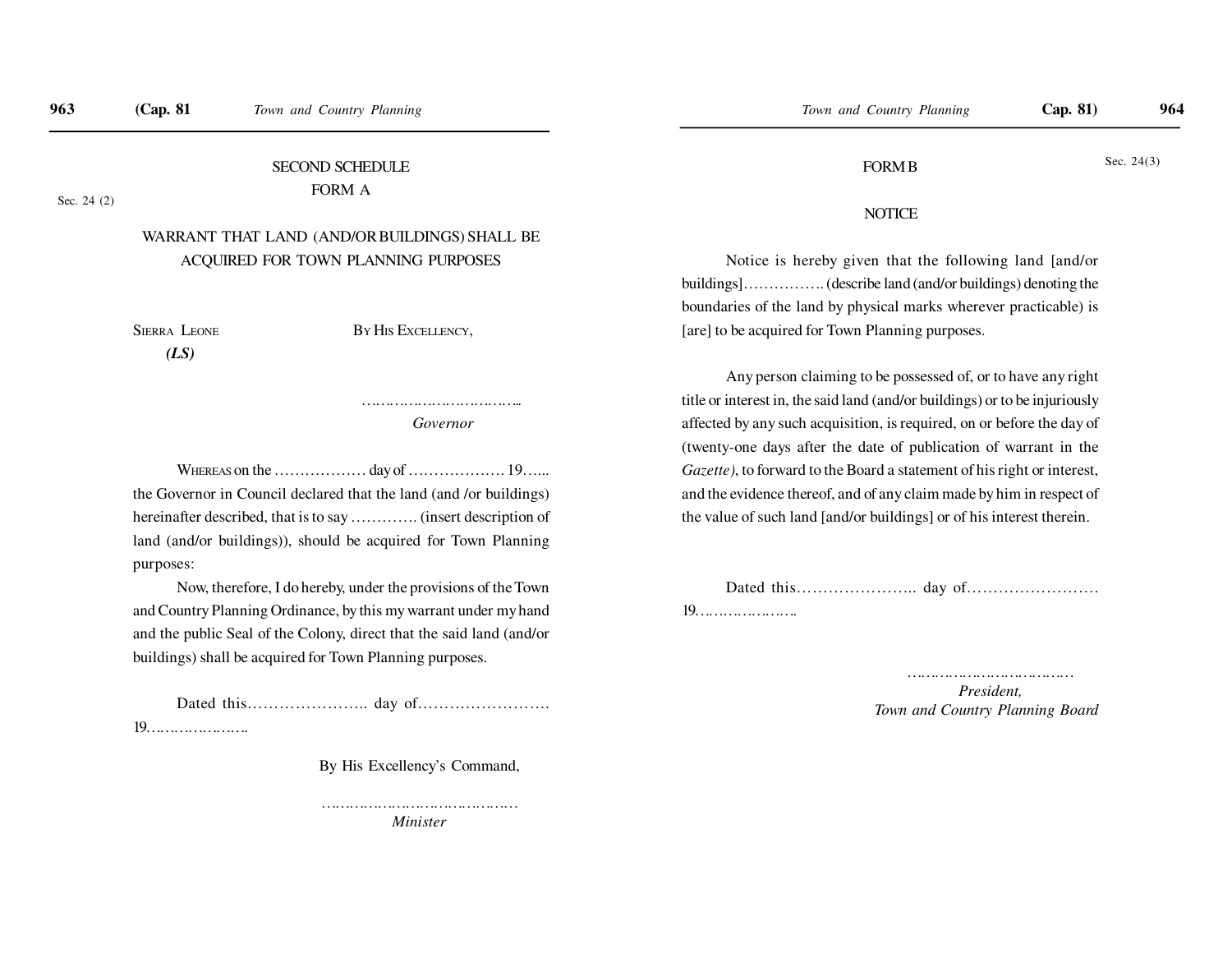## SECOND SCHEDULE

### FORM A

Sec. 24 (2)

### WARRANT THAT LAND (AND/OR BUILDINGS) SHALL BE ACQUIRED FOR TOWN PLANNING PURPOSES

SIERRA LEONE
***(LS)***

BY HIS EXCELLENCY,

……………………………..
*Governor*

WHEREAS on the ……………… day of ……………… 19…... the Governor in Council declared that the land (and /or buildings) hereinafter described, that is to say …………. (insert description of land (and/or buildings)), should be acquired for Town Planning purposes:

Now, therefore, I do hereby, under the provisions of the Town and Country Planning Ordinance, by this my warrant under my hand and the public Seal of the Colony, direct that the said land (and/or buildings) shall be acquired for Town Planning purposes.

Dated this………………….. day of……………………. 19………………….

By His Excellency's Command,

………………………………….
*Minister*

### FORM B

Sec. 24(3)

### NOTICE

Notice is hereby given that the following land [and/or buildings]……………. (describe land (and/or buildings) denoting the boundaries of the land by physical marks wherever practicable) is [are] to be acquired for Town Planning purposes.

Any person claiming to be possessed of, or to have any right title or interest in, the said land (and/or buildings) or to be injuriously affected by any such acquisition, is required, on or before the day of (twenty-one days after the date of publication of warrant in the *Gazette)*, to forward to the Board a statement of his right or interest, and the evidence thereof, and of any claim made by him in respect of the value of such land [and/or buildings] or of his interest therein.

Dated this………………….. day of……………………. 19………………….

………………………………
*President,*
*Town and Country Planning Board*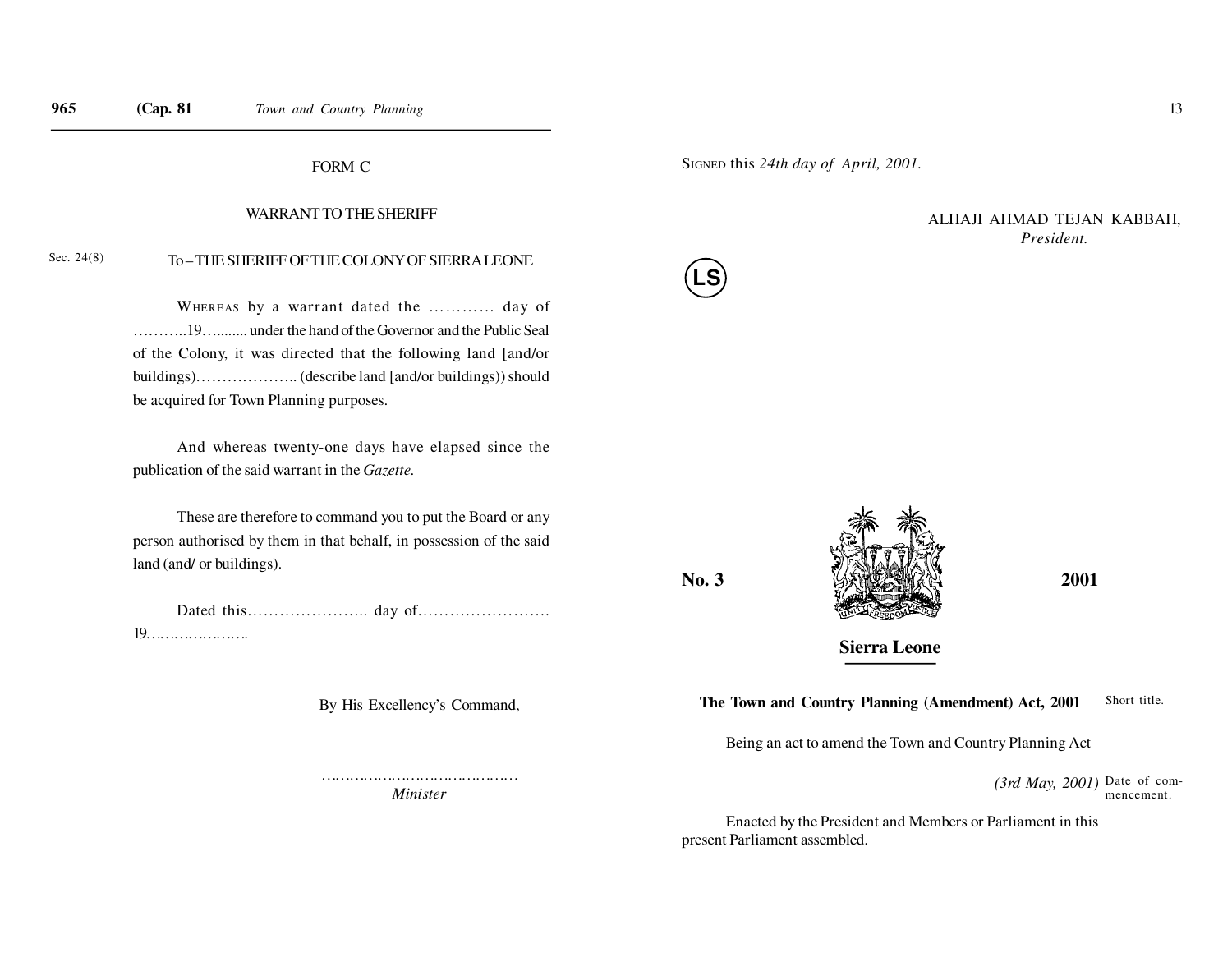FORM C

WARRANT TO THE SHERIFF

Sec. 24(8)

To – THE SHERIFF OF THE COLONY OF SIERRA LEONE

WHEREAS by a warrant dated the ………… day of ………..19…........ under the hand of the Governor and the Public Seal of the Colony, it was directed that the following land [and/or buildings)……………….. (describe land [and/or buildings)) should be acquired for Town Planning purposes.

And whereas twenty-one days have elapsed since the publication of the said warrant in the *Gazette.*

These are therefore to command you to put the Board or any person authorised by them in that behalf, in possession of the said land (and/ or buildings).

Dated this………………….. day of……………………. 19………………….

By His Excellency's Command,

……………………………………
*Minister*

SIGNED this *24th day of April, 2001.*

ALHAJI AHMAD TEJAN KABBAH,
*President.*

LS

**No. 3** **2001**

**Sierra Leone**

**The Town and Country Planning (Amendment) Act, 2001** Short title.

Being an act to amend the Town and Country Planning Act

*(3rd May, 2001)* Date of commencement.

Enacted by the President and Members or Parliament in this present Parliament assembled.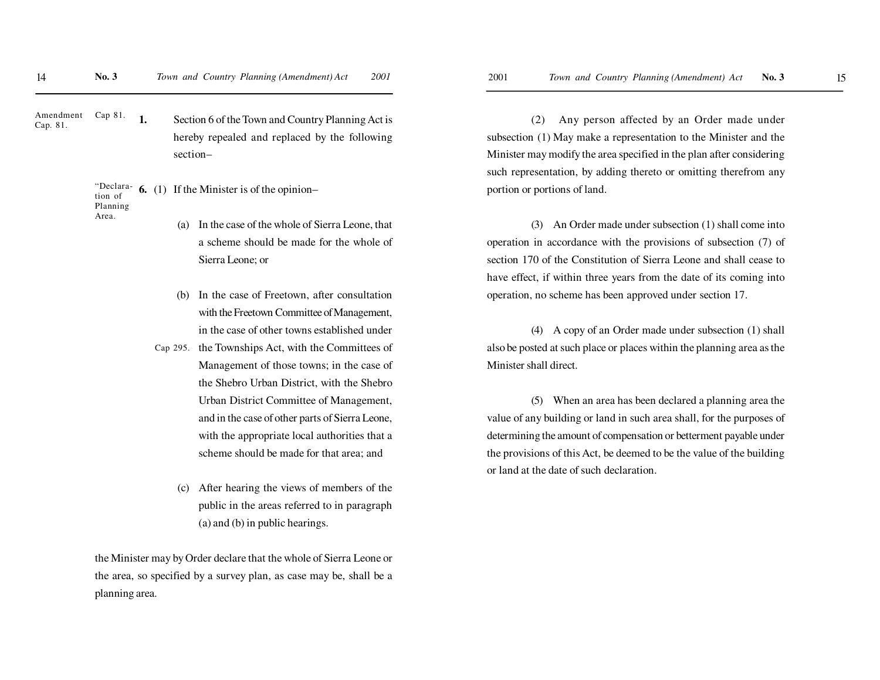Amendment Cap. 81.

Cap 81.

**1.** Section 6 of the Town and Country Planning Act is hereby repealed and replaced by the following section–

"Declaration of Planning Area.

**6.** (1) If the Minister is of the opinion–

(a) In the case of the whole of Sierra Leone, that a scheme should be made for the whole of Sierra Leone; or

(b) In the case of Freetown, after consultation with the Freetown Committee of Management, in the case of other towns established under the Townships Act, with the Committees of Management of those towns; in the case of the Shebro Urban District, with the Shebro Urban District Committee of Management, and in the case of other parts of Sierra Leone, with the appropriate local authorities that a scheme should be made for that area; and

Cap 295.

(c) After hearing the views of members of the public in the areas referred to in paragraph (a) and (b) in public hearings.

the Minister may by Order declare that the whole of Sierra Leone or the area, so specified by a survey plan, as case may be, shall be a planning area.

(2) Any person affected by an Order made under subsection (1) May make a representation to the Minister and the Minister may modify the area specified in the plan after considering such representation, by adding thereto or omitting therefrom any portion or portions of land.

(3) An Order made under subsection (1) shall come into operation in accordance with the provisions of subsection (7) of section 170 of the Constitution of Sierra Leone and shall cease to have effect, if within three years from the date of its coming into operation, no scheme has been approved under section 17.

(4) A copy of an Order made under subsection (1) shall also be posted at such place or places within the planning area as the Minister shall direct.

(5) When an area has been declared a planning area the value of any building or land in such area shall, for the purposes of determining the amount of compensation or betterment payable under the provisions of this Act, be deemed to be the value of the building or land at the date of such declaration.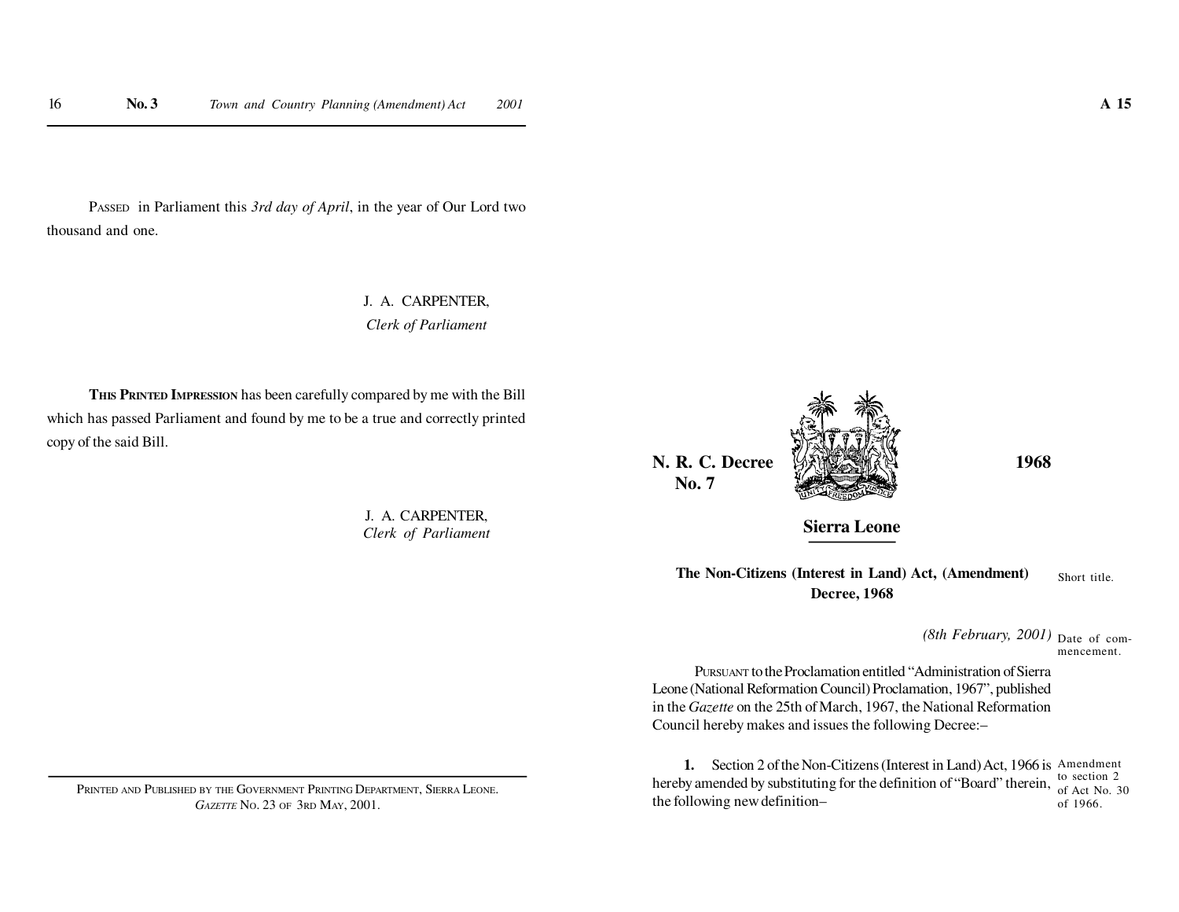PASSED in Parliament this *3rd day of April*, in the year of Our Lord two thousand and one.

J. A. CARPENTER,
*Clerk of Parliament*

**THIS PRINTED IMPRESSION** has been carefully compared by me with the Bill which has passed Parliament and found by me to be a true and correctly printed copy of the said Bill.

J. A. CARPENTER,
*Clerk of Parliament*

PRINTED AND PUBLISHED BY THE GOVERNMENT PRINTING DEPARTMENT, SIERRA LEONE.
*GAZETTE* NO. 23 OF 3RD MAY, 2001.

---

**N. R. C. Decree No. 7** **1968**

## Sierra Leone

**The Non-Citizens (Interest in Land) Act, (Amendment) Decree, 1968** — Short title.

*(8th February, 2001)* — Date of commencement.

PURSUANT to the Proclamation entitled "Administration of Sierra Leone (National Reformation Council) Proclamation, 1967", published in the *Gazette* on the 25th of March, 1967, the National Reformation Council hereby makes and issues the following Decree:–

**1.** Section 2 of the Non-Citizens (Interest in Land) Act, 1966 is hereby amended by substituting for the definition of "Board" therein, the following new definition– — Amendment to section 2 of Act No. 30 of 1966.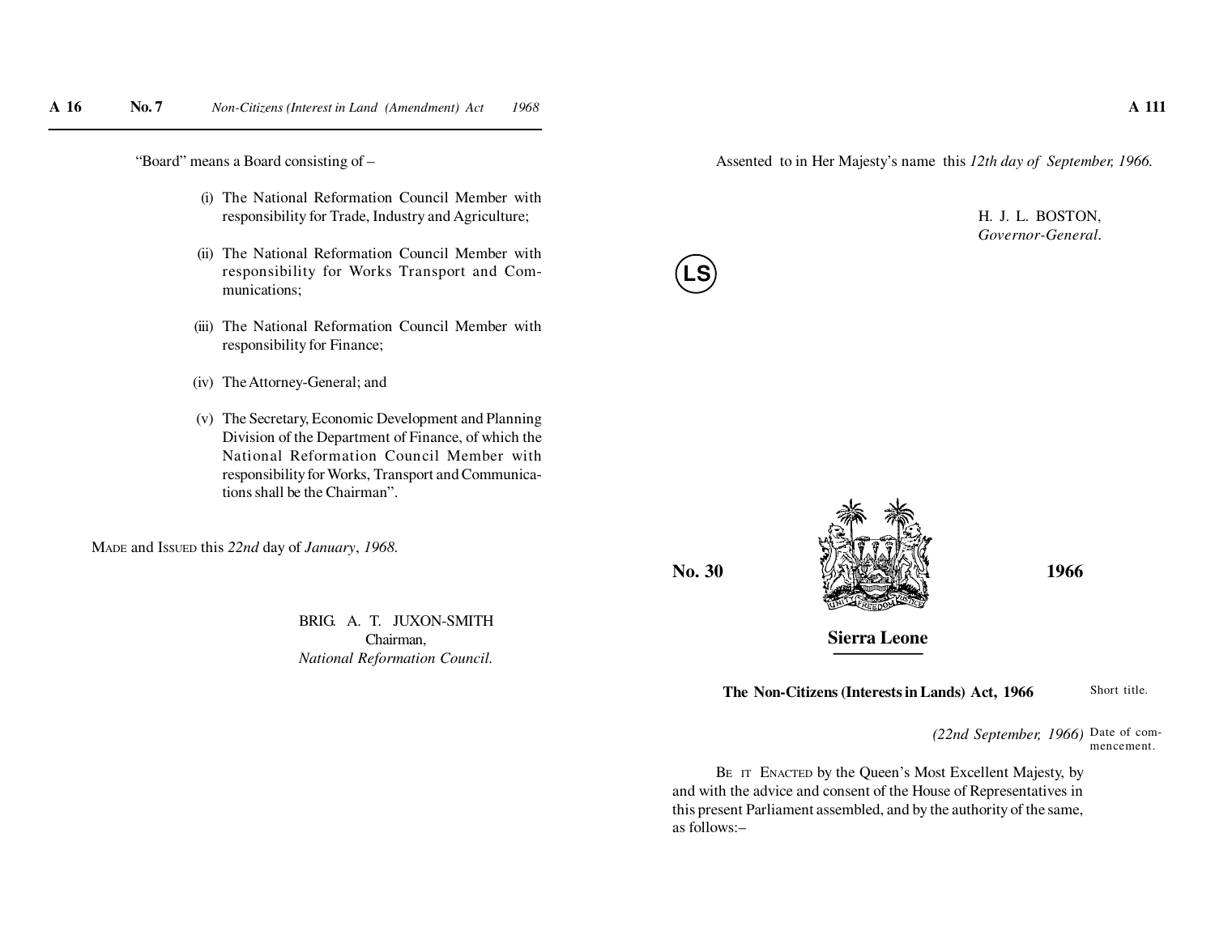"Board" means a Board consisting of –

(i) The National Reformation Council Member with responsibility for Trade, Industry and Agriculture;

(ii) The National Reformation Council Member with responsibility for Works Transport and Communications;

(iii) The National Reformation Council Member with responsibility for Finance;

(iv) The Attorney-General; and

(v) The Secretary, Economic Development and Planning Division of the Department of Finance, of which the National Reformation Council Member with responsibility for Works, Transport and Communications shall be the Chairman".

MADE and ISSUED this *22nd* day of *January*, *1968.*

BRIG. A. T. JUXON-SMITH
Chairman,
*National Reformation Council.*

Assented to in Her Majesty's name this *12th day of September, 1966.*

H. J. L. BOSTON,
*Governor-General.*

LS

**No. 30** **1966**

## Sierra Leone

### The Non-Citizens (Interests in Lands) Act, 1966

Short title.

*(22nd September, 1966)* Date of commencement.

BE IT ENACTED by the Queen's Most Excellent Majesty, by and with the advice and consent of the House of Representatives in this present Parliament assembled, and by the authority of the same, as follows:–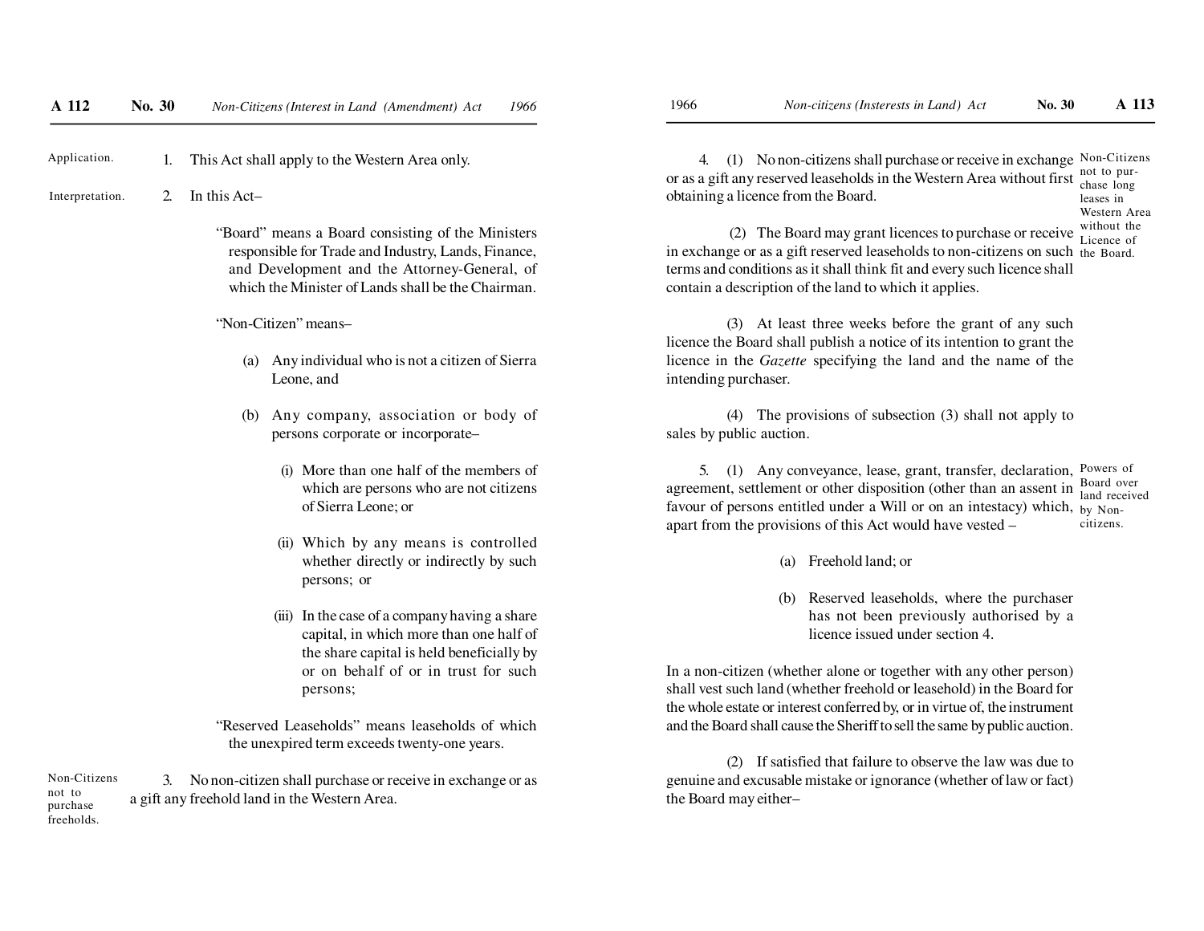Application. 1. This Act shall apply to the Western Area only.

Interpretation. 2. In this Act–

"Board" means a Board consisting of the Ministers responsible for Trade and Industry, Lands, Finance, and Development and the Attorney-General, of which the Minister of Lands shall be the Chairman.

"Non-Citizen" means–

(a) Any individual who is not a citizen of Sierra Leone, and

(b) Any company, association or body of persons corporate or incorporate–

(i) More than one half of the members of which are persons who are not citizens of Sierra Leone; or

(ii) Which by any means is controlled whether directly or indirectly by such persons; or

(iii) In the case of a company having a share capital, in which more than one half of the share capital is held beneficially by or on behalf of or in trust for such persons;

"Reserved Leaseholds" means leaseholds of which the unexpired term exceeds twenty-one years.

Non-Citizens not to purchase freeholds.

3. No non-citizen shall purchase or receive in exchange or as a gift any freehold land in the Western Area.

Non-Citizens not to purchase long leases in Western Area without the Licence of the Board.

4. (1) No non-citizens shall purchase or receive in exchange or as a gift any reserved leaseholds in the Western Area without first obtaining a licence from the Board.

(2) The Board may grant licences to purchase or receive in exchange or as a gift reserved leaseholds to non-citizens on such terms and conditions as it shall think fit and every such licence shall contain a description of the land to which it applies.

(3) At least three weeks before the grant of any such licence the Board shall publish a notice of its intention to grant the licence in the *Gazette* specifying the land and the name of the intending purchaser.

(4) The provisions of subsection (3) shall not apply to sales by public auction.

Powers of Board over land received by Non-citizens.

5. (1) Any conveyance, lease, grant, transfer, declaration, agreement, settlement or other disposition (other than an assent in favour of persons entitled under a Will or on an intestacy) which, apart from the provisions of this Act would have vested –

(a) Freehold land; or

(b) Reserved leaseholds, where the purchaser has not been previously authorised by a licence issued under section 4.

In a non-citizen (whether alone or together with any other person) shall vest such land (whether freehold or leasehold) in the Board for the whole estate or interest conferred by, or in virtue of, the instrument and the Board shall cause the Sheriff to sell the same by public auction.

(2) If satisfied that failure to observe the law was due to genuine and excusable mistake or ignorance (whether of law or fact) the Board may either–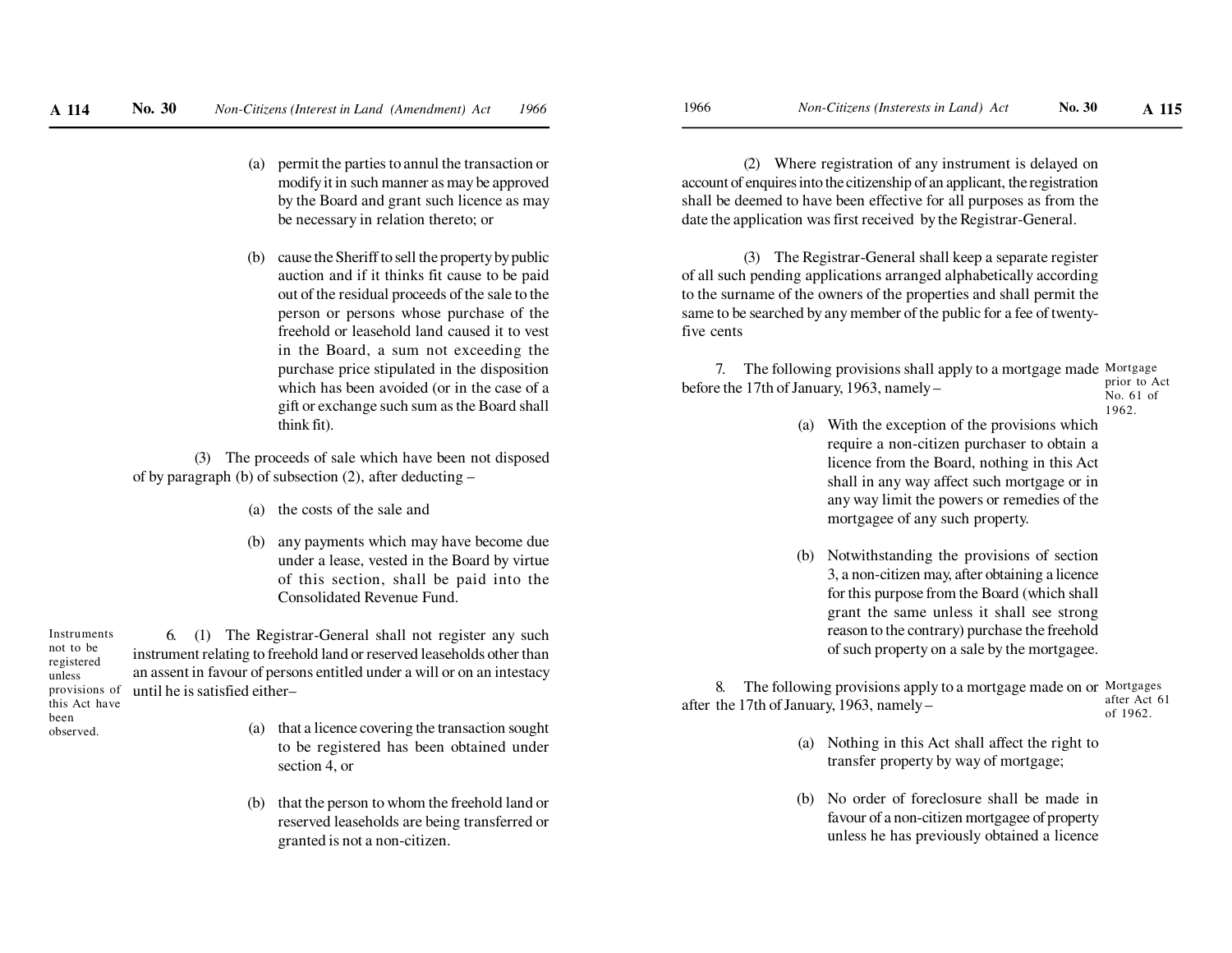(a) permit the parties to annul the transaction or modify it in such manner as may be approved by the Board and grant such licence as may be necessary in relation thereto; or

(b) cause the Sheriff to sell the property by public auction and if it thinks fit cause to be paid out of the residual proceeds of the sale to the person or persons whose purchase of the freehold or leasehold land caused it to vest in the Board, a sum not exceeding the purchase price stipulated in the disposition which has been avoided (or in the case of a gift or exchange such sum as the Board shall think fit).

(3) The proceeds of sale which have been not disposed of by paragraph (b) of subsection (2), after deducting –

(a) the costs of the sale and

(b) any payments which may have become due under a lease, vested in the Board by virtue of this section, shall be paid into the Consolidated Revenue Fund.

*Instruments not to be registered unless provisions of this Act have been observed.*

6. (1) The Registrar-General shall not register any such instrument relating to freehold land or reserved leaseholds other than an assent in favour of persons entitled under a will or on an intestacy until he is satisfied either–

(a) that a licence covering the transaction sought to be registered has been obtained under section 4, or

(b) that the person to whom the freehold land or reserved leaseholds are being transferred or granted is not a non-citizen.

(2) Where registration of any instrument is delayed on account of enquires into the citizenship of an applicant, the registration shall be deemed to have been effective for all purposes as from the date the application was first received by the Registrar-General.

(3) The Registrar-General shall keep a separate register of all such pending applications arranged alphabetically according to the surname of the owners of the properties and shall permit the same to be searched by any member of the public for a fee of twenty-five cents

*Mortgage prior to Act No. 61 of 1962.*

7. The following provisions shall apply to a mortgage made before the 17th of January, 1963, namely –

(a) With the exception of the provisions which require a non-citizen purchaser to obtain a licence from the Board, nothing in this Act shall in any way affect such mortgage or in any way limit the powers or remedies of the mortgagee of any such property.

(b) Notwithstanding the provisions of section 3, a non-citizen may, after obtaining a licence for this purpose from the Board (which shall grant the same unless it shall see strong reason to the contrary) purchase the freehold of such property on a sale by the mortgagee.

*Mortgages after Act 61 of 1962.*

8. The following provisions apply to a mortgage made on or after the 17th of January, 1963, namely –

(a) Nothing in this Act shall affect the right to transfer property by way of mortgage;

(b) No order of foreclosure shall be made in favour of a non-citizen mortgagee of property unless he has previously obtained a licence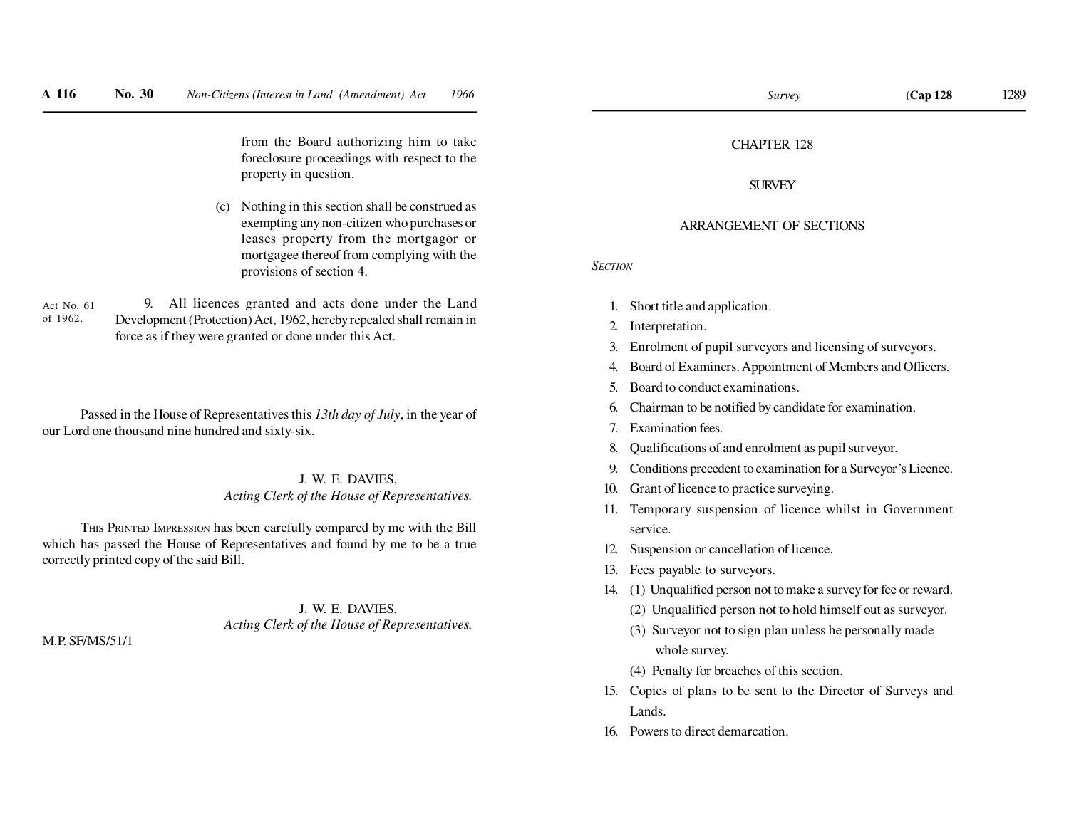from the Board authorizing him to take foreclosure proceedings with respect to the property in question.

(c) Nothing in this section shall be construed as exempting any non-citizen who purchases or leases property from the mortgagor or mortgagee thereof from complying with the provisions of section 4.

Act No. 61 of 1962.

9. All licences granted and acts done under the Land Development (Protection) Act, 1962, hereby repealed shall remain in force as if they were granted or done under this Act.

Passed in the House of Representatives this *13th day of July*, in the year of our Lord one thousand nine hundred and sixty-six.

J. W. E. DAVIES,
*Acting Clerk of the House of Representatives.*

THIS PRINTED IMPRESSION has been carefully compared by me with the Bill which has passed the House of Representatives and found by me to be a true correctly printed copy of the said Bill.

J. W. E. DAVIES,
*Acting Clerk of the House of Representatives.*

M.P. SF/MS/51/1

# CHAPTER 128

## SURVEY

### ARRANGEMENT OF SECTIONS

*SECTION*

1. Short title and application.
2. Interpretation.
3. Enrolment of pupil surveyors and licensing of surveyors.
4. Board of Examiners. Appointment of Members and Officers.
5. Board to conduct examinations.
6. Chairman to be notified by candidate for examination.
7. Examination fees.
8. Qualifications of and enrolment as pupil surveyor.
9. Conditions precedent to examination for a Surveyor's Licence.
10. Grant of licence to practice surveying.
11. Temporary suspension of licence whilst in Government service.
12. Suspension or cancellation of licence.
13. Fees payable to surveyors.
14. (1) Unqualified person not to make a survey for fee or reward.
    (2) Unqualified person not to hold himself out as surveyor.
    (3) Surveyor not to sign plan unless he personally made whole survey.
    (4) Penalty for breaches of this section.
15. Copies of plans to be sent to the Director of Surveys and Lands.
16. Powers to direct demarcation.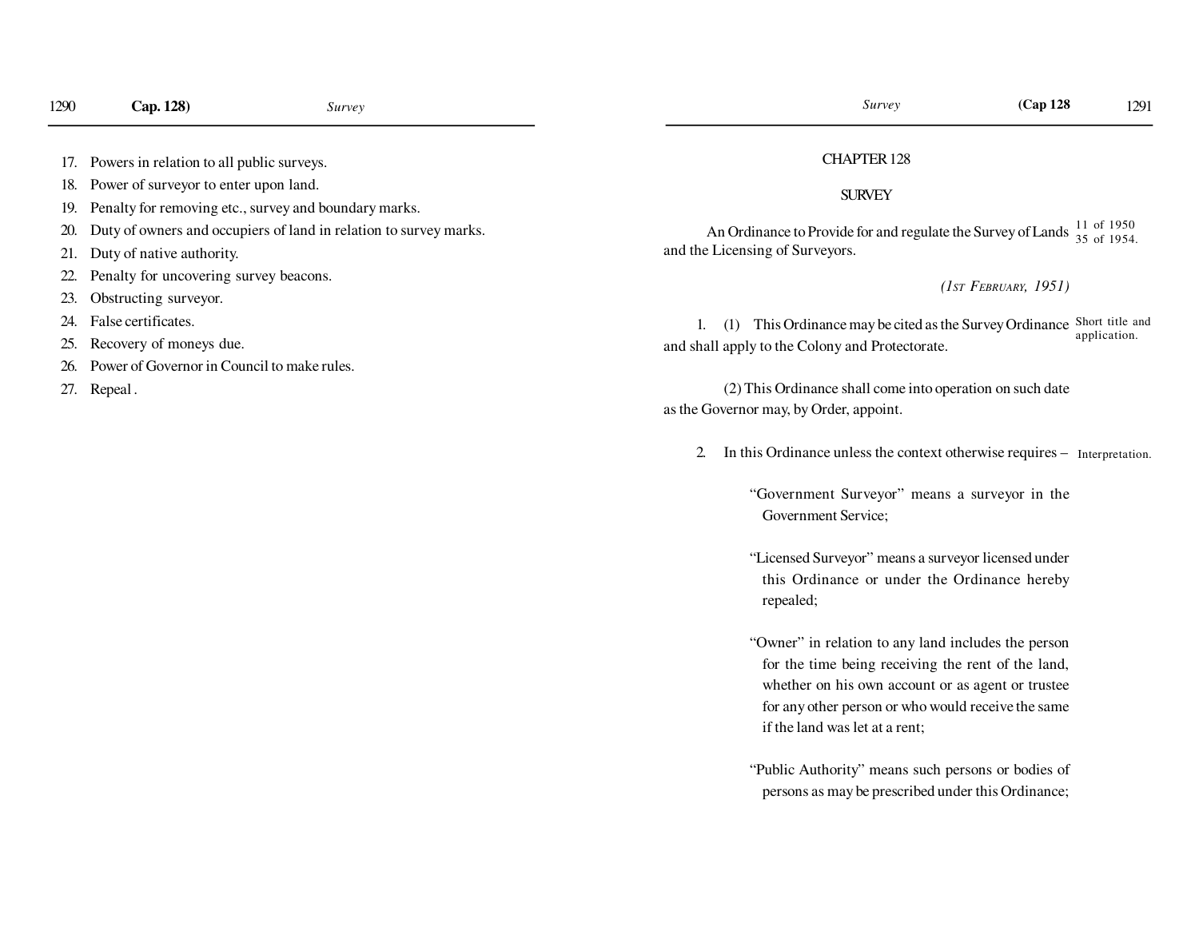17. Powers in relation to all public surveys.
18. Power of surveyor to enter upon land.
19. Penalty for removing etc., survey and boundary marks.
20. Duty of owners and occupiers of land in relation to survey marks.
21. Duty of native authority.
22. Penalty for uncovering survey beacons.
23. Obstructing surveyor.
24. False certificates.
25. Recovery of moneys due.
26. Power of Governor in Council to make rules.
27. Repeal .

# CHAPTER 128

## SURVEY

An Ordinance to Provide for and regulate the Survey of Lands and the Licensing of Surveyors.

11 of 1950
35 of 1954.

*(1ST FEBRUARY, 1951)*

Short title and application.

1. (1) This Ordinance may be cited as the Survey Ordinance and shall apply to the Colony and Protectorate.

(2) This Ordinance shall come into operation on such date as the Governor may, by Order, appoint.

Interpretation.

2. In this Ordinance unless the context otherwise requires –

"Government Surveyor" means a surveyor in the Government Service;

"Licensed Surveyor" means a surveyor licensed under this Ordinance or under the Ordinance hereby repealed;

"Owner" in relation to any land includes the person for the time being receiving the rent of the land, whether on his own account or as agent or trustee for any other person or who would receive the same if the land was let at a rent;

"Public Authority" means such persons or bodies of persons as may be prescribed under this Ordinance;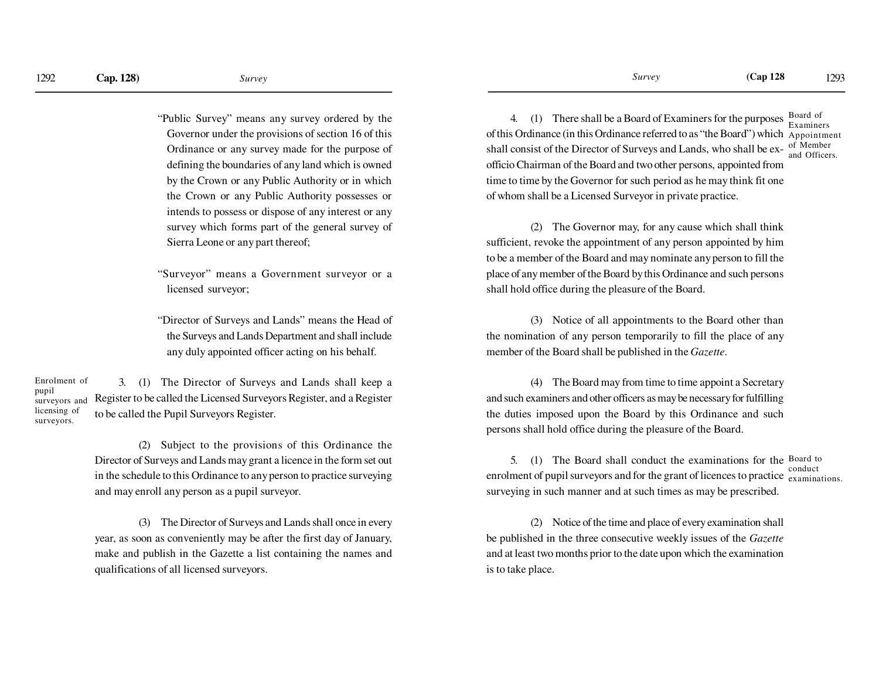"Public Survey" means any survey ordered by the Governor under the provisions of section 16 of this Ordinance or any survey made for the purpose of defining the boundaries of any land which is owned by the Crown or any Public Authority or in which the Crown or any Public Authority possesses or intends to possess or dispose of any interest or any survey which forms part of the general survey of Sierra Leone or any part thereof;

"Surveyor" means a Government surveyor or a licensed surveyor;

"Director of Surveys and Lands" means the Head of the Surveys and Lands Department and shall include any duly appointed officer acting on his behalf.

*Enrolment of pupil surveyors and licensing of surveyors.*

3. (1) The Director of Surveys and Lands shall keep a Register to be called the Licensed Surveyors Register, and a Register to be called the Pupil Surveyors Register.

(2) Subject to the provisions of this Ordinance the Director of Surveys and Lands may grant a licence in the form set out in the schedule to this Ordinance to any person to practice surveying and may enroll any person as a pupil surveyor.

(3) The Director of Surveys and Lands shall once in every year, as soon as conveniently may be after the first day of January, make and publish in the Gazette a list containing the names and qualifications of all licensed surveyors.

*Board of Examiners Appointment of Member and Officers.*

4. (1) There shall be a Board of Examiners for the purposes of this Ordinance (in this Ordinance referred to as "the Board") which shall consist of the Director of Surveys and Lands, who shall be ex-officio Chairman of the Board and two other persons, appointed from time to time by the Governor for such period as he may think fit one of whom shall be a Licensed Surveyor in private practice.

(2) The Governor may, for any cause which shall think sufficient, revoke the appointment of any person appointed by him to be a member of the Board and may nominate any person to fill the place of any member of the Board by this Ordinance and such persons shall hold office during the pleasure of the Board.

(3) Notice of all appointments to the Board other than the nomination of any person temporarily to fill the place of any member of the Board shall be published in the *Gazette*.

(4) The Board may from time to time appoint a Secretary and such examiners and other officers as may be necessary for fulfilling the duties imposed upon the Board by this Ordinance and such persons shall hold office during the pleasure of the Board.

*Board to conduct examinations.*

5. (1) The Board shall conduct the examinations for the enrolment of pupil surveyors and for the grant of licences to practice surveying in such manner and at such times as may be prescribed.

(2) Notice of the time and place of every examination shall be published in the three consecutive weekly issues of the *Gazette* and at least two months prior to the date upon which the examination is to take place.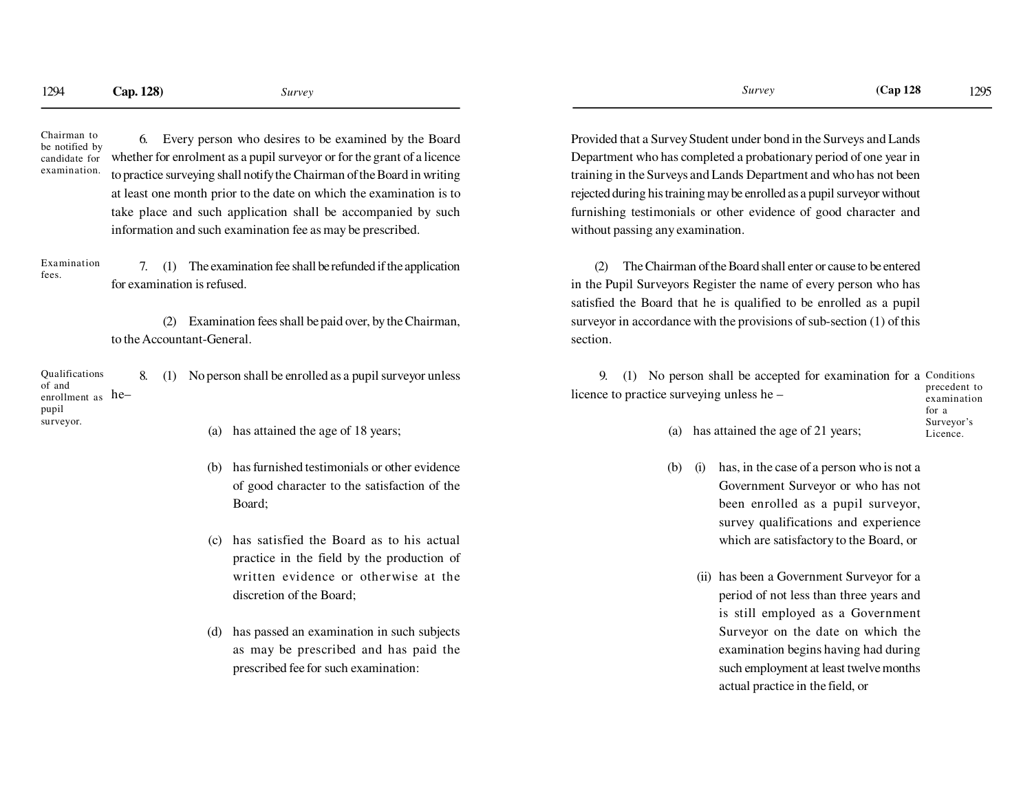Chairman to be notified by candidate for examination.

6. Every person who desires to be examined by the Board whether for enrolment as a pupil surveyor or for the grant of a licence to practice surveying shall notify the Chairman of the Board in writing at least one month prior to the date on which the examination is to take place and such application shall be accompanied by such information and such examination fee as may be prescribed.

Examination fees.

7. (1) The examination fee shall be refunded if the application for examination is refused.

(2) Examination fees shall be paid over, by the Chairman, to the Accountant-General.

Qualifications of and enrollment as pupil surveyor.

8. (1) No person shall be enrolled as a pupil surveyor unless he–

(a) has attained the age of 18 years;

(b) has furnished testimonials or other evidence of good character to the satisfaction of the Board;

(c) has satisfied the Board as to his actual practice in the field by the production of written evidence or otherwise at the discretion of the Board;

(d) has passed an examination in such subjects as may be prescribed and has paid the prescribed fee for such examination:

Provided that a Survey Student under bond in the Surveys and Lands Department who has completed a probationary period of one year in training in the Surveys and Lands Department and who has not been rejected during his training may be enrolled as a pupil surveyor without furnishing testimonials or other evidence of good character and without passing any examination.

(2) The Chairman of the Board shall enter or cause to be entered in the Pupil Surveyors Register the name of every person who has satisfied the Board that he is qualified to be enrolled as a pupil surveyor in accordance with the provisions of sub-section (1) of this section.

Conditions precedent to examination for a Surveyor's Licence.

9. (1) No person shall be accepted for examination for a licence to practice surveying unless he –

(a) has attained the age of 21 years;

(b) (i) has, in the case of a person who is not a Government Surveyor or who has not been enrolled as a pupil surveyor, survey qualifications and experience which are satisfactory to the Board, or

(ii) has been a Government Surveyor for a period of not less than three years and is still employed as a Government Surveyor on the date on which the examination begins having had during such employment at least twelve months actual practice in the field, or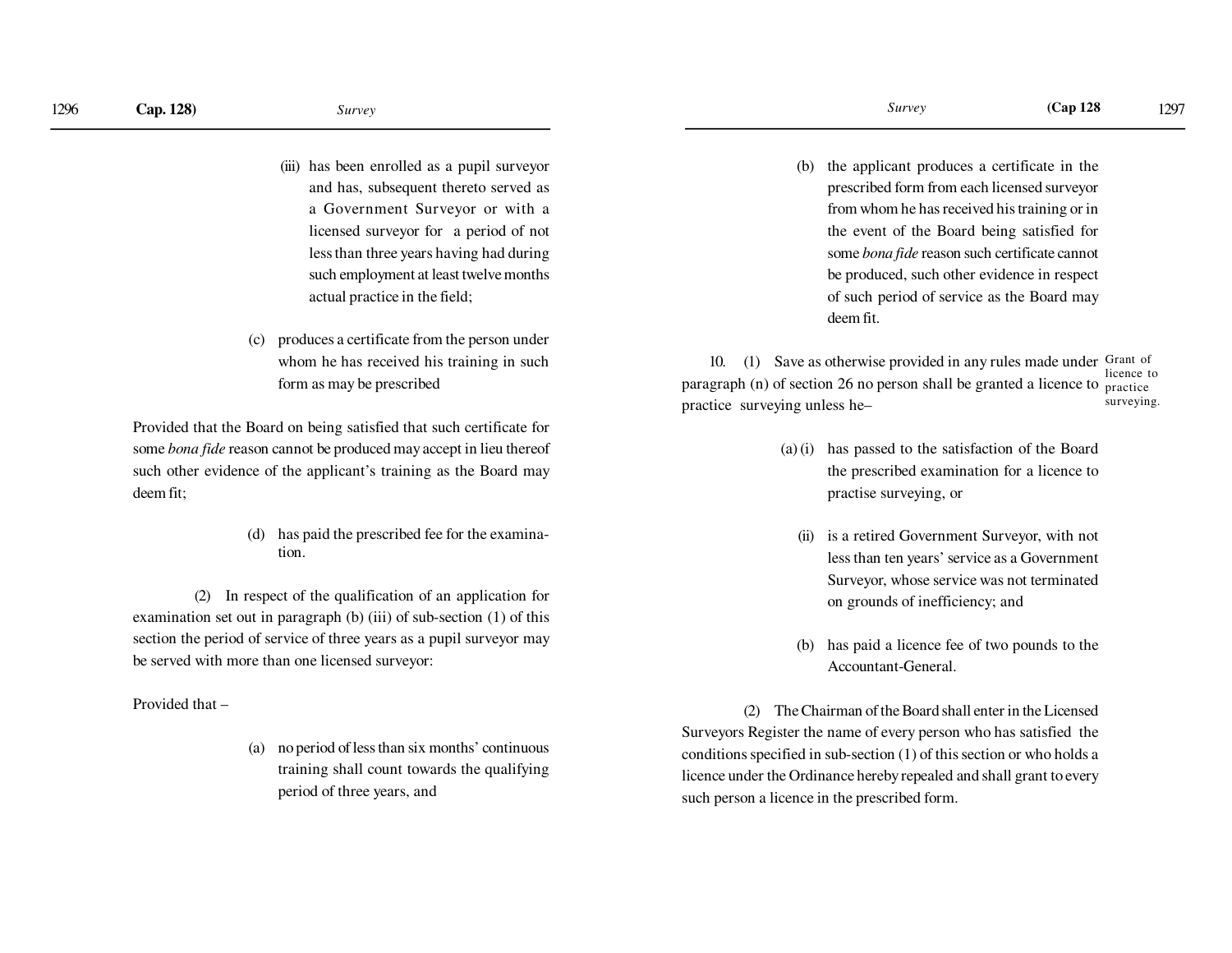(iii) has been enrolled as a pupil surveyor and has, subsequent thereto served as a Government Surveyor or with a licensed surveyor for a period of not less than three years having had during such employment at least twelve months actual practice in the field;

(c) produces a certificate from the person under whom he has received his training in such form as may be prescribed

Provided that the Board on being satisfied that such certificate for some *bona fide* reason cannot be produced may accept in lieu thereof such other evidence of the applicant's training as the Board may deem fit;

(d) has paid the prescribed fee for the examination.

(2) In respect of the qualification of an application for examination set out in paragraph (b) (iii) of sub-section (1) of this section the period of service of three years as a pupil surveyor may be served with more than one licensed surveyor:

Provided that –

(a) no period of less than six months' continuous training shall count towards the qualifying period of three years, and

(b) the applicant produces a certificate in the prescribed form from each licensed surveyor from whom he has received his training or in the event of the Board being satisfied for some *bona fide* reason such certificate cannot be produced, such other evidence in respect of such period of service as the Board may deem fit.

*Grant of licence to practice surveying.*

10. (1) Save as otherwise provided in any rules made under paragraph (n) of section 26 no person shall be granted a licence to practice surveying unless he–

(a) (i) has passed to the satisfaction of the Board the prescribed examination for a licence to practise surveying, or

(ii) is a retired Government Surveyor, with not less than ten years' service as a Government Surveyor, whose service was not terminated on grounds of inefficiency; and

(b) has paid a licence fee of two pounds to the Accountant-General.

(2) The Chairman of the Board shall enter in the Licensed Surveyors Register the name of every person who has satisfied the conditions specified in sub-section (1) of this section or who holds a licence under the Ordinance hereby repealed and shall grant to every such person a licence in the prescribed form.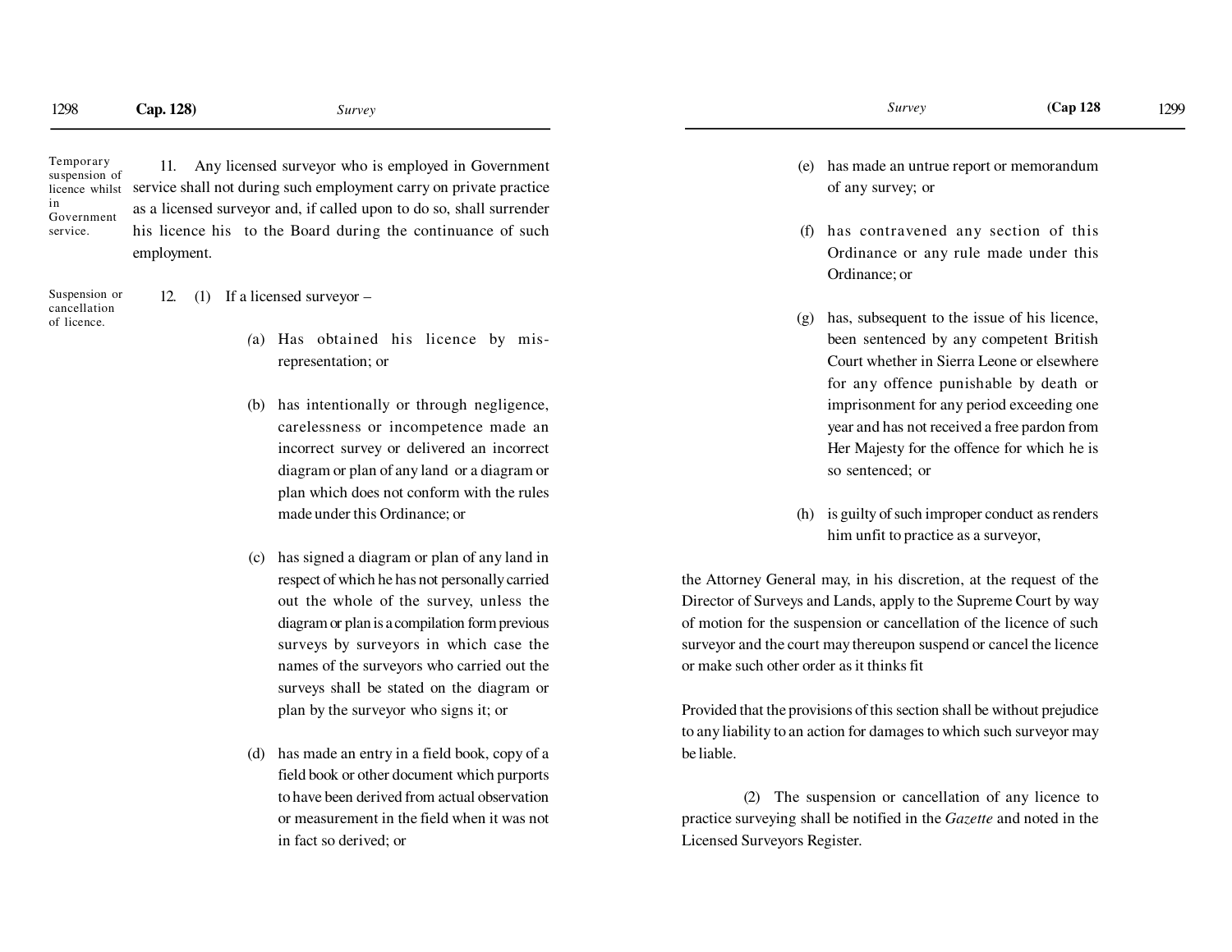Temporary suspension of licence whilst in Government service.

11. Any licensed surveyor who is employed in Government service shall not during such employment carry on private practice as a licensed surveyor and, if called upon to do so, shall surrender his licence his to the Board during the continuance of such employment.

Suspension or cancellation of licence.

12. (1) If a licensed surveyor –

(a) Has obtained his licence by mis-representation; or

(b) has intentionally or through negligence, carelessness or incompetence made an incorrect survey or delivered an incorrect diagram or plan of any land or a diagram or plan which does not conform with the rules made under this Ordinance; or

(c) has signed a diagram or plan of any land in respect of which he has not personally carried out the whole of the survey, unless the diagram or plan is a compilation form previous surveys by surveyors in which case the names of the surveyors who carried out the surveys shall be stated on the diagram or plan by the surveyor who signs it; or

(d) has made an entry in a field book, copy of a field book or other document which purports to have been derived from actual observation or measurement in the field when it was not in fact so derived; or

(e) has made an untrue report or memorandum of any survey; or

(f) has contravened any section of this Ordinance or any rule made under this Ordinance; or

(g) has, subsequent to the issue of his licence, been sentenced by any competent British Court whether in Sierra Leone or elsewhere for any offence punishable by death or imprisonment for any period exceeding one year and has not received a free pardon from Her Majesty for the offence for which he is so sentenced; or

(h) is guilty of such improper conduct as renders him unfit to practice as a surveyor,

the Attorney General may, in his discretion, at the request of the Director of Surveys and Lands, apply to the Supreme Court by way of motion for the suspension or cancellation of the licence of such surveyor and the court may thereupon suspend or cancel the licence or make such other order as it thinks fit

Provided that the provisions of this section shall be without prejudice to any liability to an action for damages to which such surveyor may be liable.

(2) The suspension or cancellation of any licence to practice surveying shall be notified in the *Gazette* and noted in the Licensed Surveyors Register.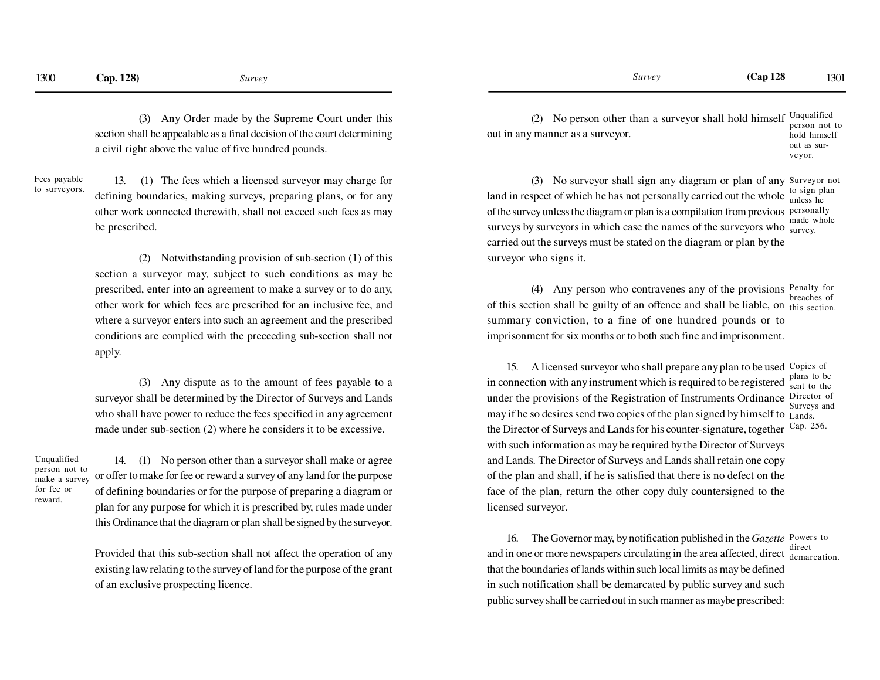(3) Any Order made by the Supreme Court under this section shall be appealable as a final decision of the court determining a civil right above the value of five hundred pounds.

Fees payable to surveyors.

13. (1) The fees which a licensed surveyor may charge for defining boundaries, making surveys, preparing plans, or for any other work connected therewith, shall not exceed such fees as may be prescribed.

(2) Notwithstanding provision of sub-section (1) of this section a surveyor may, subject to such conditions as may be prescribed, enter into an agreement to make a survey or to do any, other work for which fees are prescribed for an inclusive fee, and where a surveyor enters into such an agreement and the prescribed conditions are complied with the preceeding sub-section shall not apply.

(3) Any dispute as to the amount of fees payable to a surveyor shall be determined by the Director of Surveys and Lands who shall have power to reduce the fees specified in any agreement made under sub-section (2) where he considers it to be excessive.

Unqualified person not to make a survey for fee or reward.

14. (1) No person other than a surveyor shall make or agree or offer to make for fee or reward a survey of any land for the purpose of defining boundaries or for the purpose of preparing a diagram or plan for any purpose for which it is prescribed by, rules made under this Ordinance that the diagram or plan shall be signed by the surveyor.

Provided that this sub-section shall not affect the operation of any existing law relating to the survey of land for the purpose of the grant of an exclusive prospecting licence.

Unqualified person not to hold himself out as surveyor.

(2) No person other than a surveyor shall hold himself out in any manner as a surveyor.

Surveyor not to sign plan unless he personally made whole survey.

(3) No surveyor shall sign any diagram or plan of any land in respect of which he has not personally carried out the whole of the survey unless the diagram or plan is a compilation from previous surveys by surveyors in which case the names of the surveyors who carried out the surveys must be stated on the diagram or plan by the surveyor who signs it.

Penalty for breaches of this section.

(4) Any person who contravenes any of the provisions of this section shall be guilty of an offence and shall be liable, on summary conviction, to a fine of one hundred pounds or to imprisonment for six months or to both such fine and imprisonment.

Copies of plans to be sent to the Director of Surveys and Lands. Cap. 256.

15. A licensed surveyor who shall prepare any plan to be used in connection with any instrument which is required to be registered under the provisions of the Registration of Instruments Ordinance may if he so desires send two copies of the plan signed by himself to the Director of Surveys and Lands for his counter-signature, together with such information as may be required by the Director of Surveys and Lands. The Director of Surveys and Lands shall retain one copy of the plan and shall, if he is satisfied that there is no defect on the face of the plan, return the other copy duly countersigned to the licensed surveyor.

Powers to direct demarcation.

16. The Governor may, by notification published in the *Gazette* and in one or more newspapers circulating in the area affected, direct that the boundaries of lands within such local limits as may be defined in such notification shall be demarcated by public survey and such public survey shall be carried out in such manner as maybe prescribed: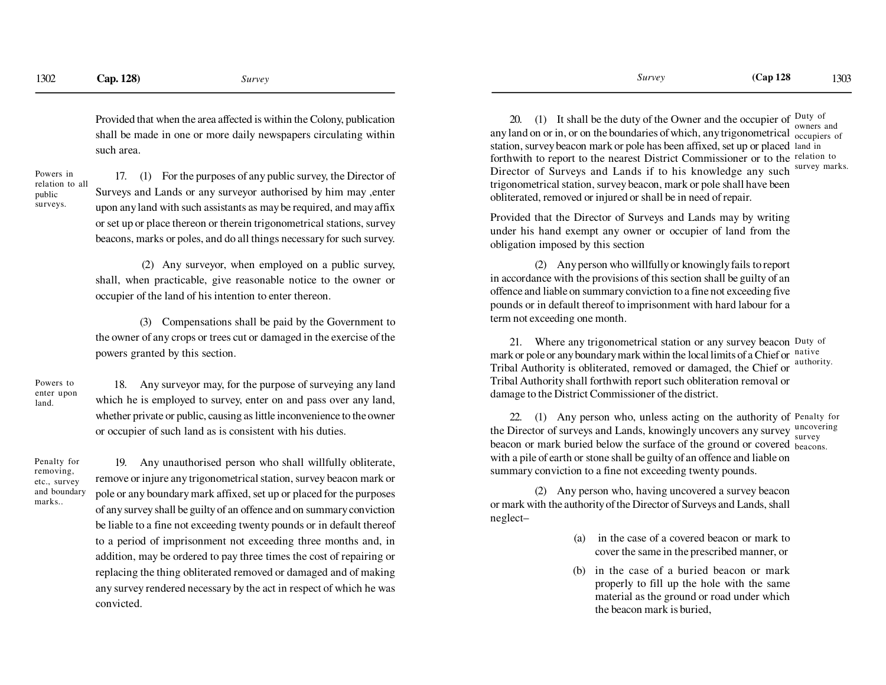Provided that when the area affected is within the Colony, publication shall be made in one or more daily newspapers circulating within such area.

*Powers in relation to all public surveys.*

17. (1) For the purposes of any public survey, the Director of Surveys and Lands or any surveyor authorised by him may ,enter upon any land with such assistants as may be required, and may affix or set up or place thereon or therein trigonometrical stations, survey beacons, marks or poles, and do all things necessary for such survey.

(2) Any surveyor, when employed on a public survey, shall, when practicable, give reasonable notice to the owner or occupier of the land of his intention to enter thereon.

(3) Compensations shall be paid by the Government to the owner of any crops or trees cut or damaged in the exercise of the powers granted by this section.

*Powers to enter upon land.*

18. Any surveyor may, for the purpose of surveying any land which he is employed to survey, enter on and pass over any land, whether private or public, causing as little inconvenience to the owner or occupier of such land as is consistent with his duties.

*Penalty for removing, etc., survey and boundary marks..*

19. Any unauthorised person who shall willfully obliterate, remove or injure any trigonometrical station, survey beacon mark or pole or any boundary mark affixed, set up or placed for the purposes of any survey shall be guilty of an offence and on summary conviction be liable to a fine not exceeding twenty pounds or in default thereof to a period of imprisonment not exceeding three months and, in addition, may be ordered to pay three times the cost of repairing or replacing the thing obliterated removed or damaged and of making any survey rendered necessary by the act in respect of which he was convicted.

*Duty of owners and occupiers of land in relation to survey marks.*

20. (1) It shall be the duty of the Owner and the occupier of any land on or in, or on the boundaries of which, any trigonometrical station, survey beacon mark or pole has been affixed, set up or placed forthwith to report to the nearest District Commissioner or to the Director of Surveys and Lands if to his knowledge any such trigonometrical station, survey beacon, mark or pole shall have been obliterated, removed or injured or shall be in need of repair.

Provided that the Director of Surveys and Lands may by writing under his hand exempt any owner or occupier of land from the obligation imposed by this section

(2) Any person who willfully or knowingly fails to report in accordance with the provisions of this section shall be guilty of an offence and liable on summary conviction to a fine not exceeding five pounds or in default thereof to imprisonment with hard labour for a term not exceeding one month.

*Duty of native authority.*

21. Where any trigonometrical station or any survey beacon mark or pole or any boundary mark within the local limits of a Chief or Tribal Authority is obliterated, removed or damaged, the Chief or Tribal Authority shall forthwith report such obliteration removal or damage to the District Commissioner of the district.

*Penalty for uncovering survey beacons.*

22. (1) Any person who, unless acting on the authority of the Director of surveys and Lands, knowingly uncovers any survey beacon or mark buried below the surface of the ground or covered with a pile of earth or stone shall be guilty of an offence and liable on summary conviction to a fine not exceeding twenty pounds.

(2) Any person who, having uncovered a survey beacon or mark with the authority of the Director of Surveys and Lands, shall neglect–

(a) in the case of a covered beacon or mark to cover the same in the prescribed manner, or

(b) in the case of a buried beacon or mark properly to fill up the hole with the same material as the ground or road under which the beacon mark is buried,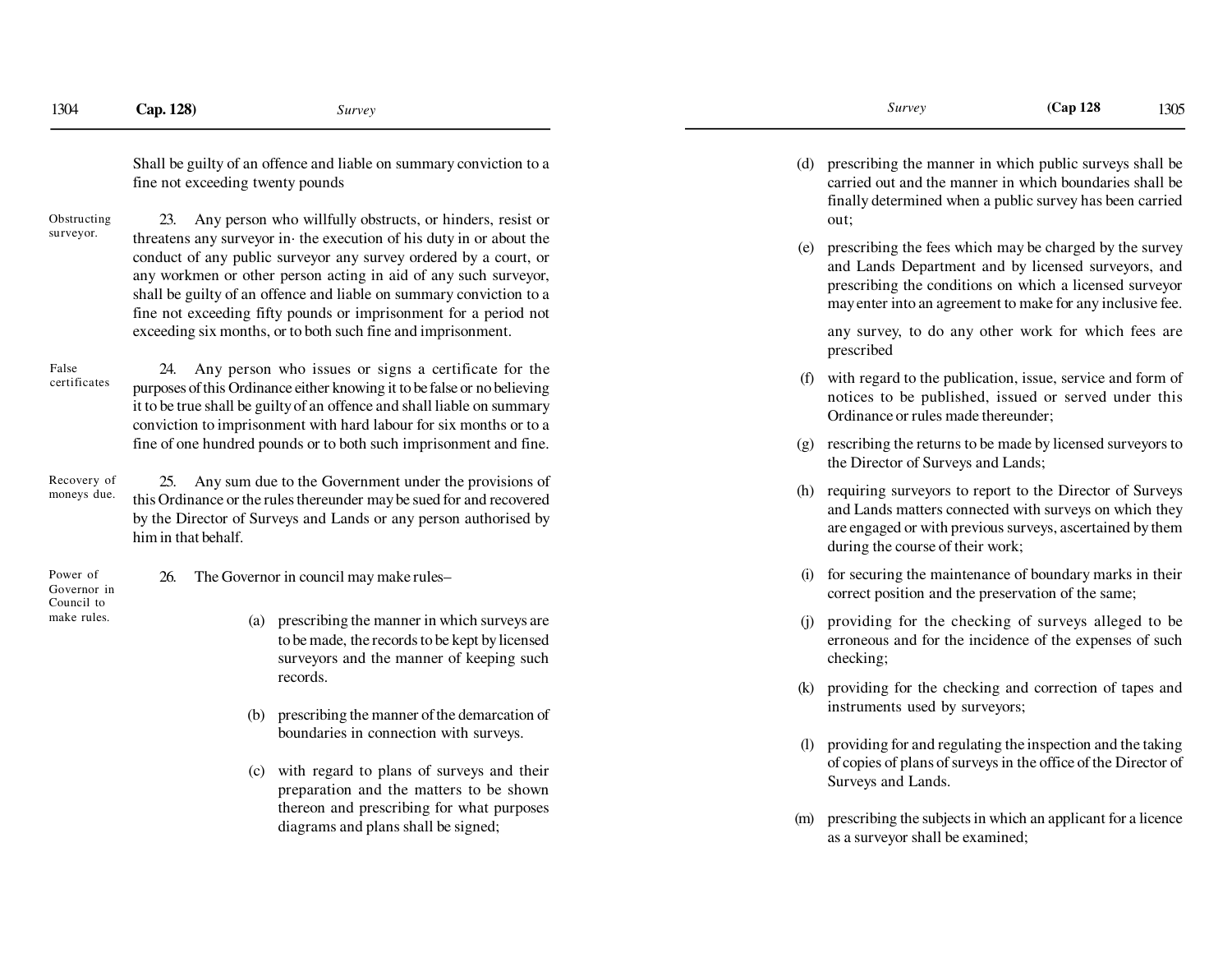Shall be guilty of an offence and liable on summary conviction to a fine not exceeding twenty pounds

*Obstructing surveyor.*

23. Any person who willfully obstructs, or hinders, resist or threatens any surveyor in· the execution of his duty in or about the conduct of any public surveyor any survey ordered by a court, or any workmen or other person acting in aid of any such surveyor, shall be guilty of an offence and liable on summary conviction to a fine not exceeding fifty pounds or imprisonment for a period not exceeding six months, or to both such fine and imprisonment.

*False certificates*

24. Any person who issues or signs a certificate for the purposes of this Ordinance either knowing it to be false or no believing it to be true shall be guilty of an offence and shall liable on summary conviction to imprisonment with hard labour for six months or to a fine of one hundred pounds or to both such imprisonment and fine.

*Recovery of moneys due.*

25. Any sum due to the Government under the provisions of this Ordinance or the rules thereunder may be sued for and recovered by the Director of Surveys and Lands or any person authorised by him in that behalf.

*Power of Governor in Council to make rules.*

26. The Governor in council may make rules–

(a) prescribing the manner in which surveys are to be made, the records to be kept by licensed surveyors and the manner of keeping such records.

(b) prescribing the manner of the demarcation of boundaries in connection with surveys.

(c) with regard to plans of surveys and their preparation and the matters to be shown thereon and prescribing for what purposes diagrams and plans shall be signed;

(d) prescribing the manner in which public surveys shall be carried out and the manner in which boundaries shall be finally determined when a public survey has been carried out;

(e) prescribing the fees which may be charged by the survey and Lands Department and by licensed surveyors, and prescribing the conditions on which a licensed surveyor may enter into an agreement to make for any inclusive fee.

any survey, to do any other work for which fees are prescribed

(f) with regard to the publication, issue, service and form of notices to be published, issued or served under this Ordinance or rules made thereunder;

(g) rescribing the returns to be made by licensed surveyors to the Director of Surveys and Lands;

(h) requiring surveyors to report to the Director of Surveys and Lands matters connected with surveys on which they are engaged or with previous surveys, ascertained by them during the course of their work;

(i) for securing the maintenance of boundary marks in their correct position and the preservation of the same;

(j) providing for the checking of surveys alleged to be erroneous and for the incidence of the expenses of such checking;

(k) providing for the checking and correction of tapes and instruments used by surveyors;

(l) providing for and regulating the inspection and the taking of copies of plans of surveys in the office of the Director of Surveys and Lands.

(m) prescribing the subjects in which an applicant for a licence as a surveyor shall be examined;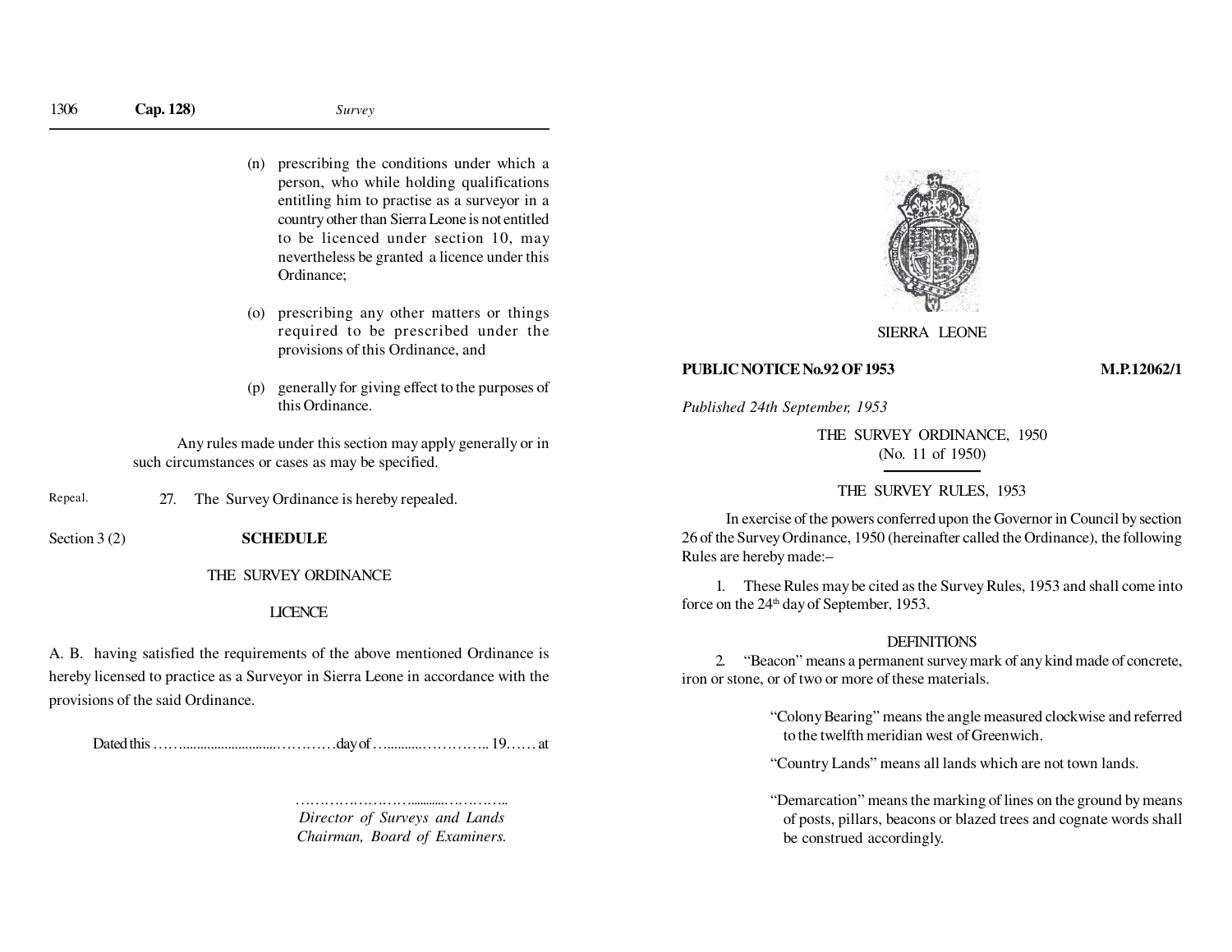(n) prescribing the conditions under which a person, who while holding qualifications entitling him to practise as a surveyor in a country other than Sierra Leone is not entitled to be licenced under section 10, may nevertheless be granted a licence under this Ordinance;

(o) prescribing any other matters or things required to be prescribed under the provisions of this Ordinance, and

(p) generally for giving effect to the purposes of this Ordinance.

Any rules made under this section may apply generally or in such circumstances or cases as may be specified.

Repeal.

27. The Survey Ordinance is hereby repealed.

Section 3 (2)

**SCHEDULE**

THE SURVEY ORDINANCE

LICENCE

A. B. having satisfied the requirements of the above mentioned Ordinance is hereby licensed to practice as a Surveyor in Sierra Leone in accordance with the provisions of the said Ordinance.

Dated this ……...........................…………day of …..........…………..19…… at

…………………….........…………..
*Director of Surveys and Lands*
*Chairman, Board of Examiners.*

SIERRA LEONE

**PUBLIC NOTICE No.92 OF 1953** **M.P.12062/1**

*Published 24th September, 1953*

THE SURVEY ORDINANCE, 1950
(No. 11 of 1950)

THE SURVEY RULES, 1953

In exercise of the powers conferred upon the Governor in Council by section 26 of the Survey Ordinance, 1950 (hereinafter called the Ordinance), the following Rules are hereby made:–

1. These Rules may be cited as the Survey Rules, 1953 and shall come into force on the 24th day of September, 1953.

DEFINITIONS

2. "Beacon" means a permanent survey mark of any kind made of concrete, iron or stone, or of two or more of these materials.

"Colony Bearing" means the angle measured clockwise and referred to the twelfth meridian west of Greenwich.

"Country Lands" means all lands which are not town lands.

"Demarcation" means the marking of lines on the ground by means of posts, pillars, beacons or blazed trees and cognate words shall be construed accordingly.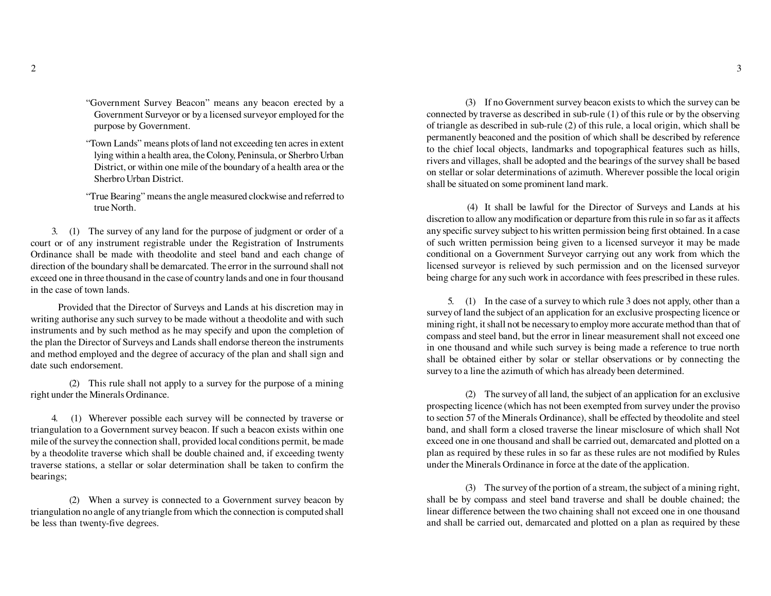"Government Survey Beacon" means any beacon erected by a Government Surveyor or by a licensed surveyor employed for the purpose by Government.

"Town Lands" means plots of land not exceeding ten acres in extent lying within a health area, the Colony, Peninsula, or Sherbro Urban District, or within one mile of the boundary of a health area or the Sherbro Urban District.

"True Bearing" means the angle measured clockwise and referred to true North.

3. (1) The survey of any land for the purpose of judgment or order of a court or of any instrument registrable under the Registration of Instruments Ordinance shall be made with theodolite and steel band and each change of direction of the boundary shall be demarcated. The error in the surround shall not exceed one in three thousand in the case of country lands and one in four thousand in the case of town lands.

Provided that the Director of Surveys and Lands at his discretion may in writing authorise any such survey to be made without a theodolite and with such instruments and by such method as he may specify and upon the completion of the plan the Director of Surveys and Lands shall endorse thereon the instruments and method employed and the degree of accuracy of the plan and shall sign and date such endorsement.

(2) This rule shall not apply to a survey for the purpose of a mining right under the Minerals Ordinance.

4. (1) Wherever possible each survey will be connected by traverse or triangulation to a Government survey beacon. If such a beacon exists within one mile of the survey the connection shall, provided local conditions permit, be made by a theodolite traverse which shall be double chained and, if exceeding twenty traverse stations, a stellar or solar determination shall be taken to confirm the bearings;

(2) When a survey is connected to a Government survey beacon by triangulation no angle of any triangle from which the connection is computed shall be less than twenty-five degrees.

(3) If no Government survey beacon exists to which the survey can be connected by traverse as described in sub-rule (1) of this rule or by the observing of triangle as described in sub-rule (2) of this rule, a local origin, which shall be permanently beaconed and the position of which shall be described by reference to the chief local objects, landmarks and topographical features such as hills, rivers and villages, shall be adopted and the bearings of the survey shall be based on stellar or solar determinations of azimuth. Wherever possible the local origin shall be situated on some prominent land mark.

(4) It shall be lawful for the Director of Surveys and Lands at his discretion to allow any modification or departure from this rule in so far as it affects any specific survey subject to his written permission being first obtained. In a case of such written permission being given to a licensed surveyor it may be made conditional on a Government Surveyor carrying out any work from which the licensed surveyor is relieved by such permission and on the licensed surveyor being charge for any such work in accordance with fees prescribed in these rules.

5. (1) In the case of a survey to which rule 3 does not apply, other than a survey of land the subject of an application for an exclusive prospecting licence or mining right, it shall not be necessary to employ more accurate method than that of compass and steel band, but the error in linear measurement shall not exceed one in one thousand and while such survey is being made a reference to true north shall be obtained either by solar or stellar observations or by connecting the survey to a line the azimuth of which has already been determined.

(2) The survey of all land, the subject of an application for an exclusive prospecting licence (which has not been exempted from survey under the proviso to section 57 of the Minerals Ordinance), shall be effected by theodolite and steel band, and shall form a closed traverse the linear misclosure of which shall Not exceed one in one thousand and shall be carried out, demarcated and plotted on a plan as required by these rules in so far as these rules are not modified by Rules under the Minerals Ordinance in force at the date of the application.

(3) The survey of the portion of a stream, the subject of a mining right, shall be by compass and steel band traverse and shall be double chained; the linear difference between the two chaining shall not exceed one in one thousand and shall be carried out, demarcated and plotted on a plan as required by these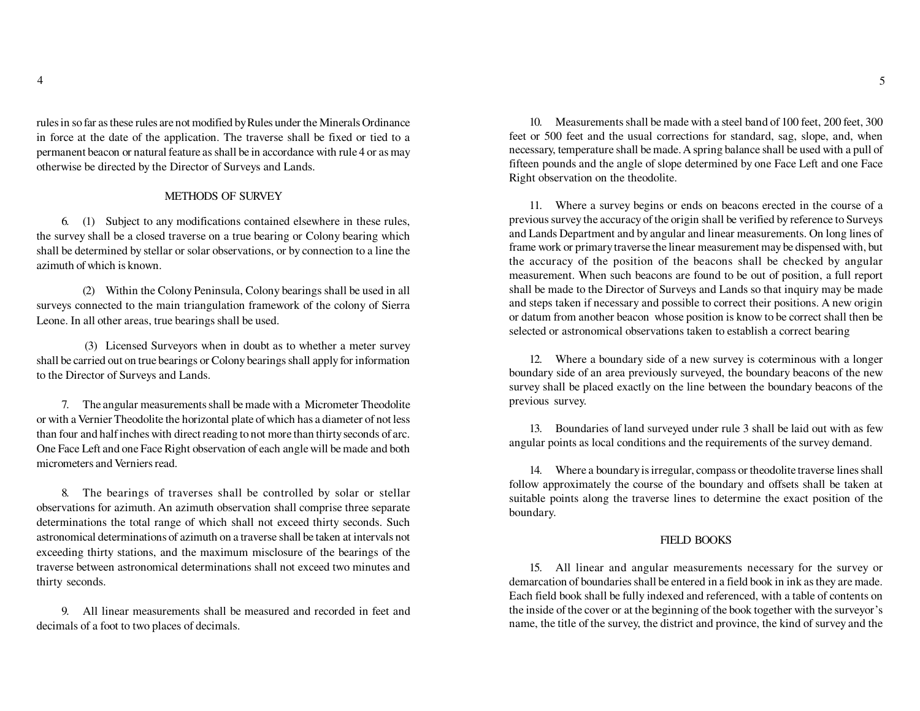rules in so far as these rules are not modified by Rules under the Minerals Ordinance in force at the date of the application. The traverse shall be fixed or tied to a permanent beacon or natural feature as shall be in accordance with rule 4 or as may otherwise be directed by the Director of Surveys and Lands.

## METHODS OF SURVEY

6. (1) Subject to any modifications contained elsewhere in these rules, the survey shall be a closed traverse on a true bearing or Colony bearing which shall be determined by stellar or solar observations, or by connection to a line the azimuth of which is known.

(2) Within the Colony Peninsula, Colony bearings shall be used in all surveys connected to the main triangulation framework of the colony of Sierra Leone. In all other areas, true bearings shall be used.

(3) Licensed Surveyors when in doubt as to whether a meter survey shall be carried out on true bearings or Colony bearings shall apply for information to the Director of Surveys and Lands.

7. The angular measurements shall be made with a Micrometer Theodolite or with a Vernier Theodolite the horizontal plate of which has a diameter of not less than four and half inches with direct reading to not more than thirty seconds of arc. One Face Left and one Face Right observation of each angle will be made and both micrometers and Verniers read.

8. The bearings of traverses shall be controlled by solar or stellar observations for azimuth. An azimuth observation shall comprise three separate determinations the total range of which shall not exceed thirty seconds. Such astronomical determinations of azimuth on a traverse shall be taken at intervals not exceeding thirty stations, and the maximum misclosure of the bearings of the traverse between astronomical determinations shall not exceed two minutes and thirty seconds.

9. All linear measurements shall be measured and recorded in feet and decimals of a foot to two places of decimals.

10. Measurements shall be made with a steel band of 100 feet, 200 feet, 300 feet or 500 feet and the usual corrections for standard, sag, slope, and, when necessary, temperature shall be made. A spring balance shall be used with a pull of fifteen pounds and the angle of slope determined by one Face Left and one Face Right observation on the theodolite.

11. Where a survey begins or ends on beacons erected in the course of a previous survey the accuracy of the origin shall be verified by reference to Surveys and Lands Department and by angular and linear measurements. On long lines of frame work or primary traverse the linear measurement may be dispensed with, but the accuracy of the position of the beacons shall be checked by angular measurement. When such beacons are found to be out of position, a full report shall be made to the Director of Surveys and Lands so that inquiry may be made and steps taken if necessary and possible to correct their positions. A new origin or datum from another beacon whose position is know to be correct shall then be selected or astronomical observations taken to establish a correct bearing

12. Where a boundary side of a new survey is coterminous with a longer boundary side of an area previously surveyed, the boundary beacons of the new survey shall be placed exactly on the line between the boundary beacons of the previous survey.

13. Boundaries of land surveyed under rule 3 shall be laid out with as few angular points as local conditions and the requirements of the survey demand.

14. Where a boundary is irregular, compass or theodolite traverse lines shall follow approximately the course of the boundary and offsets shall be taken at suitable points along the traverse lines to determine the exact position of the boundary.

## FIELD BOOKS

15. All linear and angular measurements necessary for the survey or demarcation of boundaries shall be entered in a field book in ink as they are made. Each field book shall be fully indexed and referenced, with a table of contents on the inside of the cover or at the beginning of the book together with the surveyor's name, the title of the survey, the district and province, the kind of survey and the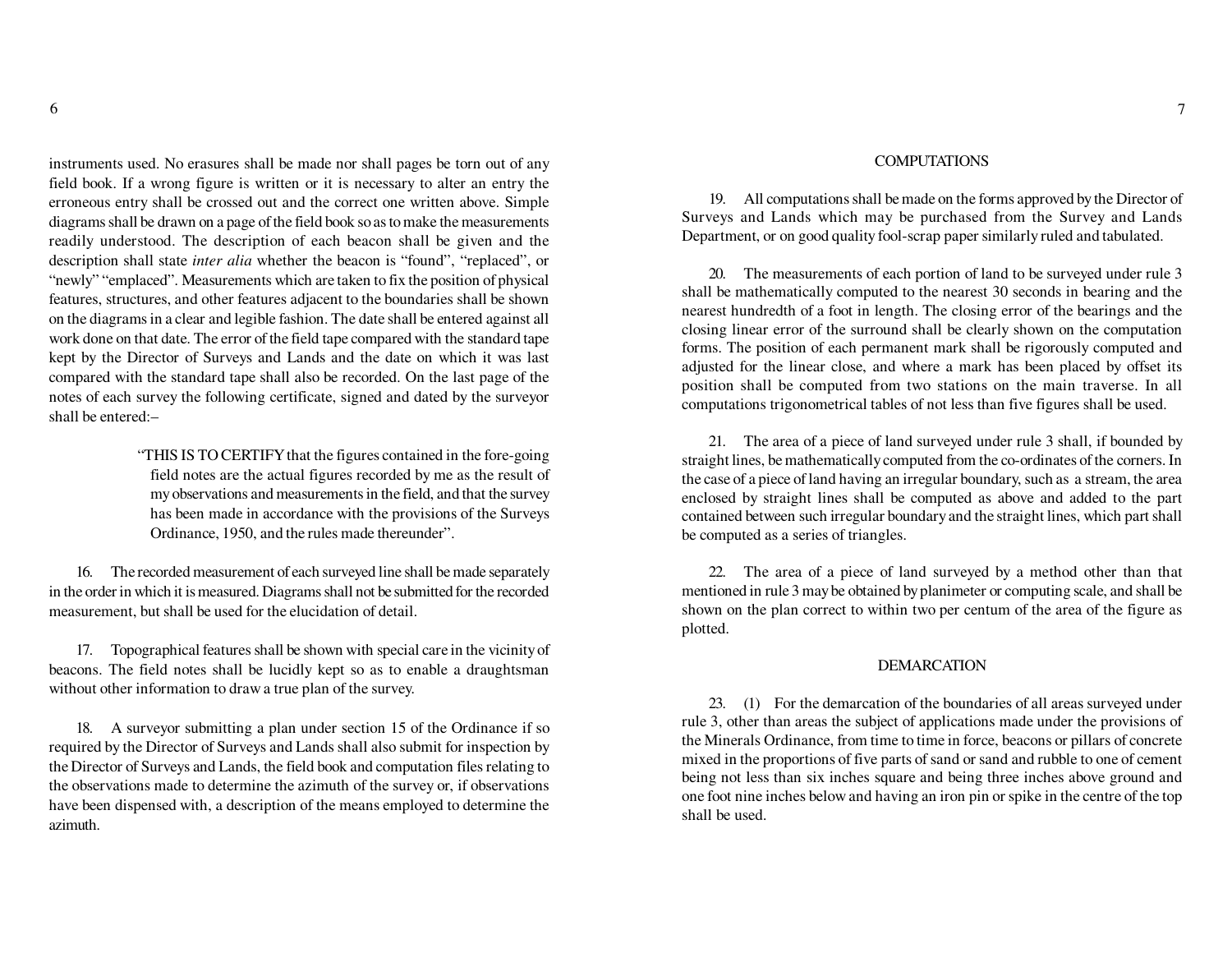instruments used. No erasures shall be made nor shall pages be torn out of any field book. If a wrong figure is written or it is necessary to alter an entry the erroneous entry shall be crossed out and the correct one written above. Simple diagrams shall be drawn on a page of the field book so as to make the measurements readily understood. The description of each beacon shall be given and the description shall state *inter alia* whether the beacon is "found", "replaced", or "newly" "emplaced". Measurements which are taken to fix the position of physical features, structures, and other features adjacent to the boundaries shall be shown on the diagrams in a clear and legible fashion. The date shall be entered against all work done on that date. The error of the field tape compared with the standard tape kept by the Director of Surveys and Lands and the date on which it was last compared with the standard tape shall also be recorded. On the last page of the notes of each survey the following certificate, signed and dated by the surveyor shall be entered:–

> "THIS IS TO CERTIFY that the figures contained in the fore-going field notes are the actual figures recorded by me as the result of my observations and measurements in the field, and that the survey has been made in accordance with the provisions of the Surveys Ordinance, 1950, and the rules made thereunder".

16. The recorded measurement of each surveyed line shall be made separately in the order in which it is measured. Diagrams shall not be submitted for the recorded measurement, but shall be used for the elucidation of detail.

17. Topographical features shall be shown with special care in the vicinity of beacons. The field notes shall be lucidly kept so as to enable a draughtsman without other information to draw a true plan of the survey.

18. A surveyor submitting a plan under section 15 of the Ordinance if so required by the Director of Surveys and Lands shall also submit for inspection by the Director of Surveys and Lands, the field book and computation files relating to the observations made to determine the azimuth of the survey or, if observations have been dispensed with, a description of the means employed to determine the azimuth.

## COMPUTATIONS

19. All computations shall be made on the forms approved by the Director of Surveys and Lands which may be purchased from the Survey and Lands Department, or on good quality fool-scrap paper similarly ruled and tabulated.

20. The measurements of each portion of land to be surveyed under rule 3 shall be mathematically computed to the nearest 30 seconds in bearing and the nearest hundredth of a foot in length. The closing error of the bearings and the closing linear error of the surround shall be clearly shown on the computation forms. The position of each permanent mark shall be rigorously computed and adjusted for the linear close, and where a mark has been placed by offset its position shall be computed from two stations on the main traverse. In all computations trigonometrical tables of not less than five figures shall be used.

21. The area of a piece of land surveyed under rule 3 shall, if bounded by straight lines, be mathematically computed from the co-ordinates of the corners. In the case of a piece of land having an irregular boundary, such as a stream, the area enclosed by straight lines shall be computed as above and added to the part contained between such irregular boundary and the straight lines, which part shall be computed as a series of triangles.

22. The area of a piece of land surveyed by a method other than that mentioned in rule 3 may be obtained by planimeter or computing scale, and shall be shown on the plan correct to within two per centum of the area of the figure as plotted.

## DEMARCATION

23. (1) For the demarcation of the boundaries of all areas surveyed under rule 3, other than areas the subject of applications made under the provisions of the Minerals Ordinance, from time to time in force, beacons or pillars of concrete mixed in the proportions of five parts of sand or sand and rubble to one of cement being not less than six inches square and being three inches above ground and one foot nine inches below and having an iron pin or spike in the centre of the top shall be used.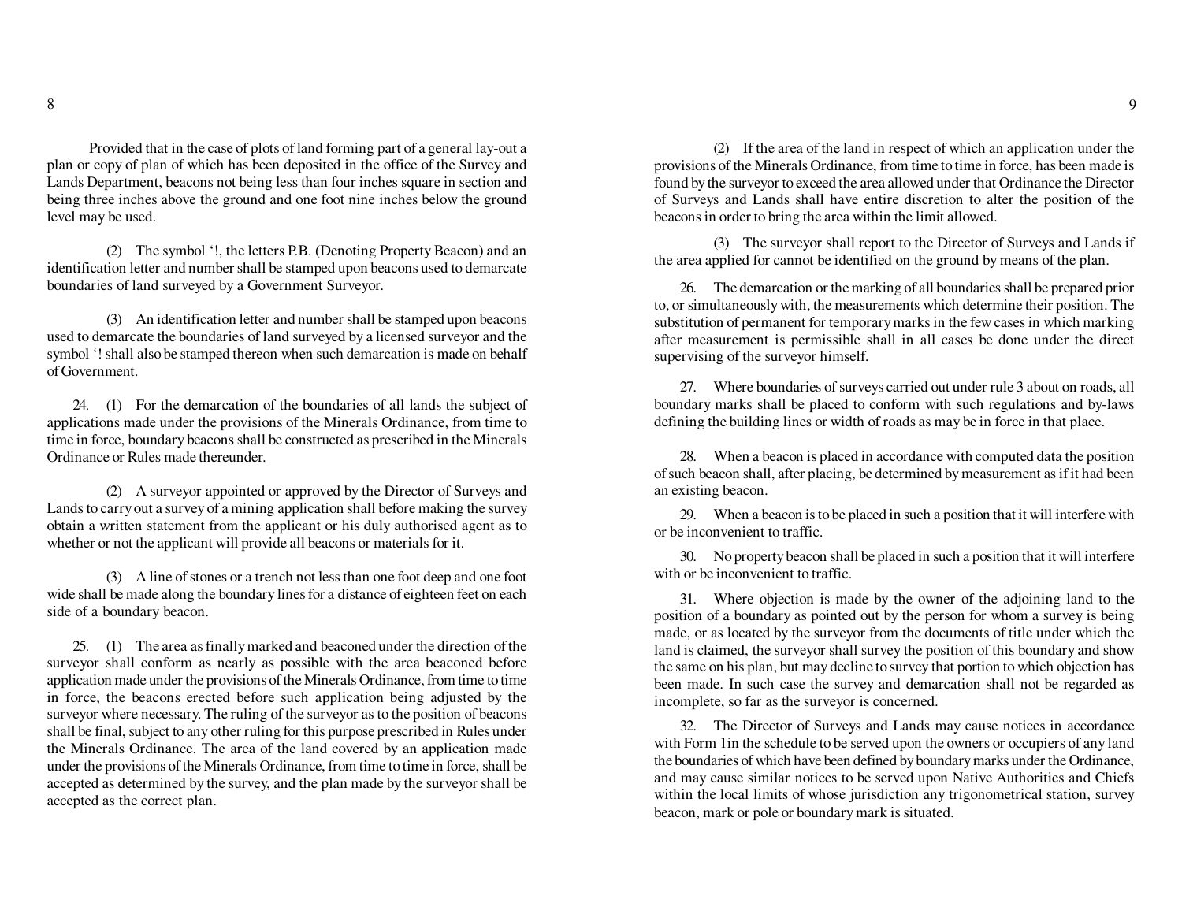Provided that in the case of plots of land forming part of a general lay-out a plan or copy of plan of which has been deposited in the office of the Survey and Lands Department, beacons not being less than four inches square in section and being three inches above the ground and one foot nine inches below the ground level may be used.

(2) The symbol '!, the letters P.B. (Denoting Property Beacon) and an identification letter and number shall be stamped upon beacons used to demarcate boundaries of land surveyed by a Government Surveyor.

(3) An identification letter and number shall be stamped upon beacons used to demarcate the boundaries of land surveyed by a licensed surveyor and the symbol '! shall also be stamped thereon when such demarcation is made on behalf of Government.

24. (1) For the demarcation of the boundaries of all lands the subject of applications made under the provisions of the Minerals Ordinance, from time to time in force, boundary beacons shall be constructed as prescribed in the Minerals Ordinance or Rules made thereunder.

(2) A surveyor appointed or approved by the Director of Surveys and Lands to carry out a survey of a mining application shall before making the survey obtain a written statement from the applicant or his duly authorised agent as to whether or not the applicant will provide all beacons or materials for it.

(3) A line of stones or a trench not less than one foot deep and one foot wide shall be made along the boundary lines for a distance of eighteen feet on each side of a boundary beacon.

25. (1) The area as finally marked and beaconed under the direction of the surveyor shall conform as nearly as possible with the area beaconed before application made under the provisions of the Minerals Ordinance, from time to time in force, the beacons erected before such application being adjusted by the surveyor where necessary. The ruling of the surveyor as to the position of beacons shall be final, subject to any other ruling for this purpose prescribed in Rules under the Minerals Ordinance. The area of the land covered by an application made under the provisions of the Minerals Ordinance, from time to time in force, shall be accepted as determined by the survey, and the plan made by the surveyor shall be accepted as the correct plan.

(2) If the area of the land in respect of which an application under the provisions of the Minerals Ordinance, from time to time in force, has been made is found by the surveyor to exceed the area allowed under that Ordinance the Director of Surveys and Lands shall have entire discretion to alter the position of the beacons in order to bring the area within the limit allowed.

(3) The surveyor shall report to the Director of Surveys and Lands if the area applied for cannot be identified on the ground by means of the plan.

26. The demarcation or the marking of all boundaries shall be prepared prior to, or simultaneously with, the measurements which determine their position. The substitution of permanent for temporary marks in the few cases in which marking after measurement is permissible shall in all cases be done under the direct supervising of the surveyor himself.

27. Where boundaries of surveys carried out under rule 3 about on roads, all boundary marks shall be placed to conform with such regulations and by-laws defining the building lines or width of roads as may be in force in that place.

28. When a beacon is placed in accordance with computed data the position of such beacon shall, after placing, be determined by measurement as if it had been an existing beacon.

29. When a beacon is to be placed in such a position that it will interfere with or be inconvenient to traffic.

30. No property beacon shall be placed in such a position that it will interfere with or be inconvenient to traffic.

31. Where objection is made by the owner of the adjoining land to the position of a boundary as pointed out by the person for whom a survey is being made, or as located by the surveyor from the documents of title under which the land is claimed, the surveyor shall survey the position of this boundary and show the same on his plan, but may decline to survey that portion to which objection has been made. In such case the survey and demarcation shall not be regarded as incomplete, so far as the surveyor is concerned.

32. The Director of Surveys and Lands may cause notices in accordance with Form 1in the schedule to be served upon the owners or occupiers of any land the boundaries of which have been defined by boundary marks under the Ordinance, and may cause similar notices to be served upon Native Authorities and Chiefs within the local limits of whose jurisdiction any trigonometrical station, survey beacon, mark or pole or boundary mark is situated.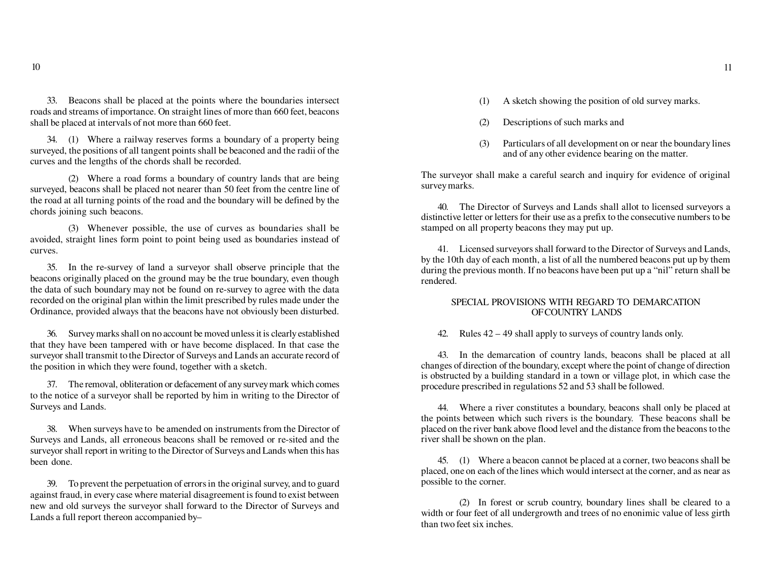33. Beacons shall be placed at the points where the boundaries intersect roads and streams of importance. On straight lines of more than 660 feet, beacons shall be placed at intervals of not more than 660 feet.

34. (1) Where a railway reserves forms a boundary of a property being surveyed, the positions of all tangent points shall be beaconed and the radii of the curves and the lengths of the chords shall be recorded.

(2) Where a road forms a boundary of country lands that are being surveyed, beacons shall be placed not nearer than 50 feet from the centre line of the road at all turning points of the road and the boundary will be defined by the chords joining such beacons.

(3) Whenever possible, the use of curves as boundaries shall be avoided, straight lines form point to point being used as boundaries instead of curves.

35. In the re-survey of land a surveyor shall observe principle that the beacons originally placed on the ground may be the true boundary, even though the data of such boundary may not be found on re-survey to agree with the data recorded on the original plan within the limit prescribed by rules made under the Ordinance, provided always that the beacons have not obviously been disturbed.

36. Survey marks shall on no account be moved unless it is clearly established that they have been tampered with or have become displaced. In that case the surveyor shall transmit to the Director of Surveys and Lands an accurate record of the position in which they were found, together with a sketch.

37. The removal, obliteration or defacement of any survey mark which comes to the notice of a surveyor shall be reported by him in writing to the Director of Surveys and Lands.

38. When surveys have to be amended on instruments from the Director of Surveys and Lands, all erroneous beacons shall be removed or re-sited and the surveyor shall report in writing to the Director of Surveys and Lands when this has been done.

39. To prevent the perpetuation of errors in the original survey, and to guard against fraud, in every case where material disagreement is found to exist between new and old surveys the surveyor shall forward to the Director of Surveys and Lands a full report thereon accompanied by–

(1) A sketch showing the position of old survey marks.

(2) Descriptions of such marks and

(3) Particulars of all development on or near the boundary lines and of any other evidence bearing on the matter.

The surveyor shall make a careful search and inquiry for evidence of original survey marks.

40. The Director of Surveys and Lands shall allot to licensed surveyors a distinctive letter or letters for their use as a prefix to the consecutive numbers to be stamped on all property beacons they may put up.

41. Licensed surveyors shall forward to the Director of Surveys and Lands, by the 10th day of each month, a list of all the numbered beacons put up by them during the previous month. If no beacons have been put up a "nil" return shall be rendered.

## SPECIAL PROVISIONS WITH REGARD TO DEMARCATION OF COUNTRY LANDS

42. Rules 42 – 49 shall apply to surveys of country lands only.

43. In the demarcation of country lands, beacons shall be placed at all changes of direction of the boundary, except where the point of change of direction is obstructed by a building standard in a town or village plot, in which case the procedure prescribed in regulations 52 and 53 shall be followed.

44. Where a river constitutes a boundary, beacons shall only be placed at the points between which such rivers is the boundary. These beacons shall be placed on the river bank above flood level and the distance from the beacons to the river shall be shown on the plan.

45. (1) Where a beacon cannot be placed at a corner, two beacons shall be placed, one on each of the lines which would intersect at the corner, and as near as possible to the corner.

(2) In forest or scrub country, boundary lines shall be cleared to a width or four feet of all undergrowth and trees of no enonimic value of less girth than two feet six inches.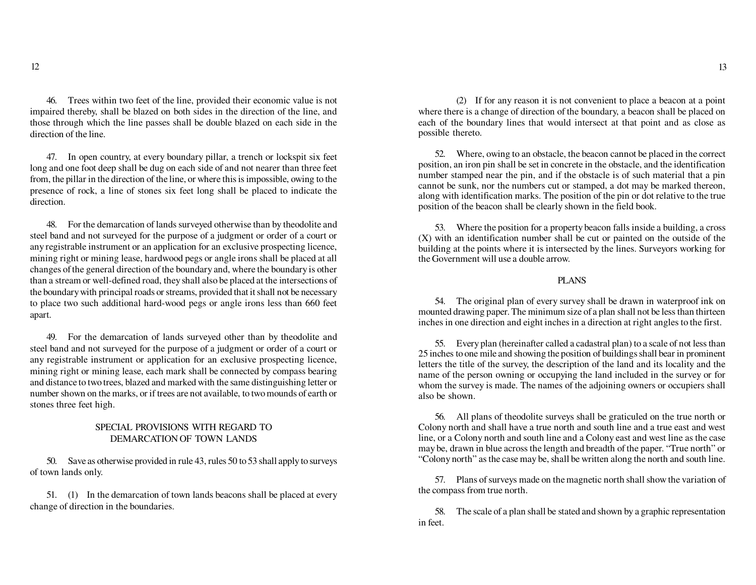46. Trees within two feet of the line, provided their economic value is not impaired thereby, shall be blazed on both sides in the direction of the line, and those through which the line passes shall be double blazed on each side in the direction of the line.

47. In open country, at every boundary pillar, a trench or lockspit six feet long and one foot deep shall be dug on each side of and not nearer than three feet from, the pillar in the direction of the line, or where this is impossible, owing to the presence of rock, a line of stones six feet long shall be placed to indicate the direction.

48. For the demarcation of lands surveyed otherwise than by theodolite and steel band and not surveyed for the purpose of a judgment or order of a court or any registrable instrument or an application for an exclusive prospecting licence, mining right or mining lease, hardwood pegs or angle irons shall be placed at all changes of the general direction of the boundary and, where the boundary is other than a stream or well-defined road, they shall also be placed at the intersections of the boundary with principal roads or streams, provided that it shall not be necessary to place two such additional hard-wood pegs or angle irons less than 660 feet apart.

49. For the demarcation of lands surveyed other than by theodolite and steel band and not surveyed for the purpose of a judgment or order of a court or any registrable instrument or application for an exclusive prospecting licence, mining right or mining lease, each mark shall be connected by compass bearing and distance to two trees, blazed and marked with the same distinguishing letter or number shown on the marks, or if trees are not available, to two mounds of earth or stones three feet high.

## SPECIAL PROVISIONS WITH REGARD TO DEMARCATION OF TOWN LANDS

50. Save as otherwise provided in rule 43, rules 50 to 53 shall apply to surveys of town lands only.

51. (1) In the demarcation of town lands beacons shall be placed at every change of direction in the boundaries.

(2) If for any reason it is not convenient to place a beacon at a point where there is a change of direction of the boundary, a beacon shall be placed on each of the boundary lines that would intersect at that point and as close as possible thereto.

52. Where, owing to an obstacle, the beacon cannot be placed in the correct position, an iron pin shall be set in concrete in the obstacle, and the identification number stamped near the pin, and if the obstacle is of such material that a pin cannot be sunk, nor the numbers cut or stamped, a dot may be marked thereon, along with identification marks. The position of the pin or dot relative to the true position of the beacon shall be clearly shown in the field book.

53. Where the position for a property beacon falls inside a building, a cross (X) with an identification number shall be cut or painted on the outside of the building at the points where it is intersected by the lines. Surveyors working for the Government will use a double arrow.

## PLANS

54. The original plan of every survey shall be drawn in waterproof ink on mounted drawing paper. The minimum size of a plan shall not be less than thirteen inches in one direction and eight inches in a direction at right angles to the first.

55. Every plan (hereinafter called a cadastral plan) to a scale of not less than 25 inches to one mile and showing the position of buildings shall bear in prominent letters the title of the survey, the description of the land and its locality and the name of the person owning or occupying the land included in the survey or for whom the survey is made. The names of the adjoining owners or occupiers shall also be shown.

56. All plans of theodolite surveys shall be graticuled on the true north or Colony north and shall have a true north and south line and a true east and west line, or a Colony north and south line and a Colony east and west line as the case may be, drawn in blue across the length and breadth of the paper. "True north" or "Colony north" as the case may be, shall be written along the north and south line.

57. Plans of surveys made on the magnetic north shall show the variation of the compass from true north.

58. The scale of a plan shall be stated and shown by a graphic representation in feet.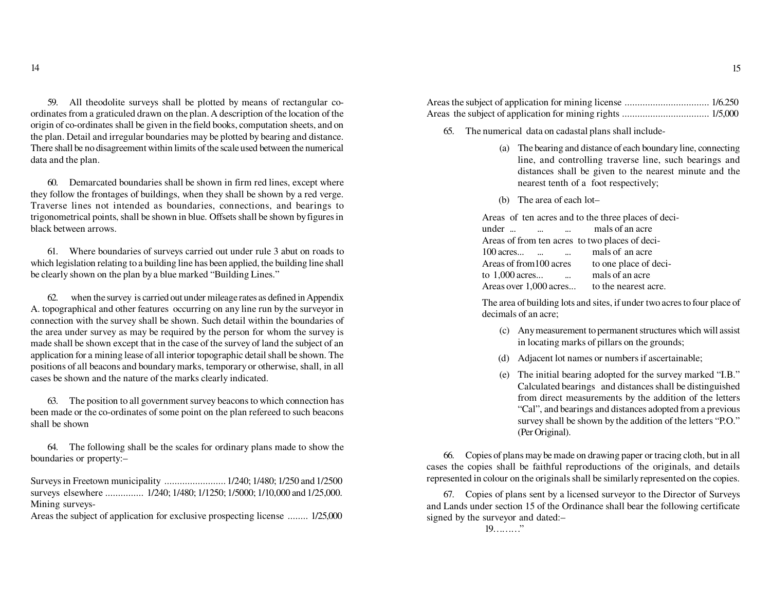59. All theodolite surveys shall be plotted by means of rectangular co-ordinates from a graticuled drawn on the plan. A description of the location of the origin of co-ordinates shall be given in the field books, computation sheets, and on the plan. Detail and irregular boundaries may be plotted by bearing and distance. There shall be no disagreement within limits of the scale used between the numerical data and the plan.

60. Demarcated boundaries shall be shown in firm red lines, except where they follow the frontages of buildings, when they shall be shown by a red verge. Traverse lines not intended as boundaries, connections, and bearings to trigonometrical points, shall be shown in blue. Offsets shall be shown by figures in black between arrows.

61. Where boundaries of surveys carried out under rule 3 abut on roads to which legislation relating to a building line has been applied, the building line shall be clearly shown on the plan by a blue marked "Building Lines."

62. when the survey is carried out under mileage rates as defined in Appendix A. topographical and other features occurring on any line run by the surveyor in connection with the survey shall be shown. Such detail within the boundaries of the area under survey as may be required by the person for whom the survey is made shall be shown except that in the case of the survey of land the subject of an application for a mining lease of all interior topographic detail shall be shown. The positions of all beacons and boundary marks, temporary or otherwise, shall, in all cases be shown and the nature of the marks clearly indicated.

63. The position to all government survey beacons to which connection has been made or the co-ordinates of some point on the plan refereed to such beacons shall be shown

64. The following shall be the scales for ordinary plans made to show the boundaries or property:–

Surveys in Freetown municipality ........................ 1/240; 1/480; 1/250 and 1/2500
surveys elsewhere ............... 1/240; 1/480; 1/1250; 1/5000; 1/10,000 and 1/25,000.
Mining surveys-
Areas the subject of application for exclusive prospecting license ........ 1/25,000
Areas the subject of application for mining license ................................ 1/6.250
Areas the subject of application for mining rights ................................. 1/5,000

65. The numerical data on cadastal plans shall include-

(a) The bearing and distance of each boundary line, connecting line, and controlling traverse line, such bearings and distances shall be given to the nearest minute and the nearest tenth of a foot respectively;

(b) The area of each lot–

| | |
|---|---|
| Areas of ten acres and under ... ... ... | to the three places of decimals of an acre |
| Areas of from ten acres 100 acres... ... ... | to two places of decimals of an acre |
| Areas of from100 acres to 1,000 acres... ... | to one place of decimals of an acre |
| Areas over 1,000 acres... | to the nearest acre. |

The area of building lots and sites, if under two acres to four place of decimals of an acre;

(c) Any measurement to permanent structures which will assist in locating marks of pillars on the grounds;

(d) Adjacent lot names or numbers if ascertainable;

(e) The initial bearing adopted for the survey marked "I.B." Calculated bearings and distances shall be distinguished from direct measurements by the addition of the letters "Cal", and bearings and distances adopted from a previous survey shall be shown by the addition of the letters "P.O." (Per Original).

66. Copies of plans may be made on drawing paper or tracing cloth, but in all cases the copies shall be faithful reproductions of the originals, and details represented in colour on the originals shall be similarly represented on the copies.

67. Copies of plans sent by a licensed surveyor to the Director of Surveys and Lands under section 15 of the Ordinance shall bear the following certificate signed by the surveyor and dated:–

19………"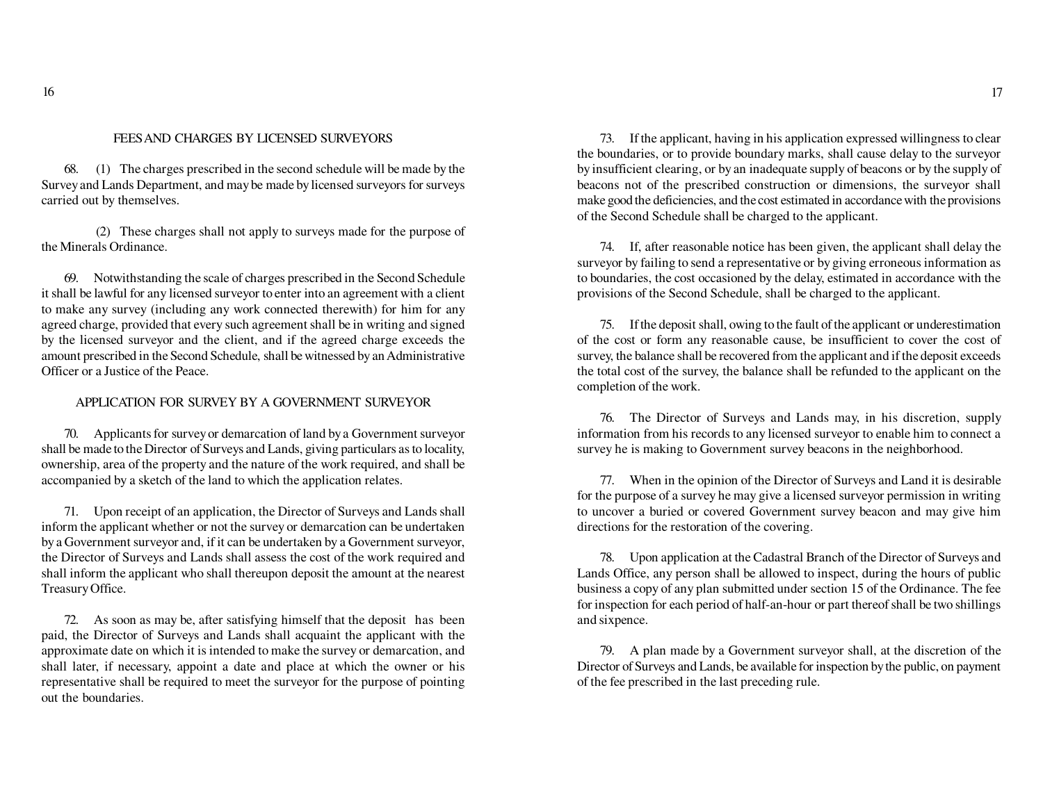## FEES AND CHARGES BY LICENSED SURVEYORS

68. (1) The charges prescribed in the second schedule will be made by the Survey and Lands Department, and may be made by licensed surveyors for surveys carried out by themselves.

(2) These charges shall not apply to surveys made for the purpose of the Minerals Ordinance.

69. Notwithstanding the scale of charges prescribed in the Second Schedule it shall be lawful for any licensed surveyor to enter into an agreement with a client to make any survey (including any work connected therewith) for him for any agreed charge, provided that every such agreement shall be in writing and signed by the licensed surveyor and the client, and if the agreed charge exceeds the amount prescribed in the Second Schedule, shall be witnessed by an Administrative Officer or a Justice of the Peace.

## APPLICATION FOR SURVEY BY A GOVERNMENT SURVEYOR

70. Applicants for survey or demarcation of land by a Government surveyor shall be made to the Director of Surveys and Lands, giving particulars as to locality, ownership, area of the property and the nature of the work required, and shall be accompanied by a sketch of the land to which the application relates.

71. Upon receipt of an application, the Director of Surveys and Lands shall inform the applicant whether or not the survey or demarcation can be undertaken by a Government surveyor and, if it can be undertaken by a Government surveyor, the Director of Surveys and Lands shall assess the cost of the work required and shall inform the applicant who shall thereupon deposit the amount at the nearest Treasury Office.

72. As soon as may be, after satisfying himself that the deposit has been paid, the Director of Surveys and Lands shall acquaint the applicant with the approximate date on which it is intended to make the survey or demarcation, and shall later, if necessary, appoint a date and place at which the owner or his representative shall be required to meet the surveyor for the purpose of pointing out the boundaries.

73. If the applicant, having in his application expressed willingness to clear the boundaries, or to provide boundary marks, shall cause delay to the surveyor by insufficient clearing, or by an inadequate supply of beacons or by the supply of beacons not of the prescribed construction or dimensions, the surveyor shall make good the deficiencies, and the cost estimated in accordance with the provisions of the Second Schedule shall be charged to the applicant.

74. If, after reasonable notice has been given, the applicant shall delay the surveyor by failing to send a representative or by giving erroneous information as to boundaries, the cost occasioned by the delay, estimated in accordance with the provisions of the Second Schedule, shall be charged to the applicant.

75. If the deposit shall, owing to the fault of the applicant or underestimation of the cost or form any reasonable cause, be insufficient to cover the cost of survey, the balance shall be recovered from the applicant and if the deposit exceeds the total cost of the survey, the balance shall be refunded to the applicant on the completion of the work.

76. The Director of Surveys and Lands may, in his discretion, supply information from his records to any licensed surveyor to enable him to connect a survey he is making to Government survey beacons in the neighborhood.

77. When in the opinion of the Director of Surveys and Land it is desirable for the purpose of a survey he may give a licensed surveyor permission in writing to uncover a buried or covered Government survey beacon and may give him directions for the restoration of the covering.

78. Upon application at the Cadastral Branch of the Director of Surveys and Lands Office, any person shall be allowed to inspect, during the hours of public business a copy of any plan submitted under section 15 of the Ordinance. The fee for inspection for each period of half-an-hour or part thereof shall be two shillings and sixpence.

79. A plan made by a Government surveyor shall, at the discretion of the Director of Surveys and Lands, be available for inspection by the public, on payment of the fee prescribed in the last preceding rule.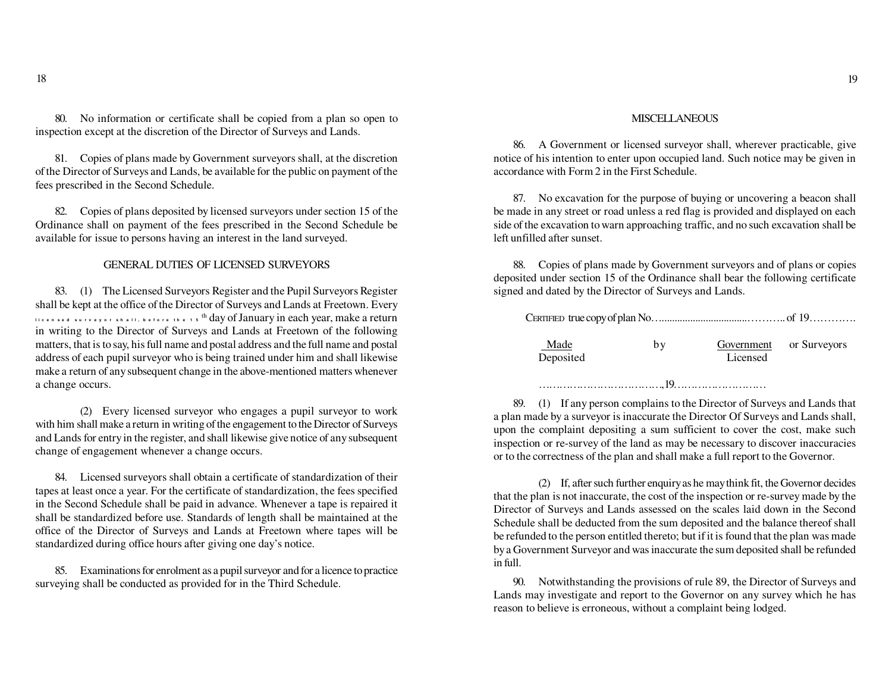80. No information or certificate shall be copied from a plan so open to inspection except at the discretion of the Director of Surveys and Lands.

81. Copies of plans made by Government surveyors shall, at the discretion of the Director of Surveys and Lands, be available for the public on payment of the fees prescribed in the Second Schedule.

82. Copies of plans deposited by licensed surveyors under section 15 of the Ordinance shall on payment of the fees prescribed in the Second Schedule be available for issue to persons having an interest in the land surveyed.

## GENERAL DUTIES OF LICENSED SURVEYORS

83. (1) The Licensed Surveyors Register and the Pupil Surveyors Register shall be kept at the office of the Director of Surveys and Lands at Freetown. Every licensed surveyor shall, before the 15th day of January in each year, make a return in writing to the Director of Surveys and Lands at Freetown of the following matters, that is to say, his full name and postal address and the full name and postal address of each pupil surveyor who is being trained under him and shall likewise make a return of any subsequent change in the above-mentioned matters whenever a change occurs.

(2) Every licensed surveyor who engages a pupil surveyor to work with him shall make a return in writing of the engagement to the Director of Surveys and Lands for entry in the register, and shall likewise give notice of any subsequent change of engagement whenever a change occurs.

84. Licensed surveyors shall obtain a certificate of standardization of their tapes at least once a year. For the certificate of standardization, the fees specified in the Second Schedule shall be paid in advance. Whenever a tape is repaired it shall be standardized before use. Standards of length shall be maintained at the office of the Director of Surveys and Lands at Freetown where tapes will be standardized during office hours after giving one day's notice.

85. Examinations for enrolment as a pupil surveyor and for a licence to practice surveying shall be conducted as provided for in the Third Schedule.

## MISCELLANEOUS

86. A Government or licensed surveyor shall, wherever practicable, give notice of his intention to enter upon occupied land. Such notice may be given in accordance with Form 2 in the First Schedule.

87. No excavation for the purpose of buying or uncovering a beacon shall be made in any street or road unless a red flag is provided and displayed on each side of the excavation to warn approaching traffic, and no such excavation shall be left unfilled after sunset.

88. Copies of plans made by Government surveyors and of plans or copies deposited under section 15 of the Ordinance shall bear the following certificate signed and dated by the Director of Surveys and Lands.

CERTIFIED true copy of plan No……………………………..……….. of 19………….

Made / Deposited by Government / Licensed or Surveyors

……………………………….,19………………………

89. (1) If any person complains to the Director of Surveys and Lands that a plan made by a surveyor is inaccurate the Director Of Surveys and Lands shall, upon the complaint depositing a sum sufficient to cover the cost, make such inspection or re-survey of the land as may be necessary to discover inaccuracies or to the correctness of the plan and shall make a full report to the Governor.

(2) If, after such further enquiry as he may think fit, the Governor decides that the plan is not inaccurate, the cost of the inspection or re-survey made by the Director of Surveys and Lands assessed on the scales laid down in the Second Schedule shall be deducted from the sum deposited and the balance thereof shall be refunded to the person entitled thereto; but if it is found that the plan was made by a Government Surveyor and was inaccurate the sum deposited shall be refunded in full.

90. Notwithstanding the provisions of rule 89, the Director of Surveys and Lands may investigate and report to the Governor on any survey which he has reason to believe is erroneous, without a complaint being lodged.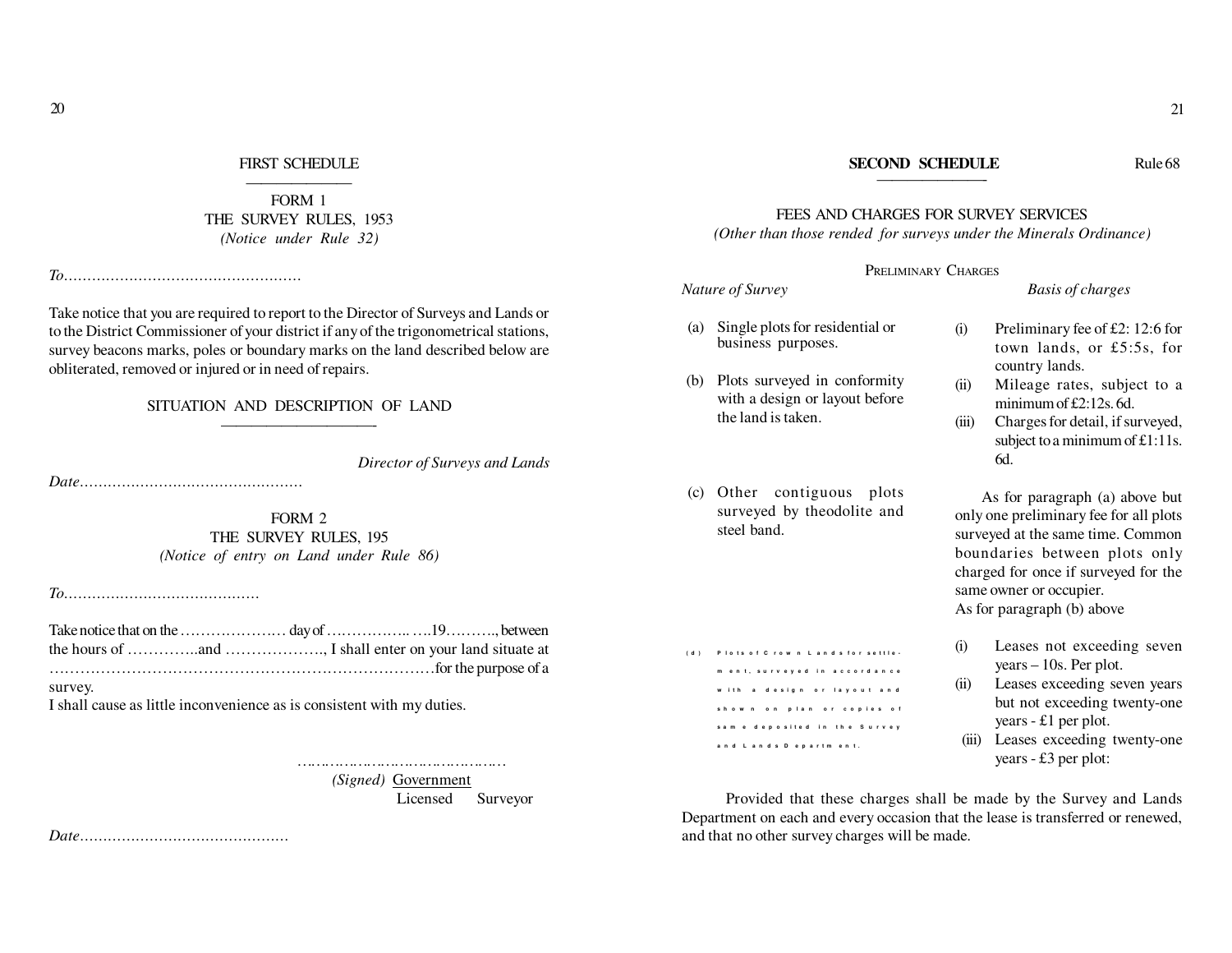## FIRST SCHEDULE

### FORM 1
### THE SURVEY RULES, 1953
*(Notice under Rule 32)*

*To*……………………………………………

Take notice that you are required to report to the Director of Surveys and Lands or to the District Commissioner of your district if any of the trigonometrical stations, survey beacons marks, poles or boundary marks on the land described below are obliterated, removed or injured or in need of repairs.

SITUATION AND DESCRIPTION OF LAND

*Director of Surveys and Lands*

*Date*…………………………………………

### FORM 2
### THE SURVEY RULES, 195
*(Notice of entry on Land under Rule 86)*

*To*……………………………………

Take notice that on the ………………… day of …………….. ….19………., between the hours of …………..and ………………., I shall enter on your land situate at ………………………………………………………………….for the purpose of a survey.

I shall cause as little inconvenience as is consistent with my duties.

…………………………………….

*(Signed)* Government Licensed Surveyor

*Date*………………………………………

## SECOND SCHEDULE

Rule 68

### FEES AND CHARGES FOR SURVEY SERVICES
*(Other than those rended for surveys under the Minerals Ordinance)*

PRELIMINARY CHARGES

| *Nature of Survey* | *Basis of charges* |
|---|---|
| (a) Single plots for residential or business purposes.<br>(b) Plots surveyed in conformity with a design or layout before the land is taken. | (i) Preliminary fee of £2: 12:6 for town lands, or £5:5s, for country lands.<br>(ii) Mileage rates, subject to a minimum of £2:12s. 6d.<br>(iii) Charges for detail, if surveyed, subject to a minimum of £1:11s. 6d. |
| (c) Other contiguous plots surveyed by theodolite and steel band. | As for paragraph (a) above but only one preliminary fee for all plots surveyed at the same time. Common boundaries between plots only charged for once if surveyed for the same owner or occupier.<br>As for paragraph (b) above |
| (d) Plots of Crown Lands for settlement, surveyed in accordance with a design or layout and shown on plan or copies of same deposited in the Survey and Lands Department. | (i) Leases not exceeding seven years – 10s. Per plot.<br>(ii) Leases exceeding seven years but not exceeding twenty-one years - £1 per plot.<br>(iii) Leases exceeding twenty-one years - £3 per plot: |

Provided that these charges shall be made by the Survey and Lands Department on each and every occasion that the lease is transferred or renewed, and that no other survey charges will be made.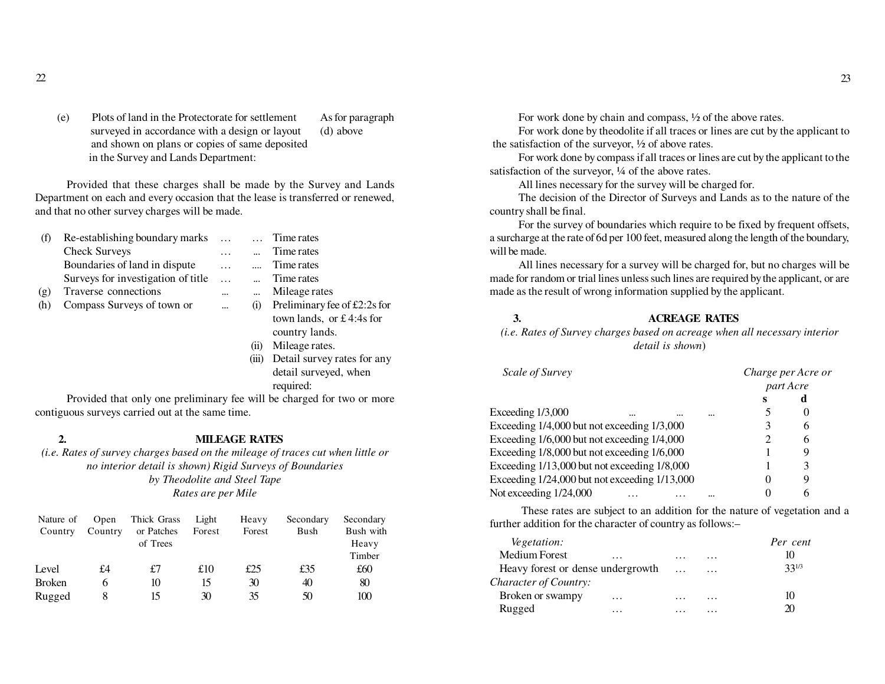(e) Plots of land in the Protectorate for settlement surveyed in accordance with a design or layout and shown on plans or copies of same deposited in the Survey and Lands Department: As for paragraph (d) above

Provided that these charges shall be made by the Survey and Lands Department on each and every occasion that the lease is transferred or renewed, and that no other survey charges will be made.

| | | |
|---|---|---|
| (f) | Re-establishing boundary marks … … | Time rates |
| | Check Surveys … ... | Time rates |
| | Boundaries of land in dispute … .... | Time rates |
| | Surveys for investigation of title … ... | Time rates |
| (g) | Traverse connections ... ... | Mileage rates |
| (h) | Compass Surveys of town or ... | (i) Preliminary fee of £2:2s for town lands, or £4:4s for country lands.<br>(ii) Mileage rates.<br>(iii) Detail survey rates for any detail surveyed, when required: |

Provided that only one preliminary fee will be charged for two or more contiguous surveys carried out at the same time.

## 2. MILEAGE RATES

*(i.e. Rates of survey charges based on the mileage of traces cut when little or no interior detail is shown) Rigid Surveys of Boundaries by Theodolite and Steel Tape Rates are per Mile*

| Nature of Country | Open Country | Thick Grass or Patches of Trees | Light Forest | Heavy Forest | Secondary Bush | Secondary Bush with Heavy Timber |
|---|---|---|---|---|---|---|
| Level | £4 | £7 | £10 | £25 | £35 | £60 |
| Broken | 6 | 10 | 15 | 30 | 40 | 80 |
| Rugged | 8 | 15 | 30 | 35 | 50 | 100 |

For work done by chain and compass, ½ of the above rates.

For work done by theodolite if all traces or lines are cut by the applicant to the satisfaction of the surveyor, ½ of above rates.

For work done by compass if all traces or lines are cut by the applicant to the satisfaction of the surveyor, ¼ of the above rates.

All lines necessary for the survey will be charged for.

The decision of the Director of Surveys and Lands as to the nature of the country shall be final.

For the survey of boundaries which require to be fixed by frequent offsets, a surcharge at the rate of 6d per 100 feet, measured along the length of the boundary, will be made.

All lines necessary for a survey will be charged for, but no charges will be made for random or trial lines unless such lines are required by the applicant, or are made as the result of wrong information supplied by the applicant.

## 3. ACREAGE RATES

*(i.e. Rates of Survey charges based on acreage when all necessary interior detail is shown)*

| *Scale of Survey* | *Charge per Acre or part Acre* s | d |
|---|---|---|
| Exceeding 1/3,000 ... ... ... | 5 | 0 |
| Exceeding 1/4,000 but not exceeding 1/3,000 | 3 | 6 |
| Exceeding 1/6,000 but not exceeding 1/4,000 | 2 | 6 |
| Exceeding 1/8,000 but not exceeding 1/6,000 | 1 | 9 |
| Exceeding 1/13,000 but not exceeding 1/8,000 | 1 | 3 |
| Exceeding 1/24,000 but not exceeding 1/13,000 | 0 | 9 |
| Not exceeding 1/24,000 … … ... | 0 | 6 |

These rates are subject to an addition for the nature of vegetation and a further addition for the character of country as follows:–

| | Per cent |
|---|---|
| *Vegetation:* | |
| Medium Forest … … … | 10 |
| Heavy forest or dense undergrowth … … | 33 1/3 |
| *Character of Country:* | |
| Broken or swampy … … … | 10 |
| Rugged … … … | 20 |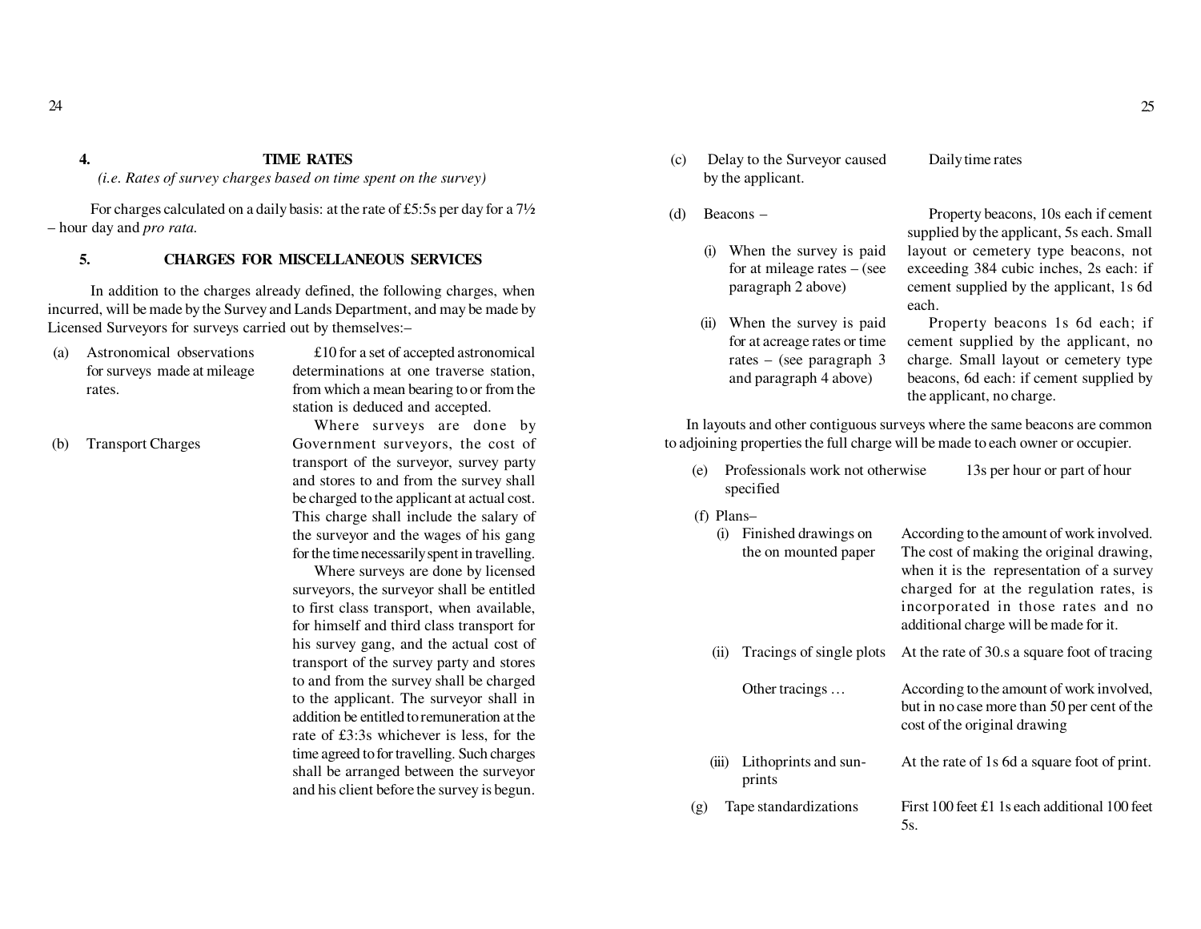## 4. TIME RATES

*(i.e. Rates of survey charges based on time spent on the survey)*

For charges calculated on a daily basis: at the rate of £5:5s per day for a 7½ – hour day and *pro rata.*

## 5. CHARGES FOR MISCELLANEOUS SERVICES

In addition to the charges already defined, the following charges, when incurred, will be made by the Survey and Lands Department, and may be made by Licensed Surveyors for surveys carried out by themselves:–

(a) Astronomical observations for surveys made at mileage rates.

£10 for a set of accepted astronomical determinations at one traverse station, from which a mean bearing to or from the station is deduced and accepted.

(b) Transport Charges

Where surveys are done by Government surveyors, the cost of transport of the surveyor, survey party and stores to and from the survey shall be charged to the applicant at actual cost. This charge shall include the salary of the surveyor and the wages of his gang for the time necessarily spent in travelling.

Where surveys are done by licensed surveyors, the surveyor shall be entitled to first class transport, when available, for himself and third class transport for his survey gang, and the actual cost of transport of the survey party and stores to and from the survey shall be charged to the applicant. The surveyor shall in addition be entitled to remuneration at the rate of £3:3s whichever is less, for the time agreed to for travelling. Such charges shall be arranged between the surveyor and his client before the survey is begun.

(c) Delay to the Surveyor caused by the applicant.

Daily time rates

(d) Beacons –

(i) When the survey is paid for at mileage rates – (see paragraph 2 above)

Property beacons, 10s each if cement supplied by the applicant, 5s each. Small layout or cemetery type beacons, not exceeding 384 cubic inches, 2s each: if cement supplied by the applicant, 1s 6d each.

(ii) When the survey is paid for at acreage rates or time rates – (see paragraph 3 and paragraph 4 above)

Property beacons 1s 6d each; if cement supplied by the applicant, no charge. Small layout or cemetery type beacons, 6d each: if cement supplied by the applicant, no charge.

In layouts and other contiguous surveys where the same beacons are common to adjoining properties the full charge will be made to each owner or occupier.

(e) Professionals work not otherwise specified

13s per hour or part of hour

(f) Plans–

(i) Finished drawings on the on mounted paper

According to the amount of work involved. The cost of making the original drawing, when it is the representation of a survey charged for at the regulation rates, is incorporated in those rates and no additional charge will be made for it.

(ii) Tracings of single plots

At the rate of 30.s a square foot of tracing

Other tracings …

According to the amount of work involved, but in no case more than 50 per cent of the cost of the original drawing

(iii) Lithoprints and sun-prints

At the rate of 1s 6d a square foot of print.

(g) Tape standardizations

First 100 feet £1 1s each additional 100 feet 5s.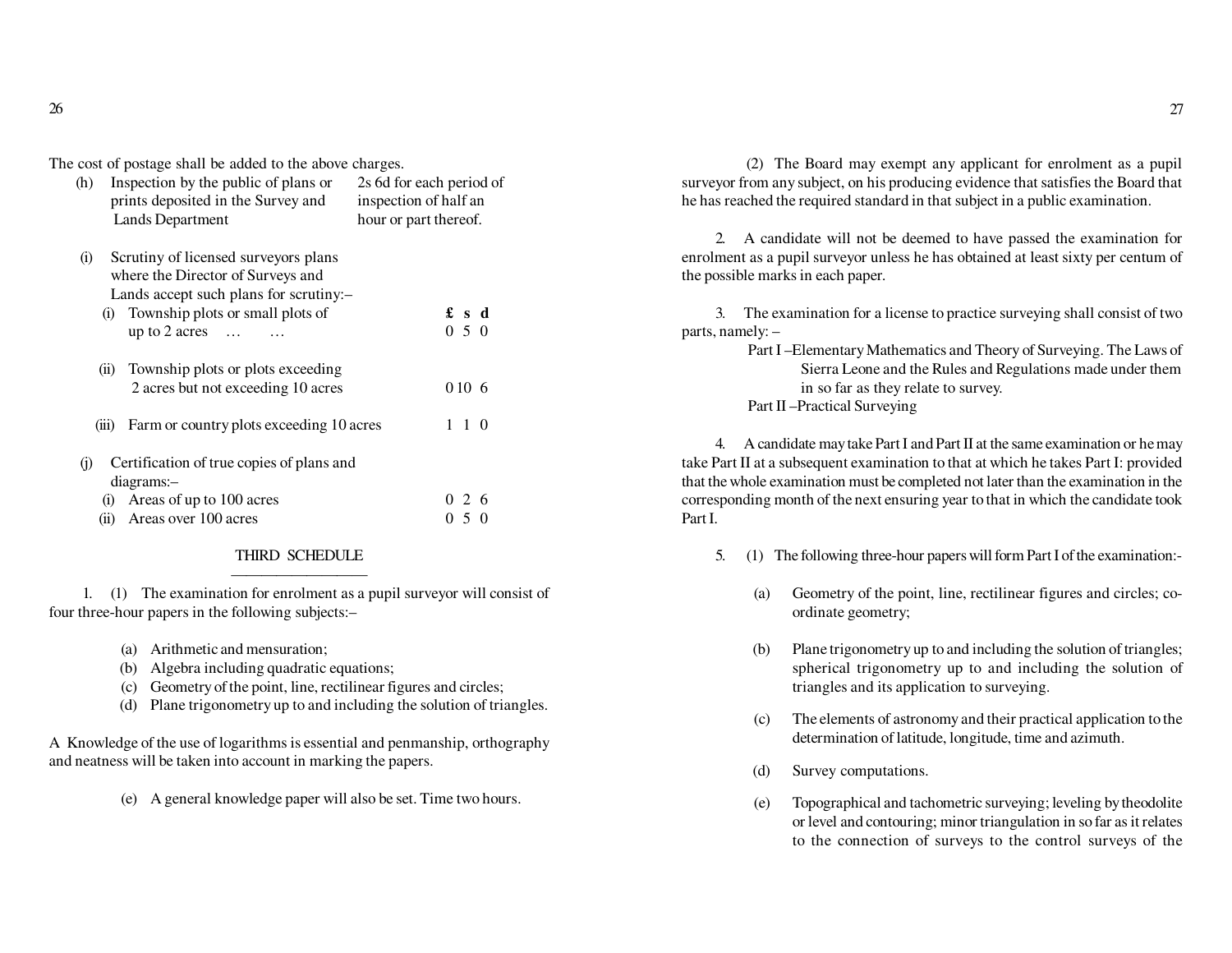The cost of postage shall be added to the above charges.

(h) Inspection by the public of plans or prints deposited in the Survey and Lands Department — 2s 6d for each period of inspection of half an hour or part thereof.

(i) Scrutiny of licensed surveyors plans where the Director of Surveys and Lands accept such plans for scrutiny:–

| | £ s d |
|---|---|
| (i) Township plots or small plots of up to 2 acres … … | 0 5 0 |
| (ii) Township plots or plots exceeding 2 acres but not exceeding 10 acres | 0 10 6 |
| (iii) Farm or country plots exceeding 10 acres | 1 1 0 |

(j) Certification of true copies of plans and diagrams:–

| | |
|---|---|
| (i) Areas of up to 100 acres | 0 2 6 |
| (ii) Areas over 100 acres | 0 5 0 |

## THIRD SCHEDULE

1. (1) The examination for enrolment as a pupil surveyor will consist of four three-hour papers in the following subjects:–

(a) Arithmetic and mensuration;
(b) Algebra including quadratic equations;
(c) Geometry of the point, line, rectilinear figures and circles;
(d) Plane trigonometry up to and including the solution of triangles.

A Knowledge of the use of logarithms is essential and penmanship, orthography and neatness will be taken into account in marking the papers.

(e) A general knowledge paper will also be set. Time two hours.

(2) The Board may exempt any applicant for enrolment as a pupil surveyor from any subject, on his producing evidence that satisfies the Board that he has reached the required standard in that subject in a public examination.

2. A candidate will not be deemed to have passed the examination for enrolment as a pupil surveyor unless he has obtained at least sixty per centum of the possible marks in each paper.

3. The examination for a license to practice surveying shall consist of two parts, namely: –

Part I –Elementary Mathematics and Theory of Surveying. The Laws of Sierra Leone and the Rules and Regulations made under them in so far as they relate to survey.

Part II –Practical Surveying

4. A candidate may take Part I and Part II at the same examination or he may take Part II at a subsequent examination to that at which he takes Part I: provided that the whole examination must be completed not later than the examination in the corresponding month of the next ensuring year to that in which the candidate took Part I.

5. (1) The following three-hour papers will form Part I of the examination:-

(a) Geometry of the point, line, rectilinear figures and circles; co-ordinate geometry;

(b) Plane trigonometry up to and including the solution of triangles; spherical trigonometry up to and including the solution of triangles and its application to surveying.

(c) The elements of astronomy and their practical application to the determination of latitude, longitude, time and azimuth.

(d) Survey computations.

(e) Topographical and tachometric surveying; leveling by theodolite or level and contouring; minor triangulation in so far as it relates to the connection of surveys to the control surveys of the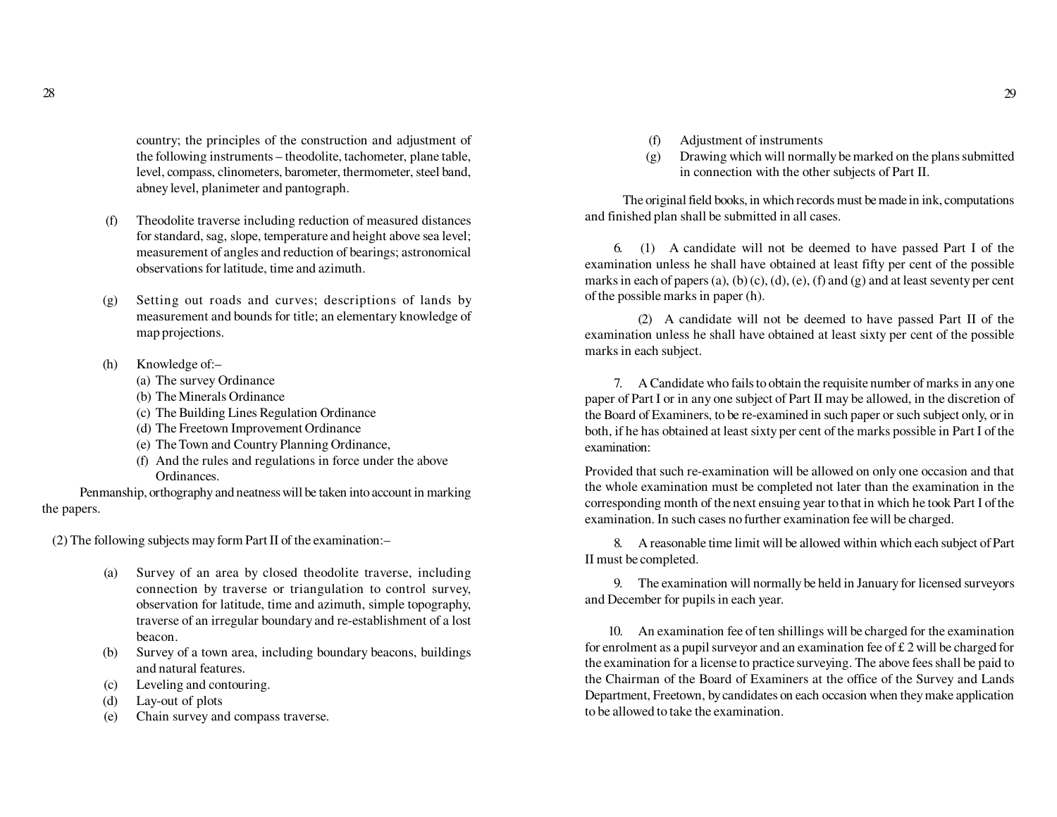country; the principles of the construction and adjustment of the following instruments – theodolite, tachometer, plane table, level, compass, clinometers, barometer, thermometer, steel band, abney level, planimeter and pantograph.

(f) Theodolite traverse including reduction of measured distances for standard, sag, slope, temperature and height above sea level; measurement of angles and reduction of bearings; astronomical observations for latitude, time and azimuth.

(g) Setting out roads and curves; descriptions of lands by measurement and bounds for title; an elementary knowledge of map projections.

(h) Knowledge of:–

(a) The survey Ordinance
(b) The Minerals Ordinance
(c) The Building Lines Regulation Ordinance
(d) The Freetown Improvement Ordinance
(e) The Town and Country Planning Ordinance,
(f) And the rules and regulations in force under the above Ordinances.

Penmanship, orthography and neatness will be taken into account in marking the papers.

(2) The following subjects may form Part II of the examination:–

(a) Survey of an area by closed theodolite traverse, including connection by traverse or triangulation to control survey, observation for latitude, time and azimuth, simple topography, traverse of an irregular boundary and re-establishment of a lost beacon.
(b) Survey of a town area, including boundary beacons, buildings and natural features.
(c) Leveling and contouring.
(d) Lay-out of plots
(e) Chain survey and compass traverse.
(f) Adjustment of instruments
(g) Drawing which will normally be marked on the plans submitted in connection with the other subjects of Part II.

The original field books, in which records must be made in ink, computations and finished plan shall be submitted in all cases.

6. (1) A candidate will not be deemed to have passed Part I of the examination unless he shall have obtained at least fifty per cent of the possible marks in each of papers (a), (b) (c), (d), (e), (f) and (g) and at least seventy per cent of the possible marks in paper (h).

(2) A candidate will not be deemed to have passed Part II of the examination unless he shall have obtained at least sixty per cent of the possible marks in each subject.

7. A Candidate who fails to obtain the requisite number of marks in any one paper of Part I or in any one subject of Part II may be allowed, in the discretion of the Board of Examiners, to be re-examined in such paper or such subject only, or in both, if he has obtained at least sixty per cent of the marks possible in Part I of the examination:

Provided that such re-examination will be allowed on only one occasion and that the whole examination must be completed not later than the examination in the corresponding month of the next ensuing year to that in which he took Part I of the examination. In such cases no further examination fee will be charged.

8. A reasonable time limit will be allowed within which each subject of Part II must be completed.

9. The examination will normally be held in January for licensed surveyors and December for pupils in each year.

10. An examination fee of ten shillings will be charged for the examination for enrolment as a pupil surveyor and an examination fee of £ 2 will be charged for the examination for a license to practice surveying. The above fees shall be paid to the Chairman of the Board of Examiners at the office of the Survey and Lands Department, Freetown, by candidates on each occasion when they make application to be allowed to take the examination.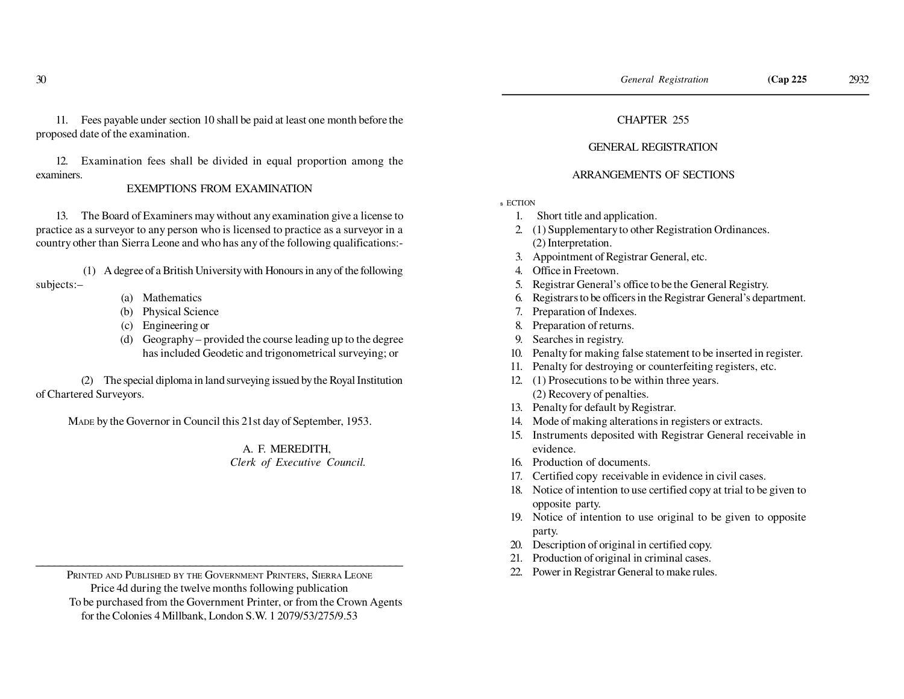11. Fees payable under section 10 shall be paid at least one month before the proposed date of the examination.

12. Examination fees shall be divided in equal proportion among the examiners.

EXEMPTIONS FROM EXAMINATION

13. The Board of Examiners may without any examination give a license to practice as a surveyor to any person who is licensed to practice as a surveyor in a country other than Sierra Leone and who has any of the following qualifications:-

(1) A degree of a British University with Honours in any of the following subjects:–

(a) Mathematics
(b) Physical Science
(c) Engineering or
(d) Geography – provided the course leading up to the degree has included Geodetic and trigonometrical surveying; or

(2) The special diploma in land surveying issued by the Royal Institution of Chartered Surveyors.

MADE by the Governor in Council this 21st day of September, 1953.

A. F. MEREDITH,
*Clerk of Executive Council.*

---

PRINTED AND PUBLISHED BY THE GOVERNMENT PRINTERS, SIERRA LEONE
Price 4d during the twelve months following publication
To be purchased from the Government Printer, or from the Crown Agents for the Colonies 4 Millbank, London S.W. 1 2079/53/275/9.53

# CHAPTER 255

## GENERAL REGISTRATION

### ARRANGEMENTS OF SECTIONS

SECTION

1. Short title and application.
2. (1) Supplementary to other Registration Ordinances.
   (2) Interpretation.
3. Appointment of Registrar General, etc.
4. Office in Freetown.
5. Registrar General's office to be the General Registry.
6. Registrars to be officers in the Registrar General's department.
7. Preparation of Indexes.
8. Preparation of returns.
9. Searches in registry.
10. Penalty for making false statement to be inserted in register.
11. Penalty for destroying or counterfeiting registers, etc.
12. (1) Prosecutions to be within three years.
    (2) Recovery of penalties.
13. Penalty for default by Registrar.
14. Mode of making alterations in registers or extracts.
15. Instruments deposited with Registrar General receivable in evidence.
16. Production of documents.
17. Certified copy receivable in evidence in civil cases.
18. Notice of intention to use certified copy at trial to be given to opposite party.
19. Notice of intention to use original to be given to opposite party.
20. Description of original in certified copy.
21. Production of original in criminal cases.
22. Power in Registrar General to make rules.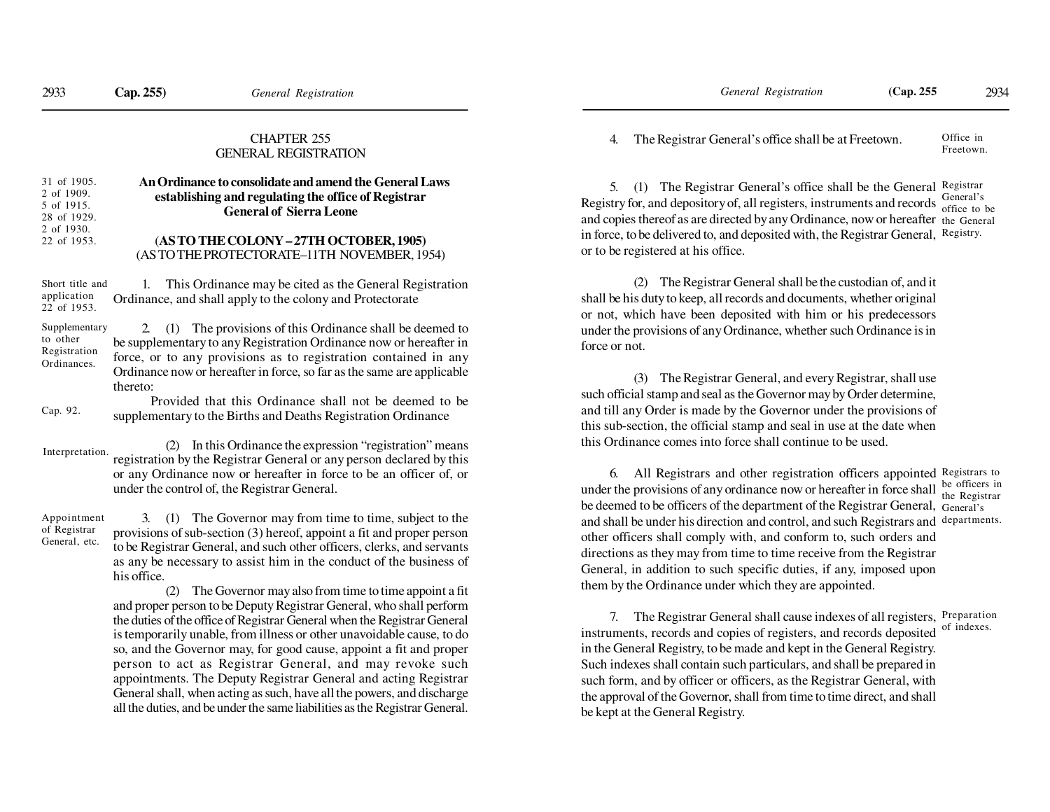# CHAPTER 255
# GENERAL REGISTRATION

31 of 1905.
2 of 1909.
5 of 1915.
28 of 1929.
2 of 1930.
22 of 1953.

**An Ordinance to consolidate and amend the General Laws establishing and regulating the office of Registrar General of Sierra Leone**

**(AS TO THE COLONY – 27TH OCTOBER, 1905)**
(AS TO THE PROTECTORATE–11TH NOVEMBER, 1954)

*Short title and application 22 of 1953.*

1. This Ordinance may be cited as the General Registration Ordinance, and shall apply to the colony and Protectorate

*Supplementary to other Registration Ordinances.*

2. (1) The provisions of this Ordinance shall be deemed to be supplementary to any Registration Ordinance now or hereafter in force, or to any provisions as to registration contained in any Ordinance now or hereafter in force, so far as the same are applicable thereto:

*Cap. 92.*

Provided that this Ordinance shall not be deemed to be supplementary to the Births and Deaths Registration Ordinance

*Interpretation.*

(2) In this Ordinance the expression "registration" means registration by the Registrar General or any person declared by this or any Ordinance now or hereafter in force to be an officer of, or under the control of, the Registrar General.

*Appointment of Registrar General, etc.*

3. (1) The Governor may from time to time, subject to the provisions of sub-section (3) hereof, appoint a fit and proper person to be Registrar General, and such other officers, clerks, and servants as any be necessary to assist him in the conduct of the business of his office.

(2) The Governor may also from time to time appoint a fit and proper person to be Deputy Registrar General, who shall perform the duties of the office of Registrar General when the Registrar General is temporarily unable, from illness or other unavoidable cause, to do so, and the Governor may, for good cause, appoint a fit and proper person to act as Registrar General, and may revoke such appointments. The Deputy Registrar General and acting Registrar General shall, when acting as such, have all the powers, and discharge all the duties, and be under the same liabilities as the Registrar General.

*Office in Freetown.*

4. The Registrar General's office shall be at Freetown.

*Registrar General's office to be the General Registry.*

5. (1) The Registrar General's office shall be the General Registry for, and depository of, all registers, instruments and records and copies thereof as are directed by any Ordinance, now or hereafter in force, to be delivered to, and deposited with, the Registrar General, or to be registered at his office.

(2) The Registrar General shall be the custodian of, and it shall be his duty to keep, all records and documents, whether original or not, which have been deposited with him or his predecessors under the provisions of any Ordinance, whether such Ordinance is in force or not.

(3) The Registrar General, and every Registrar, shall use such official stamp and seal as the Governor may by Order determine, and till any Order is made by the Governor under the provisions of this sub-section, the official stamp and seal in use at the date when this Ordinance comes into force shall continue to be used.

*Registrars to be officers in the Registrar General's departments.*

6. All Registrars and other registration officers appointed under the provisions of any ordinance now or hereafter in force shall be deemed to be officers of the department of the Registrar General, and shall be under his direction and control, and such Registrars and other officers shall comply with, and conform to, such orders and directions as they may from time to time receive from the Registrar General, in addition to such specific duties, if any, imposed upon them by the Ordinance under which they are appointed.

*Preparation of indexes.*

7. The Registrar General shall cause indexes of all registers, instruments, records and copies of registers, and records deposited in the General Registry, to be made and kept in the General Registry. Such indexes shall contain such particulars, and shall be prepared in such form, and by officer or officers, as the Registrar General, with the approval of the Governor, shall from time to time direct, and shall be kept at the General Registry.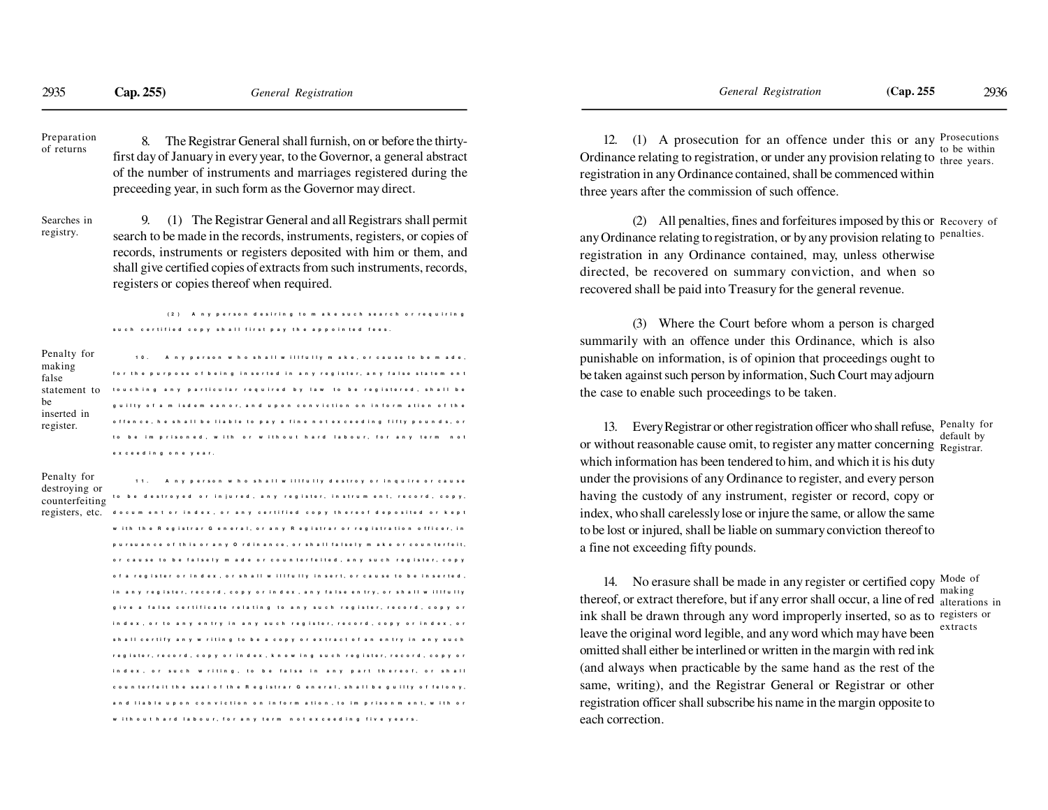**Preparation of returns**

8. The Registrar General shall furnish, on or before the thirty-first day of January in every year, to the Governor, a general abstract of the number of instruments and marriages registered during the preceeding year, in such form as the Governor may direct.

**Searches in registry.**

9. (1) The Registrar General and all Registrars shall permit search to be made in the records, instruments, registers, or copies of records, instruments or registers deposited with him or them, and shall give certified copies of extracts from such instruments, records, registers or copies thereof when required.

(2) Any person desiring to make such search or requiring such certified copy shall first pay the appointed fees.

**Penalty for making false statement to be inserted in register.**

10. Any person who shall wilfully make, or cause to be made, for the purpose of being inserted in any register, any false statement touching any particular required by law to be registered, shall be guilty of a misdemeanor, and upon conviction on information of the offence, he shall be liable to pay a fine not exceeding fifty pounds, or to be imprisoned, with or without hard labour, for any term not exceeding one year.

**Penalty for destroying or counterfeiting registers, etc.**

11. Any person who shall wilfully destroy or inquire or cause to be destroyed or injured, any register, instrument, record, copy, document or index, or any certified copy thereof deposited or kept with the Registrar General, or any Registrar or registration officer, in pursuance of this or any Ordinance, or shall falsely make or counterfeit, or cause to be falsely made or counterfeited, any such register, copy of a register or index, or shall wilfully insert, or cause to be inserted, in any register, record, copy or index, any false entry, or shall wilfully give a false certificate relating to any such register, record, copy or index, or to any entry in any such register, record, copy or index, or shall certify any writing to be a copy or extract of an entry in any such register, record, copy or index, knowing such register, record, copy or index, or such writing, to be false in any part thereof, or shall counterfeit the seal of the Registrar General, shall be guilty of felony, and liable upon conviction on information, to imprisonment, with or without hard labour, for any term not exceeding five years.

**Prosecutions to be within three years.**

12. (1) A prosecution for an offence under this or any Ordinance relating to registration, or under any provision relating to registration in any Ordinance contained, shall be commenced within three years after the commission of such offence.

**Recovery of penalties.**

(2) All penalties, fines and forfeitures imposed by this or any Ordinance relating to registration, or by any provision relating to registration in any Ordinance contained, may, unless otherwise directed, be recovered on summary conviction, and when so recovered shall be paid into Treasury for the general revenue.

(3) Where the Court before whom a person is charged summarily with an offence under this Ordinance, which is also punishable on information, is of opinion that proceedings ought to be taken against such person by information, Such Court may adjourn the case to enable such proceedings to be taken.

**Penalty for default by Registrar.**

13. Every Registrar or other registration officer who shall refuse, or without reasonable cause omit, to register any matter concerning which information has been tendered to him, and which it is his duty under the provisions of any Ordinance to register, and every person having the custody of any instrument, register or record, copy or index, who shall carelessly lose or injure the same, or allow the same to be lost or injured, shall be liable on summary conviction thereof to a fine not exceeding fifty pounds.

**Mode of making alterations in registers or extracts**

14. No erasure shall be made in any register or certified copy thereof, or extract therefore, but if any error shall occur, a line of red ink shall be drawn through any word improperly inserted, so as to leave the original word legible, and any word which may have been omitted shall either be interlined or written in the margin with red ink (and always when practicable by the same hand as the rest of the same, writing), and the Registrar General or Registrar or other registration officer shall subscribe his name in the margin opposite to each correction.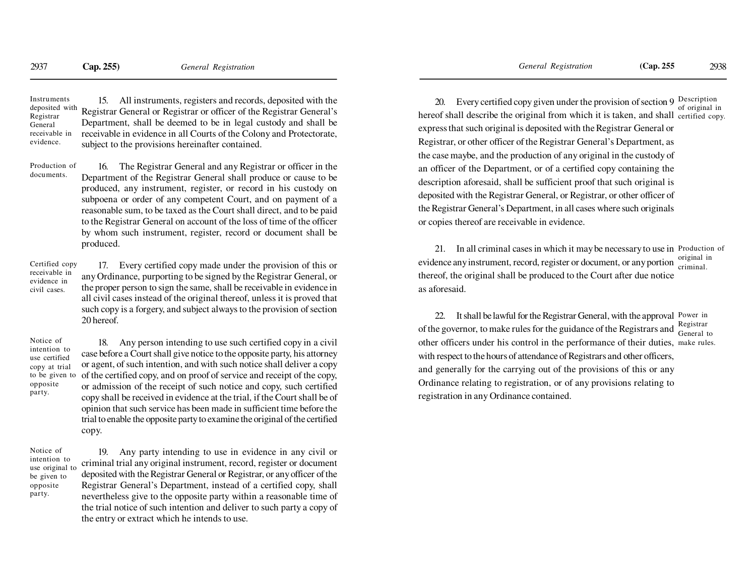Instruments deposited with Registrar General receivable in evidence.

15. All instruments, registers and records, deposited with the Registrar General or Registrar or officer of the Registrar General's Department, shall be deemed to be in legal custody and shall be receivable in evidence in all Courts of the Colony and Protectorate, subject to the provisions hereinafter contained.

Production of documents.

16. The Registrar General and any Registrar or officer in the Department of the Registrar General shall produce or cause to be produced, any instrument, register, or record in his custody on subpoena or order of any competent Court, and on payment of a reasonable sum, to be taxed as the Court shall direct, and to be paid to the Registrar General on account of the loss of time of the officer by whom such instrument, register, record or document shall be produced.

Certified copy receivable in evidence in civil cases.

17. Every certified copy made under the provision of this or any Ordinance, purporting to be signed by the Registrar General, or the proper person to sign the same, shall be receivable in evidence in all civil cases instead of the original thereof, unless it is proved that such copy is a forgery, and subject always to the provision of section 20 hereof.

Notice of intention to use certified copy at trial to be given to opposite party.

18. Any person intending to use such certified copy in a civil case before a Court shall give notice to the opposite party, his attorney or agent, of such intention, and with such notice shall deliver a copy of the certified copy, and on proof of service and receipt of the copy, or admission of the receipt of such notice and copy, such certified copy shall be received in evidence at the trial, if the Court shall be of opinion that such service has been made in sufficient time before the trial to enable the opposite party to examine the original of the certified copy.

Notice of intention to use original to be given to opposite party.

19. Any party intending to use in evidence in any civil or criminal trial any original instrument, record, register or document deposited with the Registrar General or Registrar, or any officer of the Registrar General's Department, instead of a certified copy, shall nevertheless give to the opposite party within a reasonable time of the trial notice of such intention and deliver to such party a copy of the entry or extract which he intends to use.

Description of original in certified copy.

20. Every certified copy given under the provision of section 9 hereof shall describe the original from which it is taken, and shall express that such original is deposited with the Registrar General or Registrar, or other officer of the Registrar General's Department, as the case maybe, and the production of any original in the custody of an officer of the Department, or of a certified copy containing the description aforesaid, shall be sufficient proof that such original is deposited with the Registrar General, or Registrar, or other officer of the Registrar General's Department, in all cases where such originals or copies thereof are receivable in evidence.

Production of original in criminal.

21. In all criminal cases in which it may be necessary to use in evidence any instrument, record, register or document, or any portion thereof, the original shall be produced to the Court after due notice as aforesaid.

Power in Registrar General to make rules.

22. It shall be lawful for the Registrar General, with the approval of the governor, to make rules for the guidance of the Registrars and other officers under his control in the performance of their duties, with respect to the hours of attendance of Registrars and other officers, and generally for the carrying out of the provisions of this or any Ordinance relating to registration, or of any provisions relating to registration in any Ordinance contained.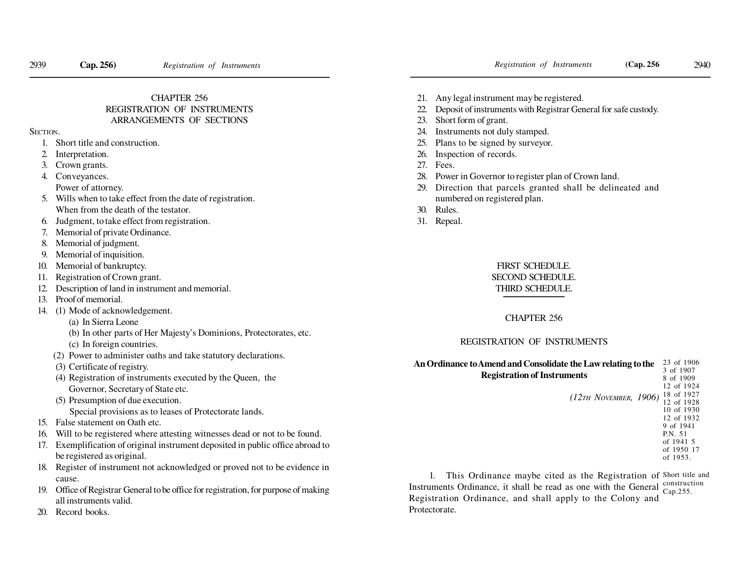# CHAPTER 256
## REGISTRATION OF INSTRUMENTS
## ARRANGEMENTS OF SECTIONS

SECTION.

1. Short title and construction.
2. Interpretation.
3. Crown grants.
4. Conveyances.
   Power of attorney.
5. Wills when to take effect from the date of registration.
   When from the death of the testator.
6. Judgment, to take effect from registration.
7. Memorial of private Ordinance.
8. Memorial of judgment.
9. Memorial of inquisition.
10. Memorial of bankruptcy.
11. Registration of Crown grant.
12. Description of land in instrument and memorial.
13. Proof of memorial.
14. (1) Mode of acknowledgement.
    (a) In Sierra Leone
    (b) In other parts of Her Majesty's Dominions, Protectorates, etc.
    (c) In foreign countries.
    (2) Power to administer oaths and take statutory declarations.
    (3) Certificate of registry.
    (4) Registration of instruments executed by the Queen, the Governor, Secretary of State etc.
    (5) Presumption of due execution.
    Special provisions as to leases of Protectorate lands.
15. False statement on Oath etc.
16. Will to be registered where attesting witnesses dead or not to be found.
17. Exemplification of original instrument deposited in public office abroad to be registered as original.
18. Register of instrument not acknowledged or proved not to be evidence in cause.
19. Office of Registrar General to be office for registration, for purpose of making all instruments valid.
20. Record books.
21. Any legal instrument may be registered.
22. Deposit of instruments with Registrar General for safe custody.
23. Short form of grant.
24. Instruments not duly stamped.
25. Plans to be signed by surveyor.
26. Inspection of records.
27. Fees.
28. Power in Governor to register plan of Crown land.
29. Direction that parcels granted shall be delineated and numbered on registered plan.
30. Rules.
31. Repeal.

FIRST SCHEDULE.
SECOND SCHEDULE.
THIRD SCHEDULE.

# CHAPTER 256

## REGISTRATION OF INSTRUMENTS

**An Ordinance to Amend and Consolidate the Law relating to the Registration of Instruments**

*(12TH NOVEMBER, 1906)*

23 of 1906
3 of 1907
8 of 1909
12 of 1924
18 of 1927
12 of 1928
10 of 1930
12 of 1932
9 of 1941
P.N. 51 of 1941
5 of 1950
17 of 1953.

Short title and construction Cap.255.

1. This Ordinance maybe cited as the Registration of Instruments Ordinance, it shall be read as one with the General Registration Ordinance, and shall apply to the Colony and Protectorate.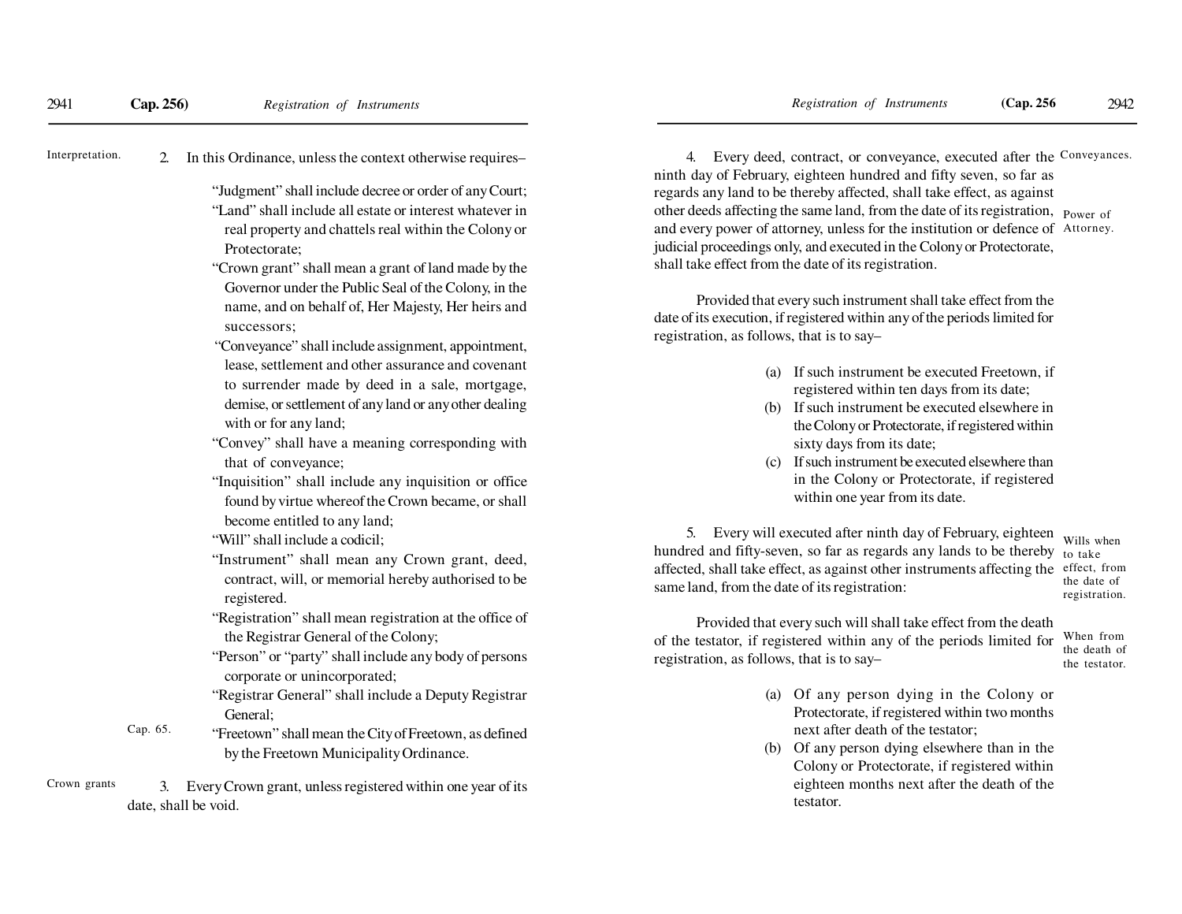Interpretation.

2. In this Ordinance, unless the context otherwise requires–

"Judgment" shall include decree or order of any Court;

"Land" shall include all estate or interest whatever in real property and chattels real within the Colony or Protectorate;

"Crown grant" shall mean a grant of land made by the Governor under the Public Seal of the Colony, in the name, and on behalf of, Her Majesty, Her heirs and successors;

"Conveyance" shall include assignment, appointment, lease, settlement and other assurance and covenant to surrender made by deed in a sale, mortgage, demise, or settlement of any land or any other dealing with or for any land;

"Convey" shall have a meaning corresponding with that of conveyance;

"Inquisition" shall include any inquisition or office found by virtue whereof the Crown became, or shall become entitled to any land;

"Will" shall include a codicil;

"Instrument" shall mean any Crown grant, deed, contract, will, or memorial hereby authorised to be registered.

"Registration" shall mean registration at the office of the Registrar General of the Colony;

"Person" or "party" shall include any body of persons corporate or unincorporated;

"Registrar General" shall include a Deputy Registrar General;

Cap. 65.

"Freetown" shall mean the City of Freetown, as defined by the Freetown Municipality Ordinance.

Crown grants

3. Every Crown grant, unless registered within one year of its date, shall be void.

Conveyances.

Power of Attorney.

4. Every deed, contract, or conveyance, executed after the ninth day of February, eighteen hundred and fifty seven, so far as regards any land to be thereby affected, shall take effect, as against other deeds affecting the same land, from the date of its registration, and every power of attorney, unless for the institution or defence of judicial proceedings only, and executed in the Colony or Protectorate, shall take effect from the date of its registration.

Provided that every such instrument shall take effect from the date of its execution, if registered within any of the periods limited for registration, as follows, that is to say–

(a) If such instrument be executed Freetown, if registered within ten days from its date;
(b) If such instrument be executed elsewhere in the Colony or Protectorate, if registered within sixty days from its date;
(c) If such instrument be executed elsewhere than in the Colony or Protectorate, if registered within one year from its date.

Wills when to take effect, from the date of registration.

5. Every will executed after ninth day of February, eighteen hundred and fifty-seven, so far as regards any lands to be thereby affected, shall take effect, as against other instruments affecting the same land, from the date of its registration:

When from the death of the testator.

Provided that every such will shall take effect from the death of the testator, if registered within any of the periods limited for registration, as follows, that is to say–

(a) Of any person dying in the Colony or Protectorate, if registered within two months next after death of the testator;
(b) Of any person dying elsewhere than in the Colony or Protectorate, if registered within eighteen months next after the death of the testator.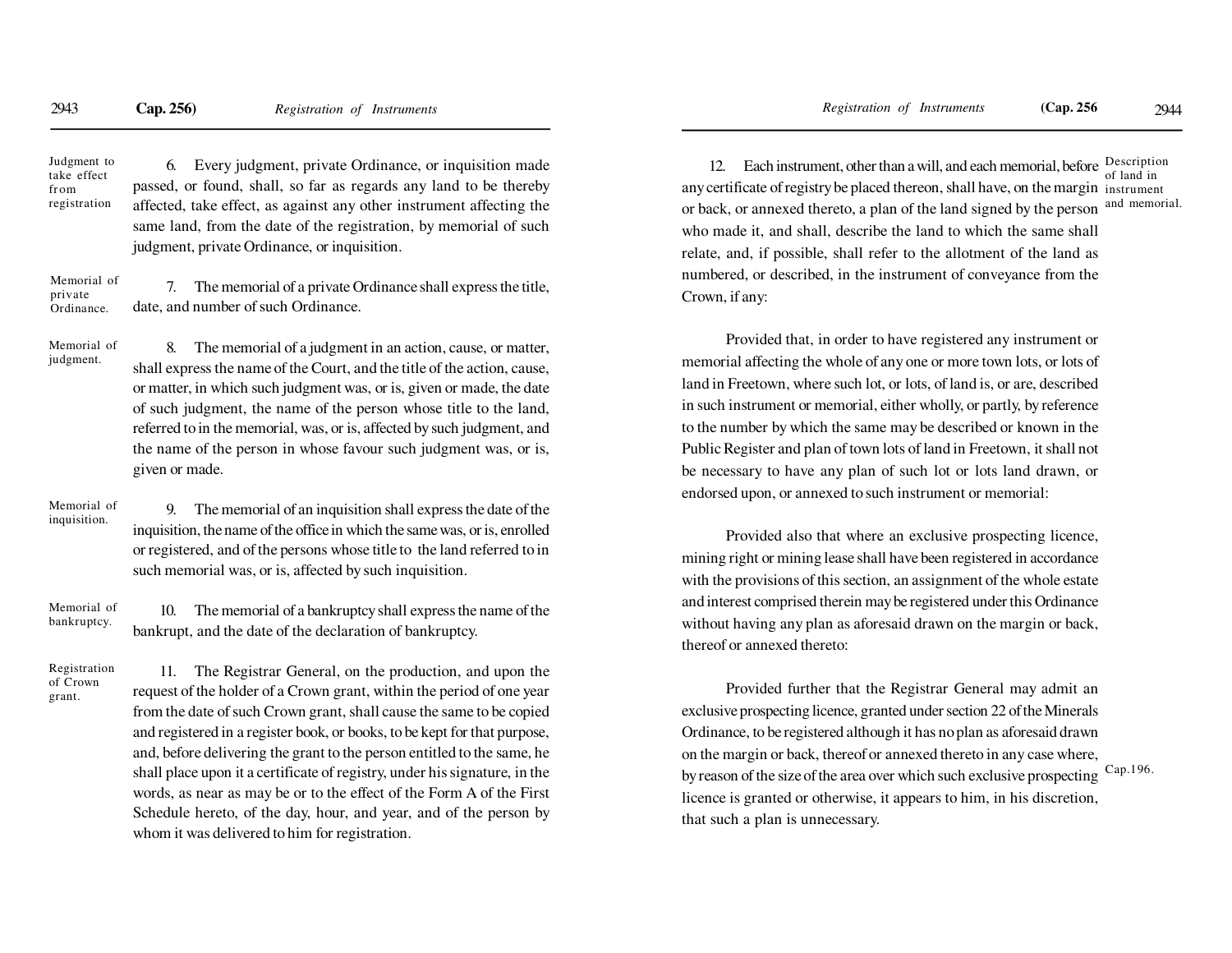**Judgment to take effect from registration**

6. Every judgment, private Ordinance, or inquisition made passed, or found, shall, so far as regards any land to be thereby affected, take effect, as against any other instrument affecting the same land, from the date of the registration, by memorial of such judgment, private Ordinance, or inquisition.

**Memorial of private Ordinance.**

7. The memorial of a private Ordinance shall express the title, date, and number of such Ordinance.

**Memorial of judgment.**

8. The memorial of a judgment in an action, cause, or matter, shall express the name of the Court, and the title of the action, cause, or matter, in which such judgment was, or is, given or made, the date of such judgment, the name of the person whose title to the land, referred to in the memorial, was, or is, affected by such judgment, and the name of the person in whose favour such judgment was, or is, given or made.

**Memorial of inquisition.**

9. The memorial of an inquisition shall express the date of the inquisition, the name of the office in which the same was, or is, enrolled or registered, and of the persons whose title to the land referred to in such memorial was, or is, affected by such inquisition.

**Memorial of bankruptcy.**

10. The memorial of a bankruptcy shall express the name of the bankrupt, and the date of the declaration of bankruptcy.

**Registration of Crown grant.**

11. The Registrar General, on the production, and upon the request of the holder of a Crown grant, within the period of one year from the date of such Crown grant, shall cause the same to be copied and registered in a register book, or books, to be kept for that purpose, and, before delivering the grant to the person entitled to the same, he shall place upon it a certificate of registry, under his signature, in the words, as near as may be or to the effect of the Form A of the First Schedule hereto, of the day, hour, and year, and of the person by whom it was delivered to him for registration.

**Description of land in instrument and memorial.**

12. Each instrument, other than a will, and each memorial, before any certificate of registry be placed thereon, shall have, on the margin or back, or annexed thereto, a plan of the land signed by the person who made it, and shall, describe the land to which the same shall relate, and, if possible, shall refer to the allotment of the land as numbered, or described, in the instrument of conveyance from the Crown, if any:

Provided that, in order to have registered any instrument or memorial affecting the whole of any one or more town lots, or lots of land in Freetown, where such lot, or lots, of land is, or are, described in such instrument or memorial, either wholly, or partly, by reference to the number by which the same may be described or known in the Public Register and plan of town lots of land in Freetown, it shall not be necessary to have any plan of such lot or lots land drawn, or endorsed upon, or annexed to such instrument or memorial:

Provided also that where an exclusive prospecting licence, mining right or mining lease shall have been registered in accordance with the provisions of this section, an assignment of the whole estate and interest comprised therein may be registered under this Ordinance without having any plan as aforesaid drawn on the margin or back, thereof or annexed thereto:

Provided further that the Registrar General may admit an exclusive prospecting licence, granted under section 22 of the Minerals Ordinance, to be registered although it has no plan as aforesaid drawn on the margin or back, thereof or annexed thereto in any case where, by reason of the size of the area over which such exclusive prospecting licence is granted or otherwise, it appears to him, in his discretion, that such a plan is unnecessary.

Cap.196.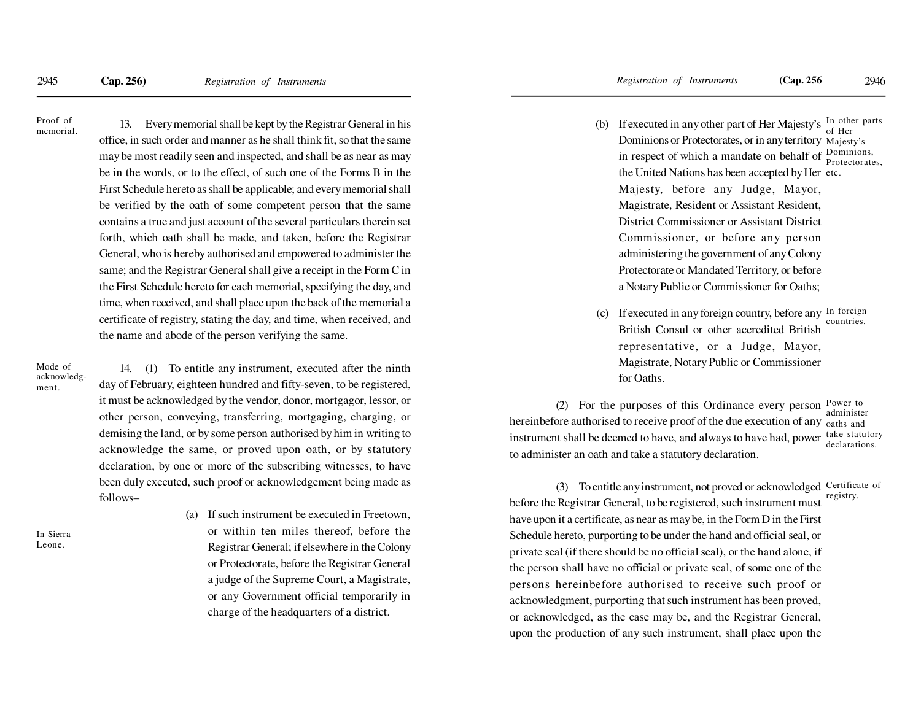Proof of memorial.

13. Every memorial shall be kept by the Registrar General in his office, in such order and manner as he shall think fit, so that the same may be most readily seen and inspected, and shall be as near as may be in the words, or to the effect, of such one of the Forms B in the First Schedule hereto as shall be applicable; and every memorial shall be verified by the oath of some competent person that the same contains a true and just account of the several particulars therein set forth, which oath shall be made, and taken, before the Registrar General, who is hereby authorised and empowered to administer the same; and the Registrar General shall give a receipt in the Form C in the First Schedule hereto for each memorial, specifying the day, and time, when received, and shall place upon the back of the memorial a certificate of registry, stating the day, and time, when received, and the name and abode of the person verifying the same.

Mode of acknowledgment.

14. (1) To entitle any instrument, executed after the ninth day of February, eighteen hundred and fifty-seven, to be registered, it must be acknowledged by the vendor, donor, mortgagor, lessor, or other person, conveying, transferring, mortgaging, charging, or demising the land, or by some person authorised by him in writing to acknowledge the same, or proved upon oath, or by statutory declaration, by one or more of the subscribing witnesses, to have been duly executed, such proof or acknowledgement being made as follows–

In Sierra Leone.

(a) If such instrument be executed in Freetown, or within ten miles thereof, before the Registrar General; if elsewhere in the Colony or Protectorate, before the Registrar General a judge of the Supreme Court, a Magistrate, or any Government official temporarily in charge of the headquarters of a district.

In other parts of Her Majesty's Dominions, Protectorates, etc.

(b) If executed in any other part of Her Majesty's Dominions or Protectorates, or in any territory in respect of which a mandate on behalf of the United Nations has been accepted by Her Majesty, before any Judge, Mayor, Magistrate, Resident or Assistant Resident, District Commissioner or Assistant District Commissioner, or before any person administering the government of any Colony Protectorate or Mandated Territory, or before a Notary Public or Commissioner for Oaths;

In foreign countries.

(c) If executed in any foreign country, before any British Consul or other accredited British representative, or a Judge, Mayor, Magistrate, Notary Public or Commissioner for Oaths.

Power to administer oaths and take statutory declarations.

(2) For the purposes of this Ordinance every person hereinbefore authorised to receive proof of the due execution of any instrument shall be deemed to have, and always to have had, power to administer an oath and take a statutory declaration.

Certificate of registry.

(3) To entitle any instrument, not proved or acknowledged before the Registrar General, to be registered, such instrument must have upon it a certificate, as near as may be, in the Form D in the First Schedule hereto, purporting to be under the hand and official seal, or private seal (if there should be no official seal), or the hand alone, if the person shall have no official or private seal, of some one of the persons hereinbefore authorised to receive such proof or acknowledgment, purporting that such instrument has been proved, or acknowledged, as the case may be, and the Registrar General, upon the production of any such instrument, shall place upon the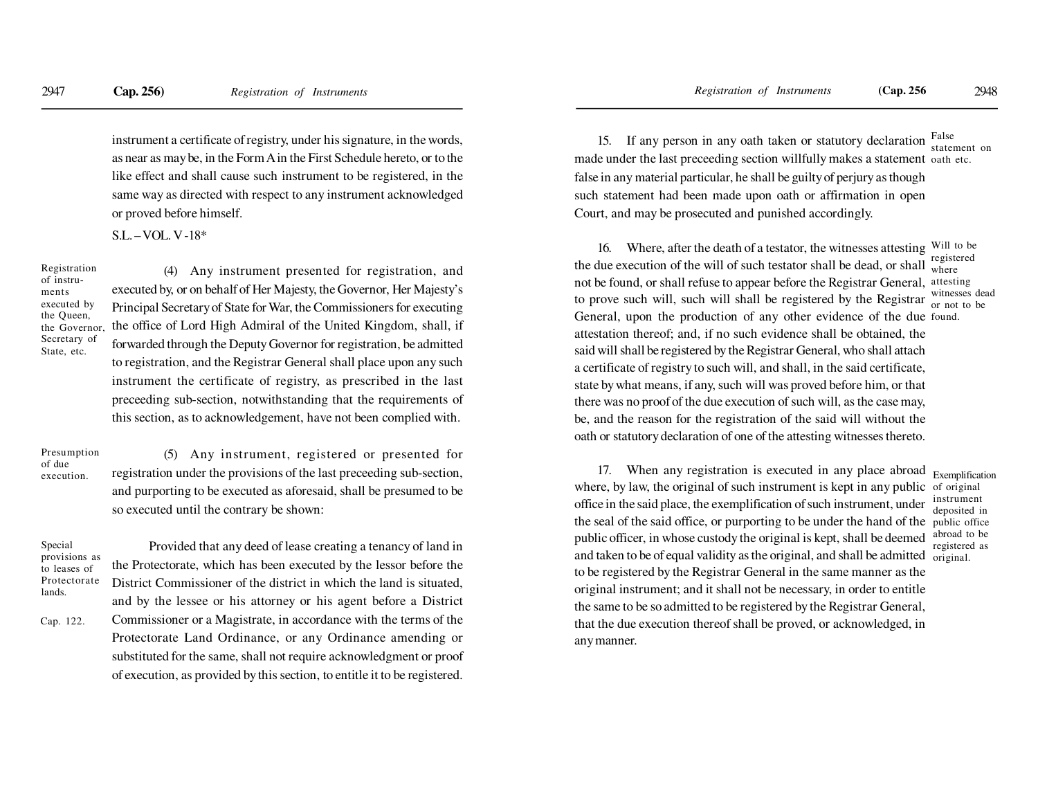instrument a certificate of registry, under his signature, in the words, as near as may be, in the Form A in the First Schedule hereto, or to the like effect and shall cause such instrument to be registered, in the same way as directed with respect to any instrument acknowledged or proved before himself.

S.L. – VOL. V -18*

*Registration of instruments executed by the Queen, the Governor, Secretary of State, etc.*

(4) Any instrument presented for registration, and executed by, or on behalf of Her Majesty, the Governor, Her Majesty's Principal Secretary of State for War, the Commissioners for executing the office of Lord High Admiral of the United Kingdom, shall, if forwarded through the Deputy Governor for registration, be admitted to registration, and the Registrar General shall place upon any such instrument the certificate of registry, as prescribed in the last preceeding sub-section, notwithstanding that the requirements of this section, as to acknowledgement, have not been complied with.

*Presumption of due execution.*

(5) Any instrument, registered or presented for registration under the provisions of the last preceeding sub-section, and purporting to be executed as aforesaid, shall be presumed to be so executed until the contrary be shown:

*Special provisions as to leases of Protectorate lands.*

*Cap. 122.*

Provided that any deed of lease creating a tenancy of land in the Protectorate, which has been executed by the lessor before the District Commissioner of the district in which the land is situated, and by the lessee or his attorney or his agent before a District Commissioner or a Magistrate, in accordance with the terms of the Protectorate Land Ordinance, or any Ordinance amending or substituted for the same, shall not require acknowledgment or proof of execution, as provided by this section, to entitle it to be registered.

*False statement on oath etc.*

15. If any person in any oath taken or statutory declaration made under the last preceeding section willfully makes a statement false in any material particular, he shall be guilty of perjury as though such statement had been made upon oath or affirmation in open Court, and may be prosecuted and punished accordingly.

*Will to be registered where attesting witnesses dead or not to be found.*

16. Where, after the death of a testator, the witnesses attesting the due execution of the will of such testator shall be dead, or shall not be found, or shall refuse to appear before the Registrar General, to prove such will, such will shall be registered by the Registrar General, upon the production of any other evidence of the due attestation thereof; and, if no such evidence shall be obtained, the said will shall be registered by the Registrar General, who shall attach a certificate of registry to such will, and shall, in the said certificate, state by what means, if any, such will was proved before him, or that there was no proof of the due execution of such will, as the case may, be, and the reason for the registration of the said will without the oath or statutory declaration of one of the attesting witnesses thereto.

*Exemplification of original instrument deposited in public office abroad to be registered as original.*

17. When any registration is executed in any place abroad where, by law, the original of such instrument is kept in any public office in the said place, the exemplification of such instrument, under the seal of the said office, or purporting to be under the hand of the public officer, in whose custody the original is kept, shall be deemed and taken to be of equal validity as the original, and shall be admitted to be registered by the Registrar General in the same manner as the original instrument; and it shall not be necessary, in order to entitle the same to be so admitted to be registered by the Registrar General, that the due execution thereof shall be proved, or acknowledged, in any manner.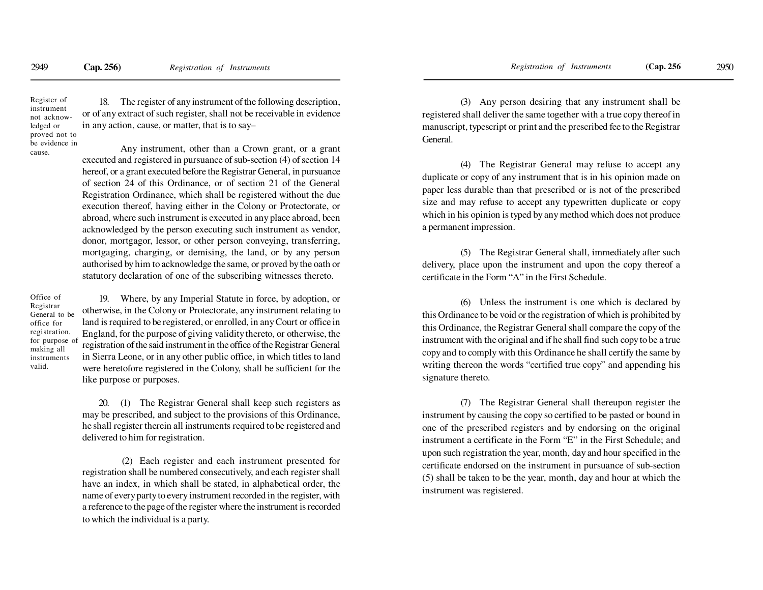Register of instrument not acknowledged or proved not to be evidence in cause.

18. The register of any instrument of the following description, or of any extract of such register, shall not be receivable in evidence in any action, cause, or matter, that is to say–

Any instrument, other than a Crown grant, or a grant executed and registered in pursuance of sub-section (4) of section 14 hereof, or a grant executed before the Registrar General, in pursuance of section 24 of this Ordinance, or of section 21 of the General Registration Ordinance, which shall be registered without the due execution thereof, having either in the Colony or Protectorate, or abroad, where such instrument is executed in any place abroad, been acknowledged by the person executing such instrument as vendor, donor, mortgagor, lessor, or other person conveying, transferring, mortgaging, charging, or demising, the land, or by any person authorised by him to acknowledge the same, or proved by the oath or statutory declaration of one of the subscribing witnesses thereto.

Office of Registrar General to be office for registration, for purpose of making all instruments valid.

19. Where, by any Imperial Statute in force, by adoption, or otherwise, in the Colony or Protectorate, any instrument relating to land is required to be registered, or enrolled, in any Court or office in England, for the purpose of giving validity thereto, or otherwise, the registration of the said instrument in the office of the Registrar General in Sierra Leone, or in any other public office, in which titles to land were heretofore registered in the Colony, shall be sufficient for the like purpose or purposes.

20. (1) The Registrar General shall keep such registers as may be prescribed, and subject to the provisions of this Ordinance, he shall register therein all instruments required to be registered and delivered to him for registration.

(2) Each register and each instrument presented for registration shall be numbered consecutively, and each register shall have an index, in which shall be stated, in alphabetical order, the name of every party to every instrument recorded in the register, with a reference to the page of the register where the instrument is recorded to which the individual is a party.

(3) Any person desiring that any instrument shall be registered shall deliver the same together with a true copy thereof in manuscript, typescript or print and the prescribed fee to the Registrar General.

(4) The Registrar General may refuse to accept any duplicate or copy of any instrument that is in his opinion made on paper less durable than that prescribed or is not of the prescribed size and may refuse to accept any typewritten duplicate or copy which in his opinion is typed by any method which does not produce a permanent impression.

(5) The Registrar General shall, immediately after such delivery, place upon the instrument and upon the copy thereof a certificate in the Form "A" in the First Schedule.

(6) Unless the instrument is one which is declared by this Ordinance to be void or the registration of which is prohibited by this Ordinance, the Registrar General shall compare the copy of the instrument with the original and if he shall find such copy to be a true copy and to comply with this Ordinance he shall certify the same by writing thereon the words "certified true copy" and appending his signature thereto.

(7) The Registrar General shall thereupon register the instrument by causing the copy so certified to be pasted or bound in one of the prescribed registers and by endorsing on the original instrument a certificate in the Form "E" in the First Schedule; and upon such registration the year, month, day and hour specified in the certificate endorsed on the instrument in pursuance of sub-section (5) shall be taken to be the year, month, day and hour at which the instrument was registered.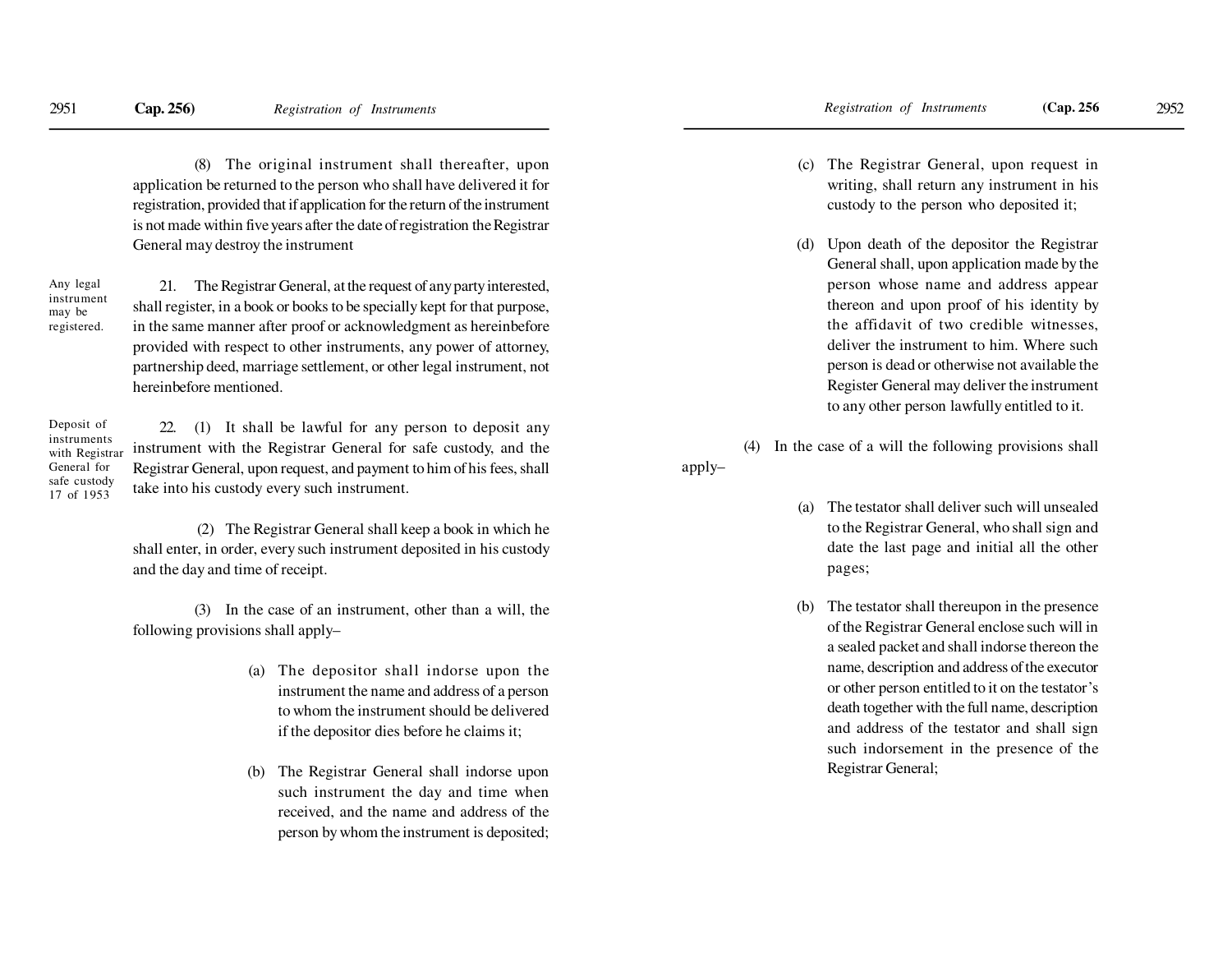(8) The original instrument shall thereafter, upon application be returned to the person who shall have delivered it for registration, provided that if application for the return of the instrument is not made within five years after the date of registration the Registrar General may destroy the instrument

*Any legal instrument may be registered.*

21. The Registrar General, at the request of any party interested, shall register, in a book or books to be specially kept for that purpose, in the same manner after proof or acknowledgment as hereinbefore provided with respect to other instruments, any power of attorney, partnership deed, marriage settlement, or other legal instrument, not hereinbefore mentioned.

*Deposit of instruments with Registrar General for safe custody 17 of 1953*

22. (1) It shall be lawful for any person to deposit any instrument with the Registrar General for safe custody, and the Registrar General, upon request, and payment to him of his fees, shall take into his custody every such instrument.

(2) The Registrar General shall keep a book in which he shall enter, in order, every such instrument deposited in his custody and the day and time of receipt.

(3) In the case of an instrument, other than a will, the following provisions shall apply–

(a) The depositor shall indorse upon the instrument the name and address of a person to whom the instrument should be delivered if the depositor dies before he claims it;

(b) The Registrar General shall indorse upon such instrument the day and time when received, and the name and address of the person by whom the instrument is deposited;

(c) The Registrar General, upon request in writing, shall return any instrument in his custody to the person who deposited it;

(d) Upon death of the depositor the Registrar General shall, upon application made by the person whose name and address appear thereon and upon proof of his identity by the affidavit of two credible witnesses, deliver the instrument to him. Where such person is dead or otherwise not available the Register General may deliver the instrument to any other person lawfully entitled to it.

(4) In the case of a will the following provisions shall apply–

(a) The testator shall deliver such will unsealed to the Registrar General, who shall sign and date the last page and initial all the other pages;

(b) The testator shall thereupon in the presence of the Registrar General enclose such will in a sealed packet and shall indorse thereon the name, description and address of the executor or other person entitled to it on the testator's death together with the full name, description and address of the testator and shall sign such indorsement in the presence of the Registrar General;